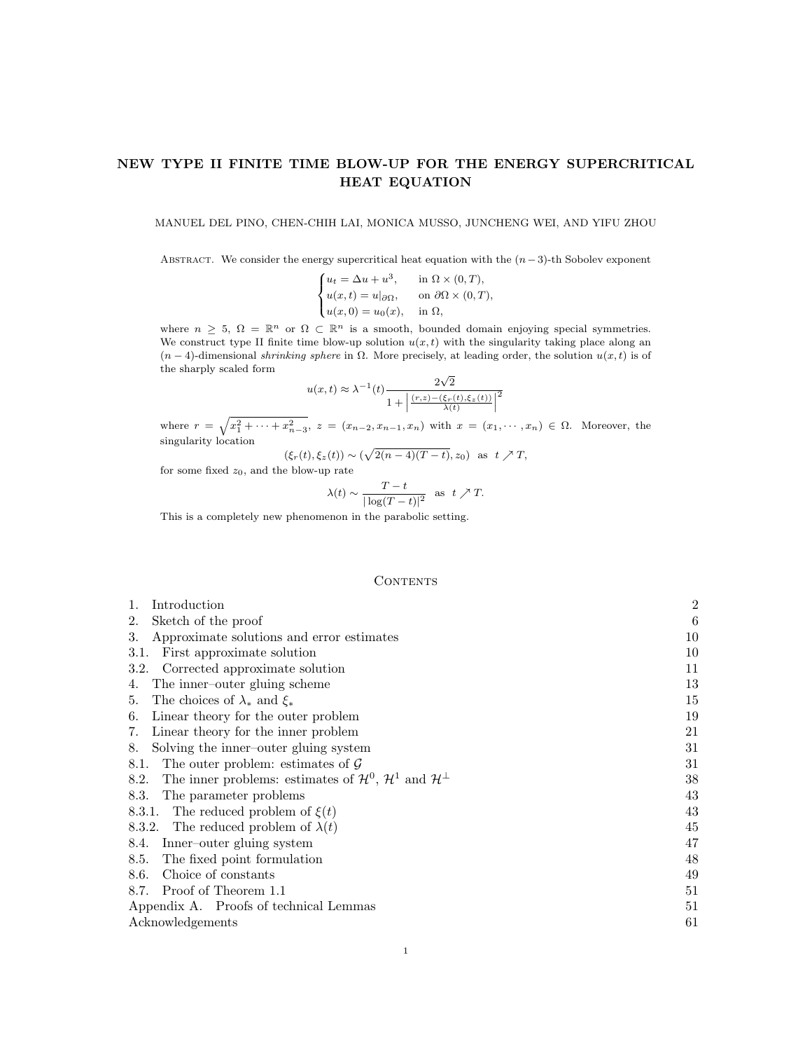# NEW TYPE II FINITE TIME BLOW-UP FOR THE ENERGY SUPERCRITICAL HEAT EQUATION

MANUEL DEL PINO, CHEN-CHIH LAI, MONICA MUSSO, JUNCHENG WEI, AND YIFU ZHOU

Abstract. We consider the energy supercritical heat equation with the $(n-3)$-th Sobolev exponent

$$\begin{cases} u_t = \Delta u + u^3, & \text{in } \Omega \times (0,T), \\ u(x,t) = u|_{\partial\Omega}, & \text{on } \partial\Omega \times (0,T), \\ u(x,0) = u_0(x), & \text{in } \Omega, \end{cases}$$

where $n \geq 5$, $\Omega = \mathbb{R}^n$ or $\Omega \subset \mathbb{R}^n$ is a smooth, bounded domain enjoying special symmetries. We construct type II finite time blow-up solution $u(x,t)$ with the singularity taking place along an $(n-4)$-dimensional *shrinking sphere* in $\Omega$. More precisely, at leading order, the solution $u(x,t)$ is of the sharply scaled form

$$u(x,t) \approx \lambda^{-1}(t) \frac{2\sqrt{2}}{1 + \left| \frac{(r,z)-(\xi_r(t),\xi_z(t))}{\lambda(t)} \right|^2}$$

where $r = \sqrt{x_1^2 + \cdots + x_{n-3}^2}$, $z = (x_{n-2}, x_{n-1}, x_n)$ with $x = (x_1, \cdots, x_n) \in \Omega$. Moreover, the singularity location

$$(\xi_r(t), \xi_z(t)) \sim (\sqrt{2(n-4)(T-t)}, z_0) \quad \text{as} \quad t \nearrow T,$$

for some fixed $z_0$, and the blow-up rate

$$\lambda(t) \sim \frac{T-t}{|\log(T-t)|^2} \quad \text{as} \quad t \nearrow T.$$

This is a completely new phenomenon in the parabolic setting.

## Contents

1. Introduction 2
2. Sketch of the proof 6
3. Approximate solutions and error estimates 10
   - 3.1. First approximate solution 10
   - 3.2. Corrected approximate solution 11
4. The inner–outer gluing scheme 13
5. The choices of $\lambda_*$ and $\xi_*$ 15
6. Linear theory for the outer problem 19
7. Linear theory for the inner problem 21
8. Solving the inner–outer gluing system 31
   - 8.1. The outer problem: estimates of $\mathcal{G}$ 31
   - 8.2. The inner problems: estimates of $\mathcal{H}^0$, $\mathcal{H}^1$ and $\mathcal{H}^\perp$ 38
   - 8.3. The parameter problems 43
     - 8.3.1. The reduced problem of $\xi(t)$ 43
     - 8.3.2. The reduced problem of $\lambda(t)$ 45
   - 8.4. Inner–outer gluing system 47
   - 8.5. The fixed point formulation 48
   - 8.6. Choice of constants 49
   - 8.7. Proof of Theorem 1.1 51

Appendix A. Proofs of technical Lemmas 51

Acknowledgements 61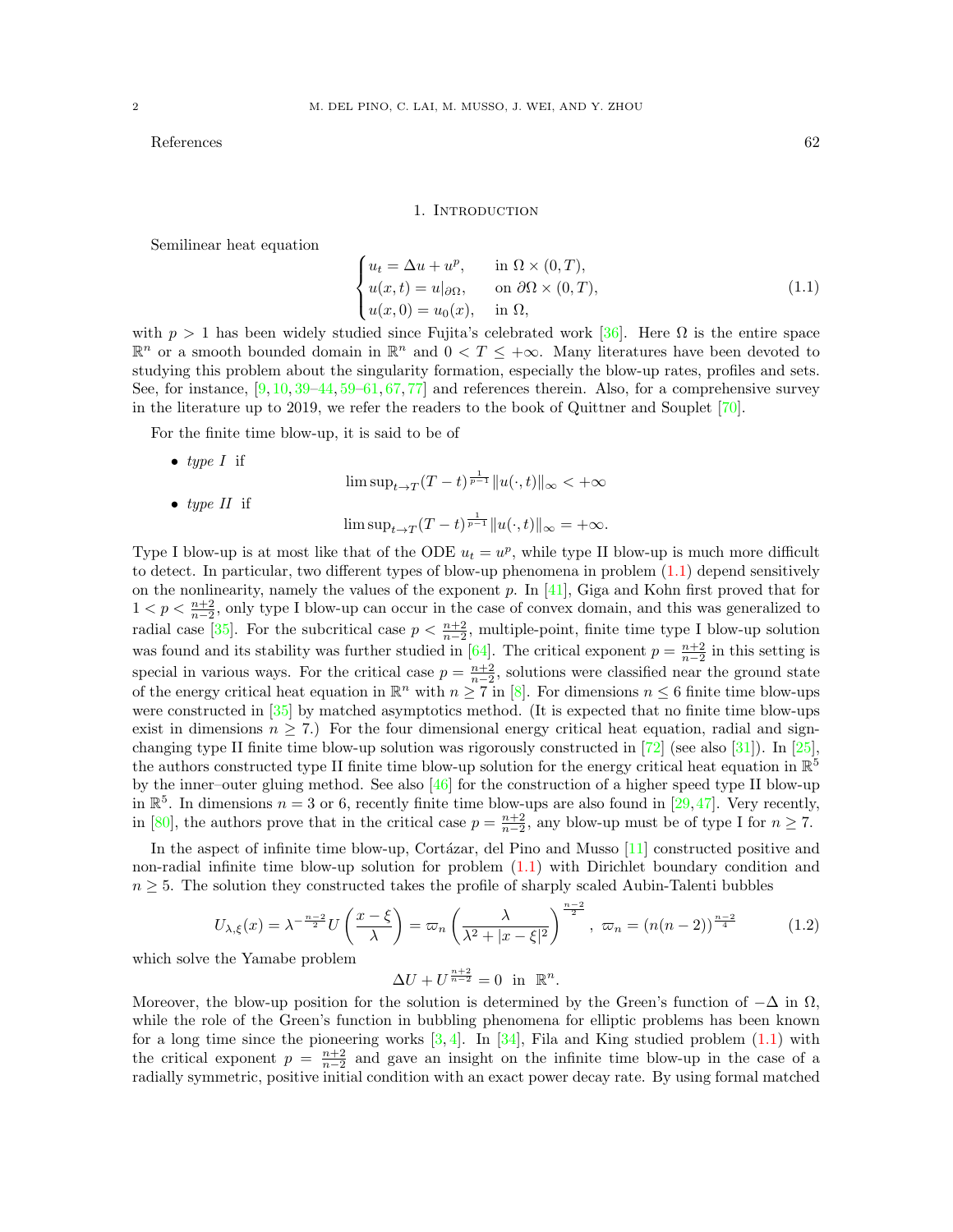References 62

## 1. Introduction

Semilinear heat equation

$$\begin{cases} u_t = \Delta u + u^p, & \text{in } \Omega \times (0,T), \\ u(x,t) = u|_{\partial\Omega}, & \text{on } \partial\Omega \times (0,T), \\ u(x,0) = u_0(x), & \text{in } \Omega, \end{cases} \tag{1.1}$$

with $p > 1$ has been widely studied since Fujita's celebrated work [36]. Here $\Omega$ is the entire space $\mathbb{R}^n$ or a smooth bounded domain in $\mathbb{R}^n$ and $0 < T \le +\infty$. Many literatures have been devoted to studying this problem about the singularity formation, especially the blow-up rates, profiles and sets. See, for instance, [9, 10, 39–44, 59–61, 67, 77] and references therein. Also, for a comprehensive survey in the literature up to 2019, we refer the readers to the book of Quittner and Souplet [70].

For the finite time blow-up, it is said to be of

- *type I* if
$$\limsup_{t\to T}(T-t)^{\frac{1}{p-1}}\|u(\cdot,t)\|_\infty < +\infty$$
- *type II* if
$$\limsup_{t\to T}(T-t)^{\frac{1}{p-1}}\|u(\cdot,t)\|_\infty = +\infty.$$

Type I blow-up is at most like that of the ODE $u_t = u^p$, while type II blow-up is much more difficult to detect. In particular, two different types of blow-up phenomena in problem (1.1) depend sensitively on the nonlinearity, namely the values of the exponent $p$. In [41], Giga and Kohn first proved that for $1 < p < \frac{n+2}{n-2}$, only type I blow-up can occur in the case of convex domain, and this was generalized to radial case [35]. For the subcritical case $p < \frac{n+2}{n-2}$, multiple-point, finite time type I blow-up solution was found and its stability was further studied in [64]. The critical exponent $p = \frac{n+2}{n-2}$ in this setting is special in various ways. For the critical case $p = \frac{n+2}{n-2}$, solutions were classified near the ground state of the energy critical heat equation in $\mathbb{R}^n$ with $n \ge 7$ in [8]. For dimensions $n \le 6$ finite time blow-ups were constructed in [35] by matched asymptotics method. (It is expected that no finite time blow-ups exist in dimensions $n \ge 7$.) For the four dimensional energy critical heat equation, radial and sign-changing type II finite time blow-up solution was rigorously constructed in [72] (see also [31]). In [25], the authors constructed type II finite time blow-up solution for the energy critical heat equation in $\mathbb{R}^5$ by the inner–outer gluing method. See also [46] for the construction of a higher speed type II blow-up in $\mathbb{R}^5$. In dimensions $n = 3$ or 6, recently finite time blow-ups are also found in [29, 47]. Very recently, in [80], the authors prove that in the critical case $p = \frac{n+2}{n-2}$, any blow-up must be of type I for $n \ge 7$.

In the aspect of infinite time blow-up, Cortázar, del Pino and Musso [11] constructed positive and non-radial infinite time blow-up solution for problem (1.1) with Dirichlet boundary condition and $n \ge 5$. The solution they constructed takes the profile of sharply scaled Aubin-Talenti bubbles

$$U_{\lambda,\xi}(x) = \lambda^{-\frac{n-2}{2}} U\left(\frac{x-\xi}{\lambda}\right) = \varpi_n \left(\frac{\lambda}{\lambda^2 + |x-\xi|^2}\right)^{\frac{n-2}{2}}, \ \varpi_n = (n(n-2))^{\frac{n-2}{4}} \tag{1.2}$$

which solve the Yamabe problem

$$\Delta U + U^{\frac{n+2}{n-2}} = 0 \ \text{ in } \ \mathbb{R}^n.$$

Moreover, the blow-up position for the solution is determined by the Green's function of $-\Delta$ in $\Omega$, while the role of the Green's function in bubbling phenomena for elliptic problems has been known for a long time since the pioneering works [3, 4]. In [34], Fila and King studied problem (1.1) with the critical exponent $p = \frac{n+2}{n-2}$ and gave an insight on the infinite time blow-up in the case of a radially symmetric, positive initial condition with an exact power decay rate. By using formal matched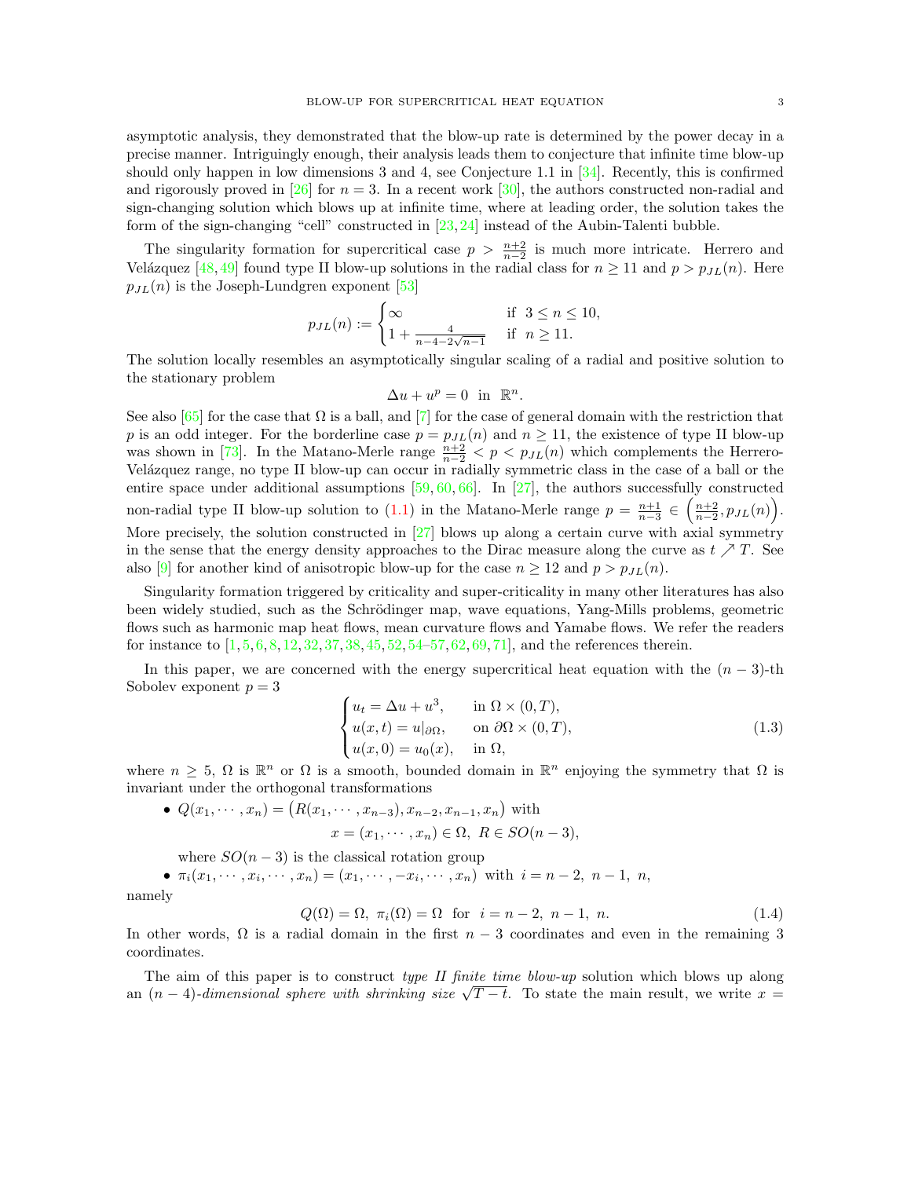asymptotic analysis, they demonstrated that the blow-up rate is determined by the power decay in a precise manner. Intriguingly enough, their analysis leads them to conjecture that infinite time blow-up should only happen in low dimensions 3 and 4, see Conjecture 1.1 in [34]. Recently, this is confirmed and rigorously proved in [26] for $n = 3$. In a recent work [30], the authors constructed non-radial and sign-changing solution which blows up at infinite time, where at leading order, the solution takes the form of the sign-changing "cell" constructed in [23,24] instead of the Aubin-Talenti bubble.

The singularity formation for supercritical case $p > \frac{n+2}{n-2}$ is much more intricate. Herrero and Velázquez [48,49] found type II blow-up solutions in the radial class for $n \geq 11$ and $p > p_{JL}(n)$. Here $p_{JL}(n)$ is the Joseph-Lundgren exponent [53]

$$p_{JL}(n) := \begin{cases} \infty & \text{if } \ 3 \leq n \leq 10, \\ 1 + \frac{4}{n-4-2\sqrt{n-1}} & \text{if } \ n \geq 11. \end{cases}$$

The solution locally resembles an asymptotically singular scaling of a radial and positive solution to the stationary problem

$$\Delta u + u^p = 0 \ \text{ in } \ \mathbb{R}^n.$$

See also [65] for the case that $\Omega$ is a ball, and [7] for the case of general domain with the restriction that $p$ is an odd integer. For the borderline case $p = p_{JL}(n)$ and $n \geq 11$, the existence of type II blow-up was shown in [73]. In the Matano-Merle range $\frac{n+2}{n-2} < p < p_{JL}(n)$ which complements the Herrero-Velázquez range, no type II blow-up can occur in radially symmetric class in the case of a ball or the entire space under additional assumptions [59,60,66]. In [27], the authors successfully constructed non-radial type II blow-up solution to (1.1) in the Matano-Merle range $p = \frac{n+1}{n-3} \in \left(\frac{n+2}{n-2}, p_{JL}(n)\right)$. More precisely, the solution constructed in [27] blows up along a certain curve with axial symmetry in the sense that the energy density approaches to the Dirac measure along the curve as $t \nearrow T$. See also [9] for another kind of anisotropic blow-up for the case $n \geq 12$ and $p > p_{JL}(n)$.

Singularity formation triggered by criticality and super-criticality in many other literatures has also been widely studied, such as the Schrödinger map, wave equations, Yang-Mills problems, geometric flows such as harmonic map heat flows, mean curvature flows and Yamabe flows. We refer the readers for instance to [1,5,6,8,12,32,37,38,45,52,54–57,62,69,71], and the references therein.

In this paper, we are concerned with the energy supercritical heat equation with the $(n-3)$-th Sobolev exponent $p = 3$

$$\begin{cases} u_t = \Delta u + u^3, & \text{in } \Omega \times (0,T), \\ u(x,t) = u|_{\partial\Omega}, & \text{on } \partial\Omega \times (0,T), \\ u(x,0) = u_0(x), & \text{in } \Omega, \end{cases} \tag{1.3}$$

where $n \geq 5$, $\Omega$ is $\mathbb{R}^n$ or $\Omega$ is a smooth, bounded domain in $\mathbb{R}^n$ enjoying the symmetry that $\Omega$ is invariant under the orthogonal transformations

- $Q(x_1, \cdots, x_n) = \big(R(x_1, \cdots, x_{n-3}), x_{n-2}, x_{n-1}, x_n\big)$ with
$$x = (x_1, \cdots, x_n) \in \Omega, \ R \in SO(n-3),$$
where $SO(n-3)$ is the classical rotation group
- $\pi_i(x_1, \cdots, x_i, \cdots, x_n) = (x_1, \cdots, -x_i, \cdots, x_n)$ with $i = n-2, \ n-1, \ n,$

namely

$$Q(\Omega) = \Omega, \ \pi_i(\Omega) = \Omega \ \text{ for } \ i = n-2, \ n-1, \ n. \tag{1.4}$$

In other words, $\Omega$ is a radial domain in the first $n-3$ coordinates and even in the remaining 3 coordinates.

The aim of this paper is to construct *type II finite time blow-up* solution which blows up along an $(n-4)$*-dimensional sphere with shrinking size* $\sqrt{T-t}$. To state the main result, we write $x =$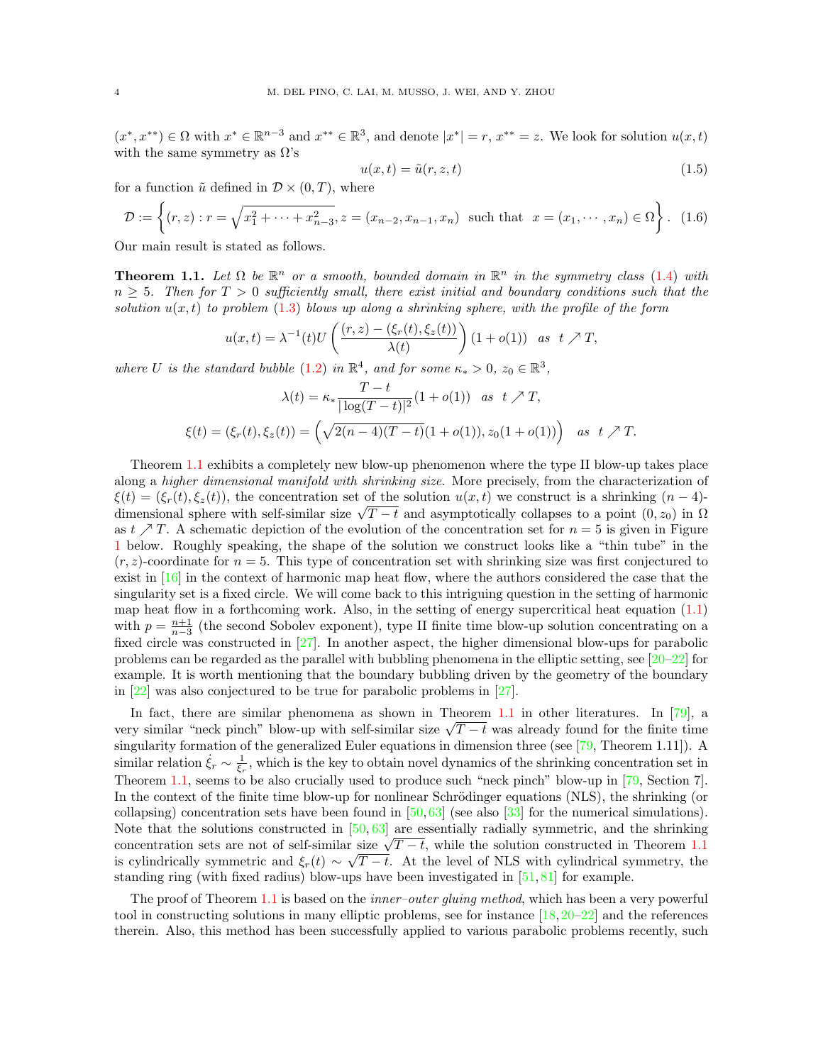$(x^*, x^{**}) \in \Omega$ with $x^* \in \mathbb{R}^{n-3}$ and $x^{**} \in \mathbb{R}^3$, and denote $|x^*| = r$, $x^{**} = z$. We look for solution $u(x,t)$ with the same symmetry as $\Omega$'s

$$u(x,t) = \tilde{u}(r,z,t) \tag{1.5}$$

for a function $\tilde{u}$ defined in $\mathcal{D} \times (0,T)$, where

$$\mathcal{D} := \left\{(r,z) : r = \sqrt{x_1^2 + \cdots + x_{n-3}^2}, z = (x_{n-2}, x_{n-1}, x_n) \ \text{ such that } \ x = (x_1, \cdots, x_n) \in \Omega\right\}. \tag{1.6}$$

Our main result is stated as follows.

**Theorem 1.1.** *Let $\Omega$ be $\mathbb{R}^n$ or a smooth, bounded domain in $\mathbb{R}^n$ in the symmetry class (1.4) with $n \geq 5$. Then for $T > 0$ sufficiently small, there exist initial and boundary conditions such that the solution $u(x,t)$ to problem (1.3) blows up along a shrinking sphere, with the profile of the form*

$$u(x,t) = \lambda^{-1}(t) U\left(\frac{(r,z) - (\xi_r(t), \xi_z(t))}{\lambda(t)}\right)(1 + o(1)) \quad \text{as} \quad t \nearrow T,$$

*where $U$ is the standard bubble (1.2) in $\mathbb{R}^4$, and for some $\kappa_* > 0$, $z_0 \in \mathbb{R}^3$,*

$$\lambda(t) = \kappa_* \frac{T-t}{|\log(T-t)|^2}(1 + o(1)) \quad \text{as} \quad t \nearrow T,$$

$$\xi(t) = (\xi_r(t), \xi_z(t)) = \left(\sqrt{2(n-4)(T-t)}(1 + o(1)), z_0(1 + o(1))\right) \quad \text{as} \quad t \nearrow T.$$

Theorem 1.1 exhibits a completely new blow-up phenomenon where the type II blow-up takes place along a *higher dimensional manifold with shrinking size*. More precisely, from the characterization of $\xi(t) = (\xi_r(t), \xi_z(t))$, the concentration set of the solution $u(x,t)$ we construct is a shrinking $(n-4)$-dimensional sphere with self-similar size $\sqrt{T-t}$ and asymptotically collapses to a point $(0, z_0)$ in $\Omega$ as $t \nearrow T$. A schematic depiction of the evolution of the concentration set for $n = 5$ is given in Figure 1 below. Roughly speaking, the shape of the solution we construct looks like a "thin tube" in the $(r,z)$-coordinate for $n = 5$. This type of concentration set with shrinking size was first conjectured to exist in [16] in the context of harmonic map heat flow, where the authors considered the case that the singularity set is a fixed circle. We will come back to this intriguing question in the setting of harmonic map heat flow in a forthcoming work. Also, in the setting of energy supercritical heat equation (1.1) with $p = \frac{n+1}{n-3}$ (the second Sobolev exponent), type II finite time blow-up solution concentrating on a fixed circle was constructed in [27]. In another aspect, the higher dimensional blow-ups for parabolic problems can be regarded as the parallel with bubbling phenomena in the elliptic setting, see [20–22] for example. It is worth mentioning that the boundary bubbling driven by the geometry of the boundary in [22] was also conjectured to be true for parabolic problems in [27].

In fact, there are similar phenomena as shown in Theorem 1.1 in other literatures. In [79], a very similar "neck pinch" blow-up with self-similar size $\sqrt{T-t}$ was already found for the finite time singularity formation of the generalized Euler equations in dimension three (see [79, Theorem 1.11]). A similar relation $\dot{\xi}_r \sim \frac{1}{\xi_r}$, which is the key to obtain novel dynamics of the shrinking concentration set in Theorem 1.1, seems to be also crucially used to produce such "neck pinch" blow-up in [79, Section 7]. In the context of the finite time blow-up for nonlinear Schrödinger equations (NLS), the shrinking (or collapsing) concentration sets have been found in [50, 63] (see also [33] for the numerical simulations). Note that the solutions constructed in [50, 63] are essentially radially symmetric, and the shrinking concentration sets are not of self-similar size $\sqrt{T-t}$, while the solution constructed in Theorem 1.1 is cylindrically symmetric and $\xi_r(t) \sim \sqrt{T-t}$. At the level of NLS with cylindrical symmetry, the standing ring (with fixed radius) blow-ups have been investigated in [51, 81] for example.

The proof of Theorem 1.1 is based on the *inner–outer gluing method*, which has been a very powerful tool in constructing solutions in many elliptic problems, see for instance [18, 20–22] and the references therein. Also, this method has been successfully applied to various parabolic problems recently, such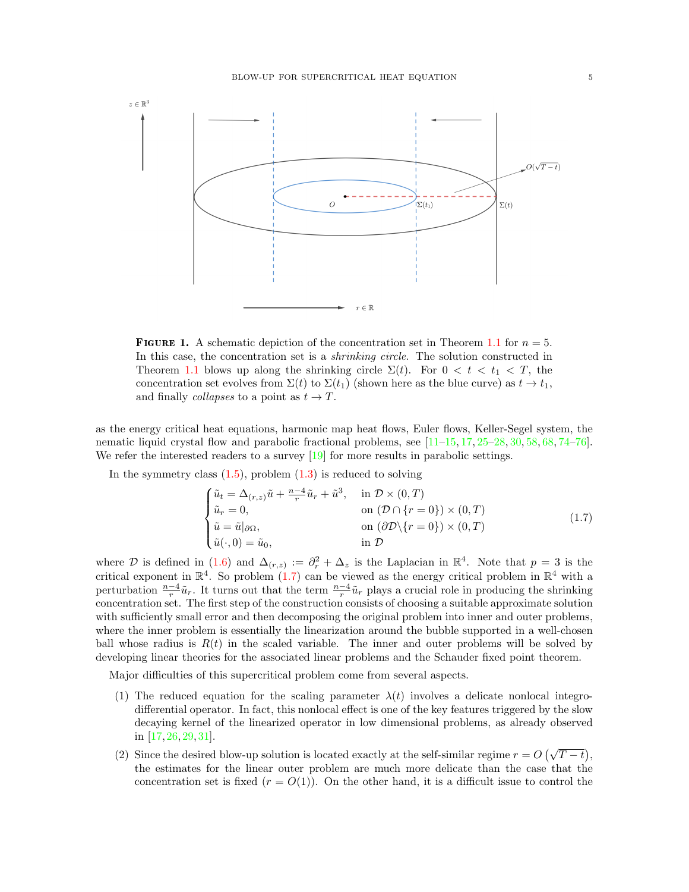**Figure 1.** A schematic depiction of the concentration set in Theorem 1.1 for $n = 5$. In this case, the concentration set is a *shrinking circle*. The solution constructed in Theorem 1.1 blows up along the shrinking circle $\Sigma(t)$. For $0 < t < t_1 < T$, the concentration set evolves from $\Sigma(t)$ to $\Sigma(t_1)$ (shown here as the blue curve) as $t \to t_1$, and finally *collapses* to a point as $t \to T$.

as the energy critical heat equations, harmonic map heat flows, Euler flows, Keller-Segel system, the nematic liquid crystal flow and parabolic fractional problems, see [11–15, 17, 25–28, 30, 58, 68, 74–76]. We refer the interested readers to a survey [19] for more results in parabolic settings.

In the symmetry class (1.5), problem (1.3) is reduced to solving

$$
\begin{cases}
\tilde{u}_t = \Delta_{(r,z)}\tilde{u} + \frac{n-4}{r}\tilde{u}_r + \tilde{u}^3, & \text{in } \mathcal{D}\times(0,T)\\
\tilde{u}_r = 0, & \text{on } (\mathcal{D}\cap\{r=0\})\times(0,T)\\
\tilde{u} = \tilde{u}|_{\partial\Omega}, & \text{on } (\partial\mathcal{D}\backslash\{r=0\})\times(0,T)\\
\tilde{u}(\cdot,0) = \tilde{u}_0, & \text{in } \mathcal{D}
\end{cases}
\tag{1.7}
$$

where $\mathcal{D}$ is defined in (1.6) and $\Delta_{(r,z)} := \partial_r^2 + \Delta_z$ is the Laplacian in $\mathbb{R}^4$. Note that $p = 3$ is the critical exponent in $\mathbb{R}^4$. So problem (1.7) can be viewed as the energy critical problem in $\mathbb{R}^4$ with a perturbation $\frac{n-4}{r}\tilde{u}_r$. It turns out that the term $\frac{n-4}{r}\tilde{u}_r$ plays a crucial role in producing the shrinking concentration set. The first step of the construction consists of choosing a suitable approximate solution with sufficiently small error and then decomposing the original problem into inner and outer problems, where the inner problem is essentially the linearization around the bubble supported in a well-chosen ball whose radius is $R(t)$ in the scaled variable. The inner and outer problems will be solved by developing linear theories for the associated linear problems and the Schauder fixed point theorem.

Major difficulties of this supercritical problem come from several aspects.

(1) The reduced equation for the scaling parameter $\lambda(t)$ involves a delicate nonlocal integro-differential operator. In fact, this nonlocal effect is one of the key features triggered by the slow decaying kernel of the linearized operator in low dimensional problems, as already observed in [17, 26, 29, 31].

(2) Since the desired blow-up solution is located exactly at the self-similar regime $r = O\left(\sqrt{T-t}\right)$, the estimates for the linear outer problem are much more delicate than the case that the concentration set is fixed ($r = O(1)$). On the other hand, it is a difficult issue to control the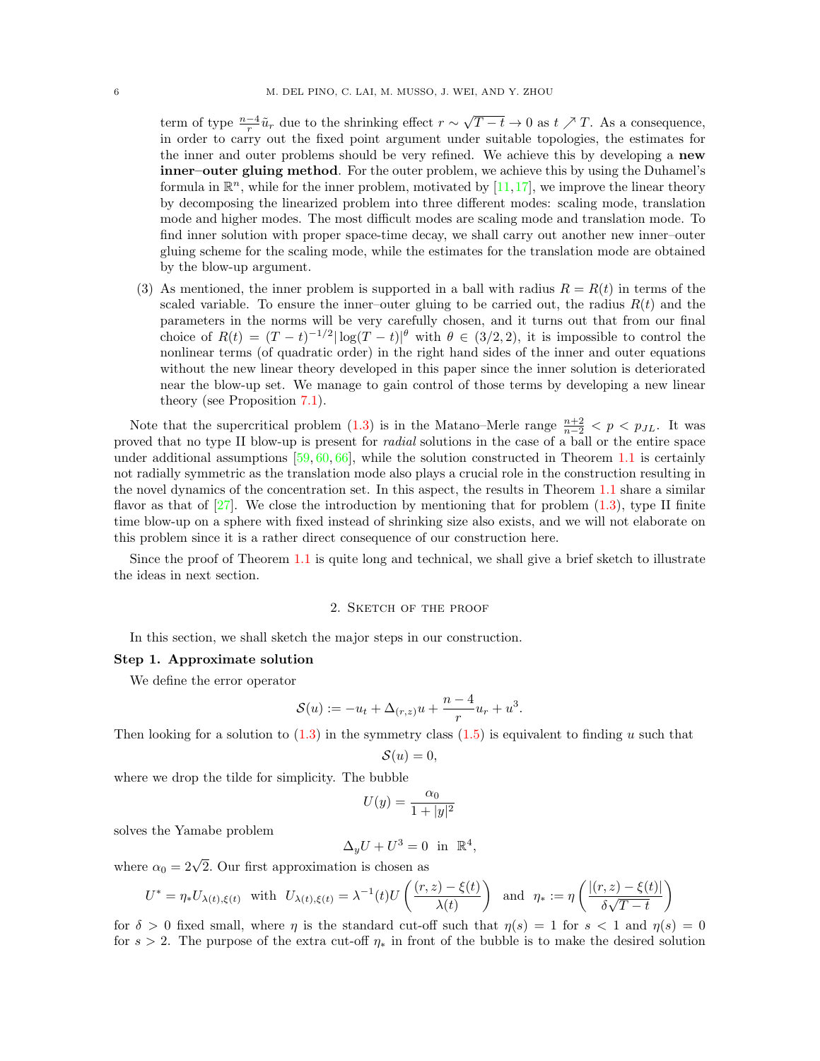term of type $\frac{n-4}{r}\tilde{u}_r$ due to the shrinking effect $r \sim \sqrt{T-t} \to 0$ as $t \nearrow T$. As a consequence, in order to carry out the fixed point argument under suitable topologies, the estimates for the inner and outer problems should be very refined. We achieve this by developing a **new inner–outer gluing method**. For the outer problem, we achieve this by using the Duhamel's formula in $\mathbb{R}^n$, while for the inner problem, motivated by [11,17], we improve the linear theory by decomposing the linearized problem into three different modes: scaling mode, translation mode and higher modes. The most difficult modes are scaling mode and translation mode. To find inner solution with proper space-time decay, we shall carry out another new inner–outer gluing scheme for the scaling mode, while the estimates for the translation mode are obtained by the blow-up argument.

(3) As mentioned, the inner problem is supported in a ball with radius $R = R(t)$ in terms of the scaled variable. To ensure the inner–outer gluing to be carried out, the radius $R(t)$ and the parameters in the norms will be very carefully chosen, and it turns out that from our final choice of $R(t) = (T-t)^{-1/2}|\log(T-t)|^{\theta}$ with $\theta \in (3/2, 2)$, it is impossible to control the nonlinear terms (of quadratic order) in the right hand sides of the inner and outer equations without the new linear theory developed in this paper since the inner solution is deteriorated near the blow-up set. We manage to gain control of those terms by developing a new linear theory (see Proposition 7.1).

Note that the supercritical problem (1.3) is in the Matano–Merle range $\frac{n+2}{n-2} < p < p_{JL}$. It was proved that no type II blow-up is present for *radial* solutions in the case of a ball or the entire space under additional assumptions [59, 60, 66], while the solution constructed in Theorem 1.1 is certainly not radially symmetric as the translation mode also plays a crucial role in the construction resulting in the novel dynamics of the concentration set. In this aspect, the results in Theorem 1.1 share a similar flavor as that of [27]. We close the introduction by mentioning that for problem (1.3), type II finite time blow-up on a sphere with fixed instead of shrinking size also exists, and we will not elaborate on this problem since it is a rather direct consequence of our construction here.

Since the proof of Theorem 1.1 is quite long and technical, we shall give a brief sketch to illustrate the ideas in next section.

## 2. Sketch of the proof

In this section, we shall sketch the major steps in our construction.

**Step 1. Approximate solution**

We define the error operator

$$\mathcal{S}(u) := -u_t + \Delta_{(r,z)}u + \frac{n-4}{r}u_r + u^3.$$

Then looking for a solution to (1.3) in the symmetry class (1.5) is equivalent to finding $u$ such that

$$\mathcal{S}(u) = 0,$$

where we drop the tilde for simplicity. The bubble

$$U(y) = \frac{\alpha_0}{1+|y|^2}$$

solves the Yamabe problem

$$\Delta_y U + U^3 = 0 \quad \text{in} \quad \mathbb{R}^4,$$

where $\alpha_0 = 2\sqrt{2}$. Our first approximation is chosen as

$$U^* = \eta_* U_{\lambda(t),\xi(t)} \quad \text{with} \quad U_{\lambda(t),\xi(t)} = \lambda^{-1}(t) U\left(\frac{(r,z)-\xi(t)}{\lambda(t)}\right) \quad \text{and} \quad \eta_* := \eta\left(\frac{|(r,z)-\xi(t)|}{\delta\sqrt{T-t}}\right)$$

for $\delta > 0$ fixed small, where $\eta$ is the standard cut-off such that $\eta(s) = 1$ for $s < 1$ and $\eta(s) = 0$ for $s > 2$. The purpose of the extra cut-off $\eta_*$ in front of the bubble is to make the desired solution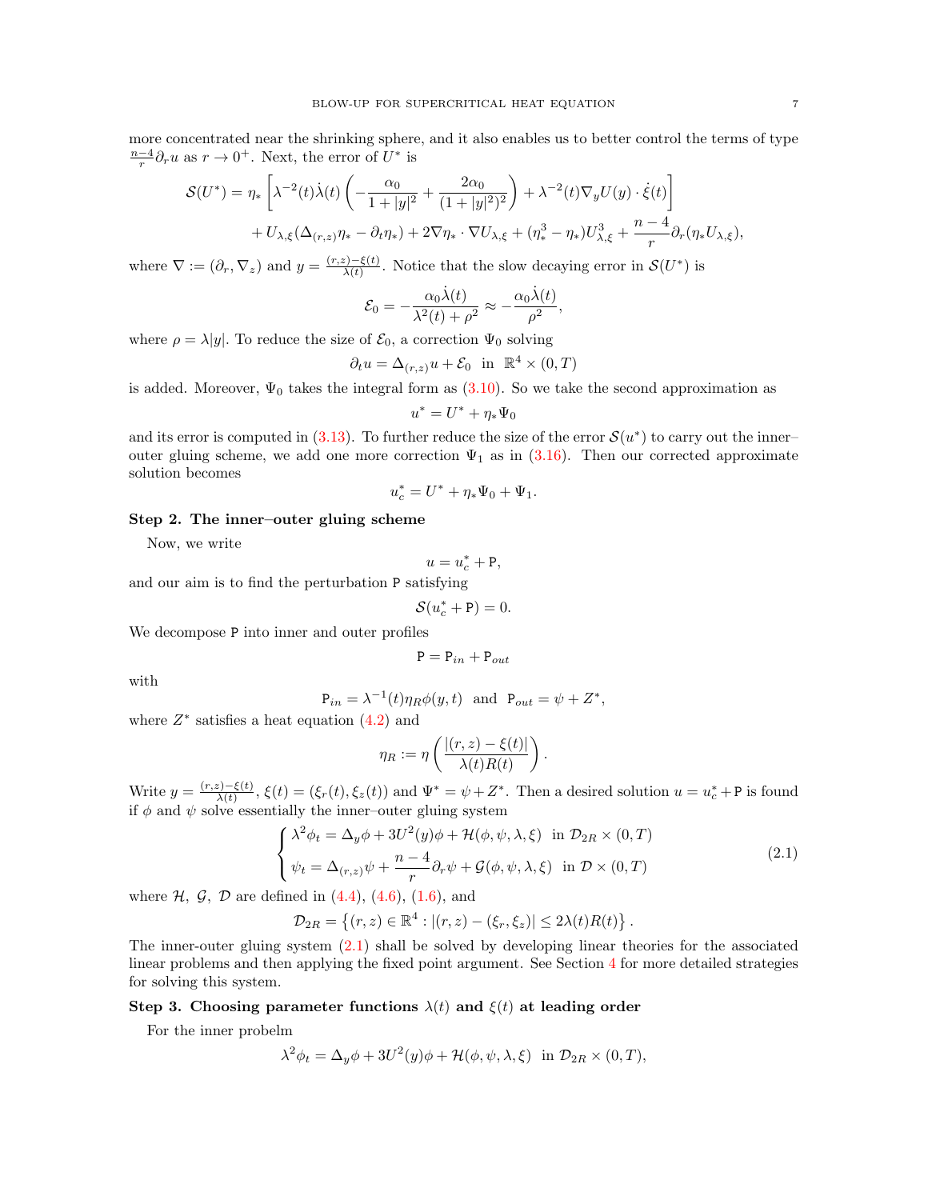more concentrated near the shrinking sphere, and it also enables us to better control the terms of type $\frac{n-4}{r}\partial_r u$ as $r \to 0^+$. Next, the error of $U^*$ is

$$
\begin{aligned}
\mathcal{S}(U^*) = \eta_* &\left[ \lambda^{-2}(t)\dot{\lambda}(t) \left( -\frac{\alpha_0}{1+|y|^2} + \frac{2\alpha_0}{(1+|y|^2)^2} \right) + \lambda^{-2}(t) \nabla_y U(y) \cdot \dot{\xi}(t) \right] \\
&+ U_{\lambda,\xi}(\Delta_{(r,z)}\eta_* - \partial_t \eta_*) + 2\nabla \eta_* \cdot \nabla U_{\lambda,\xi} + (\eta_*^3 - \eta_*) U_{\lambda,\xi}^3 + \frac{n-4}{r}\partial_r(\eta_* U_{\lambda,\xi}),
\end{aligned}
$$

where $\nabla := (\partial_r, \nabla_z)$ and $y = \frac{(r,z)-\xi(t)}{\lambda(t)}$. Notice that the slow decaying error in $\mathcal{S}(U^*)$ is

$$
\mathcal{E}_0 = -\frac{\alpha_0 \dot{\lambda}(t)}{\lambda^2(t) + \rho^2} \approx -\frac{\alpha_0 \dot{\lambda}(t)}{\rho^2},
$$

where $\rho = \lambda |y|$. To reduce the size of $\mathcal{E}_0$, a correction $\Psi_0$ solving

$$
\partial_t u = \Delta_{(r,z)} u + \mathcal{E}_0 \quad \text{in } \mathbb{R}^4 \times (0,T)
$$

is added. Moreover, $\Psi_0$ takes the integral form as (3.10). So we take the second approximation as

$$
u^* = U^* + \eta_* \Psi_0
$$

and its error is computed in (3.13). To further reduce the size of the error $\mathcal{S}(u^*)$ to carry out the inner–outer gluing scheme, we add one more correction $\Psi_1$ as in (3.16). Then our corrected approximate solution becomes

$$
u_c^* = U^* + \eta_* \Psi_0 + \Psi_1.
$$

**Step 2. The inner–outer gluing scheme**

Now, we write

$$
u = u_c^* + \mathtt{P},
$$

and our aim is to find the perturbation $\mathtt{P}$ satisfying

$$
\mathcal{S}(u_c^* + \mathtt{P}) = 0.
$$

We decompose $\mathtt{P}$ into inner and outer profiles

$$
\mathtt{P} = \mathtt{P}_{in} + \mathtt{P}_{out}
$$

with

$$
\mathtt{P}_{in} = \lambda^{-1}(t)\eta_R \phi(y,t) \quad \text{and} \quad \mathtt{P}_{out} = \psi + Z^*,
$$

where $Z^*$ satisfies a heat equation (4.2) and

$$
\eta_R := \eta\left( \frac{|(r,z) - \xi(t)|}{\lambda(t) R(t)} \right).
$$

Write $y = \frac{(r,z)-\xi(t)}{\lambda(t)}$, $\xi(t) = (\xi_r(t), \xi_z(t))$ and $\Psi^* = \psi + Z^*$. Then a desired solution $u = u_c^* + \mathtt{P}$ is found if $\phi$ and $\psi$ solve essentially the inner–outer gluing system

$$
\begin{cases}
\lambda^2 \phi_t = \Delta_y \phi + 3U^2(y)\phi + \mathcal{H}(\phi, \psi, \lambda, \xi) & \text{in } \mathcal{D}_{2R} \times (0,T) \\[4pt]
\psi_t = \Delta_{(r,z)} \psi + \dfrac{n-4}{r}\partial_r \psi + \mathcal{G}(\phi, \psi, \lambda, \xi) & \text{in } \mathcal{D} \times (0,T)
\end{cases}
\tag{2.1}
$$

where $\mathcal{H}$, $\mathcal{G}$, $\mathcal{D}$ are defined in (4.4), (4.6), (1.6), and

$$
\mathcal{D}_{2R} = \left\{ (r,z) \in \mathbb{R}^4 : |(r,z) - (\xi_r, \xi_z)| \le 2\lambda(t) R(t) \right\}.
$$

The inner-outer gluing system (2.1) shall be solved by developing linear theories for the associated linear problems and then applying the fixed point argument. See Section 4 for more detailed strategies for solving this system.

**Step 3. Choosing parameter functions $\lambda(t)$ and $\xi(t)$ at leading order**

For the inner probelm

$$
\lambda^2 \phi_t = \Delta_y \phi + 3U^2(y)\phi + \mathcal{H}(\phi, \psi, \lambda, \xi) \quad \text{in } \mathcal{D}_{2R} \times (0,T),
$$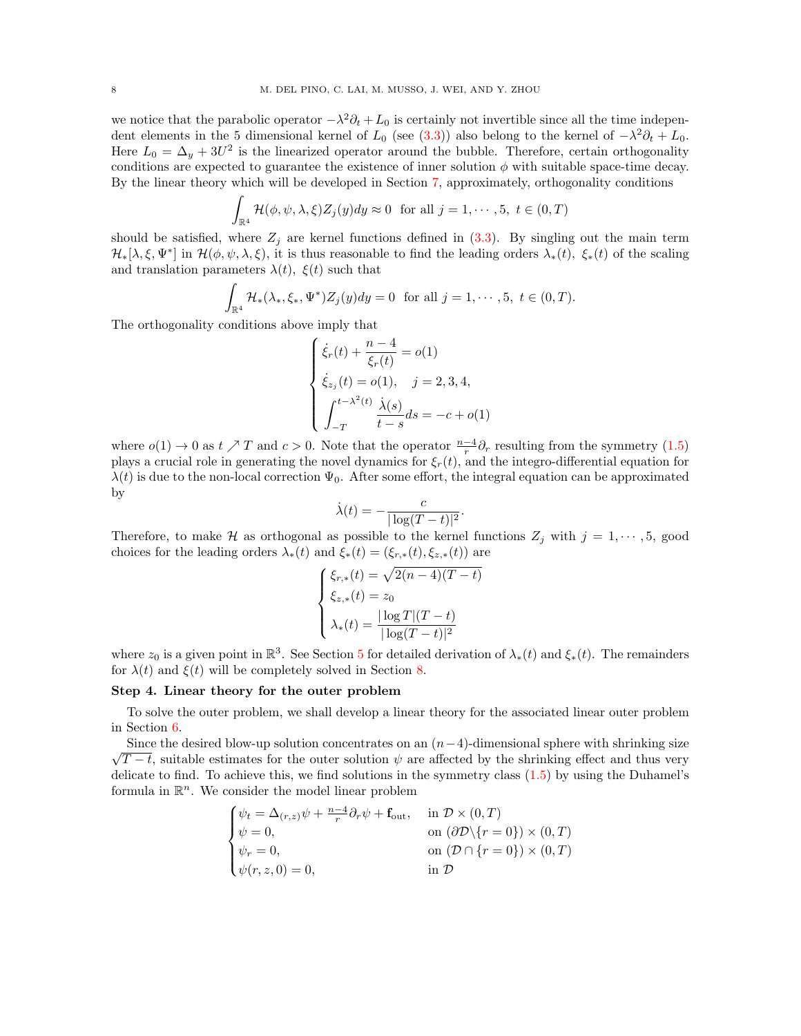we notice that the parabolic operator $-\lambda^2\partial_t + L_0$ is certainly not invertible since all the time independent elements in the 5 dimensional kernel of $L_0$ (see (3.3)) also belong to the kernel of $-\lambda^2\partial_t + L_0$. Here $L_0 = \Delta_y + 3U^2$ is the linearized operator around the bubble. Therefore, certain orthogonality conditions are expected to guarantee the existence of inner solution $\phi$ with suitable space-time decay. By the linear theory which will be developed in Section 7, approximately, orthogonality conditions

$$\int_{\mathbb{R}^4} \mathcal{H}(\phi, \psi, \lambda, \xi) Z_j(y) dy \approx 0 \;\; \text{for all } j = 1, \cdots, 5, \; t \in (0, T)$$

should be satisfied, where $Z_j$ are kernel functions defined in (3.3). By singling out the main term $\mathcal{H}_*[\lambda, \xi, \Psi^*]$ in $\mathcal{H}(\phi, \psi, \lambda, \xi)$, it is thus reasonable to find the leading orders $\lambda_*(t)$, $\xi_*(t)$ of the scaling and translation parameters $\lambda(t)$, $\xi(t)$ such that

$$\int_{\mathbb{R}^4} \mathcal{H}_*(\lambda_*, \xi_*, \Psi^*) Z_j(y) dy = 0 \;\; \text{for all } j = 1, \cdots, 5, \; t \in (0, T).$$

The orthogonality conditions above imply that

$$\begin{cases} \dot{\xi}_r(t) + \dfrac{n-4}{\xi_r(t)} = o(1) \\ \dot{\xi}_{z_j}(t) = o(1), \quad j = 2, 3, 4, \\ \displaystyle\int_{-T}^{t-\lambda^2(t)} \frac{\dot{\lambda}(s)}{t-s} ds = -c + o(1) \end{cases}$$

where $o(1) \to 0$ as $t \nearrow T$ and $c > 0$. Note that the operator $\frac{n-4}{r}\partial_r$ resulting from the symmetry (1.5) plays a crucial role in generating the novel dynamics for $\xi_r(t)$, and the integro-differential equation for $\lambda(t)$ is due to the non-local correction $\Psi_0$. After some effort, the integral equation can be approximated by

$$\dot{\lambda}(t) = -\frac{c}{|\log(T-t)|^2}.$$

Therefore, to make $\mathcal{H}$ as orthogonal as possible to the kernel functions $Z_j$ with $j = 1, \cdots, 5$, good choices for the leading orders $\lambda_*(t)$ and $\xi_*(t) = (\xi_{r,*}(t), \xi_{z,*}(t))$ are

$$\begin{cases} \xi_{r,*}(t) = \sqrt{2(n-4)(T-t)} \\ \xi_{z,*}(t) = z_0 \\ \lambda_*(t) = \dfrac{|\log T|(T-t)}{|\log(T-t)|^2} \end{cases}$$

where $z_0$ is a given point in $\mathbb{R}^3$. See Section 5 for detailed derivation of $\lambda_*(t)$ and $\xi_*(t)$. The remainders for $\lambda(t)$ and $\xi(t)$ will be completely solved in Section 8.

**Step 4. Linear theory for the outer problem**

To solve the outer problem, we shall develop a linear theory for the associated linear outer problem in Section 6.

Since the desired blow-up solution concentrates on an $(n-4)$-dimensional sphere with shrinking size $\sqrt{T-t}$, suitable estimates for the outer solution $\psi$ are affected by the shrinking effect and thus very delicate to find. To achieve this, we find solutions in the symmetry class (1.5) by using the Duhamel's formula in $\mathbb{R}^n$. We consider the model linear problem

$$\begin{cases} \psi_t = \Delta_{(r,z)}\psi + \frac{n-4}{r}\partial_r \psi + \mathbf{f}_{\text{out}}, & \text{in } \mathcal{D} \times (0, T) \\ \psi = 0, & \text{on } (\partial\mathcal{D} \backslash \{r = 0\}) \times (0, T) \\ \psi_r = 0, & \text{on } (\mathcal{D} \cap \{r = 0\}) \times (0, T) \\ \psi(r, z, 0) = 0, & \text{in } \mathcal{D} \end{cases}$$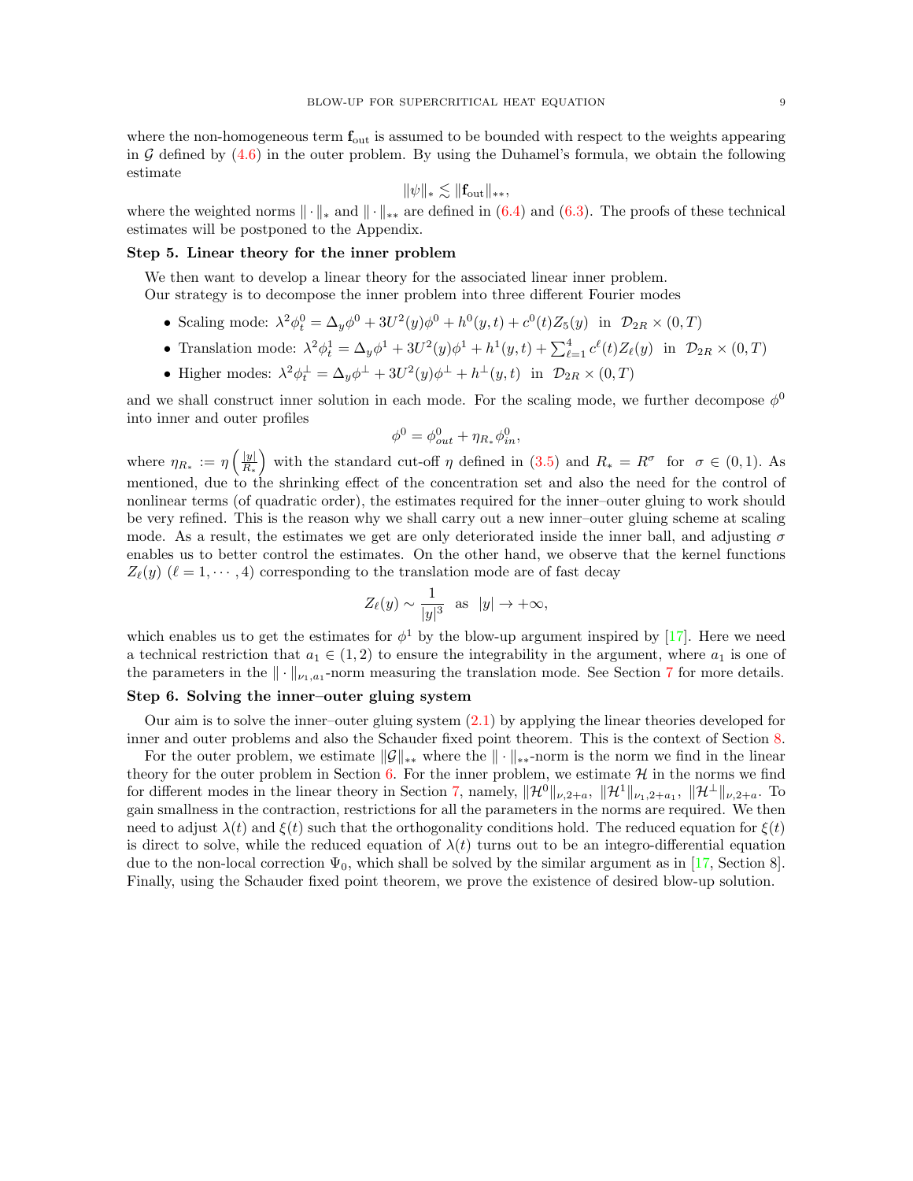where the non-homogeneous term $\mathbf{f}_{\rm out}$ is assumed to be bounded with respect to the weights appearing in $\mathcal{G}$ defined by (4.6) in the outer problem. By using the Duhamel's formula, we obtain the following estimate

$$\|\psi\|_* \lesssim \|\mathbf{f}_{\rm out}\|_{**},$$

where the weighted norms $\|\cdot\|_*$ and $\|\cdot\|_{**}$ are defined in (6.4) and (6.3). The proofs of these technical estimates will be postponed to the Appendix.

**Step 5. Linear theory for the inner problem**

We then want to develop a linear theory for the associated linear inner problem.

Our strategy is to decompose the inner problem into three different Fourier modes

- Scaling mode: $\lambda^2\phi^0_t = \Delta_y\phi^0 + 3U^2(y)\phi^0 + h^0(y,t) + c^0(t)Z_5(y)$ in $\mathcal{D}_{2R}\times(0,T)$
- Translation mode: $\lambda^2\phi^1_t = \Delta_y\phi^1 + 3U^2(y)\phi^1 + h^1(y,t) + \sum_{\ell=1}^4 c^\ell(t)Z_\ell(y)$ in $\mathcal{D}_{2R}\times(0,T)$
- Higher modes: $\lambda^2\phi^\perp_t = \Delta_y\phi^\perp + 3U^2(y)\phi^\perp + h^\perp(y,t)$ in $\mathcal{D}_{2R}\times(0,T)$

and we shall construct inner solution in each mode. For the scaling mode, we further decompose $\phi^0$ into inner and outer profiles

$$\phi^0 = \phi^0_{out} + \eta_{R_*}\phi^0_{in},$$

where $\eta_{R_*} := \eta\left(\frac{|y|}{R_*}\right)$ with the standard cut-off $\eta$ defined in (3.5) and $R_* = R^\sigma$ for $\sigma\in(0,1)$. As mentioned, due to the shrinking effect of the concentration set and also the need for the control of nonlinear terms (of quadratic order), the estimates required for the inner–outer gluing to work should be very refined. This is the reason why we shall carry out a new inner–outer gluing scheme at scaling mode. As a result, the estimates we get are only deteriorated inside the inner ball, and adjusting $\sigma$ enables us to better control the estimates. On the other hand, we observe that the kernel functions $Z_\ell(y)$ $(\ell = 1,\cdots,4)$ corresponding to the translation mode are of fast decay

$$Z_\ell(y)\sim\frac{1}{|y|^3}\quad\text{as}\quad |y|\to+\infty,$$

which enables us to get the estimates for $\phi^1$ by the blow-up argument inspired by [17]. Here we need a technical restriction that $a_1\in(1,2)$ to ensure the integrability in the argument, where $a_1$ is one of the parameters in the $\|\cdot\|_{\nu_1,a_1}$-norm measuring the translation mode. See Section 7 for more details.

**Step 6. Solving the inner–outer gluing system**

Our aim is to solve the inner–outer gluing system (2.1) by applying the linear theories developed for inner and outer problems and also the Schauder fixed point theorem. This is the context of Section 8.

For the outer problem, we estimate $\|\mathcal{G}\|_{**}$ where the $\|\cdot\|_{**}$-norm is the norm we find in the linear theory for the outer problem in Section 6. For the inner problem, we estimate $\mathcal{H}$ in the norms we find for different modes in the linear theory in Section 7, namely, $\|\mathcal{H}^0\|_{\nu,2+a}$, $\|\mathcal{H}^1\|_{\nu_1,2+a_1}$, $\|\mathcal{H}^\perp\|_{\nu,2+a}$. To gain smallness in the contraction, restrictions for all the parameters in the norms are required. We then need to adjust $\lambda(t)$ and $\xi(t)$ such that the orthogonality conditions hold. The reduced equation for $\xi(t)$ is direct to solve, while the reduced equation of $\lambda(t)$ turns out to be an integro-differential equation due to the non-local correction $\Psi_0$, which shall be solved by the similar argument as in [17, Section 8]. Finally, using the Schauder fixed point theorem, we prove the existence of desired blow-up solution.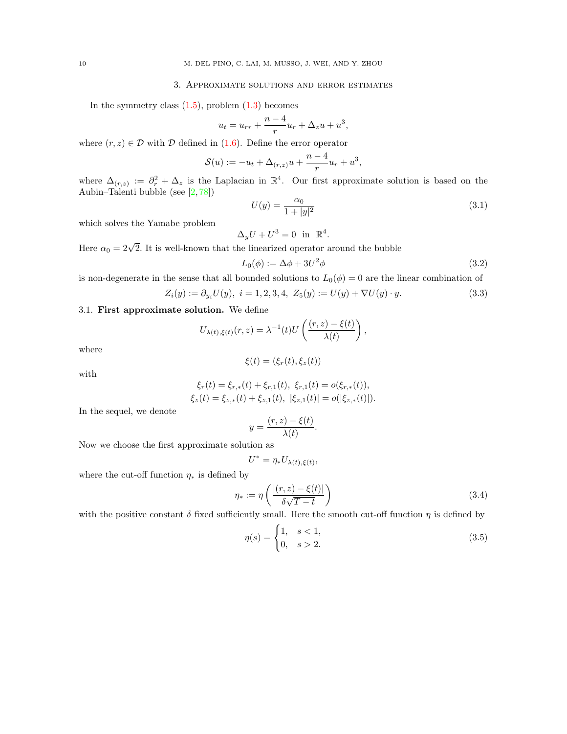## 3. Approximate solutions and error estimates

In the symmetry class (1.5), problem (1.3) becomes

$$u_t = u_{rr} + \frac{n-4}{r} u_r + \Delta_z u + u^3,$$

where $(r,z) \in \mathcal{D}$ with $\mathcal{D}$ defined in (1.6). Define the error operator

$$\mathcal{S}(u) := -u_t + \Delta_{(r,z)} u + \frac{n-4}{r} u_r + u^3,$$

where $\Delta_{(r,z)} := \partial_r^2 + \Delta_z$ is the Laplacian in $\mathbb{R}^4$. Our first approximate solution is based on the Aubin–Talenti bubble (see [2, 78])

$$U(y) = \frac{\alpha_0}{1+|y|^2} \tag{3.1}$$

which solves the Yamabe problem

$$\Delta_y U + U^3 = 0 \quad \text{in} \quad \mathbb{R}^4.$$

Here $\alpha_0 = 2\sqrt{2}$. It is well-known that the linearized operator around the bubble

$$L_0(\phi) := \Delta \phi + 3U^2 \phi \tag{3.2}$$

is non-degenerate in the sense that all bounded solutions to $L_0(\phi) = 0$ are the linear combination of

$$Z_i(y) := \partial_{y_i} U(y), \ i = 1,2,3,4, \ Z_5(y) := U(y) + \nabla U(y) \cdot y. \tag{3.3}$$

### 3.1. First approximate solution.

We define

$$U_{\lambda(t),\xi(t)}(r,z) = \lambda^{-1}(t) U\left(\frac{(r,z)-\xi(t)}{\lambda(t)}\right),$$

where

$$\xi(t) = (\xi_r(t), \xi_z(t))$$

with

$$\xi_r(t) = \xi_{r,*}(t) + \xi_{r,1}(t), \ \xi_{r,1}(t) = o(\xi_{r,*}(t)),$$
$$\xi_z(t) = \xi_{z,*}(t) + \xi_{z,1}(t), \ |\xi_{z,1}(t)| = o(|\xi_{z,*}(t)|).$$

In the sequel, we denote

$$y = \frac{(r,z)-\xi(t)}{\lambda(t)}.$$

Now we choose the first approximate solution as

$$U^* = \eta_* U_{\lambda(t),\xi(t)},$$

where the cut-off function $\eta_*$ is defined by

$$\eta_* := \eta\left(\frac{|(r,z)-\xi(t)|}{\delta\sqrt{T-t}}\right) \tag{3.4}$$

with the positive constant $\delta$ fixed sufficiently small. Here the smooth cut-off function $\eta$ is defined by

$$\eta(s) = \begin{cases} 1, & s < 1, \\ 0, & s > 2. \end{cases} \tag{3.5}$$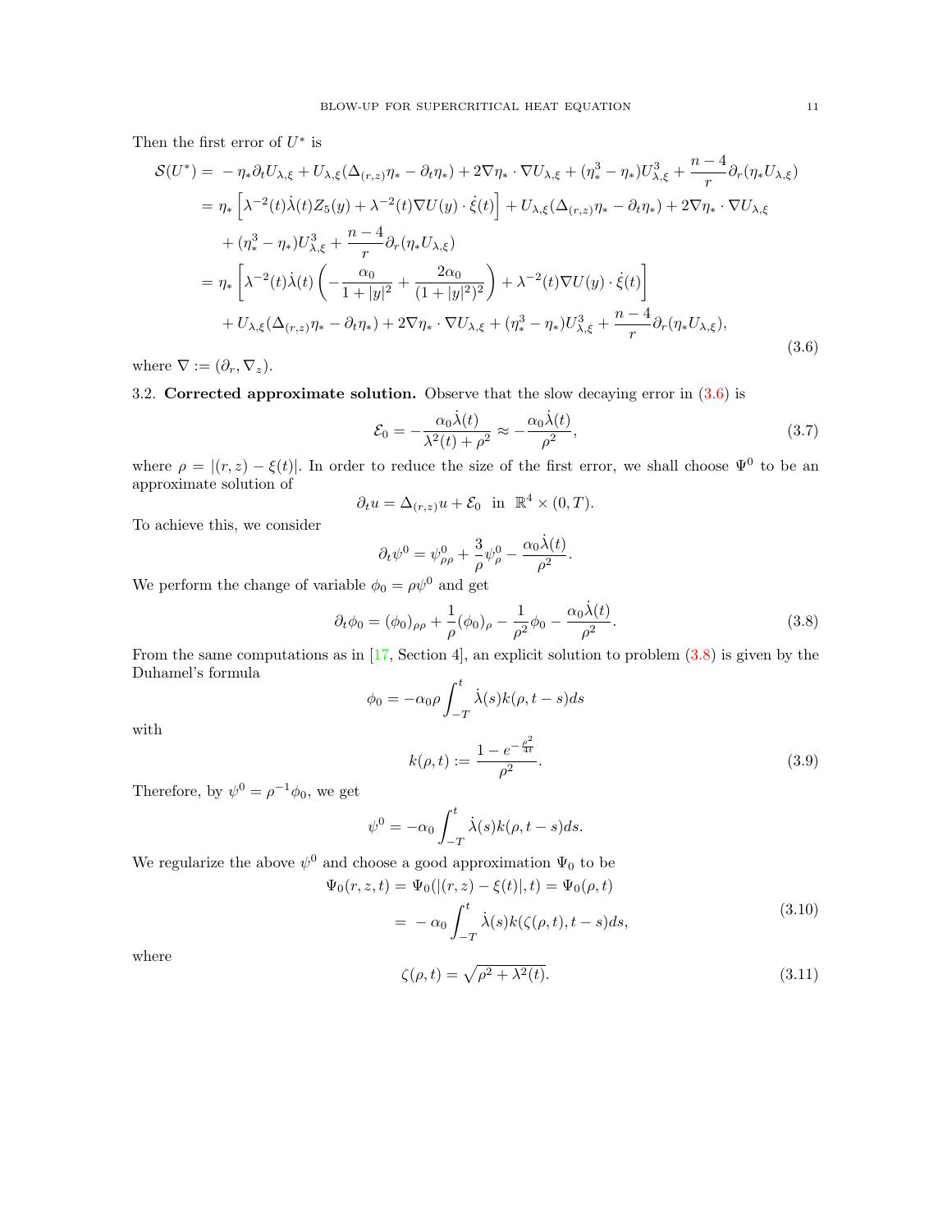Then the first error of $U^*$ is

$$
\begin{aligned}
\mathcal{S}(U^*) =& -\eta_* \partial_t U_{\lambda,\xi} + U_{\lambda,\xi}(\Delta_{(r,z)}\eta_* - \partial_t \eta_*) + 2\nabla\eta_* \cdot \nabla U_{\lambda,\xi} + (\eta_*^3 - \eta_*)U_{\lambda,\xi}^3 + \frac{n-4}{r}\partial_r(\eta_* U_{\lambda,\xi}) \\
=& \ \eta_* \left[\lambda^{-2}(t)\dot{\lambda}(t) Z_5(y) + \lambda^{-2}(t)\nabla U(y)\cdot\dot{\xi}(t)\right] + U_{\lambda,\xi}(\Delta_{(r,z)}\eta_* - \partial_t\eta_*) + 2\nabla\eta_*\cdot\nabla U_{\lambda,\xi} \\
& + (\eta_*^3 - \eta_*)U_{\lambda,\xi}^3 + \frac{n-4}{r}\partial_r(\eta_* U_{\lambda,\xi}) \\
=& \ \eta_* \left[\lambda^{-2}(t)\dot{\lambda}(t)\left(-\frac{\alpha_0}{1+|y|^2} + \frac{2\alpha_0}{(1+|y|^2)^2}\right) + \lambda^{-2}(t)\nabla U(y)\cdot\dot{\xi}(t)\right] \\
& + U_{\lambda,\xi}(\Delta_{(r,z)}\eta_* - \partial_t\eta_*) + 2\nabla\eta_*\cdot\nabla U_{\lambda,\xi} + (\eta_*^3-\eta_*)U_{\lambda,\xi}^3 + \frac{n-4}{r}\partial_r(\eta_* U_{\lambda,\xi}),
\end{aligned}
\tag{3.6}
$$

where $\nabla := (\partial_r, \nabla_z)$.

### 3.2. Corrected approximate solution.

Observe that the slow decaying error in (3.6) is

$$
\mathcal{E}_0 = -\frac{\alpha_0\dot{\lambda}(t)}{\lambda^2(t)+\rho^2} \approx -\frac{\alpha_0\dot{\lambda}(t)}{\rho^2}, \tag{3.7}
$$

where $\rho = |(r,z)-\xi(t)|$. In order to reduce the size of the first error, we shall choose $\Psi^0$ to be an approximate solution of

$$
\partial_t u = \Delta_{(r,z)} u + \mathcal{E}_0 \ \text{ in } \ \mathbb{R}^4 \times (0,T).
$$

To achieve this, we consider

$$
\partial_t \psi^0 = \psi^0_{\rho\rho} + \frac{3}{\rho}\psi^0_\rho - \frac{\alpha_0\dot{\lambda}(t)}{\rho^2}.
$$

We perform the change of variable $\phi_0 = \rho\psi^0$ and get

$$
\partial_t\phi_0 = (\phi_0)_{\rho\rho} + \frac{1}{\rho}(\phi_0)_\rho - \frac{1}{\rho^2}\phi_0 - \frac{\alpha_0\dot{\lambda}(t)}{\rho^2}. \tag{3.8}
$$

From the same computations as in [17, Section 4], an explicit solution to problem (3.8) is given by the Duhamel's formula

$$
\phi_0 = -\alpha_0\rho\int_{-T}^{t}\dot{\lambda}(s)k(\rho,t-s)ds
$$

with

$$
k(\rho,t) := \frac{1-e^{-\frac{\rho^2}{4t}}}{\rho^2}. \tag{3.9}
$$

Therefore, by $\psi^0 = \rho^{-1}\phi_0$, we get

$$
\psi^0 = -\alpha_0\int_{-T}^{t}\dot{\lambda}(s)k(\rho,t-s)ds.
$$

We regularize the above $\psi^0$ and choose a good approximation $\Psi_0$ to be

$$
\begin{aligned}
\Psi_0(r,z,t) &= \Psi_0(|(r,z)-\xi(t)|,t) = \Psi_0(\rho,t) \\
&= -\alpha_0\int_{-T}^{t}\dot{\lambda}(s)k(\zeta(\rho,t),t-s)ds,
\end{aligned}
\tag{3.10}
$$

where

$$
\zeta(\rho,t) = \sqrt{\rho^2+\lambda^2(t)}. \tag{3.11}
$$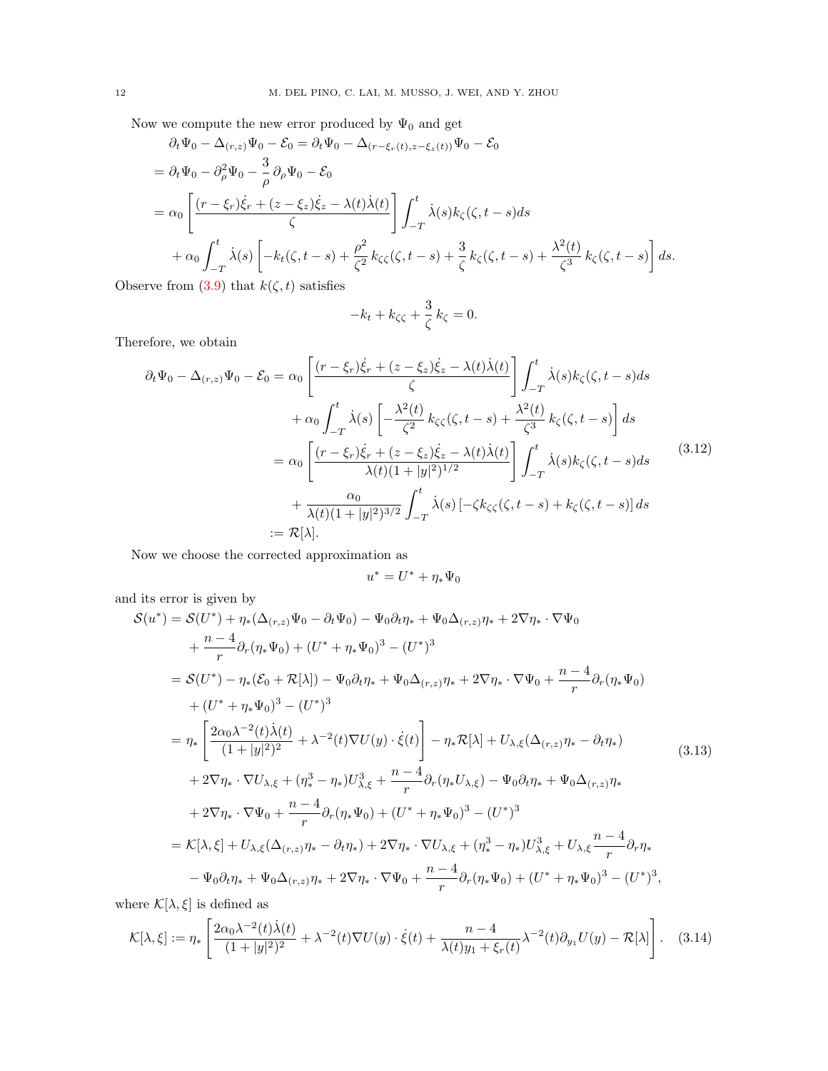Now we compute the new error produced by $\Psi_0$ and get

$$
\begin{aligned}
&\partial_t \Psi_0 - \Delta_{(r,z)}\Psi_0 - \mathcal{E}_0 = \partial_t \Psi_0 - \Delta_{(r-\xi_r(t), z-\xi_z(t))}\Psi_0 - \mathcal{E}_0 \\
&= \partial_t \Psi_0 - \partial_\rho^2 \Psi_0 - \frac{3}{\rho}\,\partial_\rho \Psi_0 - \mathcal{E}_0 \\
&= \alpha_0 \left[\frac{(r-\xi_r)\dot{\xi}_r + (z-\xi_z)\dot{\xi}_z - \lambda(t)\dot{\lambda}(t)}{\zeta}\right] \int_{-T}^{t} \dot{\lambda}(s) k_\zeta(\zeta, t-s)ds \\
&\quad + \alpha_0 \int_{-T}^{t} \dot{\lambda}(s)\left[-k_t(\zeta, t-s) + \frac{\rho^2}{\zeta^2}\,k_{\zeta\zeta}(\zeta, t-s) + \frac{3}{\zeta}\,k_\zeta(\zeta, t-s) + \frac{\lambda^2(t)}{\zeta^3}\,k_\zeta(\zeta, t-s)\right]ds.
\end{aligned}
$$

Observe from (3.9) that $k(\zeta, t)$ satisfies

$$
-k_t + k_{\zeta\zeta} + \frac{3}{\zeta}\,k_\zeta = 0.
$$

Therefore, we obtain

$$
\begin{aligned}
\partial_t \Psi_0 - \Delta_{(r,z)}\Psi_0 - \mathcal{E}_0 &= \alpha_0 \left[\frac{(r-\xi_r)\dot{\xi}_r + (z-\xi_z)\dot{\xi}_z - \lambda(t)\dot{\lambda}(t)}{\zeta}\right] \int_{-T}^{t} \dot{\lambda}(s) k_\zeta(\zeta, t-s)ds \\
&\quad + \alpha_0 \int_{-T}^{t} \dot{\lambda}(s)\left[-\frac{\lambda^2(t)}{\zeta^2}\,k_{\zeta\zeta}(\zeta, t-s) + \frac{\lambda^2(t)}{\zeta^3}\,k_\zeta(\zeta, t-s)\right]ds \\
&= \alpha_0 \left[\frac{(r-\xi_r)\dot{\xi}_r + (z-\xi_z)\dot{\xi}_z - \lambda(t)\dot{\lambda}(t)}{\lambda(t)(1+|y|^2)^{1/2}}\right] \int_{-T}^{t} \dot{\lambda}(s) k_\zeta(\zeta, t-s)ds \\
&\quad + \frac{\alpha_0}{\lambda(t)(1+|y|^2)^{3/2}} \int_{-T}^{t} \dot{\lambda}(s)\left[-\zeta k_{\zeta\zeta}(\zeta, t-s) + k_\zeta(\zeta, t-s)\right]ds \\
&:= \mathcal{R}[\lambda].
\end{aligned}
\tag{3.12}
$$

Now we choose the corrected approximation as

$$
u^* = U^* + \eta_* \Psi_0
$$

and its error is given by

$$
\begin{aligned}
\mathcal{S}(u^*) &= \mathcal{S}(U^*) + \eta_*(\Delta_{(r,z)}\Psi_0 - \partial_t \Psi_0) - \Psi_0 \partial_t \eta_* + \Psi_0 \Delta_{(r,z)}\eta_* + 2\nabla\eta_* \cdot \nabla\Psi_0 \\
&\quad + \frac{n-4}{r}\partial_r(\eta_* \Psi_0) + (U^* + \eta_*\Psi_0)^3 - (U^*)^3 \\
&= \mathcal{S}(U^*) - \eta_*(\mathcal{E}_0 + \mathcal{R}[\lambda]) - \Psi_0 \partial_t \eta_* + \Psi_0 \Delta_{(r,z)}\eta_* + 2\nabla\eta_* \cdot \nabla\Psi_0 + \frac{n-4}{r}\partial_r(\eta_* \Psi_0) \\
&\quad + (U^* + \eta_*\Psi_0)^3 - (U^*)^3 \\
&= \eta_* \left[\frac{2\alpha_0 \lambda^{-2}(t)\dot{\lambda}(t)}{(1+|y|^2)^2} + \lambda^{-2}(t)\nabla U(y)\cdot\dot{\xi}(t)\right] - \eta_* \mathcal{R}[\lambda] + U_{\lambda,\xi}(\Delta_{(r,z)}\eta_* - \partial_t \eta_*) \\
&\quad + 2\nabla\eta_* \cdot \nabla U_{\lambda,\xi} + (\eta_*^3 - \eta_*)U_{\lambda,\xi}^3 + \frac{n-4}{r}\partial_r(\eta_* U_{\lambda,\xi}) - \Psi_0 \partial_t \eta_* + \Psi_0 \Delta_{(r,z)}\eta_* \\
&\quad + 2\nabla\eta_* \cdot \nabla\Psi_0 + \frac{n-4}{r}\partial_r(\eta_*\Psi_0) + (U^* + \eta_*\Psi_0)^3 - (U^*)^3 \\
&= \mathcal{K}[\lambda, \xi] + U_{\lambda,\xi}(\Delta_{(r,z)}\eta_* - \partial_t \eta_*) + 2\nabla\eta_* \cdot \nabla U_{\lambda,\xi} + (\eta_*^3 - \eta_*)U_{\lambda,\xi}^3 + U_{\lambda,\xi}\frac{n-4}{r}\partial_r \eta_* \\
&\quad - \Psi_0 \partial_t \eta_* + \Psi_0 \Delta_{(r,z)}\eta_* + 2\nabla\eta_* \cdot \nabla\Psi_0 + \frac{n-4}{r}\partial_r(\eta_*\Psi_0) + (U^* + \eta_*\Psi_0)^3 - (U^*)^3,
\end{aligned}
\tag{3.13}
$$

where $\mathcal{K}[\lambda, \xi]$ is defined as

$$
\mathcal{K}[\lambda, \xi] := \eta_* \left[\frac{2\alpha_0 \lambda^{-2}(t)\dot{\lambda}(t)}{(1+|y|^2)^2} + \lambda^{-2}(t)\nabla U(y)\cdot\dot{\xi}(t) + \frac{n-4}{\lambda(t)y_1 + \xi_r(t)}\lambda^{-2}(t)\partial_{y_1}U(y) - \mathcal{R}[\lambda]\right].
\tag{3.14}
$$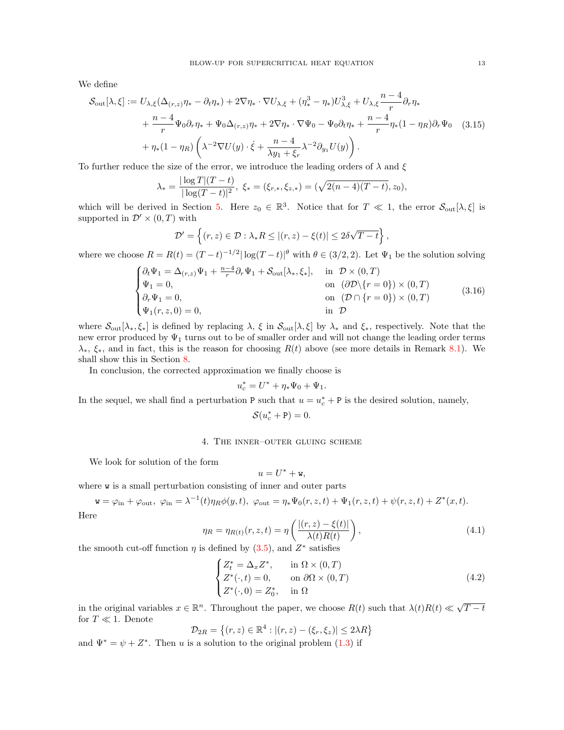We define

$$
\begin{aligned}
\mathcal{S}_{\rm out}[\lambda,\xi] := {}& U_{\lambda,\xi}(\Delta_{(r,z)}\eta_* - \partial_t\eta_*) + 2\nabla\eta_*\cdot\nabla U_{\lambda,\xi} + (\eta_*^3-\eta_*)U_{\lambda,\xi}^3 + U_{\lambda,\xi}\frac{n-4}{r}\partial_r\eta_* \\
&+ \frac{n-4}{r}\Psi_0\partial_r\eta_* + \Psi_0\Delta_{(r,z)}\eta_* + 2\nabla\eta_*\cdot\nabla\Psi_0 - \Psi_0\partial_t\eta_* + \frac{n-4}{r}\eta_*(1-\eta_R)\partial_r\Psi_0 \qquad (3.15)\\
&+ \eta_*(1-\eta_R)\left(\lambda^{-2}\nabla U(y)\cdot\dot{\xi} + \frac{n-4}{\lambda y_1+\xi_r}\lambda^{-2}\partial_{y_1}U(y)\right).
\end{aligned}
$$

To further reduce the size of the error, we introduce the leading orders of $\lambda$ and $\xi$

$$
\lambda_* = \frac{|\log T|(T-t)}{|\log(T-t)|^2},\ \xi_* = (\xi_{r,*},\xi_{z,*}) = (\sqrt{2(n-4)(T-t)}, z_0),
$$

which will be derived in Section 5. Here $z_0 \in \mathbb{R}^3$. Notice that for $T \ll 1$, the error $\mathcal{S}_{\rm out}[\lambda,\xi]$ is supported in $\mathcal{D}'\times(0,T)$ with

$$
\mathcal{D}' = \left\{(r,z)\in\mathcal{D} : \lambda_* R \le |(r,z)-\xi(t)| \le 2\delta\sqrt{T-t}\right\},
$$

where we choose $R = R(t) = (T-t)^{-1/2}|\log(T-t)|^{\theta}$ with $\theta\in(3/2,2)$. Let $\Psi_1$ be the solution solving

$$
\begin{cases}
\partial_t\Psi_1 = \Delta_{(r,z)}\Psi_1 + \frac{n-4}{r}\partial_r\Psi_1 + \mathcal{S}_{\rm out}[\lambda_*,\xi_*], & \text{in } \mathcal{D}\times(0,T)\\
\Psi_1 = 0, & \text{on } (\partial\mathcal{D}\backslash\{r=0\})\times(0,T)\\
\partial_r\Psi_1 = 0, & \text{on } (\mathcal{D}\cap\{r=0\})\times(0,T)\\
\Psi_1(r,z,0) = 0, & \text{in } \mathcal{D}
\end{cases}
\qquad (3.16)
$$

where $\mathcal{S}_{\rm out}[\lambda_*,\xi_*]$ is defined by replacing $\lambda$, $\xi$ in $\mathcal{S}_{\rm out}[\lambda,\xi]$ by $\lambda_*$ and $\xi_*$, respectively. Note that the new error produced by $\Psi_1$ turns out to be of smaller order and will not change the leading order terms $\lambda_*$, $\xi_*$, and in fact, this is the reason for choosing $R(t)$ above (see more details in Remark 8.1). We shall show this in Section 8.

In conclusion, the corrected approximation we finally choose is

$$
u_c^* = U^* + \eta_*\Psi_0 + \Psi_1.
$$

In the sequel, we shall find a perturbation $\mathtt{P}$ such that $u = u_c^* + \mathtt{P}$ is the desired solution, namely,

$$
\mathcal{S}(u_c^* + \mathtt{P}) = 0.
$$

## 4. The inner–outer gluing scheme

We look for solution of the form

$$
u = U^* + \mathtt{w},
$$

where $\mathtt{w}$ is a small perturbation consisting of inner and outer parts

$$
\mathtt{w} = \varphi_{\rm in} + \varphi_{\rm out},\ \varphi_{\rm in} = \lambda^{-1}(t)\eta_R\phi(y,t),\ \varphi_{\rm out} = \eta_*\Psi_0(r,z,t) + \Psi_1(r,z,t) + \psi(r,z,t) + Z^*(x,t).
$$

Here

$$
\eta_R = \eta_{R(t)}(r,z,t) = \eta\left(\frac{|(r,z)-\xi(t)|}{\lambda(t)R(t)}\right), \qquad (4.1)
$$

the smooth cut-off function $\eta$ is defined by (3.5), and $Z^*$ satisfies

$$
\begin{cases}
Z^*_t = \Delta_x Z^*, & \text{in } \Omega\times(0,T)\\
Z^*(\cdot,t) = 0, & \text{on } \partial\Omega\times(0,T)\\
Z^*(\cdot,0) = Z^*_0, & \text{in } \Omega
\end{cases}
\qquad (4.2)
$$

in the original variables $x\in\mathbb{R}^n$. Throughout the paper, we choose $R(t)$ such that $\lambda(t)R(t) \ll \sqrt{T-t}$ for $T\ll 1$. Denote

$$
\mathcal{D}_{2R} = \left\{(r,z)\in\mathbb{R}^4 : |(r,z)-(\xi_r,\xi_z)| \le 2\lambda R\right\}
$$

and $\Psi^* = \psi + Z^*$. Then $u$ is a solution to the original problem (1.3) if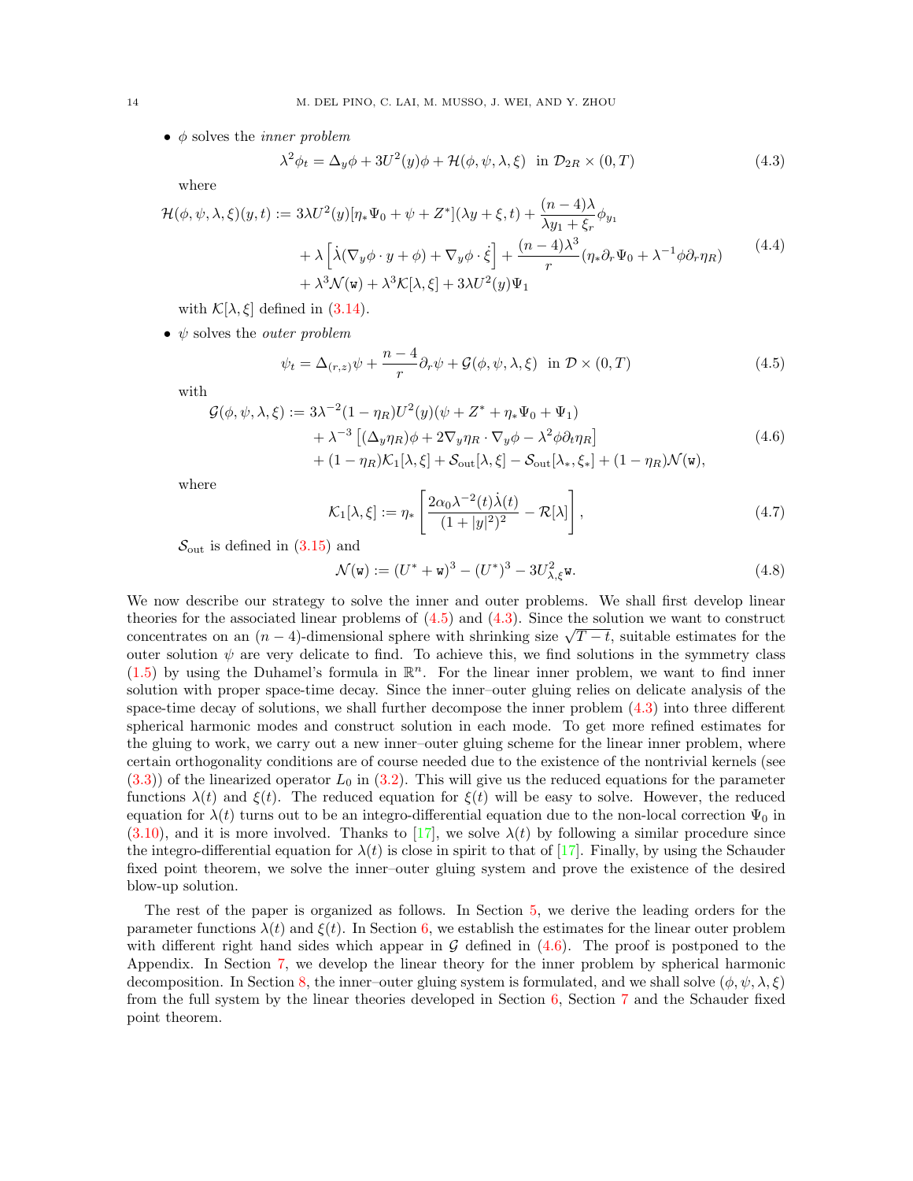- $\phi$ solves the *inner problem*

$$\lambda^2\phi_t = \Delta_y\phi + 3U^2(y)\phi + \mathcal{H}(\phi,\psi,\lambda,\xi) \ \text{ in } \mathcal{D}_{2R}\times(0,T) \tag{4.3}$$

where

$$\begin{aligned}\mathcal{H}(\phi,\psi,\lambda,\xi)(y,t) := {}& 3\lambda U^2(y)[\eta_*\Psi_0 + \psi + Z^*](\lambda y+\xi,t) + \frac{(n-4)\lambda}{\lambda y_1+\xi_r}\phi_{y_1} \\ & + \lambda\left[\dot\lambda(\nabla_y\phi\cdot y+\phi) + \nabla_y\phi\cdot\dot\xi\right] + \frac{(n-4)\lambda^3}{r}(\eta_*\partial_r\Psi_0 + \lambda^{-1}\phi\partial_r\eta_R) \\ & + \lambda^3\mathcal{N}(\mathtt{w}) + \lambda^3\mathcal{K}[\lambda,\xi] + 3\lambda U^2(y)\Psi_1\end{aligned} \tag{4.4}$$

with $\mathcal{K}[\lambda,\xi]$ defined in (3.14).

- $\psi$ solves the *outer problem*

$$\psi_t = \Delta_{(r,z)}\psi + \frac{n-4}{r}\partial_r\psi + \mathcal{G}(\phi,\psi,\lambda,\xi) \ \text{ in } \mathcal{D}\times(0,T) \tag{4.5}$$

with

$$\begin{aligned}\mathcal{G}(\phi,\psi,\lambda,\xi) := {}& 3\lambda^{-2}(1-\eta_R)U^2(y)(\psi + Z^* + \eta_*\Psi_0 + \Psi_1) \\ & + \lambda^{-3}\left[(\Delta_y\eta_R)\phi + 2\nabla_y\eta_R\cdot\nabla_y\phi - \lambda^2\phi\partial_t\eta_R\right] \\ & + (1-\eta_R)\mathcal{K}_1[\lambda,\xi] + \mathcal{S}_{\rm out}[\lambda,\xi] - \mathcal{S}_{\rm out}[\lambda_*,\xi_*] + (1-\eta_R)\mathcal{N}(\mathtt{w}),\end{aligned} \tag{4.6}$$

where

$$\mathcal{K}_1[\lambda,\xi] := \eta_*\left[\frac{2\alpha_0\lambda^{-2}(t)\dot\lambda(t)}{(1+|y|^2)^2} - \mathcal{R}[\lambda]\right], \tag{4.7}$$

$\mathcal{S}_{\rm out}$ is defined in (3.15) and

$$\mathcal{N}(\mathtt{w}) := (U^*+\mathtt{w})^3 - (U^*)^3 - 3U_{\lambda,\xi}^2\mathtt{w}. \tag{4.8}$$

We now describe our strategy to solve the inner and outer problems. We shall first develop linear theories for the associated linear problems of (4.5) and (4.3). Since the solution we want to construct concentrates on an $(n-4)$-dimensional sphere with shrinking size $\sqrt{T-t}$, suitable estimates for the outer solution $\psi$ are very delicate to find. To achieve this, we find solutions in the symmetry class (1.5) by using the Duhamel's formula in $\mathbb{R}^n$. For the linear inner problem, we want to find inner solution with proper space-time decay. Since the inner–outer gluing relies on delicate analysis of the space-time decay of solutions, we shall further decompose the inner problem (4.3) into three different spherical harmonic modes and construct solution in each mode. To get more refined estimates for the gluing to work, we carry out a new inner–outer gluing scheme for the linear inner problem, where certain orthogonality conditions are of course needed due to the existence of the nontrivial kernels (see (3.3)) of the linearized operator $L_0$ in (3.2). This will give us the reduced equations for the parameter functions $\lambda(t)$ and $\xi(t)$. The reduced equation for $\xi(t)$ will be easy to solve. However, the reduced equation for $\lambda(t)$ turns out to be an integro-differential equation due to the non-local correction $\Psi_0$ in (3.10), and it is more involved. Thanks to [17], we solve $\lambda(t)$ by following a similar procedure since the integro-differential equation for $\lambda(t)$ is close in spirit to that of [17]. Finally, by using the Schauder fixed point theorem, we solve the inner–outer gluing system and prove the existence of the desired blow-up solution.

The rest of the paper is organized as follows. In Section 5, we derive the leading orders for the parameter functions $\lambda(t)$ and $\xi(t)$. In Section 6, we establish the estimates for the linear outer problem with different right hand sides which appear in $\mathcal{G}$ defined in (4.6). The proof is postponed to the Appendix. In Section 7, we develop the linear theory for the inner problem by spherical harmonic decomposition. In Section 8, the inner–outer gluing system is formulated, and we shall solve $(\phi,\psi,\lambda,\xi)$ from the full system by the linear theories developed in Section 6, Section 7 and the Schauder fixed point theorem.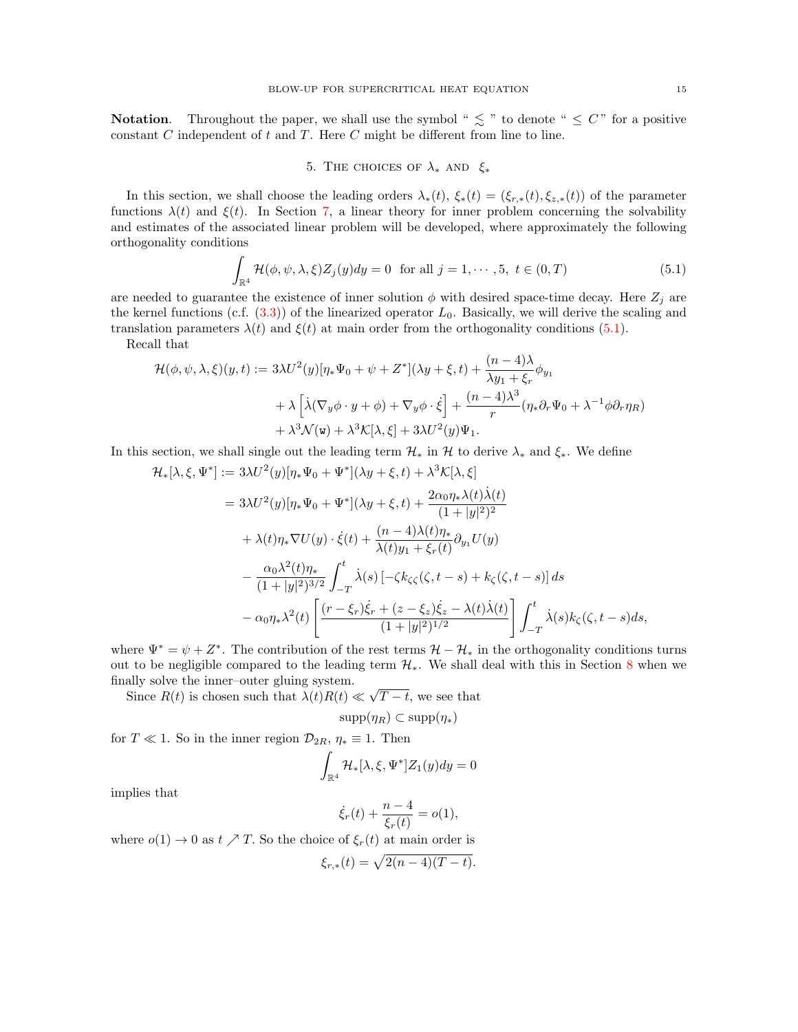**Notation**. Throughout the paper, we shall use the symbol " $\lesssim$ " to denote " $\le C$" for a positive constant $C$ independent of $t$ and $T$. Here $C$ might be different from line to line.

## 5. The choices of $\lambda_*$ and $\xi_*$

In this section, we shall choose the leading orders $\lambda_*(t)$, $\xi_*(t) = (\xi_{r,*}(t), \xi_{z,*}(t))$ of the parameter functions $\lambda(t)$ and $\xi(t)$. In Section 7, a linear theory for inner problem concerning the solvability and estimates of the associated linear problem will be developed, where approximately the following orthogonality conditions

$$\int_{\mathbb{R}^4} \mathcal{H}(\phi, \psi, \lambda, \xi) Z_j(y) dy = 0 \ \text{ for all } j = 1, \cdots, 5, \ t \in (0, T) \tag{5.1}$$

are needed to guarantee the existence of inner solution $\phi$ with desired space-time decay. Here $Z_j$ are the kernel functions (c.f. (3.3)) of the linearized operator $L_0$. Basically, we will derive the scaling and translation parameters $\lambda(t)$ and $\xi(t)$ at main order from the orthogonality conditions (5.1).

Recall that

$$\begin{aligned}
\mathcal{H}(\phi, \psi, \lambda, \xi)(y, t) := \ & 3\lambda U^2(y)[\eta_* \Psi_0 + \psi + Z^*](\lambda y + \xi, t) + \frac{(n-4)\lambda}{\lambda y_1 + \xi_r} \phi_{y_1} \\
& + \lambda \left[ \dot\lambda (\nabla_y \phi \cdot y + \phi) + \nabla_y \phi \cdot \dot\xi \right] + \frac{(n-4)\lambda^3}{r} (\eta_* \partial_r \Psi_0 + \lambda^{-1} \phi \partial_r \eta_R) \\
& + \lambda^3 \mathcal{N}(\mathtt{w}) + \lambda^3 \mathcal{K}[\lambda, \xi] + 3\lambda U^2(y) \Psi_1.
\end{aligned}$$

In this section, we shall single out the leading term $\mathcal{H}_*$ in $\mathcal{H}$ to derive $\lambda_*$ and $\xi_*$. We define

$$\begin{aligned}
\mathcal{H}_*[\lambda, \xi, \Psi^*] := \ & 3\lambda U^2(y)[\eta_* \Psi_0 + \Psi^*](\lambda y + \xi, t) + \lambda^3 \mathcal{K}[\lambda, \xi] \\
= \ & 3\lambda U^2(y)[\eta_* \Psi_0 + \Psi^*](\lambda y + \xi, t) + \frac{2\alpha_0 \eta_* \lambda(t) \dot\lambda(t)}{(1+|y|^2)^2} \\
& + \lambda(t) \eta_* \nabla U(y) \cdot \dot\xi(t) + \frac{(n-4)\lambda(t)\eta_*}{\lambda(t) y_1 + \xi_r(t)} \partial_{y_1} U(y) \\
& - \frac{\alpha_0 \lambda^2(t) \eta_*}{(1+|y|^2)^{3/2}} \int_{-T}^t \dot\lambda(s) \left[ -\zeta k_{\zeta\zeta}(\zeta, t-s) + k_\zeta(\zeta, t-s) \right] ds \\
& - \alpha_0 \eta_* \lambda^2(t) \left[ \frac{(r - \xi_r)\dot\xi_r + (z - \xi_z)\dot\xi_z - \lambda(t)\dot\lambda(t)}{(1+|y|^2)^{1/2}} \right] \int_{-T}^t \dot\lambda(s) k_\zeta(\zeta, t-s) ds,
\end{aligned}$$

where $\Psi^* = \psi + Z^*$. The contribution of the rest terms $\mathcal{H} - \mathcal{H}_*$ in the orthogonality conditions turns out to be negligible compared to the leading term $\mathcal{H}_*$. We shall deal with this in Section 8 when we finally solve the inner–outer gluing system.

Since $R(t)$ is chosen such that $\lambda(t) R(t) \ll \sqrt{T-t}$, we see that

$$\operatorname{supp}(\eta_R) \subset \operatorname{supp}(\eta_*)$$

for $T \ll 1$. So in the inner region $\mathcal{D}_{2R}$, $\eta_* \equiv 1$. Then

$$\int_{\mathbb{R}^4} \mathcal{H}_*[\lambda, \xi, \Psi^*] Z_1(y) dy = 0$$

implies that

$$\dot\xi_r(t) + \frac{n-4}{\xi_r(t)} = o(1),$$

where $o(1) \to 0$ as $t \nearrow T$. So the choice of $\xi_r(t)$ at main order is

$$\xi_{r,*}(t) = \sqrt{2(n-4)(T-t)}.$$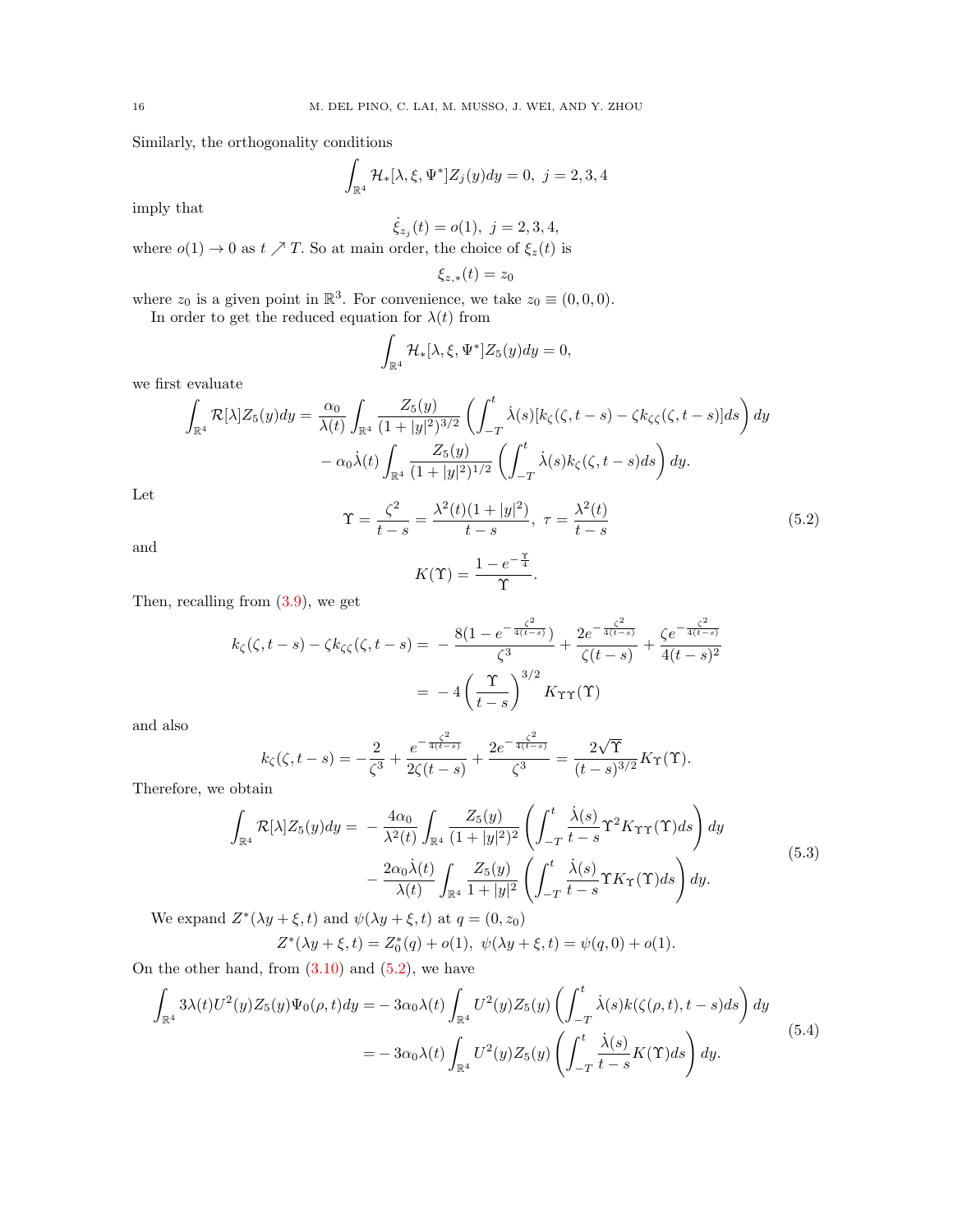Similarly, the orthogonality conditions

$$\int_{\mathbb{R}^4} \mathcal{H}_*[\lambda, \xi, \Psi^*] Z_j(y) dy = 0, \ \ j = 2, 3, 4$$

imply that

$$\dot{\xi}_{z_j}(t) = o(1), \ \ j = 2, 3, 4,$$

where $o(1) \to 0$ as $t \nearrow T$. So at main order, the choice of $\xi_z(t)$ is

$$\xi_{z,*}(t) = z_0$$

where $z_0$ is a given point in $\mathbb{R}^3$. For convenience, we take $z_0 \equiv (0, 0, 0)$.

In order to get the reduced equation for $\lambda(t)$ from

$$\int_{\mathbb{R}^4} \mathcal{H}_*[\lambda, \xi, \Psi^*] Z_5(y) dy = 0,$$

we first evaluate

$$\begin{aligned} \int_{\mathbb{R}^4} \mathcal{R}[\lambda] Z_5(y) dy = & \frac{\alpha_0}{\lambda(t)} \int_{\mathbb{R}^4} \frac{Z_5(y)}{(1+|y|^2)^{3/2}} \left( \int_{-T}^{t} \dot{\lambda}(s) [k_\zeta(\zeta, t-s) - \zeta k_{\zeta\zeta}(\zeta, t-s)] ds \right) dy \\ & - \alpha_0 \dot{\lambda}(t) \int_{\mathbb{R}^4} \frac{Z_5(y)}{(1+|y|^2)^{1/2}} \left( \int_{-T}^{t} \dot{\lambda}(s) k_\zeta(\zeta, t-s) ds \right) dy. \end{aligned}$$

Let

$$\Upsilon = \frac{\zeta^2}{t-s} = \frac{\lambda^2(t)(1+|y|^2)}{t-s}, \ \ \tau = \frac{\lambda^2(t)}{t-s} \tag{5.2}$$

and

$$K(\Upsilon) = \frac{1 - e^{-\frac{\Upsilon}{4}}}{\Upsilon}.$$

Then, recalling from (3.9), we get

$$\begin{aligned} k_\zeta(\zeta, t-s) - \zeta k_{\zeta\zeta}(\zeta, t-s) = & - \frac{8(1 - e^{-\frac{\zeta^2}{4(t-s)}})}{\zeta^3} + \frac{2e^{-\frac{\zeta^2}{4(t-s)}}}{\zeta(t-s)} + \frac{\zeta e^{-\frac{\zeta^2}{4(t-s)}}}{4(t-s)^2} \\ = & -4 \left( \frac{\Upsilon}{t-s} \right)^{3/2} K_{\Upsilon\Upsilon}(\Upsilon) \end{aligned}$$

and also

$$k_\zeta(\zeta, t-s) = -\frac{2}{\zeta^3} + \frac{e^{-\frac{\zeta^2}{4(t-s)}}}{2\zeta(t-s)} + \frac{2e^{-\frac{\zeta^2}{4(t-s)}}}{\zeta^3} = \frac{2\sqrt{\Upsilon}}{(t-s)^{3/2}} K_\Upsilon(\Upsilon).$$

Therefore, we obtain

$$\begin{aligned} \int_{\mathbb{R}^4} \mathcal{R}[\lambda] Z_5(y) dy = & -\frac{4\alpha_0}{\lambda^2(t)} \int_{\mathbb{R}^4} \frac{Z_5(y)}{(1+|y|^2)^2} \left( \int_{-T}^{t} \frac{\dot{\lambda}(s)}{t-s} \Upsilon^2 K_{\Upsilon\Upsilon}(\Upsilon) ds \right) dy \\ & - \frac{2\alpha_0 \dot{\lambda}(t)}{\lambda(t)} \int_{\mathbb{R}^4} \frac{Z_5(y)}{1+|y|^2} \left( \int_{-T}^{t} \frac{\dot{\lambda}(s)}{t-s} \Upsilon K_\Upsilon(\Upsilon) ds \right) dy. \end{aligned} \tag{5.3}$$

We expand $Z^*(\lambda y + \xi, t)$ and $\psi(\lambda y + \xi, t)$ at $q = (0, z_0)$

$$Z^*(\lambda y + \xi, t) = Z_0^*(q) + o(1), \ \ \psi(\lambda y + \xi, t) = \psi(q, 0) + o(1).$$

On the other hand, from (3.10) and (5.2), we have

$$\begin{aligned} \int_{\mathbb{R}^4} 3\lambda(t) U^2(y) Z_5(y) \Psi_0(\rho, t) dy = & -3\alpha_0 \lambda(t) \int_{\mathbb{R}^4} U^2(y) Z_5(y) \left( \int_{-T}^{t} \dot{\lambda}(s) k(\zeta(\rho, t), t-s) ds \right) dy \\ = & -3\alpha_0 \lambda(t) \int_{\mathbb{R}^4} U^2(y) Z_5(y) \left( \int_{-T}^{t} \frac{\dot{\lambda}(s)}{t-s} K(\Upsilon) ds \right) dy. \end{aligned} \tag{5.4}$$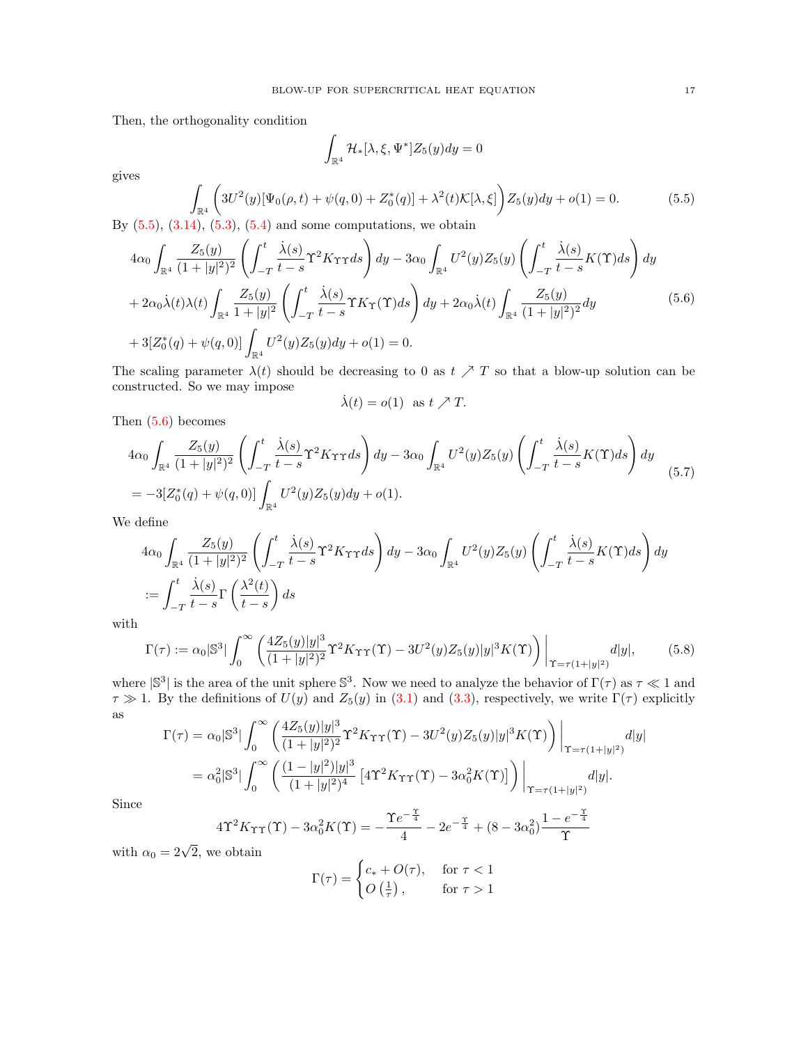Then, the orthogonality condition

$$
\int_{\mathbb{R}^4} \mathcal{H}_*[\lambda, \xi, \Psi^*] Z_5(y) dy = 0
$$

gives

$$
\int_{\mathbb{R}^4} \left( 3U^2(y)[\Psi_0(\rho, t) + \psi(q, 0) + Z_0^*(q)] + \lambda^2(t) \mathcal{K}[\lambda, \xi] \right) Z_5(y) dy + o(1) = 0. \tag{5.5}
$$

By (5.5), (3.14), (5.3), (5.4) and some computations, we obtain

$$
\begin{aligned}
&4\alpha_0 \int_{\mathbb{R}^4} \frac{Z_5(y)}{(1+|y|^2)^2} \left( \int_{-T}^{t} \frac{\dot{\lambda}(s)}{t-s} \Upsilon^2 K_{\Upsilon\Upsilon} ds \right) dy - 3\alpha_0 \int_{\mathbb{R}^4} U^2(y) Z_5(y) \left( \int_{-T}^{t} \frac{\dot{\lambda}(s)}{t-s} K(\Upsilon) ds \right) dy \\
&+ 2\alpha_0 \dot{\lambda}(t) \lambda(t) \int_{\mathbb{R}^4} \frac{Z_5(y)}{1+|y|^2} \left( \int_{-T}^{t} \frac{\dot{\lambda}(s)}{t-s} \Upsilon K_{\Upsilon}(\Upsilon) ds \right) dy + 2\alpha_0 \dot{\lambda}(t) \int_{\mathbb{R}^4} \frac{Z_5(y)}{(1+|y|^2)^2} dy \\
&+ 3[Z_0^*(q) + \psi(q, 0)] \int_{\mathbb{R}^4} U^2(y) Z_5(y) dy + o(1) = 0.
\end{aligned} \tag{5.6}
$$

The scaling parameter $\lambda(t)$ should be decreasing to 0 as $t \nearrow T$ so that a blow-up solution can be constructed. So we may impose

$$
\dot{\lambda}(t) = o(1) \ \text{ as } t \nearrow T.
$$

Then (5.6) becomes

$$
\begin{aligned}
&4\alpha_0 \int_{\mathbb{R}^4} \frac{Z_5(y)}{(1+|y|^2)^2} \left( \int_{-T}^{t} \frac{\dot{\lambda}(s)}{t-s} \Upsilon^2 K_{\Upsilon\Upsilon} ds \right) dy - 3\alpha_0 \int_{\mathbb{R}^4} U^2(y) Z_5(y) \left( \int_{-T}^{t} \frac{\dot{\lambda}(s)}{t-s} K(\Upsilon) ds \right) dy \\
&= -3[Z_0^*(q) + \psi(q, 0)] \int_{\mathbb{R}^4} U^2(y) Z_5(y) dy + o(1).
\end{aligned} \tag{5.7}
$$

We define

$$
\begin{aligned}
&4\alpha_0 \int_{\mathbb{R}^4} \frac{Z_5(y)}{(1+|y|^2)^2} \left( \int_{-T}^{t} \frac{\dot{\lambda}(s)}{t-s} \Upsilon^2 K_{\Upsilon\Upsilon} ds \right) dy - 3\alpha_0 \int_{\mathbb{R}^4} U^2(y) Z_5(y) \left( \int_{-T}^{t} \frac{\dot{\lambda}(s)}{t-s} K(\Upsilon) ds \right) dy \\
&:= \int_{-T}^{t} \frac{\dot{\lambda}(s)}{t-s} \Gamma\left( \frac{\lambda^2(t)}{t-s} \right) ds
\end{aligned}
$$

with

$$
\Gamma(\tau) := \alpha_0 |\mathbb{S}^3| \int_0^\infty \left( \frac{4 Z_5(y) |y|^3}{(1+|y|^2)^2} \Upsilon^2 K_{\Upsilon\Upsilon}(\Upsilon) - 3U^2(y) Z_5(y) |y|^3 K(\Upsilon) \right) \Bigg|_{\Upsilon = \tau(1+|y|^2)} d|y|, \tag{5.8}
$$

where $|\mathbb{S}^3|$ is the area of the unit sphere $\mathbb{S}^3$. Now we need to analyze the behavior of $\Gamma(\tau)$ as $\tau \ll 1$ and $\tau \gg 1$. By the definitions of $U(y)$ and $Z_5(y)$ in (3.1) and (3.3), respectively, we write $\Gamma(\tau)$ explicitly as

$$
\begin{aligned}
\Gamma(\tau) &= \alpha_0 |\mathbb{S}^3| \int_0^\infty \left( \frac{4 Z_5(y) |y|^3}{(1+|y|^2)^2} \Upsilon^2 K_{\Upsilon\Upsilon}(\Upsilon) - 3U^2(y) Z_5(y) |y|^3 K(\Upsilon) \right) \Bigg|_{\Upsilon = \tau(1+|y|^2)} d|y| \\
&= \alpha_0^2 |\mathbb{S}^3| \int_0^\infty \left( \frac{(1-|y|^2)|y|^3}{(1+|y|^2)^4} \left[ 4\Upsilon^2 K_{\Upsilon\Upsilon}(\Upsilon) - 3\alpha_0^2 K(\Upsilon) \right] \right) \Bigg|_{\Upsilon = \tau(1+|y|^2)} d|y|.
\end{aligned}
$$

Since

$$
4\Upsilon^2 K_{\Upsilon\Upsilon}(\Upsilon) - 3\alpha_0^2 K(\Upsilon) = -\frac{\Upsilon e^{-\frac{\Upsilon}{4}}}{4} - 2e^{-\frac{\Upsilon}{4}} + (8 - 3\alpha_0^2) \frac{1 - e^{-\frac{\Upsilon}{4}}}{\Upsilon}
$$

with $\alpha_0 = 2\sqrt{2}$, we obtain

$$
\Gamma(\tau) = \begin{cases} c_* + O(\tau), & \text{for } \tau < 1 \\ O\left(\frac{1}{\tau}\right), & \text{for } \tau > 1 \end{cases}
$$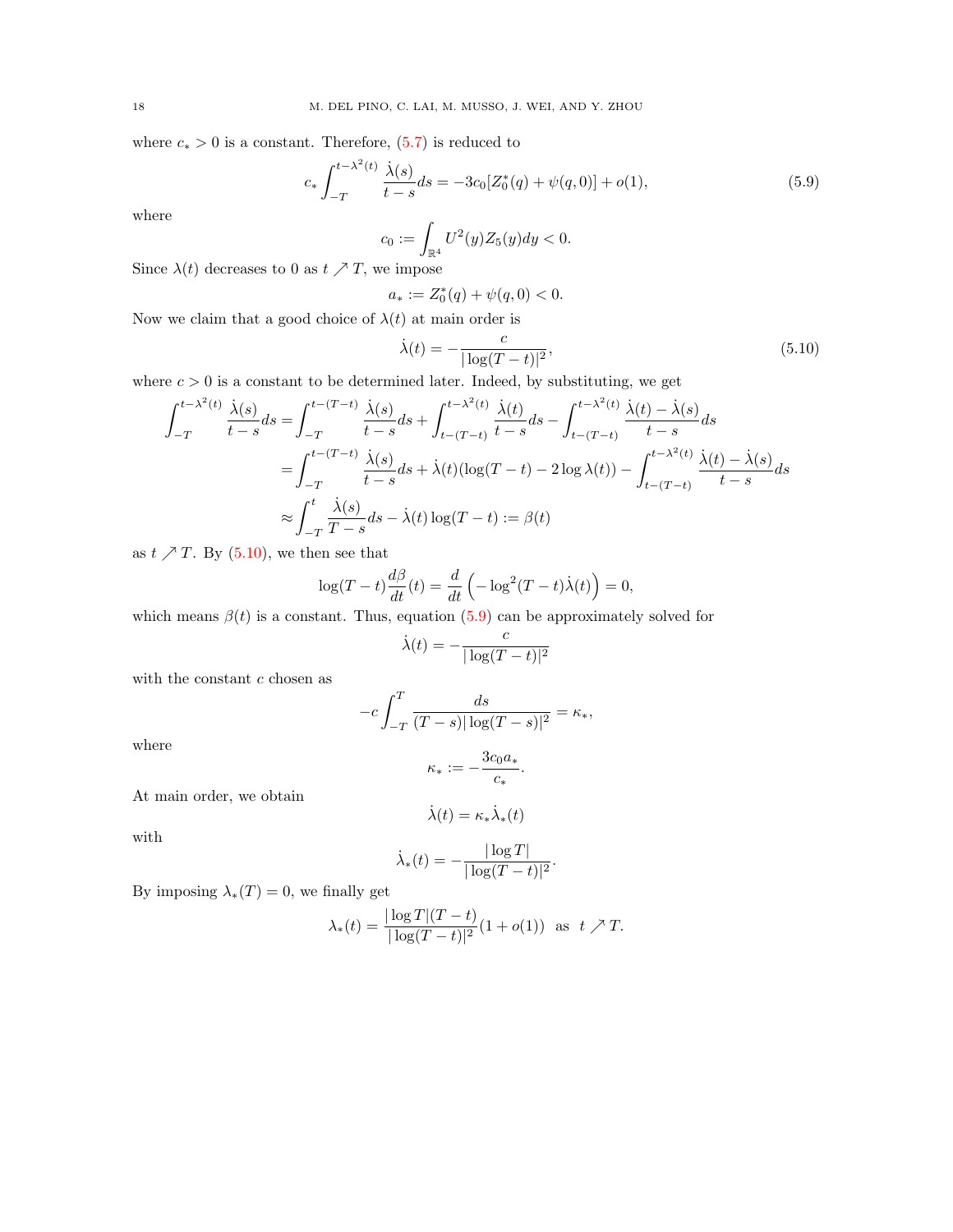where $c_* > 0$ is a constant. Therefore, (5.7) is reduced to

$$c_* \int_{-T}^{t-\lambda^2(t)} \frac{\dot{\lambda}(s)}{t-s} ds = -3c_0[Z_0^*(q) + \psi(q,0)] + o(1), \tag{5.9}$$

where

$$c_0 := \int_{\mathbb{R}^4} U^2(y) Z_5(y) dy < 0.$$

Since $\lambda(t)$ decreases to 0 as $t \nearrow T$, we impose

$$a_* := Z_0^*(q) + \psi(q,0) < 0.$$

Now we claim that a good choice of $\lambda(t)$ at main order is

$$\dot{\lambda}(t) = -\frac{c}{|\log(T-t)|^2}, \tag{5.10}$$

where $c > 0$ is a constant to be determined later. Indeed, by substituting, we get

$$\begin{aligned}
\int_{-T}^{t-\lambda^2(t)} \frac{\dot{\lambda}(s)}{t-s} ds &= \int_{-T}^{t-(T-t)} \frac{\dot{\lambda}(s)}{t-s} ds + \int_{t-(T-t)}^{t-\lambda^2(t)} \frac{\dot{\lambda}(t)}{t-s} ds - \int_{t-(T-t)}^{t-\lambda^2(t)} \frac{\dot{\lambda}(t) - \dot{\lambda}(s)}{t-s} ds \\
&= \int_{-T}^{t-(T-t)} \frac{\dot{\lambda}(s)}{t-s} ds + \dot{\lambda}(t)(\log(T-t) - 2\log\lambda(t)) - \int_{t-(T-t)}^{t-\lambda^2(t)} \frac{\dot{\lambda}(t) - \dot{\lambda}(s)}{t-s} ds \\
&\approx \int_{-T}^{t} \frac{\dot{\lambda}(s)}{T-s} ds - \dot{\lambda}(t)\log(T-t) := \beta(t)
\end{aligned}$$

as $t \nearrow T$. By (5.10), we then see that

$$\log(T-t)\frac{d\beta}{dt}(t) = \frac{d}{dt}\left(-\log^2(T-t)\dot{\lambda}(t)\right) = 0,$$

which means $\beta(t)$ is a constant. Thus, equation (5.9) can be approximately solved for

$$\dot{\lambda}(t) = -\frac{c}{|\log(T-t)|^2}$$

with the constant $c$ chosen as

$$-c\int_{-T}^{T} \frac{ds}{(T-s)|\log(T-s)|^2} = \kappa_*,$$

where

$$\kappa_* := -\frac{3c_0 a_*}{c_*}.$$

At main order, we obtain

$$\dot{\lambda}(t) = \kappa_* \dot{\lambda}_*(t)$$

with

$$\dot{\lambda}_*(t) = -\frac{|\log T|}{|\log(T-t)|^2}.$$

By imposing $\lambda_*(T) = 0$, we finally get

$$\lambda_*(t) = \frac{|\log T|(T-t)}{|\log(T-t)|^2}(1 + o(1)) \;\; \text{as} \;\; t \nearrow T.$$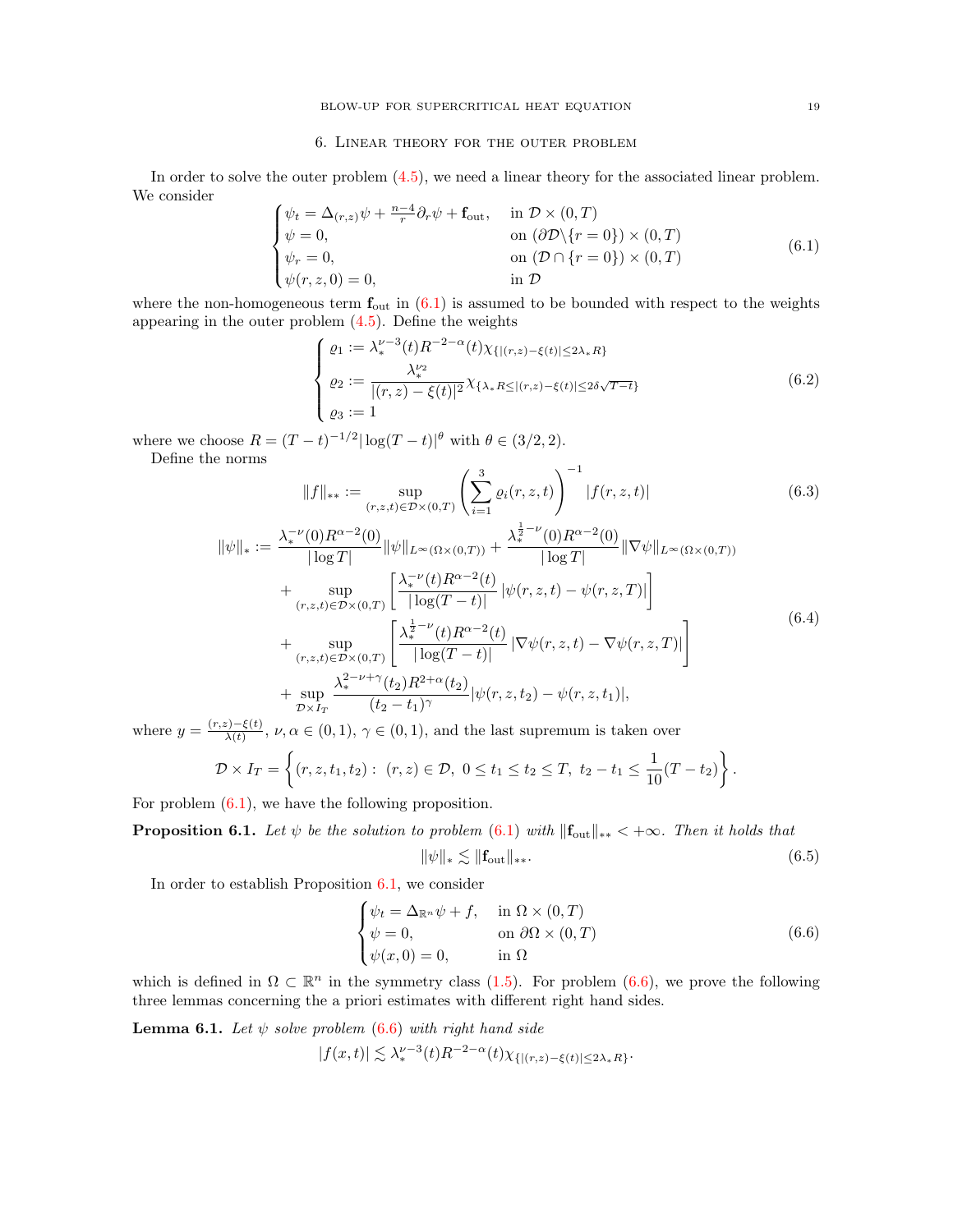## 6. Linear theory for the outer problem

In order to solve the outer problem (4.5), we need a linear theory for the associated linear problem. We consider

$$
\begin{cases}
\psi_t = \Delta_{(r,z)}\psi + \frac{n-4}{r}\partial_r \psi + \mathbf{f}_{\text{out}}, & \text{in } \mathcal{D}\times(0,T)\\
\psi = 0, & \text{on } (\partial\mathcal{D}\backslash\{r=0\})\times(0,T)\\
\psi_r = 0, & \text{on } (\mathcal{D}\cap\{r=0\})\times(0,T)\\
\psi(r,z,0) = 0, & \text{in } \mathcal{D}
\end{cases}
\tag{6.1}
$$

where the non-homogeneous term $\mathbf{f}_{\text{out}}$ in (6.1) is assumed to be bounded with respect to the weights appearing in the outer problem (4.5). Define the weights

$$
\begin{cases}
\varrho_1 := \lambda_*^{\nu-3}(t) R^{-2-\alpha}(t)\chi_{\{|(r,z)-\xi(t)|\le 2\lambda_* R\}}\\
\varrho_2 := \dfrac{\lambda_*^{\nu_2}}{|(r,z)-\xi(t)|^2}\chi_{\{\lambda_* R\le |(r,z)-\xi(t)|\le 2\delta\sqrt{T-t}\}}\\
\varrho_3 := 1
\end{cases}
\tag{6.2}
$$

where we choose $R = (T-t)^{-1/2}|\log(T-t)|^{\theta}$ with $\theta\in(3/2,2)$.

Define the norms

$$
\|f\|_{**} := \sup_{(r,z,t)\in\mathcal{D}\times(0,T)} \left(\sum_{i=1}^{3}\varrho_i(r,z,t)\right)^{-1}|f(r,z,t)|
\tag{6.3}
$$

$$
\begin{aligned}
\|\psi\|_* :=\; & \frac{\lambda_*^{-\nu}(0)R^{\alpha-2}(0)}{|\log T|}\|\psi\|_{L^\infty(\Omega\times(0,T))} + \frac{\lambda_*^{\frac{1}{2}-\nu}(0)R^{\alpha-2}(0)}{|\log T|}\|\nabla\psi\|_{L^\infty(\Omega\times(0,T))}\\
& + \sup_{(r,z,t)\in\mathcal{D}\times(0,T)}\left[\frac{\lambda_*^{-\nu}(t)R^{\alpha-2}(t)}{|\log(T-t)|}\,|\psi(r,z,t)-\psi(r,z,T)|\right]\\
& + \sup_{(r,z,t)\in\mathcal{D}\times(0,T)}\left[\frac{\lambda_*^{\frac{1}{2}-\nu}(t)R^{\alpha-2}(t)}{|\log(T-t)|}\,|\nabla\psi(r,z,t)-\nabla\psi(r,z,T)|\right]\\
& + \sup_{\mathcal{D}\times I_T}\frac{\lambda_*^{2-\nu+\gamma}(t_2)R^{2+\alpha}(t_2)}{(t_2-t_1)^{\gamma}}|\psi(r,z,t_2)-\psi(r,z,t_1)|,
\end{aligned}
\tag{6.4}
$$

where $y=\frac{(r,z)-\xi(t)}{\lambda(t)}$, $\nu,\alpha\in(0,1)$, $\gamma\in(0,1)$, and the last supremum is taken over

$$
\mathcal{D}\times I_T = \left\{(r,z,t_1,t_2):\ (r,z)\in\mathcal{D},\ 0\le t_1\le t_2\le T,\ t_2-t_1\le\frac{1}{10}(T-t_2)\right\}.
$$

For problem (6.1), we have the following proposition.

**Proposition 6.1.** *Let $\psi$ be the solution to problem (6.1) with $\|\mathbf{f}_{\text{out}}\|_{**}<+\infty$. Then it holds that*

$$
\|\psi\|_* \lesssim \|\mathbf{f}_{\text{out}}\|_{**}.
\tag{6.5}
$$

In order to establish Proposition 6.1, we consider

$$
\begin{cases}
\psi_t = \Delta_{\mathbb{R}^n}\psi + f, & \text{in } \Omega\times(0,T)\\
\psi = 0, & \text{on } \partial\Omega\times(0,T)\\
\psi(x,0) = 0, & \text{in } \Omega
\end{cases}
\tag{6.6}
$$

which is defined in $\Omega\subset\mathbb{R}^n$ in the symmetry class (1.5). For problem (6.6), we prove the following three lemmas concerning the a priori estimates with different right hand sides.

**Lemma 6.1.** *Let $\psi$ solve problem (6.6) with right hand side*

$$
|f(x,t)| \lesssim \lambda_*^{\nu-3}(t)R^{-2-\alpha}(t)\chi_{\{|(r,z)-\xi(t)|\le 2\lambda_* R\}}.
$$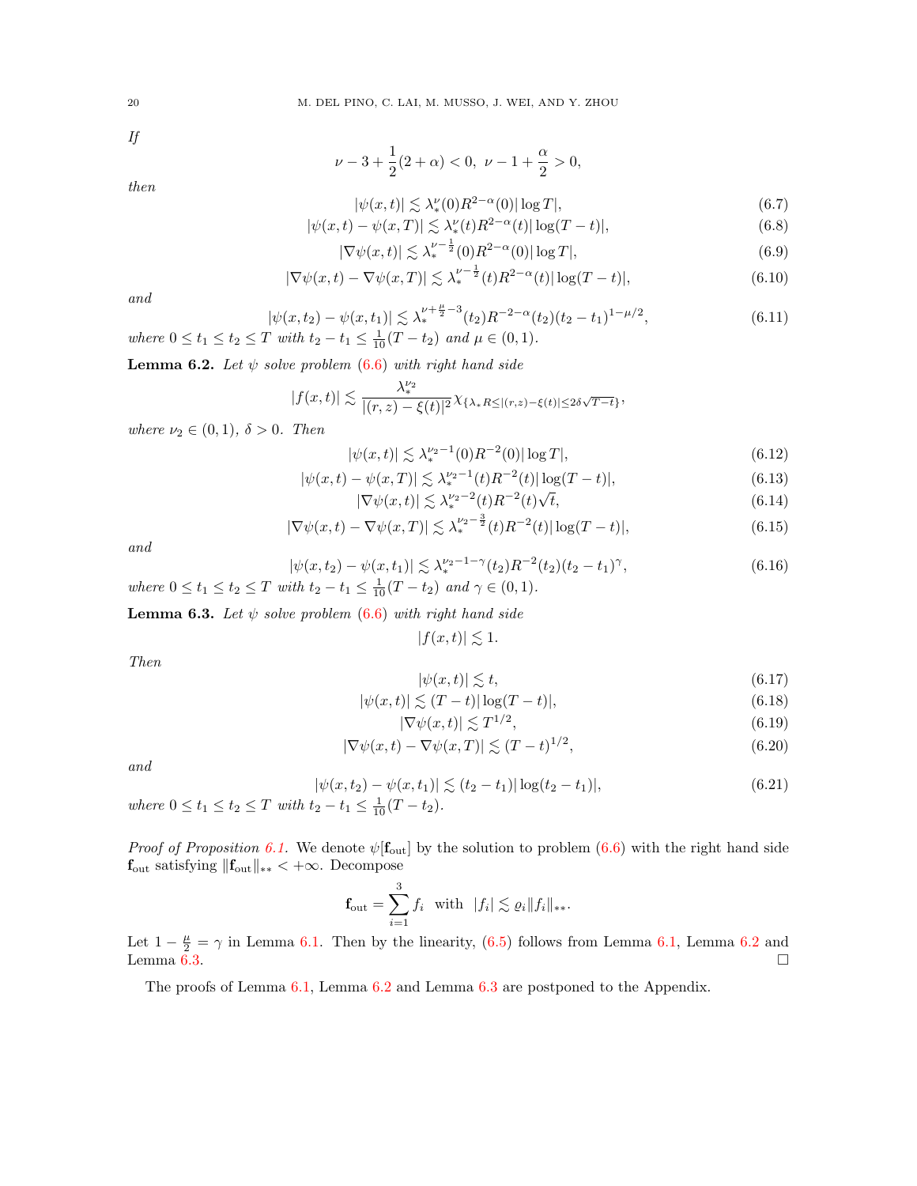*If*

$$\nu - 3 + \frac{1}{2}(2+\alpha) < 0, \ \ \nu - 1 + \frac{\alpha}{2} > 0,$$

*then*

$$|\psi(x,t)| \lesssim \lambda_*^{\nu}(0) R^{2-\alpha}(0) |\log T|, \tag{6.7}$$

$$|\psi(x,t) - \psi(x,T)| \lesssim \lambda_*^{\nu}(t) R^{2-\alpha}(t) |\log(T-t)|, \tag{6.8}$$

$$|\nabla \psi(x,t)| \lesssim \lambda_*^{\nu-\frac{1}{2}}(0) R^{2-\alpha}(0) |\log T|, \tag{6.9}$$

$$|\nabla \psi(x,t) - \nabla \psi(x,T)| \lesssim \lambda_*^{\nu-\frac{1}{2}}(t) R^{2-\alpha}(t) |\log(T-t)|, \tag{6.10}$$

*and*

$$|\psi(x,t_2) - \psi(x,t_1)| \lesssim \lambda_*^{\nu+\frac{\mu}{2}-3}(t_2) R^{-2-\alpha}(t_2)(t_2-t_1)^{1-\mu/2}, \tag{6.11}$$

*where* $0 \le t_1 \le t_2 \le T$ *with* $t_2 - t_1 \le \frac{1}{10}(T - t_2)$ *and* $\mu \in (0,1)$.

**Lemma 6.2.** *Let* $\psi$ *solve problem* (6.6) *with right hand side*

$$|f(x,t)| \lesssim \frac{\lambda_*^{\nu_2}}{|(r,z)-\xi(t)|^2} \chi_{\{\lambda_* R \le |(r,z)-\xi(t)| \le 2\delta\sqrt{T-t}\}},$$

*where* $\nu_2 \in (0,1)$, $\delta > 0$. *Then*

$$|\psi(x,t)| \lesssim \lambda_*^{\nu_2-1}(0) R^{-2}(0) |\log T|, \tag{6.12}$$

$$|\psi(x,t) - \psi(x,T)| \lesssim \lambda_*^{\nu_2-1}(t) R^{-2}(t) |\log(T-t)|, \tag{6.13}$$

$$|\nabla \psi(x,t)| \lesssim \lambda_*^{\nu_2-2}(t) R^{-2}(t) \sqrt{t}, \tag{6.14}$$

$$|\nabla \psi(x,t) - \nabla \psi(x,T)| \lesssim \lambda_*^{\nu_2-\frac{3}{2}}(t) R^{-2}(t) |\log(T-t)|, \tag{6.15}$$

*and*

$$|\psi(x,t_2) - \psi(x,t_1)| \lesssim \lambda_*^{\nu_2-1-\gamma}(t_2) R^{-2}(t_2)(t_2-t_1)^{\gamma}, \tag{6.16}$$

*where* $0 \le t_1 \le t_2 \le T$ *with* $t_2 - t_1 \le \frac{1}{10}(T - t_2)$ *and* $\gamma \in (0,1)$.

**Lemma 6.3.** *Let* $\psi$ *solve problem* (6.6) *with right hand side*

$$|f(x,t)| \lesssim 1.$$

*Then*

$$|\psi(x,t)| \lesssim t, \tag{6.17}$$

$$|\psi(x,t)| \lesssim (T-t)|\log(T-t)|, \tag{6.18}$$

$$|\nabla \psi(x,t)| \lesssim T^{1/2}, \tag{6.19}$$

$$|\nabla \psi(x,t) - \nabla \psi(x,T)| \lesssim (T-t)^{1/2}, \tag{6.20}$$

*and*

$$|\psi(x,t_2) - \psi(x,t_1)| \lesssim (t_2-t_1)|\log(t_2-t_1)|, \tag{6.21}$$

*where* $0 \le t_1 \le t_2 \le T$ *with* $t_2 - t_1 \le \frac{1}{10}(T - t_2)$.

*Proof of Proposition 6.1.* We denote $\psi[\mathbf{f}_{\text{out}}]$ by the solution to problem (6.6) with the right hand side $\mathbf{f}_{\text{out}}$ satisfying $\|\mathbf{f}_{\text{out}}\|_{**} < +\infty$. Decompose

$$\mathbf{f}_{\text{out}} = \sum_{i=1}^{3} f_i \ \ \text{with} \ \ |f_i| \lesssim \varrho_i \|f_i\|_{**}.$$

Let $1 - \frac{\mu}{2} = \gamma$ in Lemma 6.1. Then by the linearity, (6.5) follows from Lemma 6.1, Lemma 6.2 and Lemma 6.3. $\square$

The proofs of Lemma 6.1, Lemma 6.2 and Lemma 6.3 are postponed to the Appendix.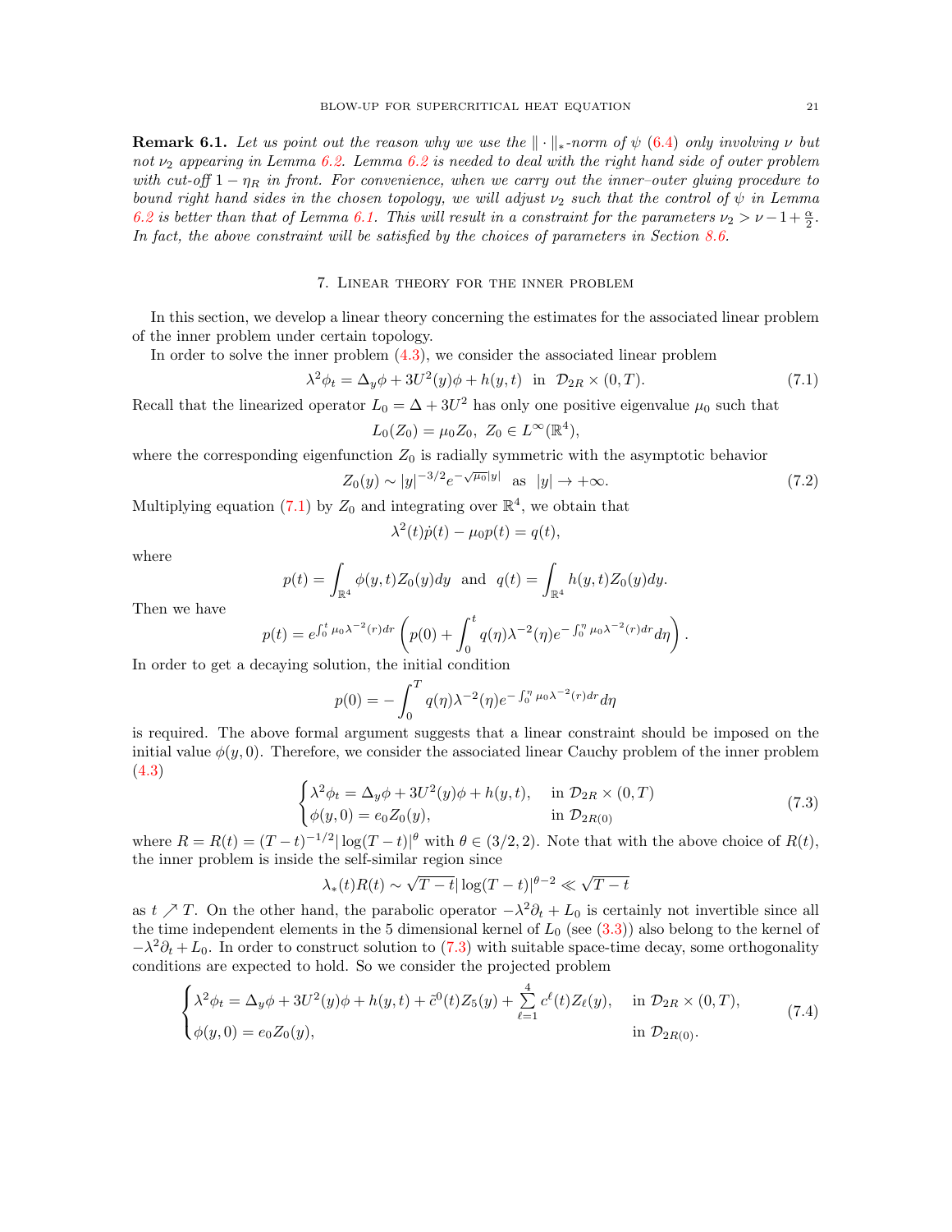**Remark 6.1.** *Let us point out the reason why we use the $\|\cdot\|_*$-norm of $\psi$ (6.4) only involving $\nu$ but not $\nu_2$ appearing in Lemma 6.2. Lemma 6.2 is needed to deal with the right hand side of outer problem with cut-off $1-\eta_R$ in front. For convenience, when we carry out the inner–outer gluing procedure to bound right hand sides in the chosen topology, we will adjust $\nu_2$ such that the control of $\psi$ in Lemma 6.2 is better than that of Lemma 6.1. This will result in a constraint for the parameters $\nu_2 > \nu - 1 + \frac{\alpha}{2}$. In fact, the above constraint will be satisfied by the choices of parameters in Section 8.6.*

## 7. Linear theory for the inner problem

In this section, we develop a linear theory concerning the estimates for the associated linear problem of the inner problem under certain topology.

In order to solve the inner problem (4.3), we consider the associated linear problem

$$\lambda^2 \phi_t = \Delta_y \phi + 3U^2(y)\phi + h(y,t) \ \text{ in } \ \mathcal{D}_{2R} \times (0,T). \tag{7.1}$$

Recall that the linearized operator $L_0 = \Delta + 3U^2$ has only one positive eigenvalue $\mu_0$ such that

$$L_0(Z_0) = \mu_0 Z_0, \ Z_0 \in L^\infty(\mathbb{R}^4),$$

where the corresponding eigenfunction $Z_0$ is radially symmetric with the asymptotic behavior

$$Z_0(y) \sim |y|^{-3/2} e^{-\sqrt{\mu_0}|y|} \ \text{ as } \ |y| \to +\infty. \tag{7.2}$$

Multiplying equation (7.1) by $Z_0$ and integrating over $\mathbb{R}^4$, we obtain that

$$\lambda^2(t)\dot{p}(t) - \mu_0 p(t) = q(t),$$

where

$$p(t) = \int_{\mathbb{R}^4} \phi(y,t) Z_0(y) dy \ \text{ and } \ q(t) = \int_{\mathbb{R}^4} h(y,t) Z_0(y) dy.$$

Then we have

$$p(t) = e^{\int_0^t \mu_0 \lambda^{-2}(r)dr} \left( p(0) + \int_0^t q(\eta)\lambda^{-2}(\eta) e^{-\int_0^\eta \mu_0 \lambda^{-2}(r)dr} d\eta \right).$$

In order to get a decaying solution, the initial condition

$$p(0) = -\int_0^T q(\eta)\lambda^{-2}(\eta) e^{-\int_0^\eta \mu_0 \lambda^{-2}(r)dr} d\eta$$

is required. The above formal argument suggests that a linear constraint should be imposed on the initial value $\phi(y,0)$. Therefore, we consider the associated linear Cauchy problem of the inner problem (4.3)

$$\begin{cases} \lambda^2 \phi_t = \Delta_y \phi + 3U^2(y)\phi + h(y,t), & \text{in } \mathcal{D}_{2R} \times (0,T) \\ \phi(y,0) = e_0 Z_0(y), & \text{in } \mathcal{D}_{2R(0)} \end{cases} \tag{7.3}$$

where $R = R(t) = (T-t)^{-1/2} |\log(T-t)|^\theta$ with $\theta \in (3/2, 2)$. Note that with the above choice of $R(t)$, the inner problem is inside the self-similar region since

$$\lambda_*(t) R(t) \sim \sqrt{T-t} |\log(T-t)|^{\theta-2} \ll \sqrt{T-t}$$

as $t \nearrow T$. On the other hand, the parabolic operator $-\lambda^2 \partial_t + L_0$ is certainly not invertible since all the time independent elements in the 5 dimensional kernel of $L_0$ (see (3.3)) also belong to the kernel of $-\lambda^2 \partial_t + L_0$. In order to construct solution to (7.3) with suitable space-time decay, some orthogonality conditions are expected to hold. So we consider the projected problem

$$\begin{cases} \lambda^2 \phi_t = \Delta_y \phi + 3U^2(y)\phi + h(y,t) + \tilde{c}^0(t) Z_5(y) + \sum\limits_{\ell=1}^{4} c^\ell(t) Z_\ell(y), & \text{in } \mathcal{D}_{2R} \times (0,T), \\ \phi(y,0) = e_0 Z_0(y), & \text{in } \mathcal{D}_{2R(0)}. \end{cases} \tag{7.4}$$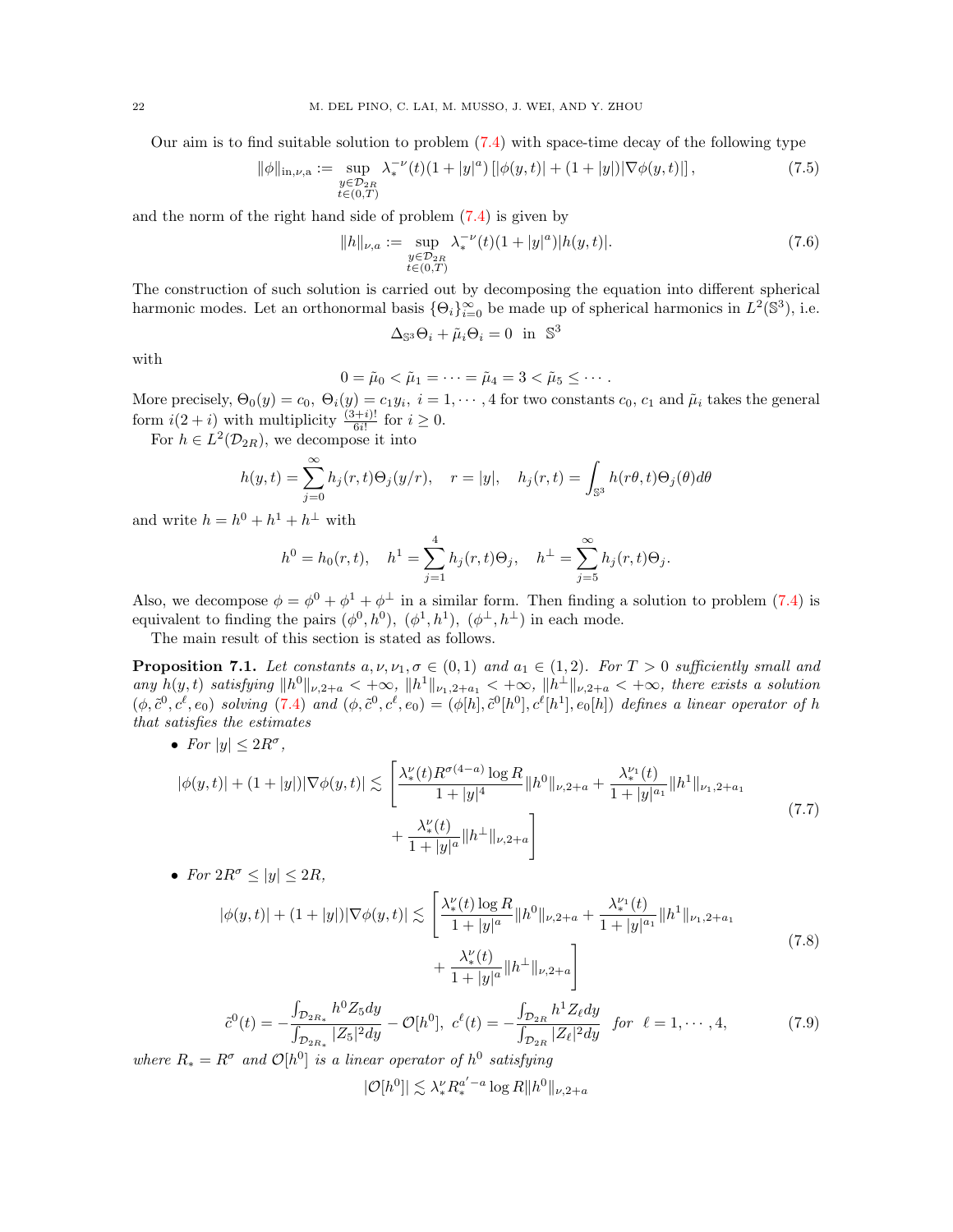Our aim is to find suitable solution to problem (7.4) with space-time decay of the following type

$$\|\phi\|_{\rm in,\nu,a} := \sup_{\substack{y\in \mathcal{D}_{2R}\\ t\in(0,T)}} \lambda_*^{-\nu}(t)(1+|y|^a)\left[|\phi(y,t)|+(1+|y|)|\nabla\phi(y,t)|\right], \tag{7.5}$$

and the norm of the right hand side of problem (7.4) is given by

$$\|h\|_{\nu,a} := \sup_{\substack{y\in \mathcal{D}_{2R}\\ t\in(0,T)}} \lambda_*^{-\nu}(t)(1+|y|^a)|h(y,t)|. \tag{7.6}$$

The construction of such solution is carried out by decomposing the equation into different spherical harmonic modes. Let an orthonormal basis $\{\Theta_i\}_{i=0}^\infty$ be made up of spherical harmonics in $L^2(\mathbb{S}^3)$, i.e.

$$\Delta_{\mathbb{S}^3}\Theta_i + \tilde\mu_i\Theta_i = 0 \ \text{ in } \ \mathbb{S}^3$$

with

$$0=\tilde\mu_0<\tilde\mu_1=\cdots=\tilde\mu_4=3<\tilde\mu_5\le\cdots.$$

More precisely, $\Theta_0(y)=c_0,\ \Theta_i(y)=c_1 y_i,\ i=1,\cdots,4$ for two constants $c_0$, $c_1$ and $\tilde\mu_i$ takes the general form $i(2+i)$ with multiplicity $\frac{(3+i)!}{6i!}$ for $i\ge 0$.

For $h\in L^2(\mathcal{D}_{2R})$, we decompose it into

$$h(y,t)=\sum_{j=0}^\infty h_j(r,t)\Theta_j(y/r),\quad r=|y|,\quad h_j(r,t)=\int_{\mathbb{S}^3} h(r\theta,t)\Theta_j(\theta)d\theta$$

and write $h=h^0+h^1+h^\perp$ with

$$h^0=h_0(r,t),\quad h^1=\sum_{j=1}^4 h_j(r,t)\Theta_j,\quad h^\perp=\sum_{j=5}^\infty h_j(r,t)\Theta_j.$$

Also, we decompose $\phi=\phi^0+\phi^1+\phi^\perp$ in a similar form. Then finding a solution to problem (7.4) is equivalent to finding the pairs $(\phi^0,h^0)$, $(\phi^1,h^1)$, $(\phi^\perp,h^\perp)$ in each mode.

The main result of this section is stated as follows.

**Proposition 7.1.** *Let constants $a,\nu,\nu_1,\sigma\in(0,1)$ and $a_1\in(1,2)$. For $T>0$ sufficiently small and any $h(y,t)$ satisfying $\|h^0\|_{\nu,2+a}<+\infty$, $\|h^1\|_{\nu_1,2+a_1}<+\infty$, $\|h^\perp\|_{\nu,2+a}<+\infty$, there exists a solution $(\phi,\tilde c^0,c^\ell,e_0)$ solving (7.4) and $(\phi,\tilde c^0,c^\ell,e_0)=(\phi[h],\tilde c^0[h^0],c^\ell[h^1],e_0[h])$ defines a linear operator of $h$ that satisfies the estimates*

- *For $|y|\le 2R^\sigma$,*

$$\begin{aligned}|\phi(y,t)|+(1+|y|)|\nabla\phi(y,t)| \lesssim \Bigg[&\frac{\lambda_*^\nu(t)R^{\sigma(4-a)}\log R}{1+|y|^4}\|h^0\|_{\nu,2+a}+\frac{\lambda_*^{\nu_1}(t)}{1+|y|^{a_1}}\|h^1\|_{\nu_1,2+a_1}\\ &+\frac{\lambda_*^\nu(t)}{1+|y|^a}\|h^\perp\|_{\nu,2+a}\Bigg]\end{aligned} \tag{7.7}$$

- *For $2R^\sigma\le|y|\le 2R$,*

$$\begin{aligned}|\phi(y,t)|+(1+|y|)|\nabla\phi(y,t)| \lesssim \Bigg[&\frac{\lambda_*^\nu(t)\log R}{1+|y|^a}\|h^0\|_{\nu,2+a}+\frac{\lambda_*^{\nu_1}(t)}{1+|y|^{a_1}}\|h^1\|_{\nu_1,2+a_1}\\ &+\frac{\lambda_*^\nu(t)}{1+|y|^a}\|h^\perp\|_{\nu,2+a}\Bigg]\end{aligned} \tag{7.8}$$

$$\tilde c^0(t)=-\frac{\int_{\mathcal{D}_{2R_*}}h^0Z_5dy}{\int_{\mathcal{D}_{2R_*}}|Z_5|^2dy}-\mathcal{O}[h^0],\ c^\ell(t)=-\frac{\int_{\mathcal{D}_{2R}}h^1Z_\ell dy}{\int_{\mathcal{D}_{2R}}|Z_\ell|^2dy}\ \ \textit{for}\ \ \ell=1,\cdots,4, \tag{7.9}$$

*where $R_*=R^\sigma$ and $\mathcal{O}[h^0]$ is a linear operator of $h^0$ satisfying*

$$|\mathcal{O}[h^0]|\lesssim \lambda_*^\nu R_*^{a'-a}\log R\|h^0\|_{\nu,2+a}$$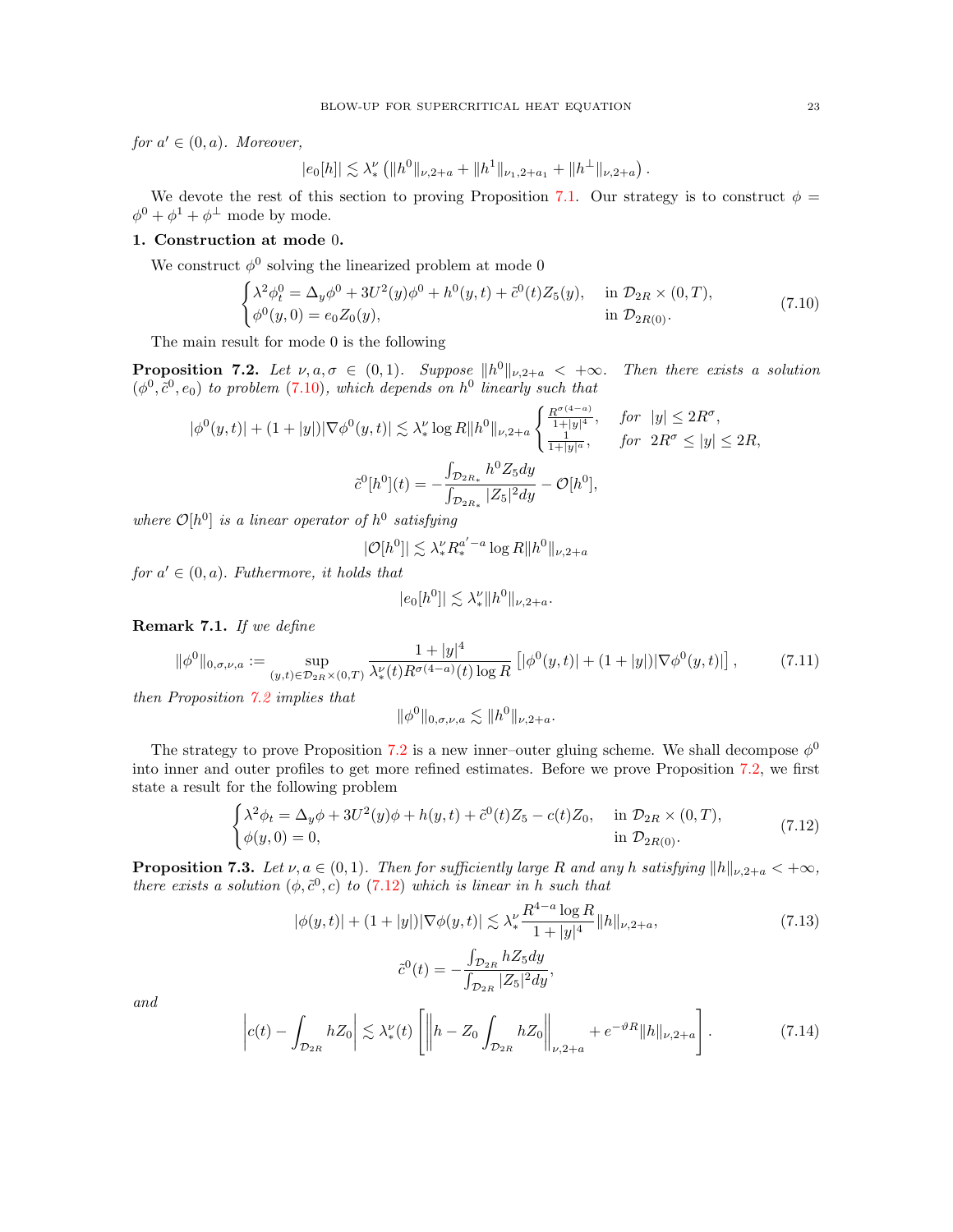*for* $a' \in (0, a)$*. Moreover,*

$$|e_0[h]| \lesssim \lambda_*^\nu \left( \|h^0\|_{\nu,2+a} + \|h^1\|_{\nu_1,2+a_1} + \|h^\perp\|_{\nu,2+a} \right).$$

We devote the rest of this section to proving Proposition 7.1. Our strategy is to construct $\phi = \phi^0 + \phi^1 + \phi^\perp$ mode by mode.

**1. Construction at mode** $0$**.**

We construct $\phi^0$ solving the linearized problem at mode 0

$$\begin{cases} \lambda^2 \phi^0_t = \Delta_y \phi^0 + 3U^2(y)\phi^0 + h^0(y,t) + \tilde{c}^0(t) Z_5(y), & \text{in } \mathcal{D}_{2R} \times (0,T), \\ \phi^0(y,0) = e_0 Z_0(y), & \text{in } \mathcal{D}_{2R(0)}. \end{cases} \tag{7.10}$$

The main result for mode 0 is the following

**Proposition 7.2.** *Let* $\nu, a, \sigma \in (0,1)$*. Suppose* $\|h^0\|_{\nu,2+a} < +\infty$*. Then there exists a solution* $(\phi^0, \tilde{c}^0, e_0)$ *to problem* (7.10)*, which depends on* $h^0$ *linearly such that*

$$|\phi^0(y,t)| + (1+|y|)|\nabla \phi^0(y,t)| \lesssim \lambda_*^\nu \log R \|h^0\|_{\nu,2+a} \begin{cases} \frac{R^{\sigma(4-a)}}{1+|y|^4}, & \text{for } |y| \le 2R^\sigma, \\ \frac{1}{1+|y|^a}, & \text{for } 2R^\sigma \le |y| \le 2R, \end{cases}$$

$$\tilde{c}^0[h^0](t) = -\frac{\int_{\mathcal{D}_{2R_*}} h^0 Z_5 dy}{\int_{\mathcal{D}_{2R_*}} |Z_5|^2 dy} - \mathcal{O}[h^0],$$

*where* $\mathcal{O}[h^0]$ *is a linear operator of* $h^0$ *satisfying*

$$|\mathcal{O}[h^0]| \lesssim \lambda_*^\nu R_*^{a'-a} \log R \|h^0\|_{\nu,2+a}$$

*for* $a' \in (0,a)$*. Futhermore, it holds that*

$$|e_0[h^0]| \lesssim \lambda_*^\nu \|h^0\|_{\nu,2+a}.$$

**Remark 7.1.** *If we define*

$$\|\phi^0\|_{0,\sigma,\nu,a} := \sup_{(y,t)\in \mathcal{D}_{2R}\times(0,T)} \frac{1+|y|^4}{\lambda_*^\nu(t) R^{\sigma(4-a)}(t) \log R} \left[ |\phi^0(y,t)| + (1+|y|)|\nabla \phi^0(y,t)| \right], \tag{7.11}$$

*then Proposition 7.2 implies that*

$$\|\phi^0\|_{0,\sigma,\nu,a} \lesssim \|h^0\|_{\nu,2+a}.$$

The strategy to prove Proposition 7.2 is a new inner–outer gluing scheme. We shall decompose $\phi^0$ into inner and outer profiles to get more refined estimates. Before we prove Proposition 7.2, we first state a result for the following problem

$$\begin{cases} \lambda^2 \phi_t = \Delta_y \phi + 3U^2(y)\phi + h(y,t) + \tilde{c}^0(t) Z_5 - c(t) Z_0, & \text{in } \mathcal{D}_{2R} \times (0,T), \\ \phi(y,0) = 0, & \text{in } \mathcal{D}_{2R(0)}. \end{cases} \tag{7.12}$$

**Proposition 7.3.** *Let* $\nu, a \in (0,1)$*. Then for sufficiently large* $R$ *and any* $h$ *satisfying* $\|h\|_{\nu,2+a} < +\infty$*, there exists a solution* $(\phi, \tilde{c}^0, c)$ *to* (7.12) *which is linear in* $h$ *such that*

$$|\phi(y,t)| + (1+|y|)|\nabla \phi(y,t)| \lesssim \lambda_*^\nu \frac{R^{4-a} \log R}{1+|y|^4} \|h\|_{\nu,2+a}, \tag{7.13}$$

$$\tilde{c}^0(t) = -\frac{\int_{\mathcal{D}_{2R}} h Z_5 dy}{\int_{\mathcal{D}_{2R}} |Z_5|^2 dy},$$

*and*

$$\left| c(t) - \int_{\mathcal{D}_{2R}} h Z_0 \right| \lesssim \lambda_*^\nu(t) \left[ \left\| h - Z_0 \int_{\mathcal{D}_{2R}} h Z_0 \right\|_{\nu,2+a} + e^{-\vartheta R} \|h\|_{\nu,2+a} \right]. \tag{7.14}$$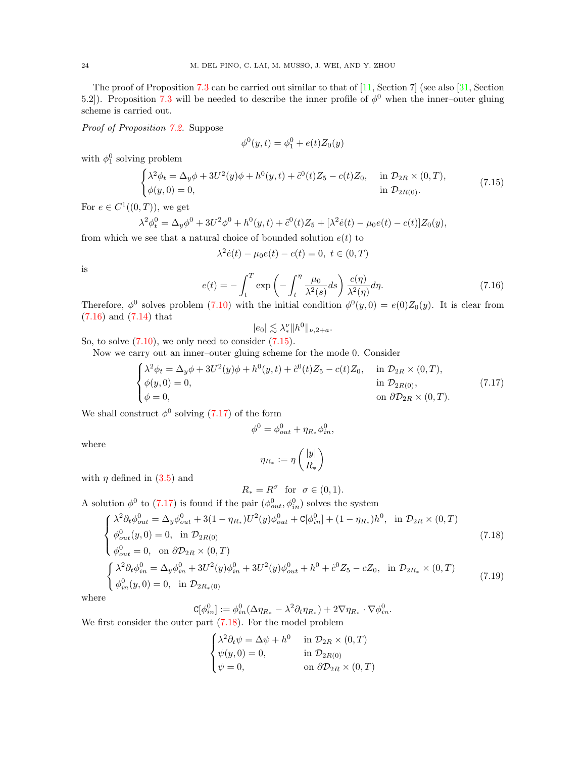The proof of Proposition 7.3 can be carried out similar to that of [11, Section 7] (see also [31, Section 5.2]). Proposition 7.3 will be needed to describe the inner profile of $\phi^0$ when the inner–outer gluing scheme is carried out.

*Proof of Proposition 7.2.* Suppose

$$\phi^0(y,t) = \phi_1^0 + e(t) Z_0(y)$$

with $\phi_1^0$ solving problem

$$\begin{cases} \lambda^2 \phi_t = \Delta_y \phi + 3U^2(y)\phi + h^0(y,t) + \tilde{c}^0(t) Z_5 - c(t) Z_0, & \text{in } \mathcal{D}_{2R} \times (0,T), \\ \phi(y,0) = 0, & \text{in } \mathcal{D}_{2R(0)}. \end{cases} \tag{7.15}$$

For $e \in C^1((0,T))$, we get

$$\lambda^2 \phi_t^0 = \Delta_y \phi^0 + 3U^2 \phi^0 + h^0(y,t) + \tilde{c}^0(t) Z_5 + [\lambda^2 \dot{e}(t) - \mu_0 e(t) - c(t)] Z_0(y),$$

from which we see that a natural choice of bounded solution $e(t)$ to

$$\lambda^2 \dot{e}(t) - \mu_0 e(t) - c(t) = 0, \ t \in (0,T)$$

is

$$e(t) = -\int_t^T \exp\left( -\int_t^\eta \frac{\mu_0}{\lambda^2(s)} ds \right) \frac{c(\eta)}{\lambda^2(\eta)} d\eta. \tag{7.16}$$

Therefore, $\phi^0$ solves problem (7.10) with the initial condition $\phi^0(y,0) = e(0) Z_0(y)$. It is clear from (7.16) and (7.14) that

$$|e_0| \lesssim \lambda_*^\nu \|h^0\|_{\nu, 2+a}.$$

So, to solve (7.10), we only need to consider (7.15).

Now we carry out an inner–outer gluing scheme for the mode 0. Consider

$$\begin{cases} \lambda^2 \phi_t = \Delta_y \phi + 3U^2(y)\phi + h^0(y,t) + \tilde{c}^0(t) Z_5 - c(t) Z_0, & \text{in } \mathcal{D}_{2R} \times (0,T), \\ \phi(y,0) = 0, & \text{in } \mathcal{D}_{2R(0)}, \\ \phi = 0, & \text{on } \partial \mathcal{D}_{2R} \times (0,T). \end{cases} \tag{7.17}$$

We shall construct $\phi^0$ solving (7.17) of the form

$$\phi^0 = \phi_{out}^0 + \eta_{R_*} \phi_{in}^0,$$

where

$$\eta_{R_*} := \eta\left( \frac{|y|}{R_*} \right)$$

with $\eta$ defined in (3.5) and

$$R_* = R^\sigma \quad \text{for} \quad \sigma \in (0,1).$$

A solution $\phi^0$ to (7.17) is found if the pair $(\phi_{out}^0, \phi_{in}^0)$ solves the system

$$\begin{cases} \lambda^2 \partial_t \phi_{out}^0 = \Delta_y \phi_{out}^0 + 3(1-\eta_{R_*}) U^2(y) \phi_{out}^0 + \mathtt{C}[\phi_{in}^0] + (1-\eta_{R_*}) h^0, & \text{in } \mathcal{D}_{2R} \times (0,T) \\ \phi_{out}^0(y,0) = 0, & \text{in } \mathcal{D}_{2R(0)} \\ \phi_{out}^0 = 0, & \text{on } \partial \mathcal{D}_{2R} \times (0,T) \end{cases} \tag{7.18}$$

$$\begin{cases} \lambda^2 \partial_t \phi_{in}^0 = \Delta_y \phi_{in}^0 + 3U^2(y) \phi_{in}^0 + 3U^2(y) \phi_{out}^0 + h^0 + \tilde{c}^0 Z_5 - c Z_0, & \text{in } \mathcal{D}_{2R_*} \times (0,T) \\ \phi_{in}^0(y,0) = 0, & \text{in } \mathcal{D}_{2R_*(0)} \end{cases} \tag{7.19}$$

where

$$\mathtt{C}[\phi_{in}^0] := \phi_{in}^0 (\Delta \eta_{R_*} - \lambda^2 \partial_t \eta_{R_*}) + 2 \nabla \eta_{R_*} \cdot \nabla \phi_{in}^0.$$

We first consider the outer part (7.18). For the model problem

$$\begin{cases} \lambda^2 \partial_t \psi = \Delta \psi + h^0 & \text{in } \mathcal{D}_{2R} \times (0,T) \\ \psi(y,0) = 0, & \text{in } \mathcal{D}_{2R(0)} \\ \psi = 0, & \text{on } \partial \mathcal{D}_{2R} \times (0,T) \end{cases}$$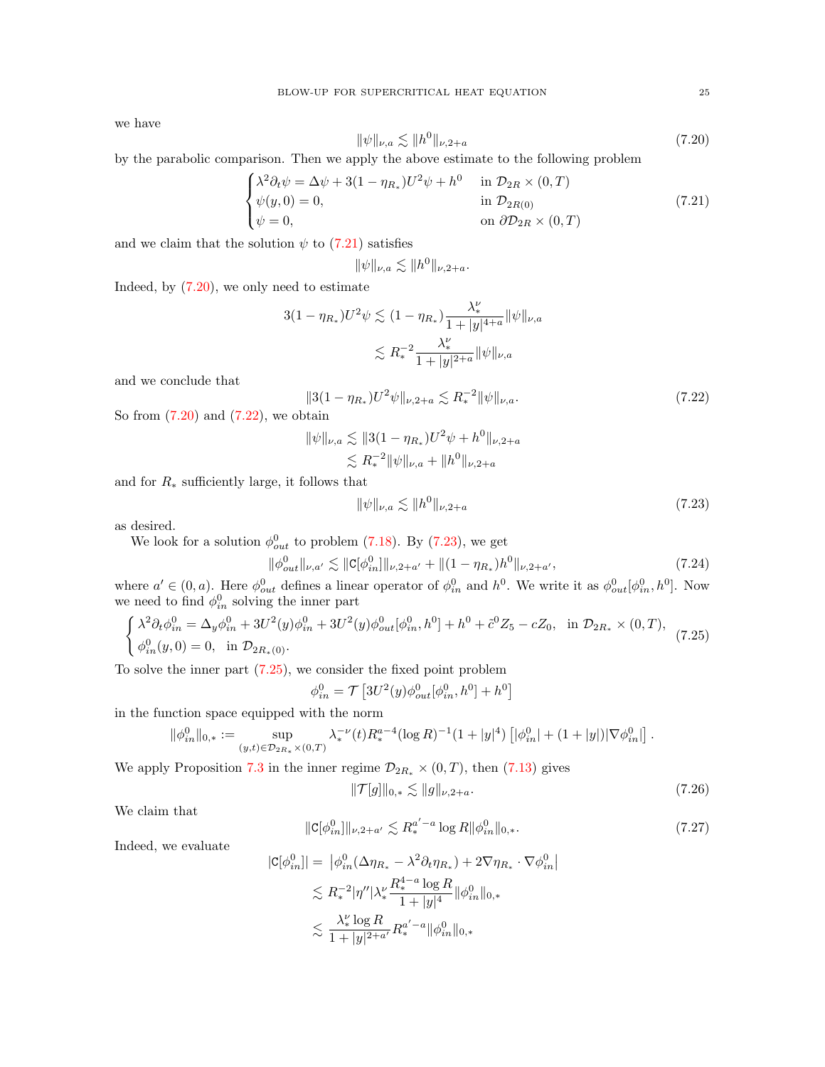we have

$$
\|\psi\|_{\nu,a} \lesssim \|h^0\|_{\nu,2+a} \tag{7.20}
$$

by the parabolic comparison. Then we apply the above estimate to the following problem

$$
\begin{cases}
\lambda^2 \partial_t \psi = \Delta \psi + 3(1-\eta_{R_*})U^2\psi + h^0 & \text{in } \mathcal{D}_{2R} \times (0,T) \\
\psi(y,0) = 0, & \text{in } \mathcal{D}_{2R(0)} \\
\psi = 0, & \text{on } \partial \mathcal{D}_{2R} \times (0,T)
\end{cases} \tag{7.21}
$$

and we claim that the solution $\psi$ to (7.21) satisfies

$$
\|\psi\|_{\nu,a} \lesssim \|h^0\|_{\nu,2+a}.
$$

Indeed, by (7.20), we only need to estimate

$$
\begin{aligned}
3(1-\eta_{R_*})U^2\psi &\lesssim (1-\eta_{R_*})\frac{\lambda_*^\nu}{1+|y|^{4+a}}\|\psi\|_{\nu,a} \\
&\lesssim R_*^{-2}\frac{\lambda_*^\nu}{1+|y|^{2+a}}\|\psi\|_{\nu,a}
\end{aligned}
$$

and we conclude that

$$
\|3(1-\eta_{R_*})U^2\psi\|_{\nu,2+a} \lesssim R_*^{-2}\|\psi\|_{\nu,a}. \tag{7.22}
$$

So from (7.20) and (7.22), we obtain

$$
\begin{aligned}
\|\psi\|_{\nu,a} &\lesssim \|3(1-\eta_{R_*})U^2\psi + h^0\|_{\nu,2+a} \\
&\lesssim R_*^{-2}\|\psi\|_{\nu,a} + \|h^0\|_{\nu,2+a}
\end{aligned}
$$

and for $R_*$ sufficiently large, it follows that

$$
\|\psi\|_{\nu,a} \lesssim \|h^0\|_{\nu,2+a} \tag{7.23}
$$

as desired.

We look for a solution $\phi^0_{out}$ to problem (7.18). By (7.23), we get

$$
\|\phi^0_{out}\|_{\nu,a'} \lesssim \|\mathtt{C}[\phi^0_{in}]\|_{\nu,2+a'} + \|(1-\eta_{R_*})h^0\|_{\nu,2+a'}, \tag{7.24}
$$

where $a' \in (0,a)$. Here $\phi^0_{out}$ defines a linear operator of $\phi^0_{in}$ and $h^0$. We write it as $\phi^0_{out}[\phi^0_{in}, h^0]$. Now we need to find $\phi^0_{in}$ solving the inner part

$$
\begin{cases}
\lambda^2 \partial_t \phi^0_{in} = \Delta_y \phi^0_{in} + 3U^2(y)\phi^0_{in} + 3U^2(y)\phi^0_{out}[\phi^0_{in}, h^0] + h^0 + \tilde{c}^0 Z_5 - cZ_0, \ \text{ in } \mathcal{D}_{2R_*} \times (0,T), \\
\phi^0_{in}(y,0) = 0, \ \text{ in } \mathcal{D}_{2R_*(0)}.
\end{cases} \tag{7.25}
$$

To solve the inner part (7.25), we consider the fixed point problem

$$
\phi^0_{in} = \mathcal{T}\left[3U^2(y)\phi^0_{out}[\phi^0_{in}, h^0] + h^0\right]
$$

in the function space equipped with the norm

$$
\|\phi^0_{in}\|_{0,*} := \sup_{(y,t)\in \mathcal{D}_{2R_*}\times(0,T)} \lambda_*^{-\nu}(t) R_*^{a-4}(\log R)^{-1}(1+|y|^4)\left[|\phi^0_{in}| + (1+|y|)|\nabla \phi^0_{in}|\right].
$$

We apply Proposition 7.3 in the inner regime $\mathcal{D}_{2R_*} \times (0,T)$, then (7.13) gives

$$
\|\mathcal{T}[g]\|_{0,*} \lesssim \|g\|_{\nu,2+a}. \tag{7.26}
$$

We claim that

$$
\|\mathtt{C}[\phi^0_{in}]\|_{\nu,2+a'} \lesssim R_*^{a'-a}\log R \|\phi^0_{in}\|_{0,*}. \tag{7.27}
$$

Indeed, we evaluate

$$
\begin{aligned}
|\mathtt{C}[\phi^0_{in}]| &= \left|\phi^0_{in}(\Delta \eta_{R_*} - \lambda^2 \partial_t \eta_{R_*}) + 2\nabla \eta_{R_*}\cdot \nabla \phi^0_{in}\right| \\
&\lesssim R_*^{-2}|\eta''|\lambda_*^\nu \frac{R_*^{4-a}\log R}{1+|y|^4}\|\phi^0_{in}\|_{0,*} \\
&\lesssim \frac{\lambda_*^\nu \log R}{1+|y|^{2+a'}} R_*^{a'-a}\|\phi^0_{in}\|_{0,*}
\end{aligned}
$$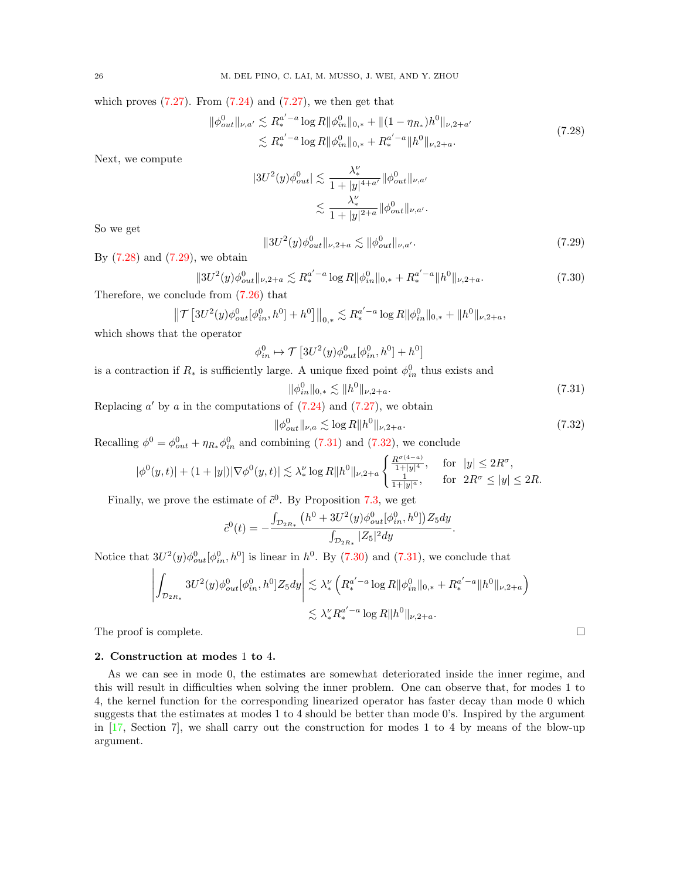which proves (7.27). From (7.24) and (7.27), we then get that

$$\begin{aligned}\|\phi^0_{out}\|_{\nu,a'} &\lesssim R_*^{a'-a}\log R\|\phi^0_{in}\|_{0,*} + \|(1-\eta_{R_*})h^0\|_{\nu,2+a'}\\ &\lesssim R_*^{a'-a}\log R\|\phi^0_{in}\|_{0,*} + R_*^{a'-a}\|h^0\|_{\nu,2+a}.\end{aligned} \tag{7.28}$$

Next, we compute

$$\begin{aligned}|3U^2(y)\phi^0_{out}| &\lesssim \frac{\lambda_*^\nu}{1+|y|^{4+a'}}\|\phi^0_{out}\|_{\nu,a'}\\ &\lesssim \frac{\lambda_*^\nu}{1+|y|^{2+a}}\|\phi^0_{out}\|_{\nu,a'}.\end{aligned}$$

So we get

$$\|3U^2(y)\phi^0_{out}\|_{\nu,2+a} \lesssim \|\phi^0_{out}\|_{\nu,a'}. \tag{7.29}$$

By (7.28) and (7.29), we obtain

$$\|3U^2(y)\phi^0_{out}\|_{\nu,2+a} \lesssim R_*^{a'-a}\log R\|\phi^0_{in}\|_{0,*} + R_*^{a'-a}\|h^0\|_{\nu,2+a}. \tag{7.30}$$

Therefore, we conclude from (7.26) that

$$\left\|\mathcal{T}\left[3U^2(y)\phi^0_{out}[\phi^0_{in},h^0] + h^0\right]\right\|_{0,*} \lesssim R_*^{a'-a}\log R\|\phi^0_{in}\|_{0,*} + \|h^0\|_{\nu,2+a},$$

which shows that the operator

$$\phi^0_{in} \mapsto \mathcal{T}\left[3U^2(y)\phi^0_{out}[\phi^0_{in},h^0] + h^0\right]$$

is a contraction if $R_*$ is sufficiently large. A unique fixed point $\phi^0_{in}$ thus exists and

$$\|\phi^0_{in}\|_{0,*} \lesssim \|h^0\|_{\nu,2+a}. \tag{7.31}$$

Replacing $a'$ by $a$ in the computations of (7.24) and (7.27), we obtain

$$\|\phi^0_{out}\|_{\nu,a} \lesssim \log R\|h^0\|_{\nu,2+a}. \tag{7.32}$$

Recalling $\phi^0 = \phi^0_{out} + \eta_{R_*}\phi^0_{in}$ and combining (7.31) and (7.32), we conclude

$$|\phi^0(y,t)| + (1+|y|)|\nabla\phi^0(y,t)| \lesssim \lambda_*^\nu \log R\|h^0\|_{\nu,2+a}\begin{cases}\frac{R^{\sigma(4-a)}}{1+|y|^4}, & \text{for } |y|\le 2R^\sigma,\\ \frac{1}{1+|y|^a}, & \text{for } 2R^\sigma \le |y| \le 2R.\end{cases}$$

Finally, we prove the estimate of $\tilde{c}^0$. By Proposition 7.3, we get

$$\tilde{c}^0(t) = -\frac{\int_{\mathcal{D}_{2R_*}}\left(h^0 + 3U^2(y)\phi^0_{out}[\phi^0_{in},h^0]\right)Z_5dy}{\int_{\mathcal{D}_{2R_*}}|Z_5|^2dy}.$$

Notice that $3U^2(y)\phi^0_{out}[\phi^0_{in},h^0]$ is linear in $h^0$. By (7.30) and (7.31), we conclude that

$$\begin{aligned}\left|\int_{\mathcal{D}_{2R_*}}3U^2(y)\phi^0_{out}[\phi^0_{in},h^0]Z_5dy\right| &\lesssim \lambda_*^\nu\left(R_*^{a'-a}\log R\|\phi^0_{in}\|_{0,*} + R_*^{a'-a}\|h^0\|_{\nu,2+a}\right)\\ &\lesssim \lambda_*^\nu R_*^{a'-a}\log R\|h^0\|_{\nu,2+a}.\end{aligned}$$

The proof is complete. $\square$

**2. Construction at modes 1 to 4.**

As we can see in mode 0, the estimates are somewhat deteriorated inside the inner regime, and this will result in difficulties when solving the inner problem. One can observe that, for modes 1 to 4, the kernel function for the corresponding linearized operator has faster decay than mode 0 which suggests that the estimates at modes 1 to 4 should be better than mode 0's. Inspired by the argument in [17, Section 7], we shall carry out the construction for modes 1 to 4 by means of the blow-up argument.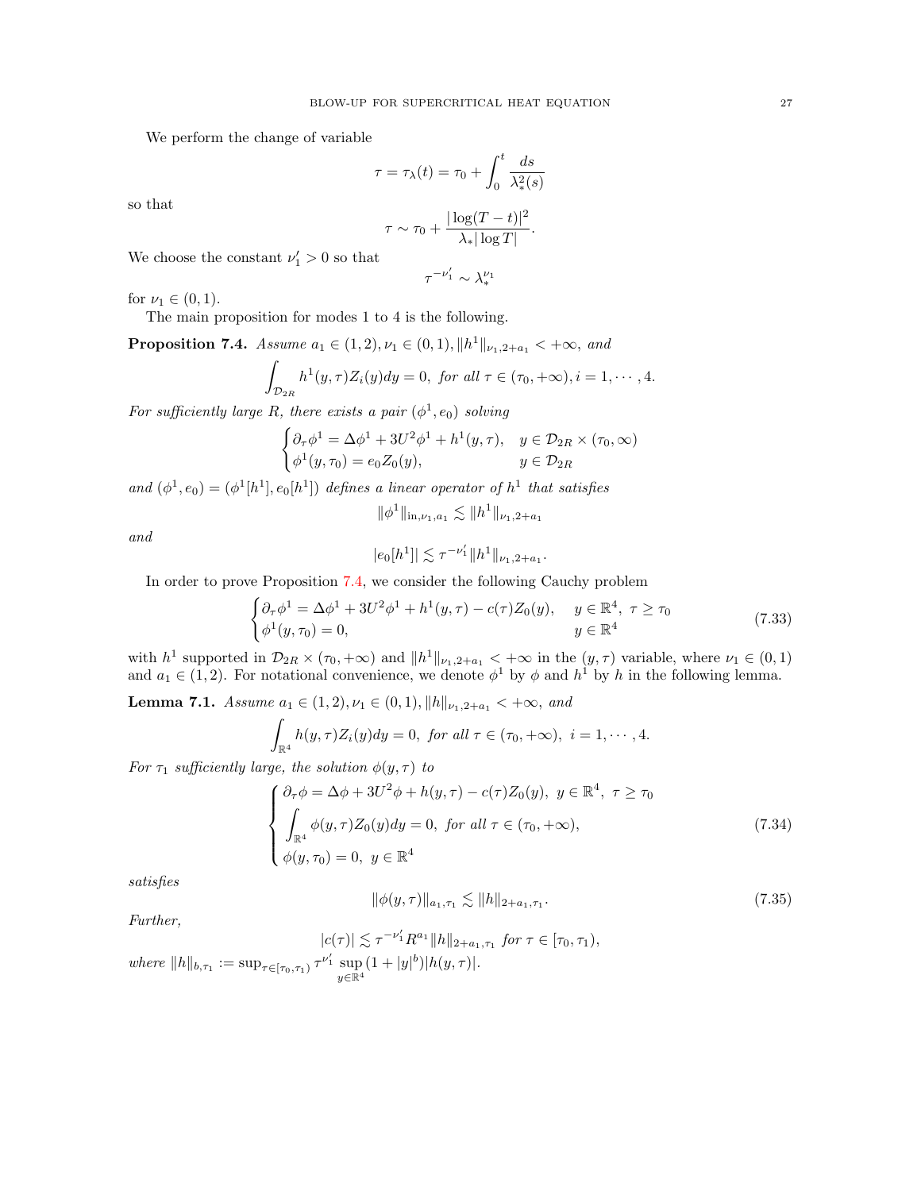We perform the change of variable

$$\tau = \tau_\lambda(t) = \tau_0 + \int_0^t \frac{ds}{\lambda_*^2(s)}$$

so that

$$\tau \sim \tau_0 + \frac{|\log(T-t)|^2}{\lambda_* |\log T|}.$$

We choose the constant $\nu_1' > 0$ so that

$$\tau^{-\nu_1'} \sim \lambda_*^{\nu_1}$$

for $\nu_1 \in (0,1)$.

The main proposition for modes 1 to 4 is the following.

**Proposition 7.4.** *Assume $a_1 \in (1,2), \nu_1 \in (0,1), \|h^1\|_{\nu_1, 2+a_1} < +\infty$, and*

$$\int_{\mathcal{D}_{2R}} h^1(y,\tau) Z_i(y) dy = 0, \text{ for all } \tau \in (\tau_0, +\infty), i = 1, \cdots, 4.$$

*For sufficiently large $R$, there exists a pair $(\phi^1, e_0)$ solving*

$$\begin{cases} \partial_\tau \phi^1 = \Delta \phi^1 + 3U^2 \phi^1 + h^1(y,\tau), & y \in \mathcal{D}_{2R} \times (\tau_0, \infty) \\ \phi^1(y, \tau_0) = e_0 Z_0(y), & y \in \mathcal{D}_{2R} \end{cases}$$

*and $(\phi^1, e_0) = (\phi^1[h^1], e_0[h^1])$ defines a linear operator of $h^1$ that satisfies*

$$\|\phi^1\|_{\text{in}, \nu_1, a_1} \lesssim \|h^1\|_{\nu_1, 2+a_1}$$

*and*

$$|e_0[h^1]| \lesssim \tau^{-\nu_1'} \|h^1\|_{\nu_1, 2+a_1}.$$

In order to prove Proposition 7.4, we consider the following Cauchy problem

$$\begin{cases} \partial_\tau \phi^1 = \Delta \phi^1 + 3U^2 \phi^1 + h^1(y,\tau) - c(\tau) Z_0(y), & y \in \mathbb{R}^4, \ \tau \geq \tau_0 \\ \phi^1(y, \tau_0) = 0, & y \in \mathbb{R}^4 \end{cases} \tag{7.33}$$

with $h^1$ supported in $\mathcal{D}_{2R} \times (\tau_0, +\infty)$ and $\|h^1\|_{\nu_1, 2+a_1} < +\infty$ in the $(y, \tau)$ variable, where $\nu_1 \in (0,1)$ and $a_1 \in (1,2)$. For notational convenience, we denote $\phi^1$ by $\phi$ and $h^1$ by $h$ in the following lemma.

**Lemma 7.1.** *Assume $a_1 \in (1,2), \nu_1 \in (0,1), \|h\|_{\nu_1, 2+a_1} < +\infty$, and*

$$\int_{\mathbb{R}^4} h(y,\tau) Z_i(y) dy = 0, \text{ for all } \tau \in (\tau_0, +\infty), \ i = 1, \cdots, 4.$$

*For $\tau_1$ sufficiently large, the solution $\phi(y,\tau)$ to*

$$\begin{cases} \partial_\tau \phi = \Delta \phi + 3U^2 \phi + h(y,\tau) - c(\tau) Z_0(y), \ y \in \mathbb{R}^4, \ \tau \geq \tau_0 \\ \displaystyle\int_{\mathbb{R}^4} \phi(y,\tau) Z_0(y) dy = 0, \text{ for all } \tau \in (\tau_0, +\infty), \\ \phi(y, \tau_0) = 0, \ y \in \mathbb{R}^4 \end{cases} \tag{7.34}$$

*satisfies*

$$\|\phi(y,\tau)\|_{a_1, \tau_1} \lesssim \|h\|_{2+a_1, \tau_1}. \tag{7.35}$$

*Further,*

$$|c(\tau)| \lesssim \tau^{-\nu_1'} R^{a_1} \|h\|_{2+a_1, \tau_1} \text{ for } \tau \in [\tau_0, \tau_1),$$

*where $\|h\|_{b, \tau_1} := \sup_{\tau \in [\tau_0, \tau_1)} \tau^{\nu_1'} \sup_{y \in \mathbb{R}^4} (1 + |y|^b) |h(y,\tau)|$.*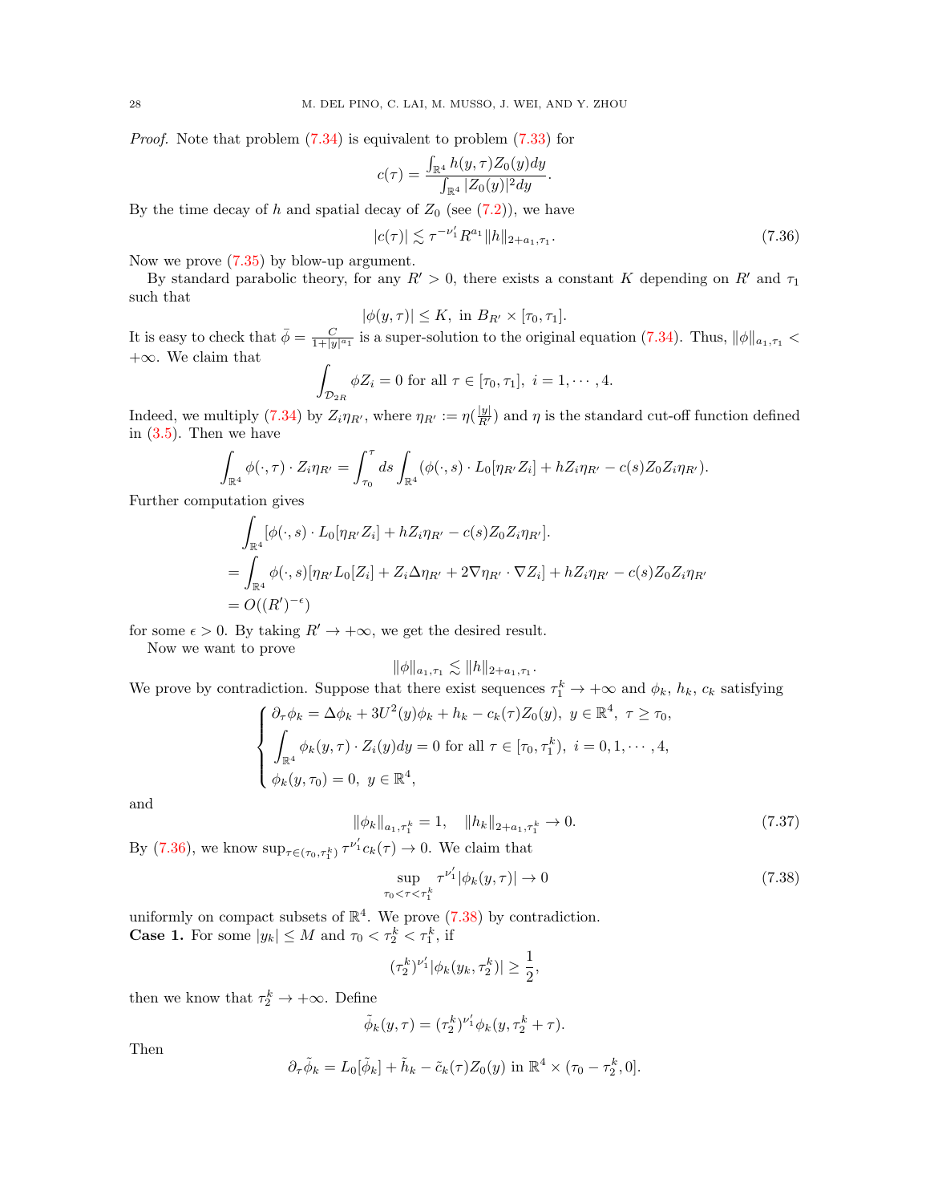*Proof.* Note that problem (7.34) is equivalent to problem (7.33) for

$$c(\tau) = \frac{\int_{\mathbb{R}^4} h(y,\tau) Z_0(y) dy}{\int_{\mathbb{R}^4} |Z_0(y)|^2 dy}.$$

By the time decay of $h$ and spatial decay of $Z_0$ (see (7.2)), we have

$$|c(\tau)| \lesssim \tau^{-\nu_1'} R^{a_1} \|h\|_{2+a_1,\tau_1}. \tag{7.36}$$

Now we prove (7.35) by blow-up argument.

By standard parabolic theory, for any $R' > 0$, there exists a constant $K$ depending on $R'$ and $\tau_1$ such that

$$|\phi(y,\tau)| \le K, \text{ in } B_{R'} \times [\tau_0, \tau_1].$$

It is easy to check that $\bar\phi = \frac{C}{1+|y|^{a_1}}$ is a super-solution to the original equation (7.34). Thus, $\|\phi\|_{a_1,\tau_1} < +\infty$. We claim that

$$\int_{\mathcal{D}_{2R}} \phi Z_i = 0 \text{ for all } \tau \in [\tau_0, \tau_1], \ i = 1, \cdots, 4.$$

Indeed, we multiply (7.34) by $Z_i \eta_{R'}$, where $\eta_{R'} := \eta(\frac{|y|}{R'})$ and $\eta$ is the standard cut-off function defined in (3.5). Then we have

$$\int_{\mathbb{R}^4} \phi(\cdot,\tau) \cdot Z_i \eta_{R'} = \int_{\tau_0}^{\tau} ds \int_{\mathbb{R}^4} (\phi(\cdot,s) \cdot L_0[\eta_{R'} Z_i] + h Z_i \eta_{R'} - c(s) Z_0 Z_i \eta_{R'}).$$

Further computation gives

$$\begin{aligned} &\int_{\mathbb{R}^4} [\phi(\cdot,s) \cdot L_0[\eta_{R'} Z_i] + h Z_i \eta_{R'} - c(s) Z_0 Z_i \eta_{R'}]. \\ =& \int_{\mathbb{R}^4} \phi(\cdot,s)[\eta_{R'} L_0[Z_i] + Z_i \Delta \eta_{R'} + 2\nabla \eta_{R'} \cdot \nabla Z_i] + h Z_i \eta_{R'} - c(s) Z_0 Z_i \eta_{R'} \\ =& O((R')^{-\epsilon}) \end{aligned}$$

for some $\epsilon > 0$. By taking $R' \to +\infty$, we get the desired result.

Now we want to prove

$$\|\phi\|_{a_1,\tau_1} \lesssim \|h\|_{2+a_1,\tau_1}.$$

We prove by contradiction. Suppose that there exist sequences $\tau_1^k \to +\infty$ and $\phi_k$, $h_k$, $c_k$ satisfying

$$\begin{cases} \partial_\tau \phi_k = \Delta \phi_k + 3U^2(y)\phi_k + h_k - c_k(\tau) Z_0(y), \ y \in \mathbb{R}^4, \ \tau \ge \tau_0, \\ \displaystyle\int_{\mathbb{R}^4} \phi_k(y,\tau) \cdot Z_i(y) dy = 0 \text{ for all } \tau \in [\tau_0, \tau_1^k), \ i = 0, 1, \cdots, 4, \\ \phi_k(y, \tau_0) = 0, \ y \in \mathbb{R}^4, \end{cases}$$

and

$$\|\phi_k\|_{a_1,\tau_1^k} = 1, \quad \|h_k\|_{2+a_1,\tau_1^k} \to 0. \tag{7.37}$$

By (7.36), we know $\sup_{\tau \in (\tau_0, \tau_1^k)} \tau^{\nu_1'} c_k(\tau) \to 0$. We claim that

$$\sup_{\tau_0 < \tau < \tau_1^k} \tau^{\nu_1'} |\phi_k(y,\tau)| \to 0 \tag{7.38}$$

uniformly on compact subsets of $\mathbb{R}^4$. We prove (7.38) by contradiction.

**Case 1.** For some $|y_k| \le M$ and $\tau_0 < \tau_2^k < \tau_1^k$, if

$$(\tau_2^k)^{\nu_1'} |\phi_k(y_k, \tau_2^k)| \ge \frac{1}{2},$$

then we know that $\tau_2^k \to +\infty$. Define

$$\tilde\phi_k(y,\tau) = (\tau_2^k)^{\nu_1'} \phi_k(y, \tau_2^k + \tau).$$

Then

$$\partial_\tau \tilde\phi_k = L_0[\tilde\phi_k] + \tilde h_k - \tilde c_k(\tau) Z_0(y) \text{ in } \mathbb{R}^4 \times (\tau_0 - \tau_2^k, 0].$$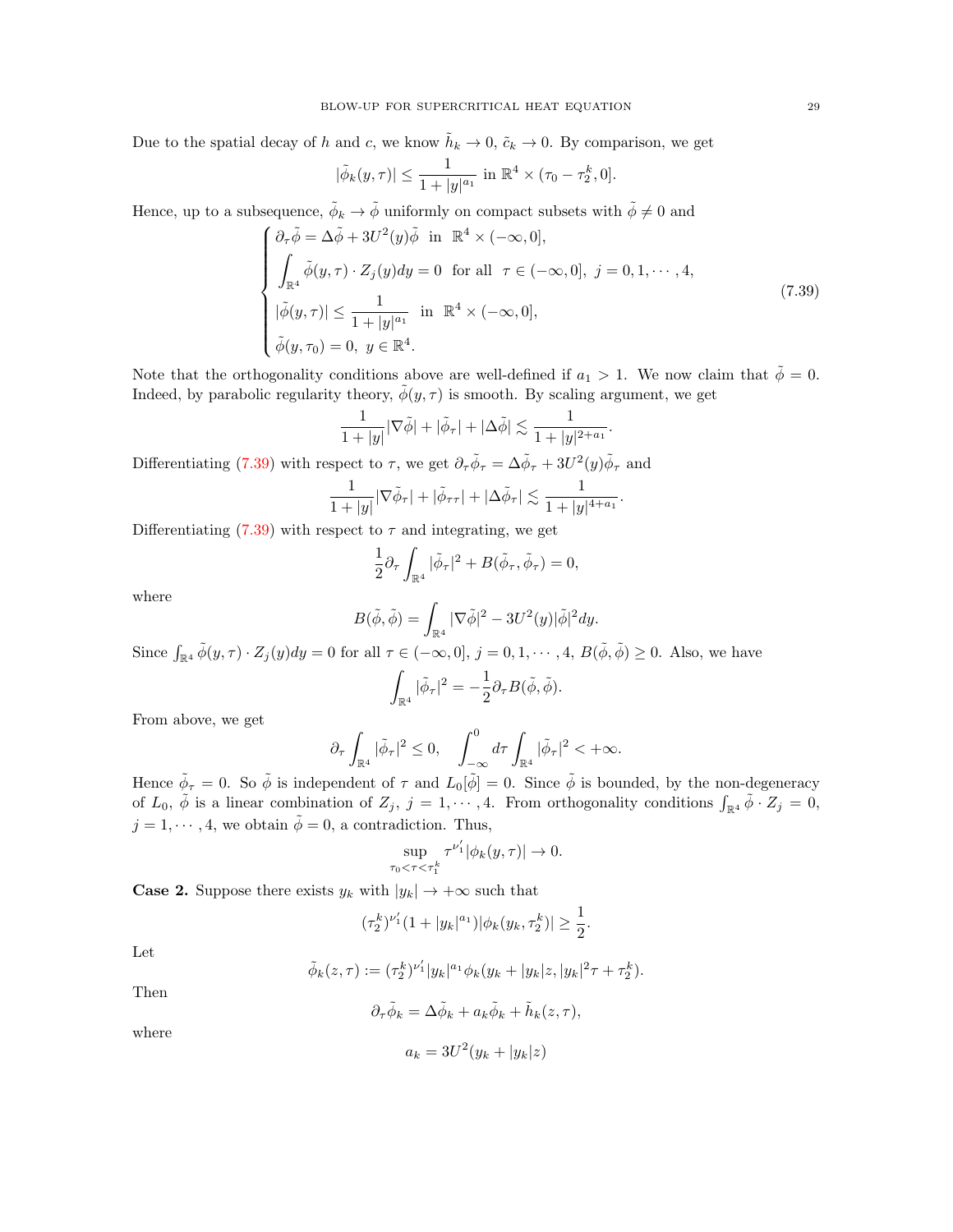Due to the spatial decay of $h$ and $c$, we know $\tilde{h}_k \to 0$, $\tilde{c}_k \to 0$. By comparison, we get

$$|\tilde{\phi}_k(y,\tau)| \leq \frac{1}{1+|y|^{a_1}} \text{ in } \mathbb{R}^4 \times (\tau_0 - \tau_2^k, 0].$$

Hence, up to a subsequence, $\tilde{\phi}_k \to \tilde{\phi}$ uniformly on compact subsets with $\tilde{\phi} \neq 0$ and

$$\begin{cases} \partial_\tau \tilde{\phi} = \Delta \tilde{\phi} + 3U^2(y)\tilde{\phi} \ \text{ in } \ \mathbb{R}^4 \times (-\infty, 0], \\ \displaystyle\int_{\mathbb{R}^4} \tilde{\phi}(y,\tau) \cdot Z_j(y) dy = 0 \ \text{ for all } \ \tau \in (-\infty, 0], \ j = 0, 1, \cdots, 4, \\ |\tilde{\phi}(y,\tau)| \leq \dfrac{1}{1+|y|^{a_1}} \ \text{ in } \ \mathbb{R}^4 \times (-\infty, 0], \\ \tilde{\phi}(y, \tau_0) = 0, \ y \in \mathbb{R}^4. \end{cases} \tag{7.39}$$

Note that the orthogonality conditions above are well-defined if $a_1 > 1$. We now claim that $\tilde{\phi} = 0$. Indeed, by parabolic regularity theory, $\tilde{\phi}(y,\tau)$ is smooth. By scaling argument, we get

$$\frac{1}{1+|y|}|\nabla \tilde{\phi}| + |\tilde{\phi}_\tau| + |\Delta \tilde{\phi}| \lesssim \frac{1}{1+|y|^{2+a_1}}.$$

Differentiating (7.39) with respect to $\tau$, we get $\partial_\tau \tilde{\phi}_\tau = \Delta \tilde{\phi}_\tau + 3U^2(y)\tilde{\phi}_\tau$ and

$$\frac{1}{1+|y|}|\nabla \tilde{\phi}_\tau| + |\tilde{\phi}_{\tau\tau}| + |\Delta \tilde{\phi}_\tau| \lesssim \frac{1}{1+|y|^{4+a_1}}.$$

Differentiating (7.39) with respect to $\tau$ and integrating, we get

$$\frac{1}{2}\partial_\tau \int_{\mathbb{R}^4} |\tilde{\phi}_\tau|^2 + B(\tilde{\phi}_\tau, \tilde{\phi}_\tau) = 0,$$

where

$$B(\tilde{\phi}, \tilde{\phi}) = \int_{\mathbb{R}^4} |\nabla \tilde{\phi}|^2 - 3U^2(y)|\tilde{\phi}|^2 dy.$$

Since $\int_{\mathbb{R}^4} \tilde{\phi}(y,\tau) \cdot Z_j(y) dy = 0$ for all $\tau \in (-\infty, 0]$, $j = 0, 1, \cdots, 4$, $B(\tilde{\phi}, \tilde{\phi}) \geq 0$. Also, we have

$$\int_{\mathbb{R}^4} |\tilde{\phi}_\tau|^2 = -\frac{1}{2}\partial_\tau B(\tilde{\phi}, \tilde{\phi}).$$

From above, we get

$$\partial_\tau \int_{\mathbb{R}^4} |\tilde{\phi}_\tau|^2 \leq 0, \quad \int_{-\infty}^0 d\tau \int_{\mathbb{R}^4} |\tilde{\phi}_\tau|^2 < +\infty.$$

Hence $\tilde{\phi}_\tau = 0$. So $\tilde{\phi}$ is independent of $\tau$ and $L_0[\tilde{\phi}] = 0$. Since $\tilde{\phi}$ is bounded, by the non-degeneracy of $L_0$, $\tilde{\phi}$ is a linear combination of $Z_j$, $j = 1, \cdots, 4$. From orthogonality conditions $\int_{\mathbb{R}^4} \tilde{\phi} \cdot Z_j = 0$, $j = 1, \cdots, 4$, we obtain $\tilde{\phi} = 0$, a contradiction. Thus,

$$\sup_{\tau_0 < \tau < \tau_1^k} \tau^{\nu_1'} |\phi_k(y,\tau)| \to 0.$$

**Case 2.** Suppose there exists $y_k$ with $|y_k| \to +\infty$ such that

$$(\tau_2^k)^{\nu_1'}(1+|y_k|^{a_1})|\phi_k(y_k, \tau_2^k)| \geq \frac{1}{2}.$$

Let

$$\tilde{\phi}_k(z,\tau) := (\tau_2^k)^{\nu_1'}|y_k|^{a_1}\phi_k(y_k + |y_k|z, |y_k|^2\tau + \tau_2^k).$$

Then

$$\partial_\tau \tilde{\phi}_k = \Delta \tilde{\phi}_k + a_k \tilde{\phi}_k + \tilde{h}_k(z,\tau),$$

where

$$a_k = 3U^2(y_k + |y_k|z)$$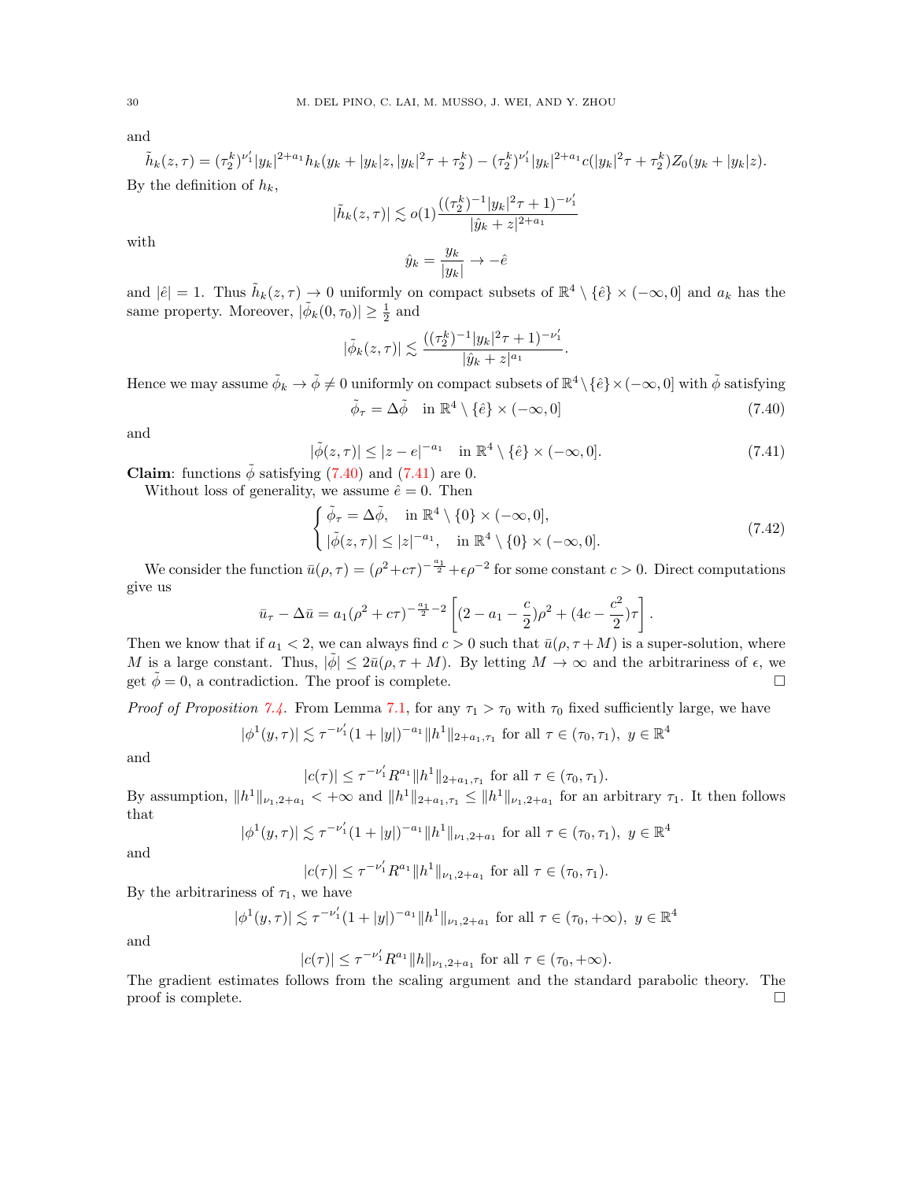and

$$\tilde{h}_k(z,\tau) = (\tau_2^k)^{\nu_1'}|y_k|^{2+a_1}h_k(y_k + |y_k|z, |y_k|^2\tau + \tau_2^k) - (\tau_2^k)^{\nu_1'}|y_k|^{2+a_1}c(|y_k|^2\tau + \tau_2^k)Z_0(y_k + |y_k|z).$$

By the definition of $h_k$,

$$|\tilde{h}_k(z,\tau)| \lesssim o(1)\frac{((\tau_2^k)^{-1}|y_k|^2\tau + 1)^{-\nu_1'}}{|\hat{y}_k + z|^{2+a_1}}$$

with

$$\hat{y}_k = \frac{y_k}{|y_k|} \to -\hat{e}$$

and $|\hat{e}| = 1$. Thus $\tilde{h}_k(z,\tau) \to 0$ uniformly on compact subsets of $\mathbb{R}^4 \setminus \{\hat{e}\} \times (-\infty, 0]$ and $a_k$ has the same property. Moreover, $|\tilde{\phi}_k(0,\tau_0)| \geq \frac{1}{2}$ and

$$|\tilde{\phi}_k(z,\tau)| \lesssim \frac{((\tau_2^k)^{-1}|y_k|^2\tau + 1)^{-\nu_1'}}{|\hat{y}_k + z|^{a_1}}.$$

Hence we may assume $\tilde{\phi}_k \to \tilde{\phi} \neq 0$ uniformly on compact subsets of $\mathbb{R}^4 \setminus \{\hat{e}\} \times (-\infty, 0]$ with $\tilde{\phi}$ satisfying

$$\tilde{\phi}_\tau = \Delta\tilde{\phi} \quad \text{in } \mathbb{R}^4 \setminus \{\hat{e}\} \times (-\infty, 0] \tag{7.40}$$

and

$$|\tilde{\phi}(z,\tau)| \leq |z - e|^{-a_1} \quad \text{in } \mathbb{R}^4 \setminus \{\hat{e}\} \times (-\infty, 0]. \tag{7.41}$$

**Claim**: functions $\tilde{\phi}$ satisfying (7.40) and (7.41) are 0.

Without loss of generality, we assume $\hat{e} = 0$. Then

$$\begin{cases} \tilde{\phi}_\tau = \Delta\tilde{\phi}, & \text{in } \mathbb{R}^4 \setminus \{0\} \times (-\infty, 0], \\ |\tilde{\phi}(z,\tau)| \leq |z|^{-a_1}, & \text{in } \mathbb{R}^4 \setminus \{0\} \times (-\infty, 0]. \end{cases} \tag{7.42}$$

We consider the function $\bar{u}(\rho,\tau) = (\rho^2 + c\tau)^{-\frac{a_1}{2}} + \epsilon\rho^{-2}$ for some constant $c > 0$. Direct computations give us

$$\bar{u}_\tau - \Delta\bar{u} = a_1(\rho^2 + c\tau)^{-\frac{a_1}{2}-2}\left[(2 - a_1 - \frac{c}{2})\rho^2 + (4c - \frac{c^2}{2})\tau\right].$$

Then we know that if $a_1 < 2$, we can always find $c > 0$ such that $\bar{u}(\rho, \tau + M)$ is a super-solution, where $M$ is a large constant. Thus, $|\tilde{\phi}| \leq 2\bar{u}(\rho, \tau + M)$. By letting $M \to \infty$ and the arbitrariness of $\epsilon$, we get $\tilde{\phi} = 0$, a contradiction. The proof is complete. $\square$

*Proof of Proposition 7.4.* From Lemma 7.1, for any $\tau_1 > \tau_0$ with $\tau_0$ fixed sufficiently large, we have

$$|\phi^1(y,\tau)| \lesssim \tau^{-\nu_1'}(1 + |y|)^{-a_1}\|h^1\|_{2+a_1,\tau_1} \text{ for all } \tau \in (\tau_0, \tau_1),\ y \in \mathbb{R}^4$$

and

$$|c(\tau)| \leq \tau^{-\nu_1'}R^{a_1}\|h^1\|_{2+a_1,\tau_1} \text{ for all } \tau \in (\tau_0, \tau_1).$$

By assumption, $\|h^1\|_{\nu_1,2+a_1} < +\infty$ and $\|h^1\|_{2+a_1,\tau_1} \leq \|h^1\|_{\nu_1,2+a_1}$ for an arbitrary $\tau_1$. It then follows that

$$|\phi^1(y,\tau)| \lesssim \tau^{-\nu_1'}(1 + |y|)^{-a_1}\|h^1\|_{\nu_1,2+a_1} \text{ for all } \tau \in (\tau_0, \tau_1),\ y \in \mathbb{R}^4$$

and

$$|c(\tau)| \leq \tau^{-\nu_1'}R^{a_1}\|h^1\|_{\nu_1,2+a_1} \text{ for all } \tau \in (\tau_0, \tau_1).$$

By the arbitrariness of $\tau_1$, we have

$$|\phi^1(y,\tau)| \lesssim \tau^{-\nu_1'}(1 + |y|)^{-a_1}\|h^1\|_{\nu_1,2+a_1} \text{ for all } \tau \in (\tau_0, +\infty),\ y \in \mathbb{R}^4$$

and

$$|c(\tau)| \leq \tau^{-\nu_1'}R^{a_1}\|h\|_{\nu_1,2+a_1} \text{ for all } \tau \in (\tau_0, +\infty).$$

The gradient estimates follows from the scaling argument and the standard parabolic theory. The proof is complete. $\square$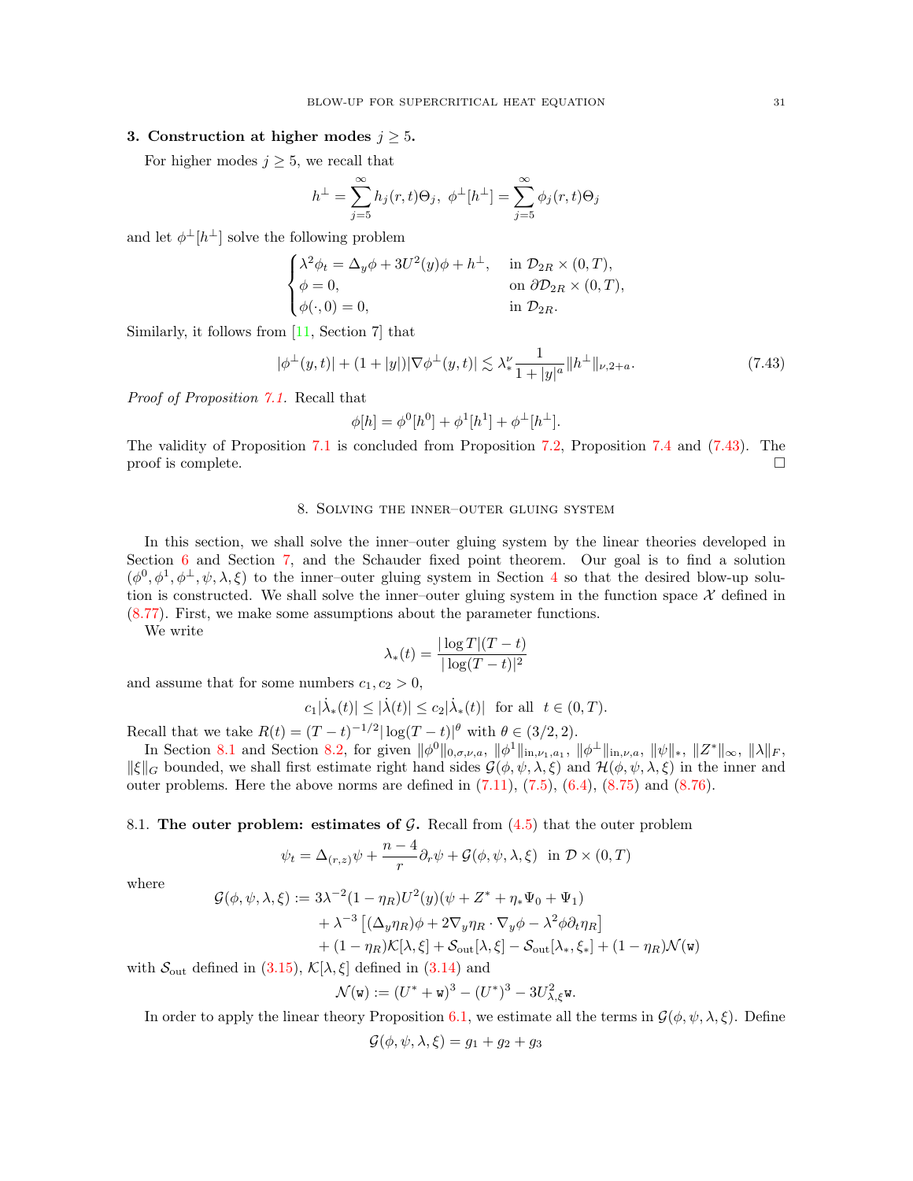**3. Construction at higher modes $j \geq 5$.**

For higher modes $j \geq 5$, we recall that

$$h^\perp = \sum_{j=5}^{\infty} h_j(r,t)\Theta_j, \;\; \phi^\perp[h^\perp] = \sum_{j=5}^{\infty} \phi_j(r,t)\Theta_j$$

and let $\phi^\perp[h^\perp]$ solve the following problem

$$\begin{cases} \lambda^2 \phi_t = \Delta_y \phi + 3U^2(y)\phi + h^\perp, & \text{in } \mathcal{D}_{2R} \times (0,T), \\ \phi = 0, & \text{on } \partial\mathcal{D}_{2R} \times (0,T), \\ \phi(\cdot, 0) = 0, & \text{in } \mathcal{D}_{2R}. \end{cases}$$

Similarly, it follows from [11, Section 7] that

$$|\phi^\perp(y,t)| + (1+|y|)|\nabla \phi^\perp(y,t)| \lesssim \lambda_*^\nu \frac{1}{1+|y|^a} \|h^\perp\|_{\nu, 2+a}. \tag{7.43}$$

*Proof of Proposition 7.1.* Recall that

$$\phi[h] = \phi^0[h^0] + \phi^1[h^1] + \phi^\perp[h^\perp].$$

The validity of Proposition 7.1 is concluded from Proposition 7.2, Proposition 7.4 and (7.43). The proof is complete. $\square$

## 8. Solving the inner–outer gluing system

In this section, we shall solve the inner–outer gluing system by the linear theories developed in Section 6 and Section 7, and the Schauder fixed point theorem. Our goal is to find a solution $(\phi^0, \phi^1, \phi^\perp, \psi, \lambda, \xi)$ to the inner–outer gluing system in Section 4 so that the desired blow-up solution is constructed. We shall solve the inner–outer gluing system in the function space $\mathcal{X}$ defined in (8.77). First, we make some assumptions about the parameter functions.

We write

$$\lambda_*(t) = \frac{|\log T|(T-t)}{|\log(T-t)|^2}$$

and assume that for some numbers $c_1, c_2 > 0$,

$$c_1|\dot\lambda_*(t)| \leq |\dot\lambda(t)| \leq c_2|\dot\lambda_*(t)| \;\; \text{for all} \;\; t \in (0,T).$$

Recall that we take $R(t) = (T-t)^{-1/2}|\log(T-t)|^\theta$ with $\theta \in (3/2, 2)$.

In Section 8.1 and Section 8.2, for given $\|\phi^0\|_{0,\sigma,\nu,a}$, $\|\phi^1\|_{\text{in},\nu_1,a_1}$, $\|\phi^\perp\|_{\text{in},\nu,a}$, $\|\psi\|_*$, $\|Z^*\|_\infty$, $\|\lambda\|_F$, $\|\xi\|_G$ bounded, we shall first estimate right hand sides $\mathcal{G}(\phi,\psi,\lambda,\xi)$ and $\mathcal{H}(\phi,\psi,\lambda,\xi)$ in the inner and outer problems. Here the above norms are defined in (7.11), (7.5), (6.4), (8.75) and (8.76).

### 8.1. The outer problem: estimates of $\mathcal{G}$.

Recall from (4.5) that the outer problem

$$\psi_t = \Delta_{(r,z)}\psi + \frac{n-4}{r}\partial_r \psi + \mathcal{G}(\phi,\psi,\lambda,\xi) \;\; \text{in } \mathcal{D} \times (0,T)$$

where

$$\begin{aligned} \mathcal{G}(\phi,\psi,\lambda,\xi) :=\; & 3\lambda^{-2}(1-\eta_R)U^2(y)(\psi + Z^* + \eta_*\Psi_0 + \Psi_1) \\ & + \lambda^{-3}\left[(\Delta_y \eta_R)\phi + 2\nabla_y \eta_R \cdot \nabla_y \phi - \lambda^2 \phi \partial_t \eta_R\right] \\ & + (1-\eta_R)\mathcal{K}[\lambda,\xi] + \mathcal{S}_{\text{out}}[\lambda,\xi] - \mathcal{S}_{\text{out}}[\lambda_*,\xi_*] + (1-\eta_R)\mathcal{N}(\mathtt{w}) \end{aligned}$$

with $\mathcal{S}_{\text{out}}$ defined in (3.15), $\mathcal{K}[\lambda,\xi]$ defined in (3.14) and

$$\mathcal{N}(\mathtt{w}) := (U^* + \mathtt{w})^3 - (U^*)^3 - 3U_{\lambda,\xi}^2 \mathtt{w}.$$

In order to apply the linear theory Proposition 6.1, we estimate all the terms in $\mathcal{G}(\phi,\psi,\lambda,\xi)$. Define

$$\mathcal{G}(\phi,\psi,\lambda,\xi) = g_1 + g_2 + g_3$$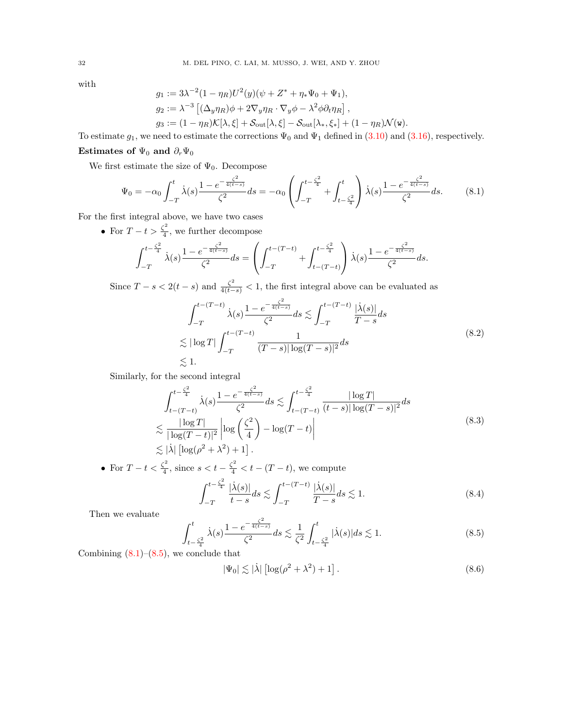with

$$
\begin{aligned}
g_1 &:= 3\lambda^{-2}(1-\eta_R)U^2(y)(\psi + Z^* + \eta_* \Psi_0 + \Psi_1),\\
g_2 &:= \lambda^{-3}\left[(\Delta_y \eta_R)\phi + 2\nabla_y \eta_R \cdot \nabla_y \phi - \lambda^2 \phi \partial_t \eta_R\right],\\
g_3 &:= (1-\eta_R)\mathcal{K}[\lambda,\xi] + \mathcal{S}_{\rm out}[\lambda,\xi] - \mathcal{S}_{\rm out}[\lambda_*,\xi_*] + (1-\eta_R)\mathcal{N}(\mathtt{w}).
\end{aligned}
$$

To estimate $g_1$, we need to estimate the corrections $\Psi_0$ and $\Psi_1$ defined in (3.10) and (3.16), respectively.

**Estimates of $\Psi_0$ and $\partial_r \Psi_0$**

We first estimate the size of $\Psi_0$. Decompose

$$
\Psi_0 = -\alpha_0 \int_{-T}^{t} \dot\lambda(s) \frac{1-e^{-\frac{\zeta^2}{4(t-s)}}}{\zeta^2} ds = -\alpha_0 \left( \int_{-T}^{t-\frac{\zeta^2}{4}} + \int_{t-\frac{\zeta^2}{4}}^{t} \right) \dot\lambda(s) \frac{1-e^{-\frac{\zeta^2}{4(t-s)}}}{\zeta^2} ds. \tag{8.1}
$$

For the first integral above, we have two cases

- For $T-t > \frac{\zeta^2}{4}$, we further decompose

$$
\int_{-T}^{t-\frac{\zeta^2}{4}} \dot\lambda(s) \frac{1-e^{-\frac{\zeta^2}{4(t-s)}}}{\zeta^2} ds = \left( \int_{-T}^{t-(T-t)} + \int_{t-(T-t)}^{t-\frac{\zeta^2}{4}} \right) \dot\lambda(s) \frac{1-e^{-\frac{\zeta^2}{4(t-s)}}}{\zeta^2} ds.
$$

Since $T-s < 2(t-s)$ and $\frac{\zeta^2}{4(t-s)} < 1$, the first integral above can be evaluated as

$$
\begin{aligned}
&\int_{-T}^{t-(T-t)} \dot\lambda(s) \frac{1-e^{-\frac{\zeta^2}{4(t-s)}}}{\zeta^2} ds \lesssim \int_{-T}^{t-(T-t)} \frac{|\dot\lambda(s)|}{T-s} ds \\
&\lesssim |\log T| \int_{-T}^{t-(T-t)} \frac{1}{(T-s)|\log(T-s)|^2} ds \\
&\lesssim 1.
\end{aligned} \tag{8.2}
$$

Similarly, for the second integral

$$
\begin{aligned}
&\int_{t-(T-t)}^{t-\frac{\zeta^2}{4}} \dot\lambda(s) \frac{1-e^{-\frac{\zeta^2}{4(t-s)}}}{\zeta^2} ds \lesssim \int_{t-(T-t)}^{t-\frac{\zeta^2}{4}} \frac{|\log T|}{(t-s)|\log(T-s)|^2} ds \\
&\lesssim \frac{|\log T|}{|\log(T-t)|^2} \left| \log\left(\frac{\zeta^2}{4}\right) - \log(T-t) \right| \\
&\lesssim |\dot\lambda| \left[\log(\rho^2+\lambda^2) + 1\right].
\end{aligned} \tag{8.3}
$$

- For $T-t < \frac{\zeta^2}{4}$, since $s < t - \frac{\zeta^2}{4} < t-(T-t)$, we compute

$$
\int_{-T}^{t-\frac{\zeta^2}{4}} \frac{|\dot\lambda(s)|}{t-s} ds \lesssim \int_{-T}^{t-(T-t)} \frac{|\dot\lambda(s)|}{T-s} ds \lesssim 1. \tag{8.4}
$$

Then we evaluate

$$
\int_{t-\frac{\zeta^2}{4}}^{t} \dot\lambda(s) \frac{1-e^{-\frac{\zeta^2}{4(t-s)}}}{\zeta^2} ds \lesssim \frac{1}{\zeta^2} \int_{t-\frac{\zeta^2}{4}}^{t} |\dot\lambda(s)| ds \lesssim 1. \tag{8.5}
$$

Combining (8.1)–(8.5), we conclude that

$$
|\Psi_0| \lesssim |\dot\lambda| \left[\log(\rho^2+\lambda^2) + 1\right]. \tag{8.6}
$$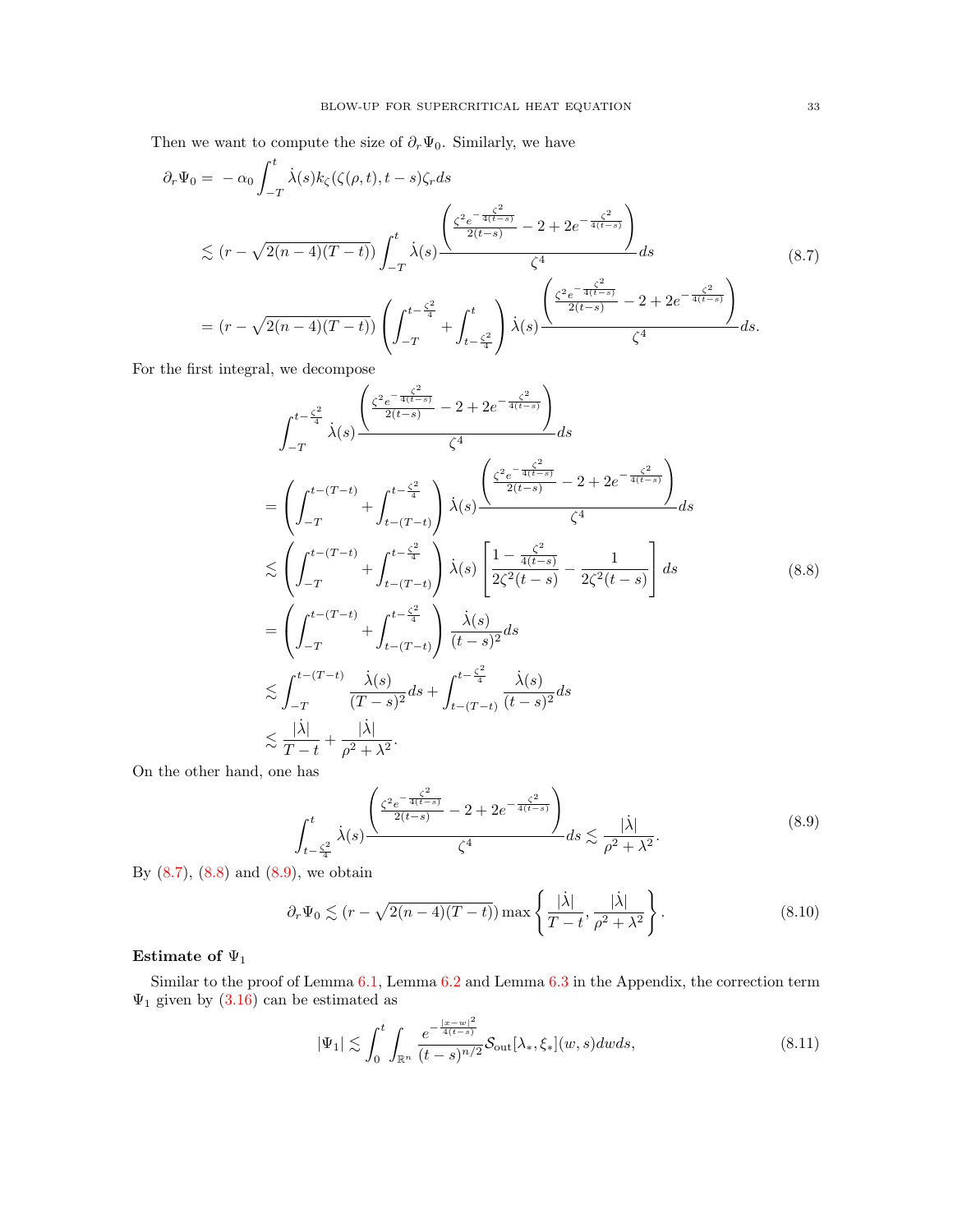Then we want to compute the size of $\partial_r \Psi_0$. Similarly, we have

$$
\begin{aligned}
\partial_r \Psi_0 = & -\alpha_0 \int_{-T}^{t} \dot{\lambda}(s) k_\zeta(\zeta(\rho,t), t-s)\zeta_r ds \\
& \lesssim (r - \sqrt{2(n-4)(T-t)}) \int_{-T}^{t} \dot{\lambda}(s) \frac{\left( \frac{\zeta^2 e^{-\frac{\zeta^2}{4(t-s)}}}{2(t-s)} - 2 + 2e^{-\frac{\zeta^2}{4(t-s)}} \right)}{\zeta^4} ds \\
& = (r - \sqrt{2(n-4)(T-t)}) \left( \int_{-T}^{t-\frac{\zeta^2}{4}} + \int_{t-\frac{\zeta^2}{4}}^{t} \right) \dot{\lambda}(s) \frac{\left( \frac{\zeta^2 e^{-\frac{\zeta^2}{4(t-s)}}}{2(t-s)} - 2 + 2e^{-\frac{\zeta^2}{4(t-s)}} \right)}{\zeta^4} ds.
\end{aligned}
\tag{8.7}
$$

For the first integral, we decompose

$$
\begin{aligned}
& \int_{-T}^{t-\frac{\zeta^2}{4}} \dot{\lambda}(s) \frac{\left( \frac{\zeta^2 e^{-\frac{\zeta^2}{4(t-s)}}}{2(t-s)} - 2 + 2e^{-\frac{\zeta^2}{4(t-s)}} \right)}{\zeta^4} ds \\
= & \left( \int_{-T}^{t-(T-t)} + \int_{t-(T-t)}^{t-\frac{\zeta^2}{4}} \right) \dot{\lambda}(s) \frac{\left( \frac{\zeta^2 e^{-\frac{\zeta^2}{4(t-s)}}}{2(t-s)} - 2 + 2e^{-\frac{\zeta^2}{4(t-s)}} \right)}{\zeta^4} ds \\
\lesssim & \left( \int_{-T}^{t-(T-t)} + \int_{t-(T-t)}^{t-\frac{\zeta^2}{4}} \right) \dot{\lambda}(s) \left[ \frac{1 - \frac{\zeta^2}{4(t-s)}}{2\zeta^2(t-s)} - \frac{1}{2\zeta^2(t-s)} \right] ds \\
= & \left( \int_{-T}^{t-(T-t)} + \int_{t-(T-t)}^{t-\frac{\zeta^2}{4}} \right) \frac{\dot{\lambda}(s)}{(t-s)^2} ds \\
\lesssim & \int_{-T}^{t-(T-t)} \frac{\dot{\lambda}(s)}{(T-s)^2} ds + \int_{t-(T-t)}^{t-\frac{\zeta^2}{4}} \frac{\dot{\lambda}(s)}{(t-s)^2} ds \\
\lesssim & \frac{|\dot{\lambda}|}{T-t} + \frac{|\dot{\lambda}|}{\rho^2 + \lambda^2}.
\end{aligned}
\tag{8.8}
$$

On the other hand, one has

$$
\int_{t-\frac{\zeta^2}{4}}^{t} \dot{\lambda}(s) \frac{\left( \frac{\zeta^2 e^{-\frac{\zeta^2}{4(t-s)}}}{2(t-s)} - 2 + 2e^{-\frac{\zeta^2}{4(t-s)}} \right)}{\zeta^4} ds \lesssim \frac{|\dot{\lambda}|}{\rho^2 + \lambda^2}.
\tag{8.9}
$$

By (8.7), (8.8) and (8.9), we obtain

$$
\partial_r \Psi_0 \lesssim (r - \sqrt{2(n-4)(T-t)}) \max \left\{ \frac{|\dot{\lambda}|}{T-t}, \frac{|\dot{\lambda}|}{\rho^2 + \lambda^2} \right\}.
\tag{8.10}
$$

**Estimate of $\Psi_1$**

Similar to the proof of Lemma 6.1, Lemma 6.2 and Lemma 6.3 in the Appendix, the correction term $\Psi_1$ given by (3.16) can be estimated as

$$
|\Psi_1| \lesssim \int_0^t \int_{\mathbb{R}^n} \frac{e^{-\frac{|x-w|^2}{4(t-s)}}}{(t-s)^{n/2}} \mathcal{S}_{\text{out}}[\lambda_*, \xi_*](w,s) dw ds,
\tag{8.11}
$$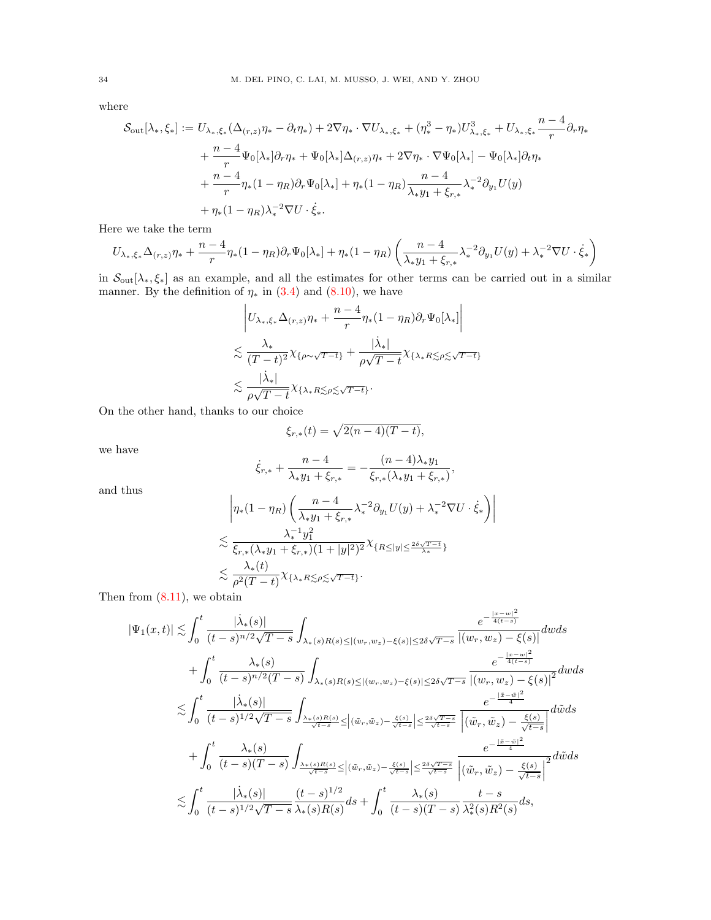where

$$
\begin{aligned}
\mathcal{S}_{\rm out}[\lambda_*,\xi_*] &:= U_{\lambda_*,\xi_*}(\Delta_{(r,z)}\eta_* - \partial_t\eta_*) + 2\nabla\eta_*\cdot\nabla U_{\lambda_*,\xi_*} + (\eta_*^3-\eta_*)U_{\lambda_*,\xi_*}^3 + U_{\lambda_*,\xi_*}\frac{n-4}{r}\partial_r\eta_* \\
&\quad + \frac{n-4}{r}\Psi_0[\lambda_*]\partial_r\eta_* + \Psi_0[\lambda_*]\Delta_{(r,z)}\eta_* + 2\nabla\eta_*\cdot\nabla\Psi_0[\lambda_*] - \Psi_0[\lambda_*]\partial_t\eta_* \\
&\quad + \frac{n-4}{r}\eta_*(1-\eta_R)\partial_r\Psi_0[\lambda_*] + \eta_*(1-\eta_R)\frac{n-4}{\lambda_* y_1+\xi_{r,*}}\lambda_*^{-2}\partial_{y_1}U(y) \\
&\quad + \eta_*(1-\eta_R)\lambda_*^{-2}\nabla U\cdot\dot{\xi}_*.
\end{aligned}
$$

Here we take the term

$$
U_{\lambda_*,\xi_*}\Delta_{(r,z)}\eta_* + \frac{n-4}{r}\eta_*(1-\eta_R)\partial_r\Psi_0[\lambda_*] + \eta_*(1-\eta_R)\left(\frac{n-4}{\lambda_* y_1+\xi_{r,*}}\lambda_*^{-2}\partial_{y_1}U(y) + \lambda_*^{-2}\nabla U\cdot\dot{\xi}_*\right)
$$

in $\mathcal{S}_{\rm out}[\lambda_*,\xi_*]$ as an example, and all the estimates for other terms can be carried out in a similar manner. By the definition of $\eta_*$ in (3.4) and (8.10), we have

$$
\begin{aligned}
&\left|U_{\lambda_*,\xi_*}\Delta_{(r,z)}\eta_* + \frac{n-4}{r}\eta_*(1-\eta_R)\partial_r\Psi_0[\lambda_*]\right| \\
&\lesssim \frac{\lambda_*}{(T-t)^2}\chi_{\{\rho\sim\sqrt{T-t}\}} + \frac{|\dot\lambda_*|}{\rho\sqrt{T-t}}\chi_{\{\lambda_* R\lesssim\rho\lesssim\sqrt{T-t}\}} \\
&\lesssim \frac{|\dot\lambda_*|}{\rho\sqrt{T-t}}\chi_{\{\lambda_* R\lesssim\rho\lesssim\sqrt{T-t}\}}.
\end{aligned}
$$

On the other hand, thanks to our choice

$$
\xi_{r,*}(t) = \sqrt{2(n-4)(T-t)},
$$

we have

$$
\dot\xi_{r,*} + \frac{n-4}{\lambda_* y_1+\xi_{r,*}} = -\frac{(n-4)\lambda_* y_1}{\xi_{r,*}(\lambda_* y_1+\xi_{r,*})},
$$

and thus

$$
\begin{aligned}
&\left|\eta_*(1-\eta_R)\left(\frac{n-4}{\lambda_* y_1+\xi_{r,*}}\lambda_*^{-2}\partial_{y_1}U(y) + \lambda_*^{-2}\nabla U\cdot\dot\xi_*\right)\right| \\
&\lesssim \frac{\lambda_*^{-1}y_1^2}{\xi_{r,*}(\lambda_* y_1+\xi_{r,*})(1+|y|^2)^2}\chi_{\{R\le|y|\le\frac{2\delta\sqrt{T-t}}{\lambda_*}\}} \\
&\lesssim \frac{\lambda_*(t)}{\rho^2(T-t)}\chi_{\{\lambda_* R\lesssim\rho\lesssim\sqrt{T-t}\}}.
\end{aligned}
$$

Then from (8.11), we obtain

$$
\begin{aligned}
|\Psi_1(x,t)| &\lesssim \int_0^t \frac{|\dot\lambda_*(s)|}{(t-s)^{n/2}\sqrt{T-s}}\int_{\lambda_*(s)R(s)\le|(w_r,w_z)-\xi(s)|\le2\delta\sqrt{T-s}} \frac{e^{-\frac{|x-w|^2}{4(t-s)}}}{|(w_r,w_z)-\xi(s)|}dwds \\
&\quad + \int_0^t \frac{\lambda_*(s)}{(t-s)^{n/2}(T-s)}\int_{\lambda_*(s)R(s)\le|(w_r,w_z)-\xi(s)|\le2\delta\sqrt{T-s}} \frac{e^{-\frac{|x-w|^2}{4(t-s)}}}{|(w_r,w_z)-\xi(s)|^2}dwds \\
&\lesssim \int_0^t \frac{|\dot\lambda_*(s)|}{(t-s)^{1/2}\sqrt{T-s}}\int_{\frac{\lambda_*(s)R(s)}{\sqrt{t-s}}\le\left|(\tilde w_r,\tilde w_z)-\frac{\xi(s)}{\sqrt{t-s}}\right|\le\frac{2\delta\sqrt{T-s}}{\sqrt{t-s}}} \frac{e^{-\frac{|\tilde x-\tilde w|^2}{4}}}{\left|(\tilde w_r,\tilde w_z)-\frac{\xi(s)}{\sqrt{t-s}}\right|}d\tilde wds \\
&\quad + \int_0^t \frac{\lambda_*(s)}{(t-s)(T-s)}\int_{\frac{\lambda_*(s)R(s)}{\sqrt{t-s}}\le\left|(\tilde w_r,\tilde w_z)-\frac{\xi(s)}{\sqrt{t-s}}\right|\le\frac{2\delta\sqrt{T-s}}{\sqrt{t-s}}} \frac{e^{-\frac{|\tilde x-\tilde w|^2}{4}}}{\left|(\tilde w_r,\tilde w_z)-\frac{\xi(s)}{\sqrt{t-s}}\right|^2}d\tilde wds \\
&\lesssim \int_0^t \frac{|\dot\lambda_*(s)|}{(t-s)^{1/2}\sqrt{T-s}}\frac{(t-s)^{1/2}}{\lambda_*(s)R(s)}ds + \int_0^t \frac{\lambda_*(s)}{(t-s)(T-s)}\frac{t-s}{\lambda_*^2(s)R^2(s)}ds,
\end{aligned}
$$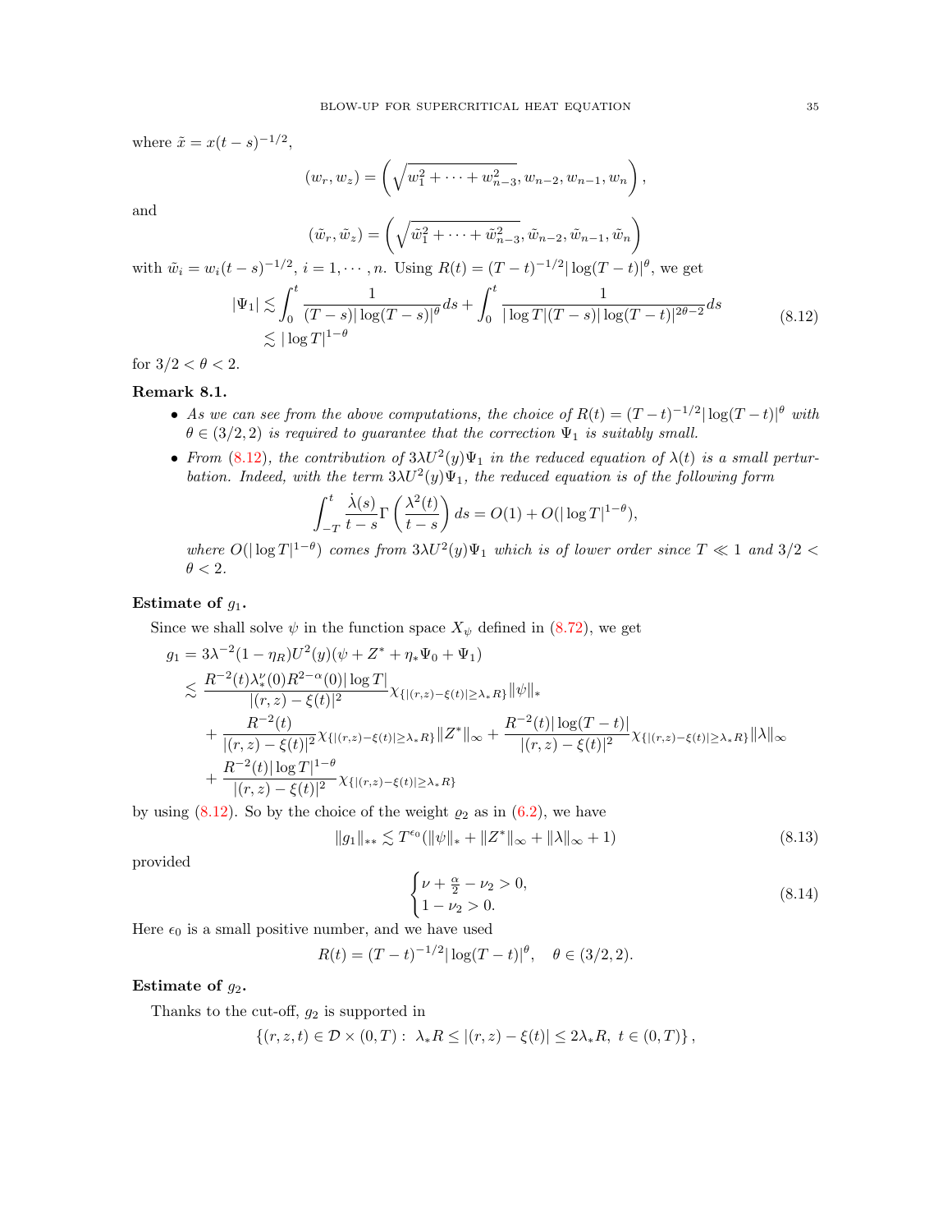where $\tilde{x} = x(t-s)^{-1/2}$,

$$(w_r, w_z) = \left( \sqrt{w_1^2 + \cdots + w_{n-3}^2}, w_{n-2}, w_{n-1}, w_n \right),$$

and

$$(\tilde{w}_r, \tilde{w}_z) = \left( \sqrt{\tilde{w}_1^2 + \cdots + \tilde{w}_{n-3}^2}, \tilde{w}_{n-2}, \tilde{w}_{n-1}, \tilde{w}_n \right)$$

with $\tilde{w}_i = w_i(t-s)^{-1/2}$, $i = 1, \cdots, n$. Using $R(t) = (T-t)^{-1/2} |\log(T-t)|^\theta$, we get

$$\begin{aligned} |\Psi_1| &\lesssim \int_0^t \frac{1}{(T-s)|\log(T-s)|^\theta} ds + \int_0^t \frac{1}{|\log T|(T-s)|\log(T-t)|^{2\theta-2}} ds \\ &\lesssim |\log T|^{1-\theta} \end{aligned} \tag{8.12}$$

for $3/2 < \theta < 2$.

**Remark 8.1.**

- *As we can see from the above computations, the choice of $R(t) = (T-t)^{-1/2}|\log(T-t)|^\theta$ with $\theta \in (3/2, 2)$ is required to guarantee that the correction $\Psi_1$ is suitably small.*
- *From (8.12), the contribution of $3\lambda U^2(y)\Psi_1$ in the reduced equation of $\lambda(t)$ is a small perturbation. Indeed, with the term $3\lambda U^2(y)\Psi_1$, the reduced equation is of the following form*

$$\int_{-T}^t \frac{\dot{\lambda}(s)}{t-s} \Gamma\left(\frac{\lambda^2(t)}{t-s}\right) ds = O(1) + O(|\log T|^{1-\theta}),$$

*where $O(|\log T|^{1-\theta})$ comes from $3\lambda U^2(y)\Psi_1$ which is of lower order since $T \ll 1$ and $3/2 < \theta < 2$.*

**Estimate of $g_1$.**

Since we shall solve $\psi$ in the function space $X_\psi$ defined in (8.72), we get

$$\begin{aligned} g_1 &= 3\lambda^{-2}(1-\eta_R)U^2(y)(\psi + Z^* + \eta_* \Psi_0 + \Psi_1) \\ &\lesssim \frac{R^{-2}(t)\lambda_*^\nu(0)R^{2-\alpha}(0)|\log T|}{|(r,z)-\xi(t)|^2} \chi_{\{|(r,z)-\xi(t)| \geq \lambda_* R\}} \|\psi\|_* \\ &\quad + \frac{R^{-2}(t)}{|(r,z)-\xi(t)|^2} \chi_{\{|(r,z)-\xi(t)| \geq \lambda_* R\}} \|Z^*\|_\infty + \frac{R^{-2}(t)|\log(T-t)|}{|(r,z)-\xi(t)|^2} \chi_{\{|(r,z)-\xi(t)| \geq \lambda_* R\}} \|\lambda\|_\infty \\ &\quad + \frac{R^{-2}(t)|\log T|^{1-\theta}}{|(r,z)-\xi(t)|^2} \chi_{\{|(r,z)-\xi(t)| \geq \lambda_* R\}} \end{aligned}$$

by using (8.12). So by the choice of the weight $\varrho_2$ as in (6.2), we have

$$\|g_1\|_{**} \lesssim T^{\epsilon_0}(\|\psi\|_* + \|Z^*\|_\infty + \|\lambda\|_\infty + 1) \tag{8.13}$$

provided

$$\begin{cases} \nu + \frac{\alpha}{2} - \nu_2 > 0, \\ 1 - \nu_2 > 0. \end{cases} \tag{8.14}$$

Here $\epsilon_0$ is a small positive number, and we have used

$$R(t) = (T-t)^{-1/2}|\log(T-t)|^\theta, \quad \theta \in (3/2, 2).$$

**Estimate of $g_2$.**

Thanks to the cut-off, $g_2$ is supported in

$$\{(r,z,t) \in \mathcal{D} \times (0,T) : \ \lambda_* R \leq |(r,z) - \xi(t)| \leq 2\lambda_* R, \ t \in (0,T)\},$$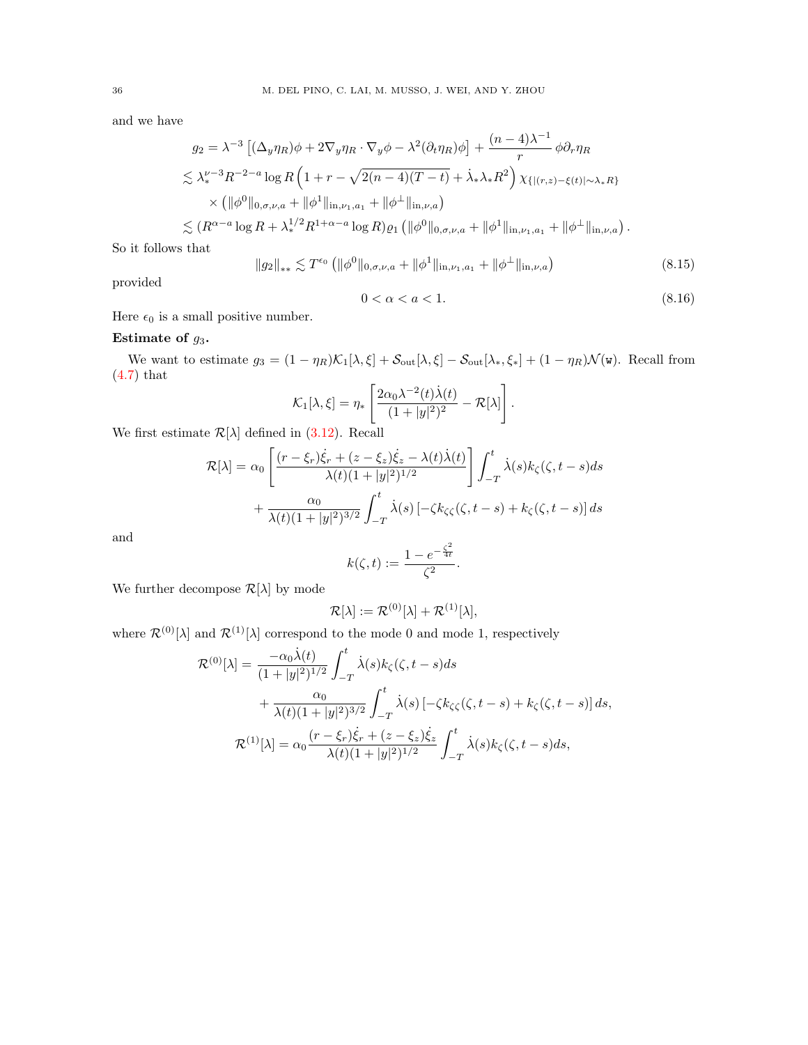and we have

$$
\begin{aligned}
g_2 &= \lambda^{-3}\left[(\Delta_y \eta_R)\phi + 2\nabla_y \eta_R \cdot \nabla_y \phi - \lambda^2 (\partial_t \eta_R)\phi\right] + \frac{(n-4)\lambda^{-1}}{r}\,\phi \partial_r \eta_R \\
&\lesssim \lambda_*^{\nu-3} R^{-2-a} \log R \left(1 + r - \sqrt{2(n-4)(T-t)} + \dot{\lambda}_* \lambda_* R^2\right) \chi_{\{|(r,z)-\xi(t)| \sim \lambda_* R\}} \\
&\quad \times \left(\|\phi^0\|_{0,\sigma,\nu,a} + \|\phi^1\|_{\mathrm{in},\nu_1,a_1} + \|\phi^\perp\|_{\mathrm{in},\nu,a}\right) \\
&\lesssim (R^{\alpha-a}\log R + \lambda_*^{1/2} R^{1+\alpha-a}\log R)\varrho_1 \left(\|\phi^0\|_{0,\sigma,\nu,a} + \|\phi^1\|_{\mathrm{in},\nu_1,a_1} + \|\phi^\perp\|_{\mathrm{in},\nu,a}\right).
\end{aligned}
$$

So it follows that

$$
\|g_2\|_{**} \lesssim T^{\epsilon_0}\left(\|\phi^0\|_{0,\sigma,\nu,a} + \|\phi^1\|_{\mathrm{in},\nu_1,a_1} + \|\phi^\perp\|_{\mathrm{in},\nu,a}\right) \tag{8.15}
$$

provided

$$
0 < \alpha < a < 1. \tag{8.16}
$$

Here $\epsilon_0$ is a small positive number.

**Estimate of $g_3$.**

We want to estimate $g_3 = (1-\eta_R)\mathcal{K}_1[\lambda,\xi] + \mathcal{S}_{\mathrm{out}}[\lambda,\xi] - \mathcal{S}_{\mathrm{out}}[\lambda_*,\xi_*] + (1-\eta_R)\mathcal{N}(\mathtt{w})$. Recall from (4.7) that

$$
\mathcal{K}_1[\lambda,\xi] = \eta_*\left[\frac{2\alpha_0 \lambda^{-2}(t)\dot{\lambda}(t)}{(1+|y|^2)^2} - \mathcal{R}[\lambda]\right].
$$

We first estimate $\mathcal{R}[\lambda]$ defined in (3.12). Recall

$$
\begin{aligned}
\mathcal{R}[\lambda] &= \alpha_0 \left[\frac{(r-\xi_r)\dot{\xi}_r + (z-\xi_z)\dot{\xi}_z - \lambda(t)\dot{\lambda}(t)}{\lambda(t)(1+|y|^2)^{1/2}}\right] \int_{-T}^{t} \dot{\lambda}(s) k_\zeta(\zeta, t-s)ds \\
&\quad + \frac{\alpha_0}{\lambda(t)(1+|y|^2)^{3/2}} \int_{-T}^{t} \dot{\lambda}(s)\left[-\zeta k_{\zeta\zeta}(\zeta,t-s) + k_\zeta(\zeta,t-s)\right]ds
\end{aligned}
$$

and

$$
k(\zeta,t) := \frac{1 - e^{-\frac{\zeta^2}{4t}}}{\zeta^2}.
$$

We further decompose $\mathcal{R}[\lambda]$ by mode

$$
\mathcal{R}[\lambda] := \mathcal{R}^{(0)}[\lambda] + \mathcal{R}^{(1)}[\lambda],
$$

where $\mathcal{R}^{(0)}[\lambda]$ and $\mathcal{R}^{(1)}[\lambda]$ correspond to the mode 0 and mode 1, respectively

$$
\begin{aligned}
\mathcal{R}^{(0)}[\lambda] &= \frac{-\alpha_0 \dot{\lambda}(t)}{(1+|y|^2)^{1/2}} \int_{-T}^{t} \dot{\lambda}(s) k_\zeta(\zeta,t-s)ds \\
&\quad + \frac{\alpha_0}{\lambda(t)(1+|y|^2)^{3/2}} \int_{-T}^{t} \dot{\lambda}(s)\left[-\zeta k_{\zeta\zeta}(\zeta,t-s) + k_\zeta(\zeta,t-s)\right]ds, \\
\mathcal{R}^{(1)}[\lambda] &= \alpha_0 \frac{(r-\xi_r)\dot{\xi}_r + (z-\xi_z)\dot{\xi}_z}{\lambda(t)(1+|y|^2)^{1/2}} \int_{-T}^{t} \dot{\lambda}(s) k_\zeta(\zeta,t-s)ds,
\end{aligned}
$$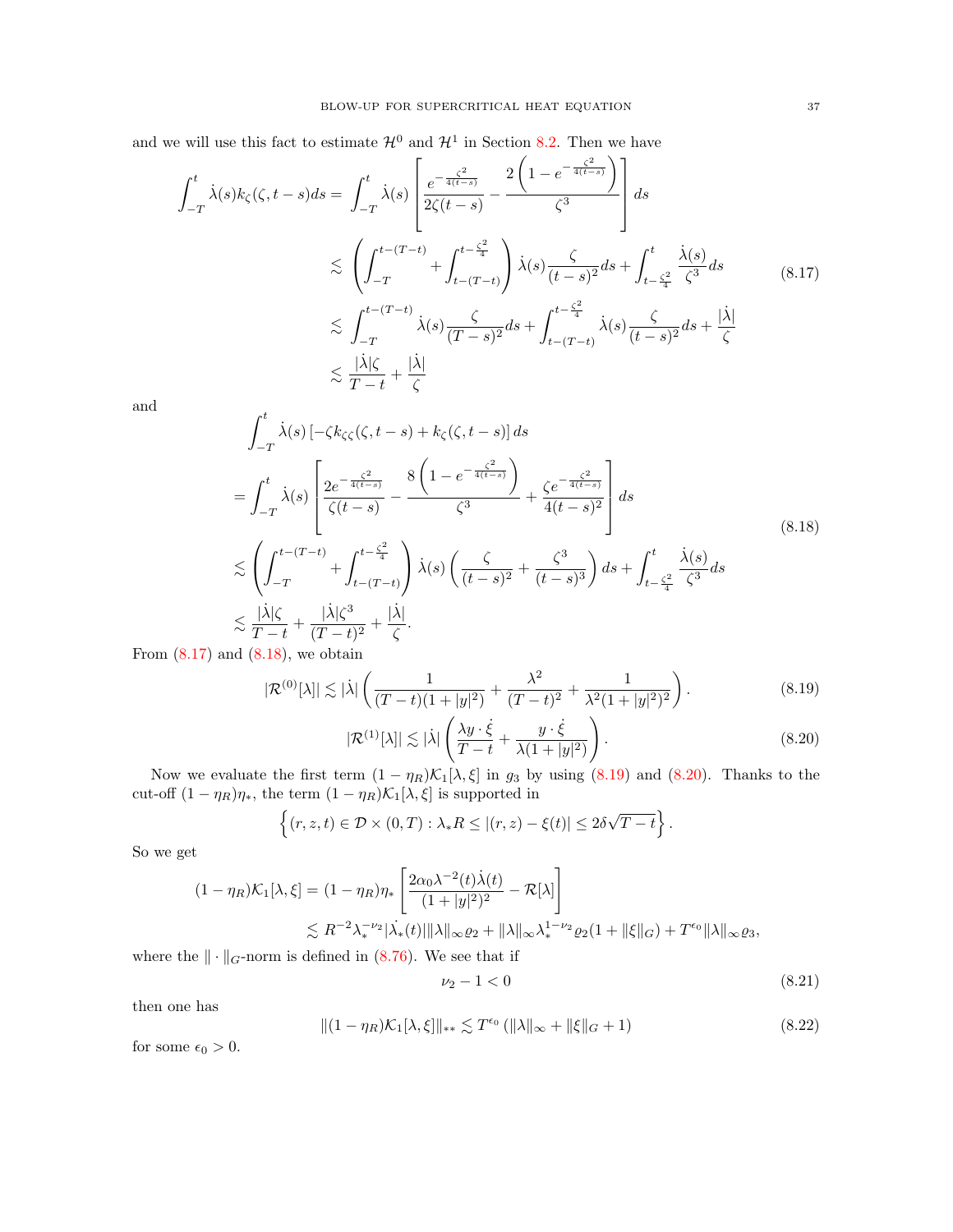and we will use this fact to estimate $\mathcal{H}^0$ and $\mathcal{H}^1$ in Section 8.2. Then we have

$$
\begin{aligned}
\int_{-T}^{t} \dot{\lambda}(s) k_\zeta(\zeta, t-s) ds &= \int_{-T}^{t} \dot{\lambda}(s) \left[ \frac{e^{-\frac{\zeta^2}{4(t-s)}}}{2\zeta(t-s)} - \frac{2\left(1 - e^{-\frac{\zeta^2}{4(t-s)}}\right)}{\zeta^3} \right] ds \\
&\lesssim \left( \int_{-T}^{t-(T-t)} + \int_{t-(T-t)}^{t-\frac{\zeta^2}{4}} \right) \dot{\lambda}(s) \frac{\zeta}{(t-s)^2} ds + \int_{t-\frac{\zeta^2}{4}}^{t} \frac{\dot{\lambda}(s)}{\zeta^3} ds \\
&\lesssim \int_{-T}^{t-(T-t)} \dot{\lambda}(s) \frac{\zeta}{(T-s)^2} ds + \int_{t-(T-t)}^{t-\frac{\zeta^2}{4}} \dot{\lambda}(s) \frac{\zeta}{(t-s)^2} ds + \frac{|\dot{\lambda}|}{\zeta} \\
&\lesssim \frac{|\dot{\lambda}|\zeta}{T-t} + \frac{|\dot{\lambda}|}{\zeta}
\end{aligned}
\tag{8.17}
$$

and

$$
\begin{aligned}
&\int_{-T}^{t} \dot{\lambda}(s) \left[ -\zeta k_{\zeta\zeta}(\zeta, t-s) + k_\zeta(\zeta, t-s) \right] ds \\
&= \int_{-T}^{t} \dot{\lambda}(s) \left[ \frac{2e^{-\frac{\zeta^2}{4(t-s)}}}{\zeta(t-s)} - \frac{8\left(1 - e^{-\frac{\zeta^2}{4(t-s)}}\right)}{\zeta^3} + \frac{\zeta e^{-\frac{\zeta^2}{4(t-s)}}}{4(t-s)^2} \right] ds \\
&\lesssim \left( \int_{-T}^{t-(T-t)} + \int_{t-(T-t)}^{t-\frac{\zeta^2}{4}} \right) \dot{\lambda}(s) \left( \frac{\zeta}{(t-s)^2} + \frac{\zeta^3}{(t-s)^3} \right) ds + \int_{t-\frac{\zeta^2}{4}}^{t} \frac{\dot{\lambda}(s)}{\zeta^3} ds \\
&\lesssim \frac{|\dot{\lambda}|\zeta}{T-t} + \frac{|\dot{\lambda}|\zeta^3}{(T-t)^2} + \frac{|\dot{\lambda}|}{\zeta}.
\end{aligned}
\tag{8.18}
$$

From (8.17) and (8.18), we obtain

$$
|\mathcal{R}^{(0)}[\lambda]| \lesssim |\dot{\lambda}| \left( \frac{1}{(T-t)(1+|y|^2)} + \frac{\lambda^2}{(T-t)^2} + \frac{1}{\lambda^2(1+|y|^2)^2} \right). \tag{8.19}
$$

$$
|\mathcal{R}^{(1)}[\lambda]| \lesssim |\dot{\lambda}| \left( \frac{\lambda y \cdot \dot{\xi}}{T-t} + \frac{y \cdot \dot{\xi}}{\lambda(1+|y|^2)} \right). \tag{8.20}
$$

Now we evaluate the first term $(1-\eta_R)\mathcal{K}_1[\lambda,\xi]$ in $g_3$ by using (8.19) and (8.20). Thanks to the cut-off $(1-\eta_R)\eta_*$, the term $(1-\eta_R)\mathcal{K}_1[\lambda,\xi]$ is supported in

$$
\left\{ (r,z,t) \in \mathcal{D} \times (0,T) : \lambda_* R \le |(r,z) - \xi(t)| \le 2\delta\sqrt{T-t} \right\}.
$$

So we get

$$
\begin{aligned}
(1-\eta_R)\mathcal{K}_1[\lambda,\xi] &= (1-\eta_R)\eta_* \left[ \frac{2\alpha_0 \lambda^{-2}(t)\dot{\lambda}(t)}{(1+|y|^2)^2} - \mathcal{R}[\lambda] \right] \\
&\lesssim R^{-2}\lambda_*^{-\nu_2}|\dot{\lambda_*}(t)| \|\lambda\|_\infty \varrho_2 + \|\lambda\|_\infty \lambda_*^{1-\nu_2} \varrho_2 (1 + \|\xi\|_G) + T^{\epsilon_0}\|\lambda\|_\infty \varrho_3,
\end{aligned}
$$

where the $\|\cdot\|_G$-norm is defined in (8.76). We see that if

$$
\nu_2 - 1 < 0 \tag{8.21}
$$

then one has

$$
\|(1-\eta_R)\mathcal{K}_1[\lambda,\xi]\|_{**} \lesssim T^{\epsilon_0} \left( \|\lambda\|_\infty + \|\xi\|_G + 1 \right) \tag{8.22}
$$

for some $\epsilon_0 > 0$.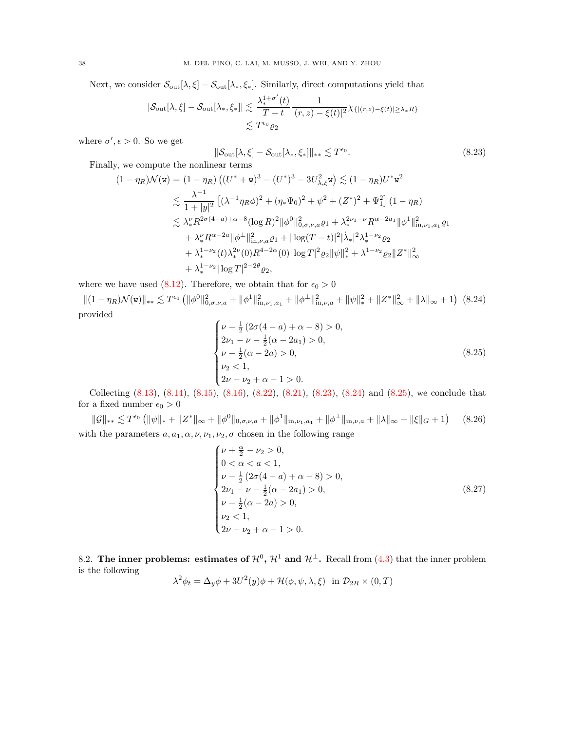Next, we consider $\mathcal{S}_{\rm out}[\lambda,\xi]-\mathcal{S}_{\rm out}[\lambda_*,\xi_*]$. Similarly, direct computations yield that

$$
\begin{aligned}
|\mathcal{S}_{\rm out}[\lambda,\xi]-\mathcal{S}_{\rm out}[\lambda_*,\xi_*]| &\lesssim \frac{\lambda_*^{1+\sigma'}(t)}{T-t}\frac{1}{|(r,z)-\xi(t)|^2}\chi_{\{|(r,z)-\xi(t)|\geq \lambda_* R\}}\\
&\lesssim T^{\epsilon_0}\varrho_2
\end{aligned}
$$

where $\sigma', \epsilon>0$. So we get

$$
\|\mathcal{S}_{\rm out}[\lambda,\xi]-\mathcal{S}_{\rm out}[\lambda_*,\xi_*]\|_{**}\lesssim T^{\epsilon_0}. \tag{8.23}
$$

Finally, we compute the nonlinear terms

$$
\begin{aligned}
(1-\eta_R)\mathcal{N}(\mathtt{w}) &= (1-\eta_R)\left((U^*+\mathtt{w})^3-(U^*)^3-3U_{\lambda,\xi}^2\mathtt{w}\right)\lesssim (1-\eta_R)U^*\mathtt{w}^2\\
&\lesssim \frac{\lambda^{-1}}{1+|y|^2}\left[(\lambda^{-1}\eta_R\phi)^2+(\eta_*\Psi_0)^2+\psi^2+(Z^*)^2+\Psi_1^2\right](1-\eta_R)\\
&\lesssim \lambda_*^{\nu}R^{2\sigma(4-a)+\alpha-8}(\log R)^2\|\phi^0\|_{0,\sigma,\nu,a}^2\varrho_1+\lambda_*^{2\nu_1-\nu}R^{\alpha-2a_1}\|\phi^1\|_{{\rm in},\nu_1,a_1}^2\varrho_1\\
&\quad+\lambda_*^{\nu}R^{\alpha-2a}\|\phi^\perp\|_{{\rm in},\nu,a}^2\varrho_1+|\log(T-t)|^2|\dot\lambda_*|^2\lambda_*^{1-\nu_2}\varrho_2\\
&\quad+\lambda_*^{1-\nu_2}(t)\lambda_*^{2\nu}(0)R^{4-2\alpha}(0)|\log T|^2\varrho_2\|\psi\|_*^2+\lambda^{1-\nu_2}\varrho_2\|Z^*\|_\infty^2\\
&\quad+\lambda_*^{1-\nu_2}|\log T|^{2-2\theta}\varrho_2,
\end{aligned}
$$

where we have used (8.12). Therefore, we obtain that for $\epsilon_0>0$

$$
\|(1-\eta_R)\mathcal{N}(\mathtt{w})\|_{**}\lesssim T^{\epsilon_0}\left(\|\phi^0\|_{0,\sigma,\nu,a}^2+\|\phi^1\|_{{\rm in},\nu_1,a_1}^2+\|\phi^\perp\|_{{\rm in},\nu,a}^2+\|\psi\|_*^2+\|Z^*\|_\infty^2+\|\lambda\|_\infty+1\right) \tag{8.24}
$$

provided

$$
\begin{cases}
\nu-\frac12\left(2\sigma(4-a)+\alpha-8\right)>0,\\
2\nu_1-\nu-\frac12(\alpha-2a_1)>0,\\
\nu-\frac12(\alpha-2a)>0,\\
\nu_2<1,\\
2\nu-\nu_2+\alpha-1>0.
\end{cases} \tag{8.25}
$$

Collecting (8.13), (8.14), (8.15), (8.16), (8.22), (8.21), (8.23), (8.24) and (8.25), we conclude that for a fixed number $\epsilon_0>0$

$$
\|\mathcal{G}\|_{**}\lesssim T^{\epsilon_0}\left(\|\psi\|_*+\|Z^*\|_\infty+\|\phi^0\|_{0,\sigma,\nu,a}+\|\phi^1\|_{{\rm in},\nu_1,a_1}+\|\phi^\perp\|_{{\rm in},\nu,a}+\|\lambda\|_\infty+\|\xi\|_G+1\right) \tag{8.26}
$$

with the parameters $a, a_1, \alpha, \nu, \nu_1, \nu_2, \sigma$ chosen in the following range

$$
\begin{cases}
\nu+\frac{\alpha}{2}-\nu_2>0,\\
0<\alpha<a<1,\\
\nu-\frac12\left(2\sigma(4-a)+\alpha-8\right)>0,\\
2\nu_1-\nu-\frac12(\alpha-2a_1)>0,\\
\nu-\frac12(\alpha-2a)>0,\\
\nu_2<1,\\
2\nu-\nu_2+\alpha-1>0.
\end{cases} \tag{8.27}
$$

8.2. **The inner problems: estimates of $\mathcal{H}^0$, $\mathcal{H}^1$ and $\mathcal{H}^\perp$.** Recall from (4.3) that the inner problem is the following

$$
\lambda^2\phi_t=\Delta_y\phi+3U^2(y)\phi+\mathcal{H}(\phi,\psi,\lambda,\xi)\quad \text{in } \mathcal{D}_{2R}\times(0,T)
$$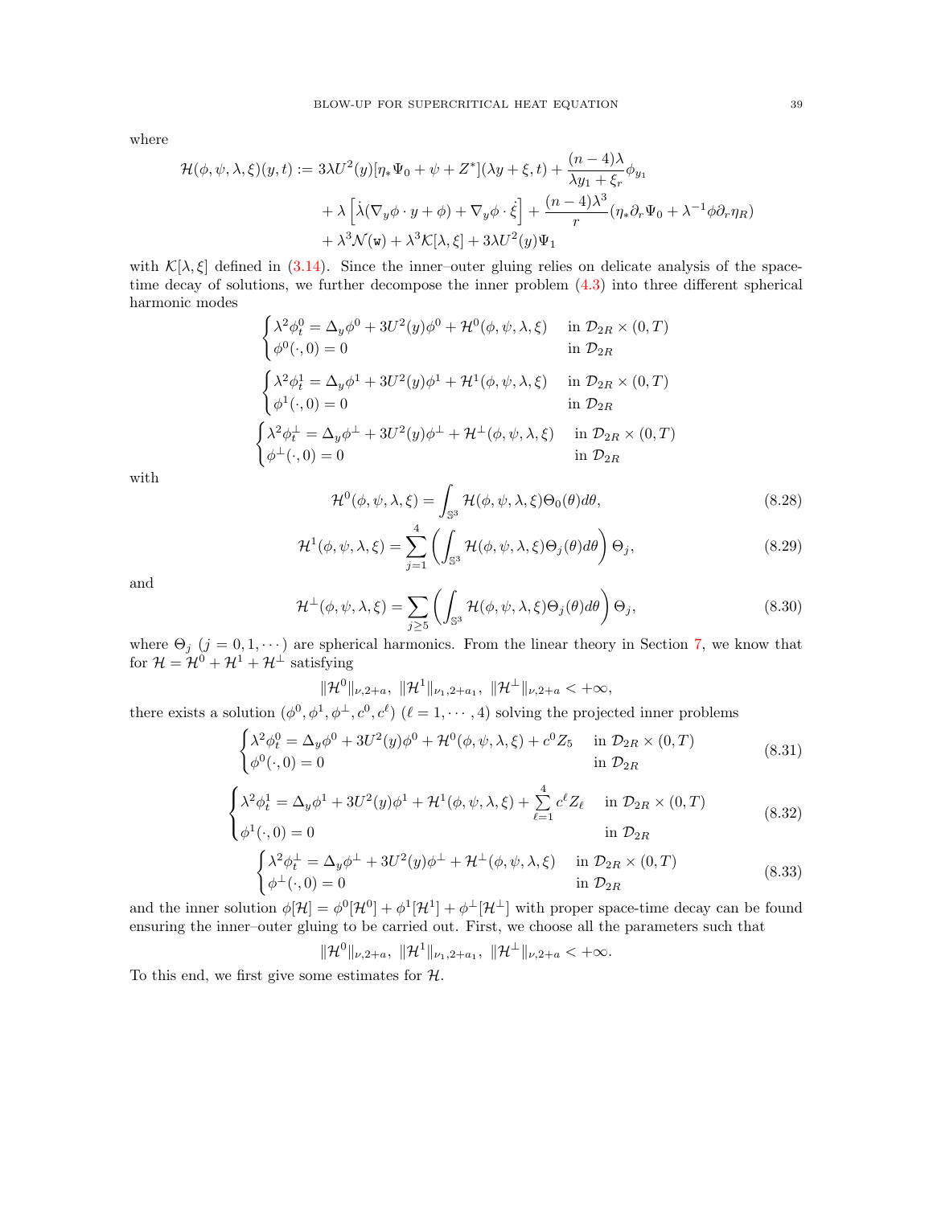where

$$
\begin{aligned}
\mathcal{H}(\phi,\psi,\lambda,\xi)(y,t) := \,& 3\lambda U^2(y)[\eta_* \Psi_0 + \psi + Z^*](\lambda y + \xi, t) + \frac{(n-4)\lambda}{\lambda y_1 + \xi_r}\phi_{y_1} \\
&+ \lambda\left[\dot\lambda(\nabla_y \phi \cdot y + \phi) + \nabla_y \phi \cdot \dot\xi\right] + \frac{(n-4)\lambda^3}{r}(\eta_* \partial_r \Psi_0 + \lambda^{-1}\phi \partial_r \eta_R) \\
&+ \lambda^3 \mathcal{N}(\mathtt{w}) + \lambda^3 \mathcal{K}[\lambda,\xi] + 3\lambda U^2(y)\Psi_1
\end{aligned}
$$

with $\mathcal{K}[\lambda,\xi]$ defined in (3.14). Since the inner–outer gluing relies on delicate analysis of the space-time decay of solutions, we further decompose the inner problem (4.3) into three different spherical harmonic modes

$$
\begin{cases}
\lambda^2 \phi^0_t = \Delta_y \phi^0 + 3U^2(y)\phi^0 + \mathcal{H}^0(\phi,\psi,\lambda,\xi) & \text{in } \mathcal{D}_{2R}\times(0,T)\\
\phi^0(\cdot,0)=0 & \text{in } \mathcal{D}_{2R}
\end{cases}
$$

$$
\begin{cases}
\lambda^2 \phi^1_t = \Delta_y \phi^1 + 3U^2(y)\phi^1 + \mathcal{H}^1(\phi,\psi,\lambda,\xi) & \text{in } \mathcal{D}_{2R}\times(0,T)\\
\phi^1(\cdot,0)=0 & \text{in } \mathcal{D}_{2R}
\end{cases}
$$

$$
\begin{cases}
\lambda^2 \phi^\perp_t = \Delta_y \phi^\perp + 3U^2(y)\phi^\perp + \mathcal{H}^\perp(\phi,\psi,\lambda,\xi) & \text{in } \mathcal{D}_{2R}\times(0,T)\\
\phi^\perp(\cdot,0)=0 & \text{in } \mathcal{D}_{2R}
\end{cases}
$$

with

$$
\mathcal{H}^0(\phi,\psi,\lambda,\xi) = \int_{\mathbb{S}^3} \mathcal{H}(\phi,\psi,\lambda,\xi)\Theta_0(\theta)d\theta, \tag{8.28}
$$

$$
\mathcal{H}^1(\phi,\psi,\lambda,\xi) = \sum_{j=1}^{4}\left(\int_{\mathbb{S}^3} \mathcal{H}(\phi,\psi,\lambda,\xi)\Theta_j(\theta)d\theta\right)\Theta_j, \tag{8.29}
$$

and

$$
\mathcal{H}^\perp(\phi,\psi,\lambda,\xi) = \sum_{j\ge 5}\left(\int_{\mathbb{S}^3} \mathcal{H}(\phi,\psi,\lambda,\xi)\Theta_j(\theta)d\theta\right)\Theta_j, \tag{8.30}
$$

where $\Theta_j$ ($j=0,1,\cdots$) are spherical harmonics. From the linear theory in Section 7, we know that for $\mathcal{H} = \mathcal{H}^0 + \mathcal{H}^1 + \mathcal{H}^\perp$ satisfying

$$
\|\mathcal{H}^0\|_{\nu,2+a},\ \|\mathcal{H}^1\|_{\nu_1,2+a_1},\ \|\mathcal{H}^\perp\|_{\nu,2+a} < +\infty,
$$

there exists a solution $(\phi^0,\phi^1,\phi^\perp,c^0,c^\ell)$ ($\ell=1,\cdots,4$) solving the projected inner problems

$$
\begin{cases}
\lambda^2 \phi^0_t = \Delta_y \phi^0 + 3U^2(y)\phi^0 + \mathcal{H}^0(\phi,\psi,\lambda,\xi) + c^0 Z_5 & \text{in } \mathcal{D}_{2R}\times(0,T)\\
\phi^0(\cdot,0)=0 & \text{in } \mathcal{D}_{2R}
\end{cases} \tag{8.31}
$$

$$
\begin{cases}
\lambda^2 \phi^1_t = \Delta_y \phi^1 + 3U^2(y)\phi^1 + \mathcal{H}^1(\phi,\psi,\lambda,\xi) + \sum\limits_{\ell=1}^{4} c^\ell Z_\ell & \text{in } \mathcal{D}_{2R}\times(0,T)\\
\phi^1(\cdot,0)=0 & \text{in } \mathcal{D}_{2R}
\end{cases} \tag{8.32}
$$

$$
\begin{cases}
\lambda^2 \phi^\perp_t = \Delta_y \phi^\perp + 3U^2(y)\phi^\perp + \mathcal{H}^\perp(\phi,\psi,\lambda,\xi) & \text{in } \mathcal{D}_{2R}\times(0,T)\\
\phi^\perp(\cdot,0)=0 & \text{in } \mathcal{D}_{2R}
\end{cases} \tag{8.33}
$$

and the inner solution $\phi[\mathcal{H}] = \phi^0[\mathcal{H}^0] + \phi^1[\mathcal{H}^1] + \phi^\perp[\mathcal{H}^\perp]$ with proper space-time decay can be found ensuring the inner–outer gluing to be carried out. First, we choose all the parameters such that

$$
\|\mathcal{H}^0\|_{\nu,2+a},\ \|\mathcal{H}^1\|_{\nu_1,2+a_1},\ \|\mathcal{H}^\perp\|_{\nu,2+a} < +\infty.
$$

To this end, we first give some estimates for $\mathcal{H}$.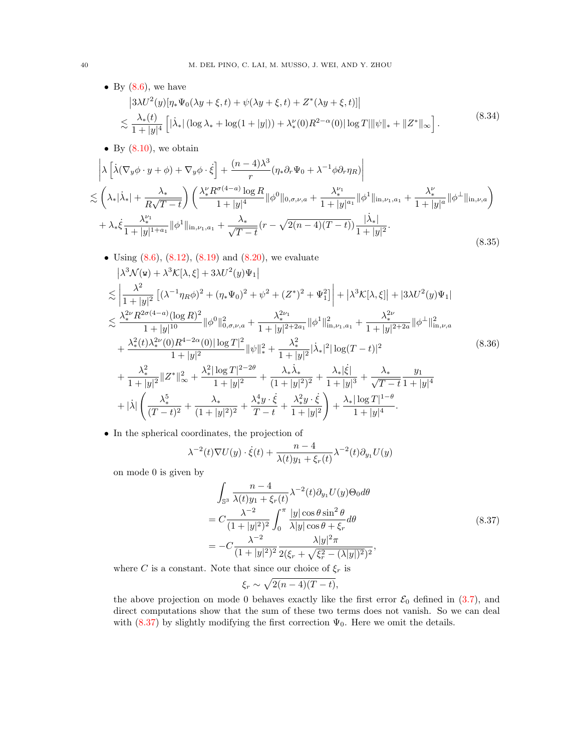- By (8.6), we have

$$
\begin{aligned}
&\left|3\lambda U^2(y)[\eta_* \Psi_0(\lambda y+\xi,t)+\psi(\lambda y+\xi,t)+Z^*(\lambda y+\xi,t)]\right| \\
&\lesssim \frac{\lambda_*(t)}{1+|y|^4}\left[|\dot\lambda_*|\left(\log\lambda_*+\log(1+|y|)\right)+\lambda_*^\nu(0)R^{2-\alpha}(0)|\log T|\|\psi\|_*+\|Z^*\|_\infty\right].
\end{aligned}
\tag{8.34}
$$

- By (8.10), we obtain

$$
\begin{aligned}
&\left|\lambda\left[\dot\lambda(\nabla_y\phi\cdot y+\phi)+\nabla_y\phi\cdot\dot\xi\right]+\frac{(n-4)\lambda^3}{r}(\eta_*\partial_r\Psi_0+\lambda^{-1}\phi\partial_r\eta_R)\right| \\
&\lesssim\left(\lambda_*|\dot\lambda_*|+\frac{\lambda_*}{R\sqrt{T-t}}\right)\left(\frac{\lambda_*^\nu R^{\sigma(4-a)}\log R}{1+|y|^4}\|\phi^0\|_{0,\sigma,\nu,a}+\frac{\lambda_*^{\nu_1}}{1+|y|^{a_1}}\|\phi^1\|_{\text{in},\nu_1,a_1}+\frac{\lambda_*^\nu}{1+|y|^a}\|\phi^\perp\|_{\text{in},\nu,a}\right) \\
&\quad+\lambda_*\dot\xi\frac{\lambda_*^{\nu_1}}{1+|y|^{1+a_1}}\|\phi^1\|_{\text{in},\nu_1,a_1}+\frac{\lambda_*}{\sqrt{T-t}}(r-\sqrt{2(n-4)(T-t)})\frac{|\dot\lambda_*|}{1+|y|^2}.
\end{aligned}
\tag{8.35}
$$

- Using (8.6), (8.12), (8.19) and (8.20), we evaluate

$$
\begin{aligned}
&\left|\lambda^3\mathcal{N}(\mathtt{w})+\lambda^3\mathcal{K}[\lambda,\xi]+3\lambda U^2(y)\Psi_1\right| \\
&\lesssim\left|\frac{\lambda^2}{1+|y|^2}\left[(\lambda^{-1}\eta_R\phi)^2+(\eta_*\Psi_0)^2+\psi^2+(Z^*)^2+\Psi_1^2\right]\right|+\left|\lambda^3\mathcal{K}[\lambda,\xi]\right|+|3\lambda U^2(y)\Psi_1| \\
&\lesssim\frac{\lambda_*^{2\nu}R^{2\sigma(4-a)}(\log R)^2}{1+|y|^{10}}\|\phi^0\|_{0,\sigma,\nu,a}^2+\frac{\lambda_*^{2\nu_1}}{1+|y|^{2+2a_1}}\|\phi^1\|_{\text{in},\nu_1,a_1}^2+\frac{\lambda_*^{2\nu}}{1+|y|^{2+2a}}\|\phi^\perp\|_{\text{in},\nu,a}^2 \\
&\quad+\frac{\lambda_*^2(t)\lambda_*^{2\nu}(0)R^{4-2\alpha}(0)|\log T|^2}{1+|y|^2}\|\psi\|_*^2+\frac{\lambda_*^2}{1+|y|^2}|\dot\lambda_*|^2|\log(T-t)|^2 \\
&\quad+\frac{\lambda_*^2}{1+|y|^2}\|Z^*\|_\infty^2+\frac{\lambda_*^2|\log T|^{2-2\theta}}{1+|y|^2}+\frac{\lambda_*\dot\lambda_*}{(1+|y|^2)^2}+\frac{\lambda_*|\dot\xi|}{1+|y|^3}+\frac{\lambda_*}{\sqrt{T-t}}\frac{y_1}{1+|y|^4} \\
&\quad+|\dot\lambda|\left(\frac{\lambda_*^5}{(T-t)^2}+\frac{\lambda_*}{(1+|y|^2)^2}+\frac{\lambda_*^4 y\cdot\dot\xi}{T-t}+\frac{\lambda_*^2 y\cdot\dot\xi}{1+|y|^2}\right)+\frac{\lambda_*|\log T|^{1-\theta}}{1+|y|^4}.
\end{aligned}
\tag{8.36}
$$

- In the spherical coordinates, the projection of

$$
\lambda^{-2}(t)\nabla U(y)\cdot\dot\xi(t)+\frac{n-4}{\lambda(t)y_1+\xi_r(t)}\lambda^{-2}(t)\partial_{y_1}U(y)
$$

on mode 0 is given by

$$
\begin{aligned}
&\int_{\mathbb{S}^3}\frac{n-4}{\lambda(t)y_1+\xi_r(t)}\lambda^{-2}(t)\partial_{y_1}U(y)\Theta_0 d\theta \\
&=C\frac{\lambda^{-2}}{(1+|y|^2)^2}\int_0^\pi\frac{|y|\cos\theta\sin^2\theta}{\lambda|y|\cos\theta+\xi_r}d\theta \\
&=-C\frac{\lambda^{-2}}{(1+|y|^2)^2}\frac{\lambda|y|^2\pi}{2(\xi_r+\sqrt{\xi_r^2-(\lambda|y|)^2})^2},
\end{aligned}
\tag{8.37}
$$

where $C$ is a constant. Note that since our choice of $\xi_r$ is

$$
\xi_r\sim\sqrt{2(n-4)(T-t)},
$$

the above projection on mode 0 behaves exactly like the first error $\mathcal{E}_0$ defined in (3.7), and direct computations show that the sum of these two terms does not vanish. So we can deal with (8.37) by slightly modifying the first correction $\Psi_0$. Here we omit the details.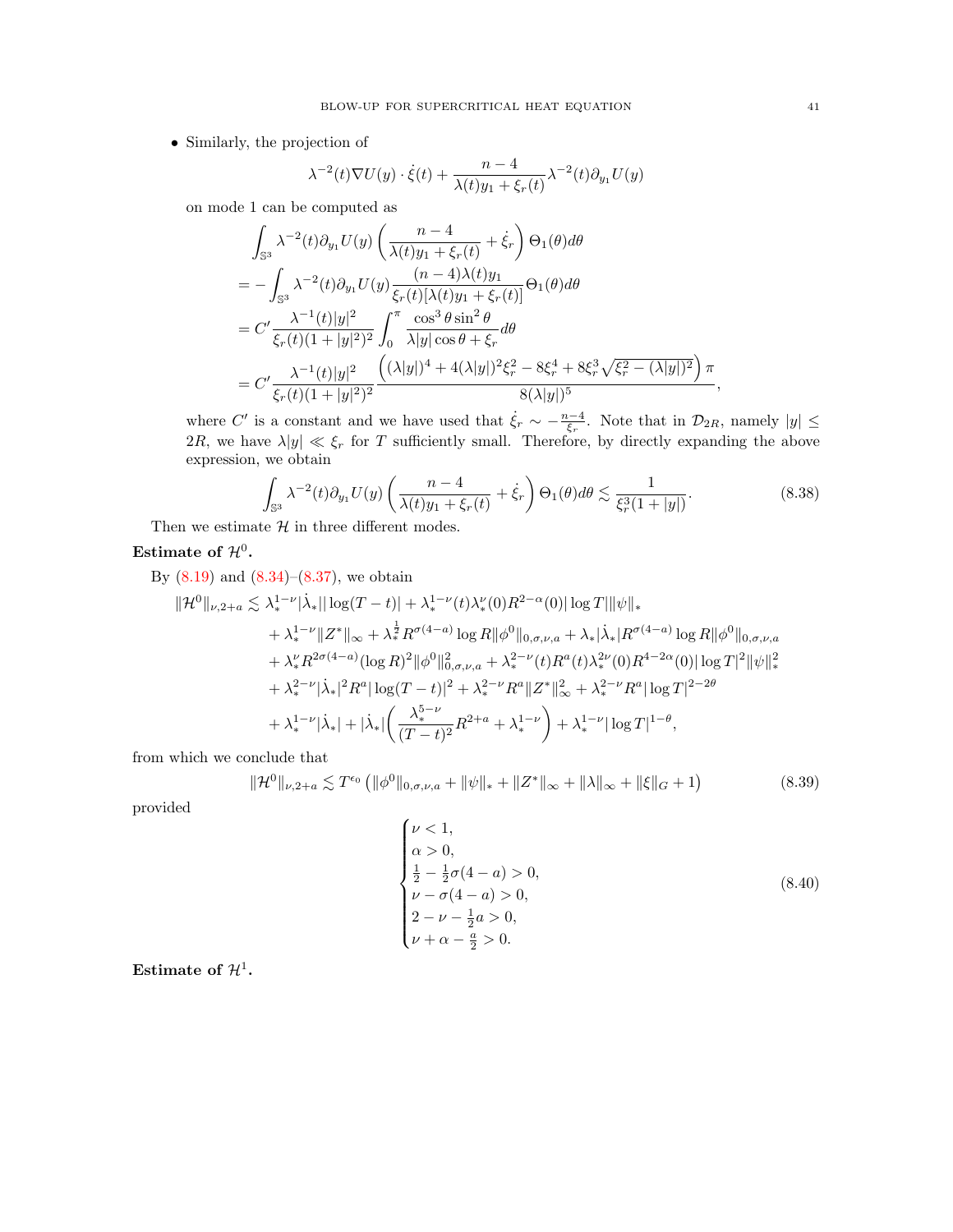- Similarly, the projection of

$$\lambda^{-2}(t)\nabla U(y)\cdot\dot{\xi}(t)+\frac{n-4}{\lambda(t)y_1+\xi_r(t)}\lambda^{-2}(t)\partial_{y_1}U(y)$$

on mode 1 can be computed as

$$\begin{aligned}
&\int_{\mathbb{S}^3}\lambda^{-2}(t)\partial_{y_1}U(y)\left(\frac{n-4}{\lambda(t)y_1+\xi_r(t)}+\dot{\xi}_r\right)\Theta_1(\theta)d\theta\\
&=-\int_{\mathbb{S}^3}\lambda^{-2}(t)\partial_{y_1}U(y)\frac{(n-4)\lambda(t)y_1}{\xi_r(t)[\lambda(t)y_1+\xi_r(t)]}\Theta_1(\theta)d\theta\\
&=C'\frac{\lambda^{-1}(t)|y|^2}{\xi_r(t)(1+|y|^2)^2}\int_0^\pi\frac{\cos^3\theta\sin^2\theta}{\lambda|y|\cos\theta+\xi_r}d\theta\\
&=C'\frac{\lambda^{-1}(t)|y|^2}{\xi_r(t)(1+|y|^2)^2}\frac{\left((\lambda|y|)^4+4(\lambda|y|)^2\xi_r^2-8\xi_r^4+8\xi_r^3\sqrt{\xi_r^2-(\lambda|y|)^2}\right)\pi}{8(\lambda|y|)^5},
\end{aligned}$$

where $C'$ is a constant and we have used that $\dot{\xi}_r\sim-\frac{n-4}{\xi_r}$. Note that in $\mathcal{D}_{2R}$, namely $|y|\le 2R$, we have $\lambda|y|\ll\xi_r$ for $T$ sufficiently small. Therefore, by directly expanding the above expression, we obtain

$$\int_{\mathbb{S}^3}\lambda^{-2}(t)\partial_{y_1}U(y)\left(\frac{n-4}{\lambda(t)y_1+\xi_r(t)}+\dot{\xi}_r\right)\Theta_1(\theta)d\theta\lesssim\frac{1}{\xi_r^3(1+|y|)}. \tag{8.38}$$

Then we estimate $\mathcal{H}$ in three different modes.

**Estimate of $\mathcal{H}^0$.**

By (8.19) and (8.34)–(8.37), we obtain

$$\begin{aligned}
\|\mathcal{H}^0\|_{\nu,2+a}\lesssim\ &\lambda_*^{1-\nu}|\dot{\lambda}_*||\log(T-t)|+\lambda_*^{1-\nu}(t)\lambda_*^{\nu}(0)R^{2-\alpha}(0)|\log T|\|\psi\|_*\\
&+\lambda_*^{1-\nu}\|Z^*\|_\infty+\lambda_*^{\frac12}R^{\sigma(4-a)}\log R\|\phi^0\|_{0,\sigma,\nu,a}+\lambda_*|\dot{\lambda}_*|R^{\sigma(4-a)}\log R\|\phi^0\|_{0,\sigma,\nu,a}\\
&+\lambda_*^{\nu}R^{2\sigma(4-a)}(\log R)^2\|\phi^0\|_{0,\sigma,\nu,a}^2+\lambda_*^{2-\nu}(t)R^a(t)\lambda_*^{2\nu}(0)R^{4-2\alpha}(0)|\log T|^2\|\psi\|_*^2\\
&+\lambda_*^{2-\nu}|\dot{\lambda}_*|^2R^a|\log(T-t)|^2+\lambda_*^{2-\nu}R^a\|Z^*\|_\infty^2+\lambda_*^{2-\nu}R^a|\log T|^{2-2\theta}\\
&+\lambda_*^{1-\nu}|\dot{\lambda}_*|+|\dot{\lambda}_*|\left(\frac{\lambda_*^{5-\nu}}{(T-t)^2}R^{2+a}+\lambda_*^{1-\nu}\right)+\lambda_*^{1-\nu}|\log T|^{1-\theta},
\end{aligned}$$

from which we conclude that

$$\|\mathcal{H}^0\|_{\nu,2+a}\lesssim T^{\epsilon_0}\left(\|\phi^0\|_{0,\sigma,\nu,a}+\|\psi\|_*+\|Z^*\|_\infty+\|\lambda\|_\infty+\|\xi\|_G+1\right) \tag{8.39}$$

provided

$$\begin{cases}
\nu<1,\\
\alpha>0,\\
\frac12-\frac12\sigma(4-a)>0,\\
\nu-\sigma(4-a)>0,\\
2-\nu-\frac12 a>0,\\
\nu+\alpha-\frac{a}{2}>0.
\end{cases} \tag{8.40}$$

**Estimate of $\mathcal{H}^1$.**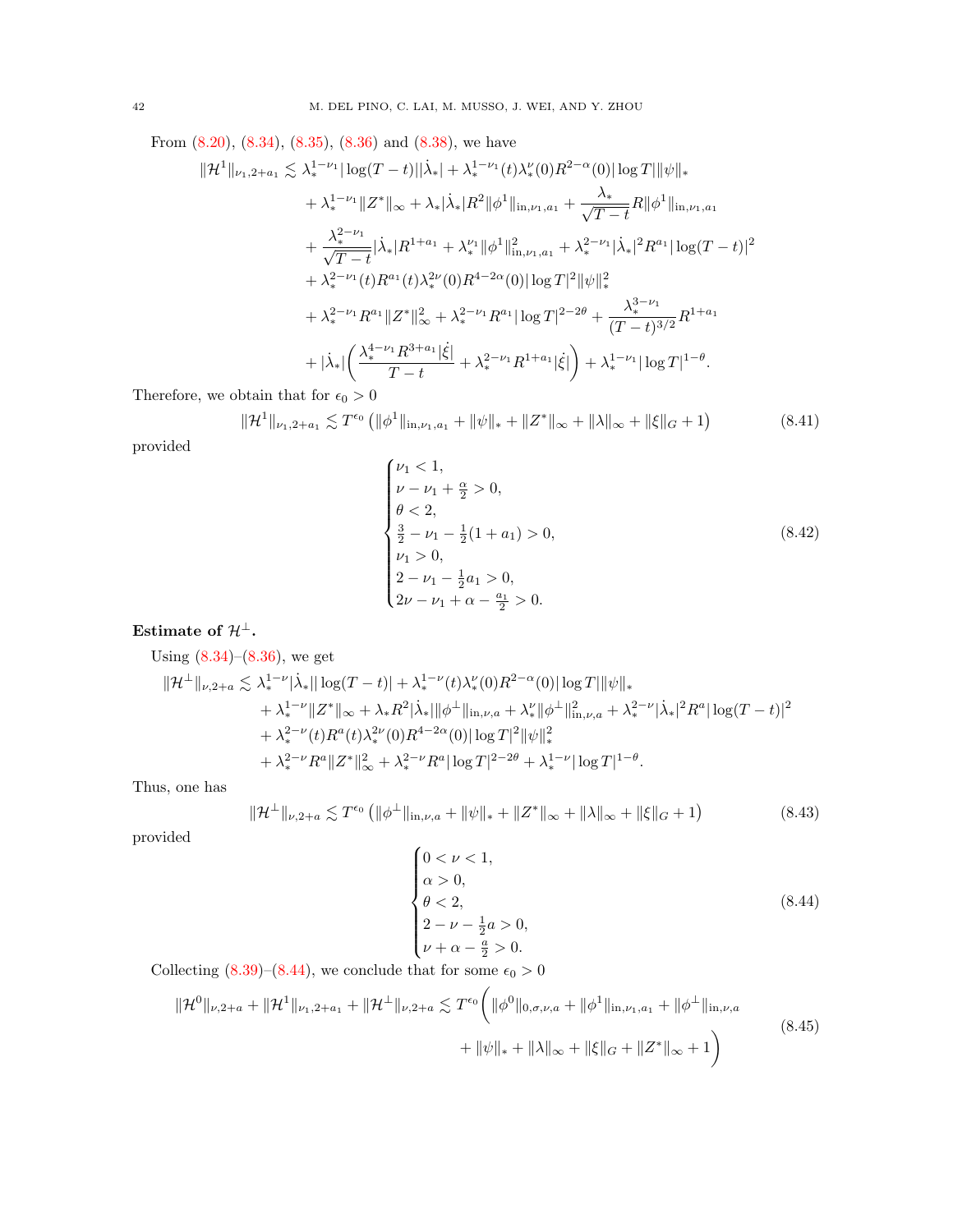From (8.20), (8.34), (8.35), (8.36) and (8.38), we have

$$
\begin{aligned}
\|\mathcal{H}^1\|_{\nu_1,2+a_1} \lesssim\ & \lambda_*^{1-\nu_1}|\log(T-t)||\dot{\lambda}_*| + \lambda_*^{1-\nu_1}(t)\lambda_*^{\nu}(0)R^{2-\alpha}(0)|\log T|\|\psi\|_* \\
& + \lambda_*^{1-\nu_1}\|Z^*\|_\infty + \lambda_*|\dot{\lambda}_*|R^2\|\phi^1\|_{\mathrm{in},\nu_1,a_1} + \frac{\lambda_*}{\sqrt{T-t}}R\|\phi^1\|_{\mathrm{in},\nu_1,a_1} \\
& + \frac{\lambda_*^{2-\nu_1}}{\sqrt{T-t}}|\dot{\lambda}_*|R^{1+a_1} + \lambda_*^{\nu_1}\|\phi^1\|^2_{\mathrm{in},\nu_1,a_1} + \lambda_*^{2-\nu_1}|\dot{\lambda}_*|^2R^{a_1}|\log(T-t)|^2 \\
& + \lambda_*^{2-\nu_1}(t)R^{a_1}(t)\lambda_*^{2\nu}(0)R^{4-2\alpha}(0)|\log T|^2\|\psi\|_*^2 \\
& + \lambda_*^{2-\nu_1}R^{a_1}\|Z^*\|_\infty^2 + \lambda_*^{2-\nu_1}R^{a_1}|\log T|^{2-2\theta} + \frac{\lambda_*^{3-\nu_1}}{(T-t)^{3/2}}R^{1+a_1} \\
& + |\dot{\lambda}_*|\left(\frac{\lambda_*^{4-\nu_1}R^{3+a_1}|\dot{\xi}|}{T-t} + \lambda_*^{2-\nu_1}R^{1+a_1}|\dot{\xi}|\right) + \lambda_*^{1-\nu_1}|\log T|^{1-\theta}.
\end{aligned}
$$

Therefore, we obtain that for $\epsilon_0 > 0$

$$
\|\mathcal{H}^1\|_{\nu_1,2+a_1} \lesssim T^{\epsilon_0}\left(\|\phi^1\|_{\mathrm{in},\nu_1,a_1} + \|\psi\|_* + \|Z^*\|_\infty + \|\lambda\|_\infty + \|\xi\|_G + 1\right) \tag{8.41}
$$

provided

$$
\begin{cases}
\nu_1 < 1, \\
\nu - \nu_1 + \frac{\alpha}{2} > 0, \\
\theta < 2, \\
\frac{3}{2} - \nu_1 - \frac{1}{2}(1+a_1) > 0, \\
\nu_1 > 0, \\
2 - \nu_1 - \frac{1}{2}a_1 > 0, \\
2\nu - \nu_1 + \alpha - \frac{a_1}{2} > 0.
\end{cases} \tag{8.42}
$$

**Estimate of $\mathcal{H}^\perp$.**

Using (8.34)–(8.36), we get

$$
\begin{aligned}
\|\mathcal{H}^\perp\|_{\nu,2+a} \lesssim\ & \lambda_*^{1-\nu}|\dot{\lambda}_*||\log(T-t)| + \lambda_*^{1-\nu}(t)\lambda_*^{\nu}(0)R^{2-\alpha}(0)|\log T|\|\psi\|_* \\
& + \lambda_*^{1-\nu}\|Z^*\|_\infty + \lambda_*R^2|\dot{\lambda}_*|\|\phi^\perp\|_{\mathrm{in},\nu,a} + \lambda_*^{\nu}\|\phi^\perp\|^2_{\mathrm{in},\nu,a} + \lambda_*^{2-\nu}|\dot{\lambda}_*|^2R^a|\log(T-t)|^2 \\
& + \lambda_*^{2-\nu}(t)R^a(t)\lambda_*^{2\nu}(0)R^{4-2\alpha}(0)|\log T|^2\|\psi\|_*^2 \\
& + \lambda_*^{2-\nu}R^a\|Z^*\|_\infty^2 + \lambda_*^{2-\nu}R^a|\log T|^{2-2\theta} + \lambda_*^{1-\nu}|\log T|^{1-\theta}.
\end{aligned}
$$

Thus, one has

$$
\|\mathcal{H}^\perp\|_{\nu,2+a} \lesssim T^{\epsilon_0}\left(\|\phi^\perp\|_{\mathrm{in},\nu,a} + \|\psi\|_* + \|Z^*\|_\infty + \|\lambda\|_\infty + \|\xi\|_G + 1\right) \tag{8.43}
$$

provided

$$
\begin{cases}
0 < \nu < 1, \\
\alpha > 0, \\
\theta < 2, \\
2 - \nu - \frac{1}{2}a > 0, \\
\nu + \alpha - \frac{a}{2} > 0.
\end{cases} \tag{8.44}
$$

Collecting (8.39)–(8.44), we conclude that for some $\epsilon_0 > 0$

$$
\begin{aligned}
\|\mathcal{H}^0\|_{\nu,2+a} + \|\mathcal{H}^1\|_{\nu_1,2+a_1} + \|\mathcal{H}^\perp\|_{\nu,2+a} \lesssim T^{\epsilon_0}\bigg(& \|\phi^0\|_{0,\sigma,\nu,a} + \|\phi^1\|_{\mathrm{in},\nu_1,a_1} + \|\phi^\perp\|_{\mathrm{in},\nu,a} \\
& + \|\psi\|_* + \|\lambda\|_\infty + \|\xi\|_G + \|Z^*\|_\infty + 1\bigg)
\end{aligned} \tag{8.45}
$$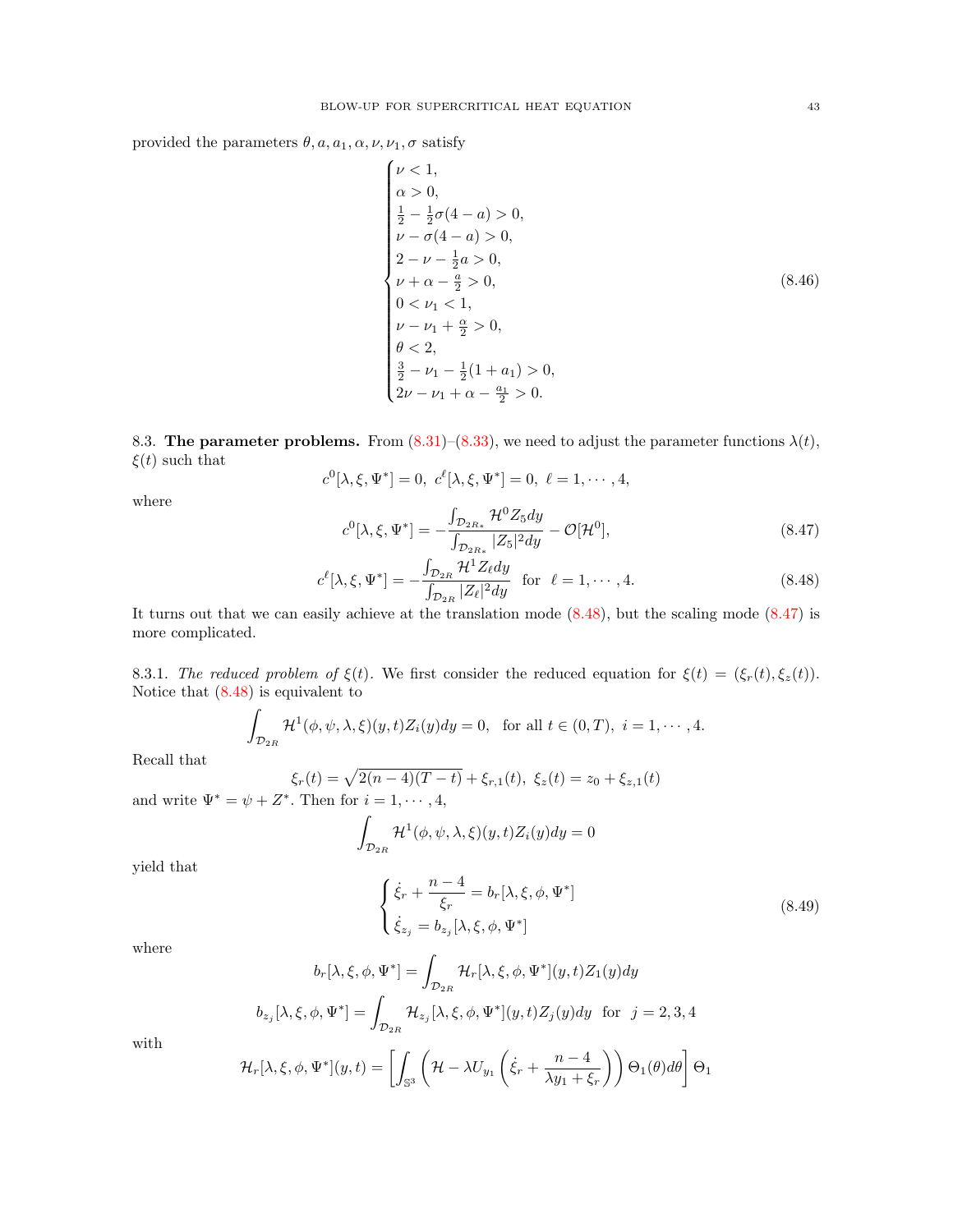provided the parameters $\theta, a, a_1, \alpha, \nu, \nu_1, \sigma$ satisfy

$$
\begin{cases}
\nu < 1, \\
\alpha > 0, \\
\frac{1}{2} - \frac{1}{2}\sigma(4-a) > 0, \\
\nu - \sigma(4-a) > 0, \\
2 - \nu - \frac{1}{2}a > 0, \\
\nu + \alpha - \frac{a}{2} > 0, \\
0 < \nu_1 < 1, \\
\nu - \nu_1 + \frac{\alpha}{2} > 0, \\
\theta < 2, \\
\frac{3}{2} - \nu_1 - \frac{1}{2}(1+a_1) > 0, \\
2\nu - \nu_1 + \alpha - \frac{a_1}{2} > 0.
\end{cases}
\tag{8.46}
$$

8.3. **The parameter problems.** From (8.31)–(8.33), we need to adjust the parameter functions $\lambda(t)$, $\xi(t)$ such that

$$
c^0[\lambda, \xi, \Psi^*] = 0, \;\; c^\ell[\lambda, \xi, \Psi^*] = 0, \;\; \ell = 1, \cdots, 4,
$$

where

$$
c^0[\lambda, \xi, \Psi^*] = -\frac{\int_{\mathcal{D}_{2R_*}} \mathcal{H}^0 Z_5 dy}{\int_{\mathcal{D}_{2R_*}} |Z_5|^2 dy} - \mathcal{O}[\mathcal{H}^0], \tag{8.47}
$$

$$
c^\ell[\lambda, \xi, \Psi^*] = -\frac{\int_{\mathcal{D}_{2R}} \mathcal{H}^1 Z_\ell dy}{\int_{\mathcal{D}_{2R}} |Z_\ell|^2 dy} \;\; \text{for} \;\; \ell = 1, \cdots, 4. \tag{8.48}
$$

It turns out that we can easily achieve at the translation mode (8.48), but the scaling mode (8.47) is more complicated.

8.3.1. *The reduced problem of* $\xi(t)$. We first consider the reduced equation for $\xi(t) = (\xi_r(t), \xi_z(t))$. Notice that (8.48) is equivalent to

$$
\int_{\mathcal{D}_{2R}} \mathcal{H}^1(\phi, \psi, \lambda, \xi)(y,t) Z_i(y) dy = 0, \;\; \text{for all } t \in (0,T), \; i = 1, \cdots, 4.
$$

Recall that

$$
\xi_r(t) = \sqrt{2(n-4)(T-t)} + \xi_{r,1}(t), \;\; \xi_z(t) = z_0 + \xi_{z,1}(t)
$$

and write $\Psi^* = \psi + Z^*$. Then for $i = 1, \cdots, 4$,

$$
\int_{\mathcal{D}_{2R}} \mathcal{H}^1(\phi, \psi, \lambda, \xi)(y,t) Z_i(y) dy = 0
$$

yield that

$$
\begin{cases}
\dot{\xi}_r + \dfrac{n-4}{\xi_r} = b_r[\lambda, \xi, \phi, \Psi^*] \\
\dot{\xi}_{z_j} = b_{z_j}[\lambda, \xi, \phi, \Psi^*]
\end{cases}
\tag{8.49}
$$

where

$$
b_r[\lambda, \xi, \phi, \Psi^*] = \int_{\mathcal{D}_{2R}} \mathcal{H}_r[\lambda, \xi, \phi, \Psi^*](y,t) Z_1(y) dy
$$

$$
b_{z_j}[\lambda, \xi, \phi, \Psi^*] = \int_{\mathcal{D}_{2R}} \mathcal{H}_{z_j}[\lambda, \xi, \phi, \Psi^*](y,t) Z_j(y) dy \;\; \text{for} \;\; j = 2, 3, 4
$$

with

$$
\mathcal{H}_r[\lambda, \xi, \phi, \Psi^*](y,t) = \left[ \int_{\mathbb{S}^3} \left( \mathcal{H} - \lambda U_{y_1} \left( \dot{\xi}_r + \frac{n-4}{\lambda y_1 + \xi_r} \right) \right) \Theta_1(\theta) d\theta \right] \Theta_1
$$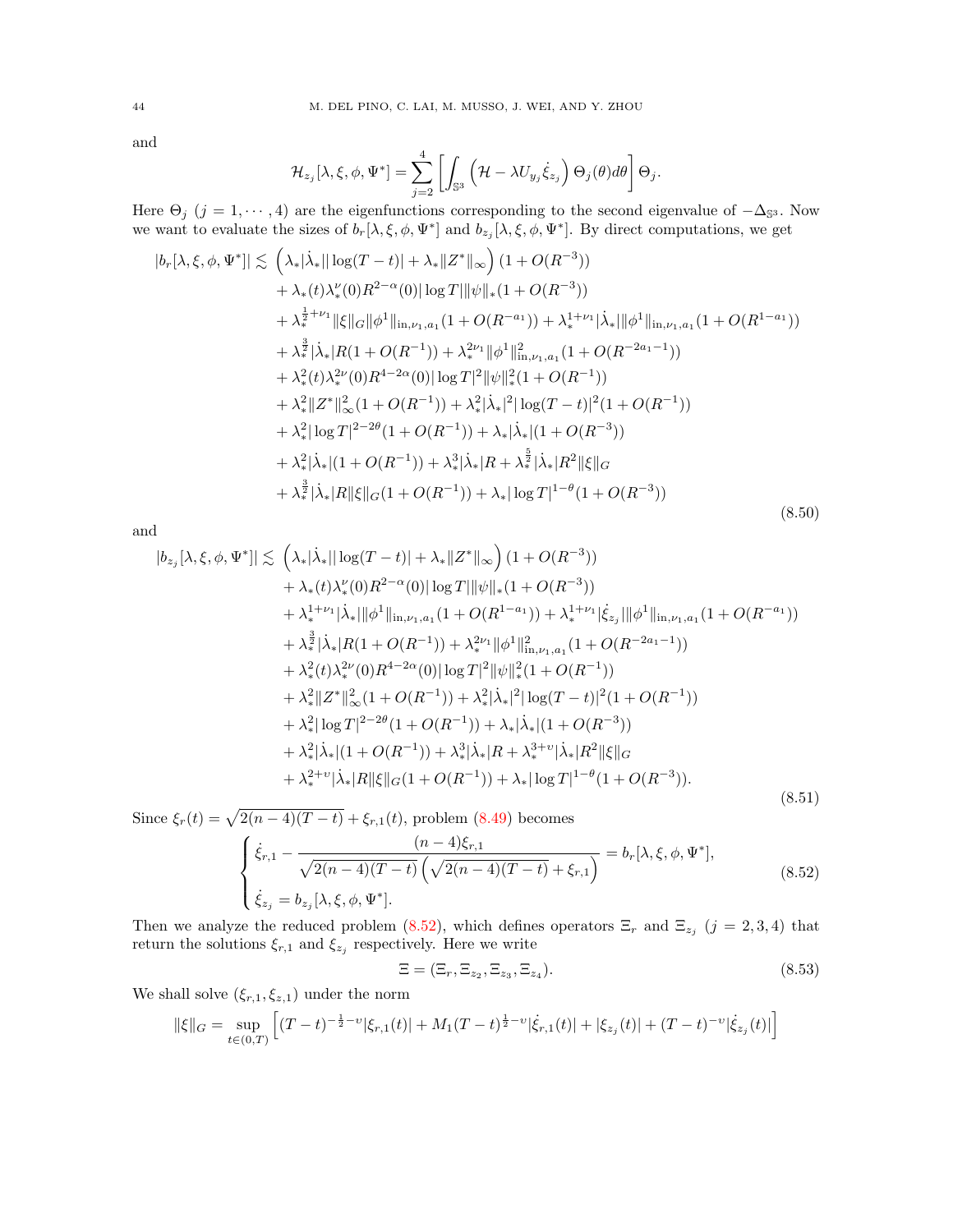and

$$\mathcal{H}_{z_j}[\lambda,\xi,\phi,\Psi^*] = \sum_{j=2}^{4}\left[\int_{\mathbb{S}^3}\left(\mathcal{H}-\lambda U_{y_j}\dot{\xi}_{z_j}\right)\Theta_j(\theta)d\theta\right]\Theta_j.$$

Here $\Theta_j$ $(j=1,\cdots,4)$ are the eigenfunctions corresponding to the second eigenvalue of $-\Delta_{\mathbb{S}^3}$. Now we want to evaluate the sizes of $b_r[\lambda,\xi,\phi,\Psi^*]$ and $b_{z_j}[\lambda,\xi,\phi,\Psi^*]$. By direct computations, we get

$$\begin{aligned}
|b_r[\lambda,\xi,\phi,\Psi^*]| \lesssim\ & \left(\lambda_*|\dot{\lambda}_*||\log(T-t)| + \lambda_*\|Z^*\|_\infty\right)(1+O(R^{-3}))\\
&+ \lambda_*(t)\lambda_*^\nu(0)R^{2-\alpha}(0)|\log T|\|\psi\|_*(1+O(R^{-3}))\\
&+ \lambda_*^{\frac{1}{2}+\nu_1}\|\xi\|_G\|\phi^1\|_{\mathrm{in},\nu_1,a_1}(1+O(R^{-a_1})) + \lambda_*^{1+\nu_1}|\dot{\lambda}_*|\|\phi^1\|_{\mathrm{in},\nu_1,a_1}(1+O(R^{1-a_1}))\\
&+ \lambda_*^{\frac{3}{2}}|\dot{\lambda}_*|R(1+O(R^{-1})) + \lambda_*^{2\nu_1}\|\phi^1\|^2_{\mathrm{in},\nu_1,a_1}(1+O(R^{-2a_1-1}))\\
&+ \lambda_*^2(t)\lambda_*^{2\nu}(0)R^{4-2\alpha}(0)|\log T|^2\|\psi\|_*^2(1+O(R^{-1}))\\
&+ \lambda_*^2\|Z^*\|^2_\infty(1+O(R^{-1})) + \lambda_*^2|\dot{\lambda}_*|^2|\log(T-t)|^2(1+O(R^{-1}))\\
&+ \lambda_*^2|\log T|^{2-2\theta}(1+O(R^{-1})) + \lambda_*|\dot{\lambda}_*|(1+O(R^{-3}))\\
&+ \lambda_*^2|\dot{\lambda}_*|(1+O(R^{-1})) + \lambda_*^3|\dot{\lambda}_*|R + \lambda_*^{\frac{5}{2}}|\dot{\lambda}_*|R^2\|\xi\|_G\\
&+ \lambda_*^{\frac{3}{2}}|\dot{\lambda}_*|R\|\xi\|_G(1+O(R^{-1})) + \lambda_*|\log T|^{1-\theta}(1+O(R^{-3}))
\end{aligned} \tag{8.50}$$

and

$$\begin{aligned}
|b_{z_j}[\lambda,\xi,\phi,\Psi^*]| \lesssim\ & \left(\lambda_*|\dot{\lambda}_*||\log(T-t)| + \lambda_*\|Z^*\|_\infty\right)(1+O(R^{-3}))\\
&+ \lambda_*(t)\lambda_*^\nu(0)R^{2-\alpha}(0)|\log T|\|\psi\|_*(1+O(R^{-3}))\\
&+ \lambda_*^{1+\nu_1}|\dot{\lambda}_*|\|\phi^1\|_{\mathrm{in},\nu_1,a_1}(1+O(R^{1-a_1})) + \lambda_*^{1+\nu_1}|\dot{\xi}_{z_j}|\|\phi^1\|_{\mathrm{in},\nu_1,a_1}(1+O(R^{-a_1}))\\
&+ \lambda_*^{\frac{3}{2}}|\dot{\lambda}_*|R(1+O(R^{-1})) + \lambda_*^{2\nu_1}\|\phi^1\|^2_{\mathrm{in},\nu_1,a_1}(1+O(R^{-2a_1-1}))\\
&+ \lambda_*^2(t)\lambda_*^{2\nu}(0)R^{4-2\alpha}(0)|\log T|^2\|\psi\|_*^2(1+O(R^{-1}))\\
&+ \lambda_*^2\|Z^*\|^2_\infty(1+O(R^{-1})) + \lambda_*^2|\dot{\lambda}_*|^2|\log(T-t)|^2(1+O(R^{-1}))\\
&+ \lambda_*^2|\log T|^{2-2\theta}(1+O(R^{-1})) + \lambda_*|\dot{\lambda}_*|(1+O(R^{-3}))\\
&+ \lambda_*^2|\dot{\lambda}_*|(1+O(R^{-1})) + \lambda_*^3|\dot{\lambda}_*|R + \lambda_*^{3+\upsilon}|\dot{\lambda}_*|R^2\|\xi\|_G\\
&+ \lambda_*^{2+\upsilon}|\dot{\lambda}_*|R\|\xi\|_G(1+O(R^{-1})) + \lambda_*|\log T|^{1-\theta}(1+O(R^{-3})).
\end{aligned} \tag{8.51}$$

Since $\xi_r(t) = \sqrt{2(n-4)(T-t)} + \xi_{r,1}(t)$, problem (8.49) becomes

$$\begin{cases}
\dot{\xi}_{r,1} - \dfrac{(n-4)\xi_{r,1}}{\sqrt{2(n-4)(T-t)}\left(\sqrt{2(n-4)(T-t)}+\xi_{r,1}\right)} = b_r[\lambda,\xi,\phi,\Psi^*],\\
\dot{\xi}_{z_j} = b_{z_j}[\lambda,\xi,\phi,\Psi^*].
\end{cases} \tag{8.52}$$

Then we analyze the reduced problem (8.52), which defines operators $\Xi_r$ and $\Xi_{z_j}$ $(j=2,3,4)$ that return the solutions $\xi_{r,1}$ and $\xi_{z_j}$ respectively. Here we write

$$\Xi = (\Xi_r, \Xi_{z_2}, \Xi_{z_3}, \Xi_{z_4}). \tag{8.53}$$

We shall solve $(\xi_{r,1},\xi_{z,1})$ under the norm

$$\|\xi\|_G = \sup_{t\in(0,T)}\left[(T-t)^{-\frac{1}{2}-\upsilon}|\xi_{r,1}(t)| + M_1(T-t)^{\frac{1}{2}-\upsilon}|\dot{\xi}_{r,1}(t)| + |\xi_{z_j}(t)| + (T-t)^{-\upsilon}|\dot{\xi}_{z_j}(t)|\right]$$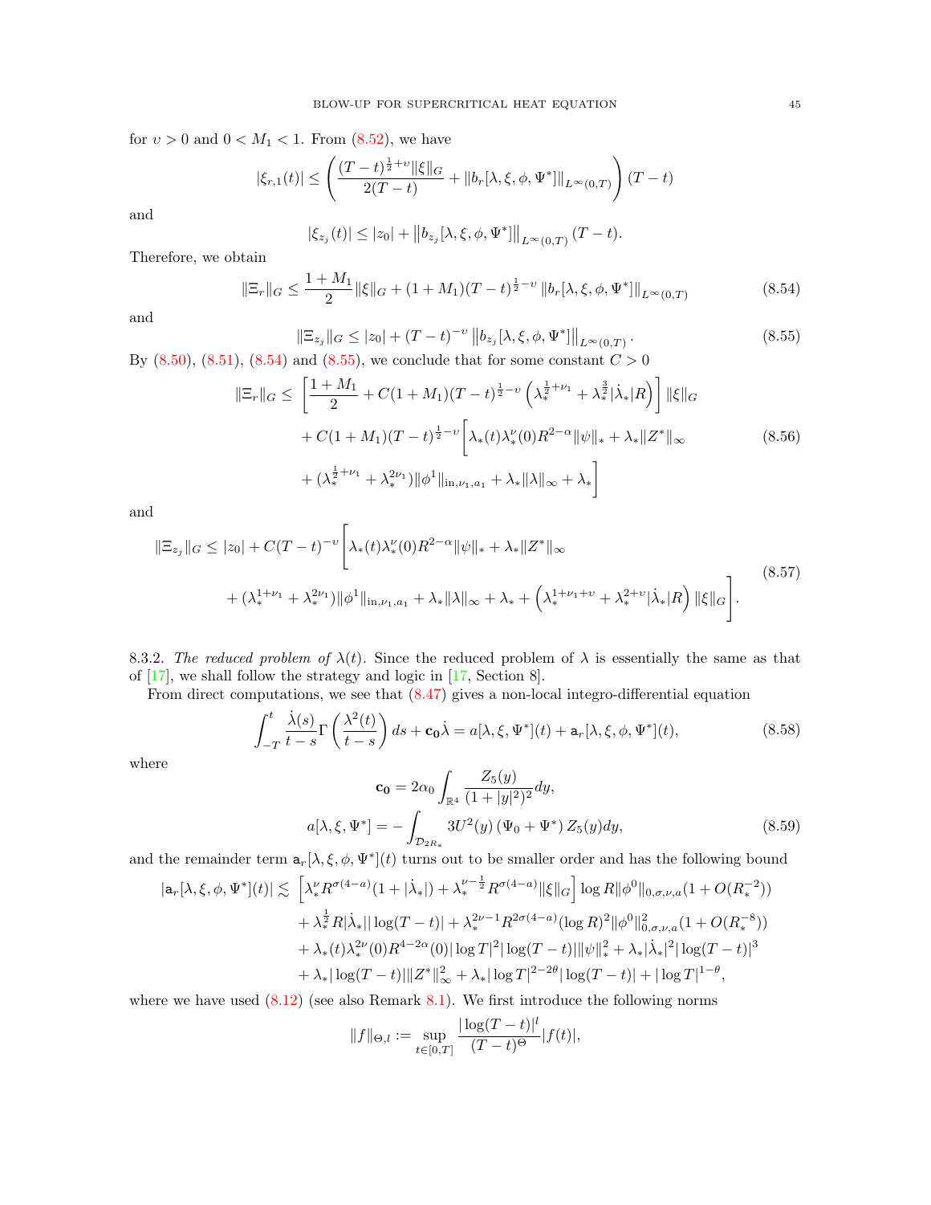for $\upsilon > 0$ and $0 < M_1 < 1$. From (8.52), we have

$$|\xi_{r,1}(t)| \le \left( \frac{(T-t)^{\frac{1}{2}+\upsilon}\|\xi\|_G}{2(T-t)} + \|b_r[\lambda,\xi,\phi,\Psi^*]\|_{L^\infty(0,T)} \right)(T-t)$$

and

$$|\xi_{z_j}(t)| \le |z_0| + \left\| b_{z_j}[\lambda,\xi,\phi,\Psi^*] \right\|_{L^\infty(0,T)} (T-t).$$

Therefore, we obtain

$$\|\Xi_r\|_G \le \frac{1+M_1}{2}\|\xi\|_G + (1+M_1)(T-t)^{\frac{1}{2}-\upsilon} \|b_r[\lambda,\xi,\phi,\Psi^*]\|_{L^\infty(0,T)} \tag{8.54}$$

and

$$\|\Xi_{z_j}\|_G \le |z_0| + (T-t)^{-\upsilon} \left\| b_{z_j}[\lambda,\xi,\phi,\Psi^*] \right\|_{L^\infty(0,T)}. \tag{8.55}$$

By (8.50), (8.51), (8.54) and (8.55), we conclude that for some constant $C > 0$

$$\begin{aligned}
\|\Xi_r\|_G \le & \left[ \frac{1+M_1}{2} + C(1+M_1)(T-t)^{\frac{1}{2}-\upsilon}\left( \lambda_*^{\frac{1}{2}+\nu_1} + \lambda_*^{\frac{3}{2}} |\dot{\lambda}_* R| \right) \right] \|\xi\|_G \\
& + C(1+M_1)(T-t)^{\frac{1}{2}-\upsilon}\Bigg[ \lambda_*(t)\lambda_*^{\nu}(0) R^{2-\alpha}\|\psi\|_* + \lambda_*\|Z^*\|_\infty \\
& + (\lambda_*^{\frac{1}{2}+\nu_1} + \lambda_*^{2\nu_1})\|\phi^1\|_{\text{in},\nu_1,a_1} + \lambda_*\|\lambda\|_\infty + \lambda_* \Bigg]
\end{aligned} \tag{8.56}$$

and

$$\begin{aligned}
\|\Xi_{z_j}\|_G \le |z_0| + C(T-t)^{-\upsilon} & \Bigg[ \lambda_*(t)\lambda_*^{\nu}(0) R^{2-\alpha}\|\psi\|_* + \lambda_*\|Z^*\|_\infty \\
& + (\lambda_*^{1+\nu_1} + \lambda_*^{2\nu_1})\|\phi^1\|_{\text{in},\nu_1,a_1} + \lambda_*\|\lambda\|_\infty + \lambda_* + \left( \lambda_*^{1+\nu_1+\upsilon} + \lambda_*^{2+\upsilon}|\dot{\lambda}_* R| \right)\|\xi\|_G \Bigg].
\end{aligned} \tag{8.57}$$

8.3.2. *The reduced problem of $\lambda(t)$.* Since the reduced problem of $\lambda$ is essentially the same as that of [17], we shall follow the strategy and logic in [17, Section 8].

From direct computations, we see that (8.47) gives a non-local integro-differential equation

$$\int_{-T}^{t} \frac{\dot{\lambda}(s)}{t-s} \Gamma\left( \frac{\lambda^2(t)}{t-s} \right) ds + \mathbf{c_0}\dot{\lambda} = a[\lambda,\xi,\Psi^*](t) + \mathsf{a}_r[\lambda,\xi,\phi,\Psi^*](t), \tag{8.58}$$

where

$$\begin{aligned}
\mathbf{c_0} &= 2\alpha_0 \int_{\mathbb{R}^4} \frac{Z_5(y)}{(1+|y|^2)^2} dy, \\
a[\lambda,\xi,\Psi^*] &= -\int_{\mathcal{D}_{2R_*}} 3U^2(y)\left(\Psi_0 + \Psi^*\right) Z_5(y) dy,
\end{aligned} \tag{8.59}$$

and the remainder term $\mathsf{a}_r[\lambda,\xi,\phi,\Psi^*](t)$ turns out to be smaller order and has the following bound

$$\begin{aligned}
|\mathsf{a}_r[\lambda,\xi,\phi,\Psi^*](t)| \lesssim & \left[ \lambda_*^{\nu} R^{\sigma(4-a)}(1+|\dot{\lambda}_*|) + \lambda_*^{\nu-\frac{1}{2}} R^{\sigma(4-a)}\|\xi\|_G \right] \log R \|\phi^0\|_{0,\sigma,\nu,a}(1+O(R_*^{-2})) \\
& + \lambda_*^{\frac{1}{2}} R|\dot{\lambda}_*||\log(T-t)| + \lambda_*^{2\nu-1} R^{2\sigma(4-a)}(\log R)^2 \|\phi^0\|^2_{0,\sigma,\nu,a}(1+O(R_*^{-8})) \\
& + \lambda_*(t)\lambda_*^{2\nu}(0) R^{4-2\alpha}(0)|\log T|^2 |\log(T-t)|\|\psi\|_*^2 + \lambda_*|\dot{\lambda}_*|^2|\log(T-t)|^3 \\
& + \lambda_*|\log(T-t)|\|Z^*\|^2_\infty + \lambda_*|\log T|^{2-2\theta}|\log(T-t)| + |\log T|^{1-\theta},
\end{aligned}$$

where we have used (8.12) (see also Remark 8.1). We first introduce the following norms

$$\|f\|_{\Theta,l} := \sup_{t\in[0,T]} \frac{|\log(T-t)|^l}{(T-t)^\Theta}|f(t)|,$$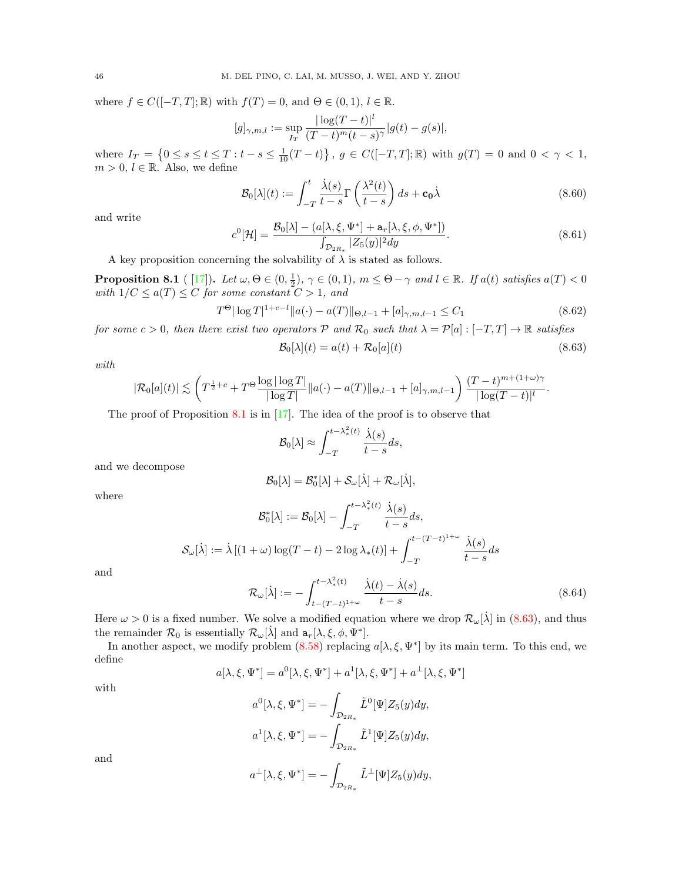where $f \in C([-T,T];\mathbb{R})$ with $f(T)=0$, and $\Theta \in (0,1)$, $l \in \mathbb{R}$.

$$[g]_{\gamma,m,l} := \sup_{I_T} \frac{|\log(T-t)|^l}{(T-t)^m (t-s)^\gamma} |g(t)-g(s)|,$$

where $I_T = \left\{0 \le s \le t \le T : t-s \le \frac{1}{10}(T-t)\right\}$, $g \in C([-T,T];\mathbb{R})$ with $g(T)=0$ and $0<\gamma<1$, $m>0$, $l \in \mathbb{R}$. Also, we define

$$\mathcal{B}_0[\lambda](t) := \int_{-T}^{t} \frac{\dot\lambda(s)}{t-s} \Gamma\left(\frac{\lambda^2(t)}{t-s}\right) ds + \mathbf{c_0}\dot\lambda \tag{8.60}$$

and write

$$c^0[\mathcal{H}] = \frac{\mathcal{B}_0[\lambda] - (a[\lambda,\xi,\Psi^*] + \mathtt{a}_r[\lambda,\xi,\phi,\Psi^*])}{\int_{\mathcal{D}_{2R_*}} |Z_5(y)|^2 dy}. \tag{8.61}$$

A key proposition concerning the solvability of $\lambda$ is stated as follows.

**Proposition 8.1** ( [17]). *Let $\omega, \Theta \in (0,\frac{1}{2})$, $\gamma \in (0,1)$, $m \le \Theta - \gamma$ and $l \in \mathbb{R}$. If $a(t)$ satisfies $a(T)<0$ with $1/C \le a(T) \le C$ for some constant $C>1$, and*

$$T^\Theta |\log T|^{1+c-l} \|a(\cdot) - a(T)\|_{\Theta,l-1} + [a]_{\gamma,m,l-1} \le C_1 \tag{8.62}$$

*for some $c>0$, then there exist two operators $\mathcal{P}$ and $\mathcal{R}_0$ such that $\lambda = \mathcal{P}[a] : [-T,T] \to \mathbb{R}$ satisfies*

$$\mathcal{B}_0[\lambda](t) = a(t) + \mathcal{R}_0[a](t) \tag{8.63}$$

*with*

$$|\mathcal{R}_0[a](t)| \lesssim \left(T^{\frac{1}{2}+c} + T^\Theta \frac{\log|\log T|}{|\log T|} \|a(\cdot)-a(T)\|_{\Theta,l-1} + [a]_{\gamma,m,l-1}\right) \frac{(T-t)^{m+(1+\omega)\gamma}}{|\log(T-t)|^l}.$$

The proof of Proposition 8.1 is in [17]. The idea of the proof is to observe that

$$\mathcal{B}_0[\lambda] \approx \int_{-T}^{t-\lambda_*^2(t)} \frac{\dot\lambda(s)}{t-s} ds,$$

and we decompose

$$\mathcal{B}_0[\lambda] = \mathcal{B}_0^*[\lambda] + \mathcal{S}_\omega[\dot\lambda] + \mathcal{R}_\omega[\dot\lambda],$$

where

$$\mathcal{B}_0^*[\lambda] := \mathcal{B}_0[\lambda] - \int_{-T}^{t-\lambda_*^2(t)} \frac{\dot\lambda(s)}{t-s} ds,$$

$$\mathcal{S}_\omega[\dot\lambda] := \dot\lambda\left[(1+\omega)\log(T-t) - 2\log\lambda_*(t)\right] + \int_{-T}^{t-(T-t)^{1+\omega}} \frac{\dot\lambda(s)}{t-s} ds$$

and

$$\mathcal{R}_\omega[\dot\lambda] := -\int_{t-(T-t)^{1+\omega}}^{t-\lambda_*^2(t)} \frac{\dot\lambda(t)-\dot\lambda(s)}{t-s} ds. \tag{8.64}$$

Here $\omega>0$ is a fixed number. We solve a modified equation where we drop $\mathcal{R}_\omega[\dot\lambda]$ in (8.63), and thus the remainder $\mathcal{R}_0$ is essentially $\mathcal{R}_\omega[\dot\lambda]$ and $\mathtt{a}_r[\lambda,\xi,\phi,\Psi^*]$.

In another aspect, we modify problem (8.58) replacing $a[\lambda,\xi,\Psi^*]$ by its main term. To this end, we define

$$a[\lambda,\xi,\Psi^*] = a^0[\lambda,\xi,\Psi^*] + a^1[\lambda,\xi,\Psi^*] + a^\perp[\lambda,\xi,\Psi^*]$$

with

$$a^0[\lambda,\xi,\Psi^*] = -\int_{\mathcal{D}_{2R_*}} \tilde L^0[\Psi] Z_5(y) dy,$$

$$a^1[\lambda,\xi,\Psi^*] = -\int_{\mathcal{D}_{2R_*}} \tilde L^1[\Psi] Z_5(y) dy,$$

and

$$a^\perp[\lambda,\xi,\Psi^*] = -\int_{\mathcal{D}_{2R_*}} \tilde L^\perp[\Psi] Z_5(y) dy,$$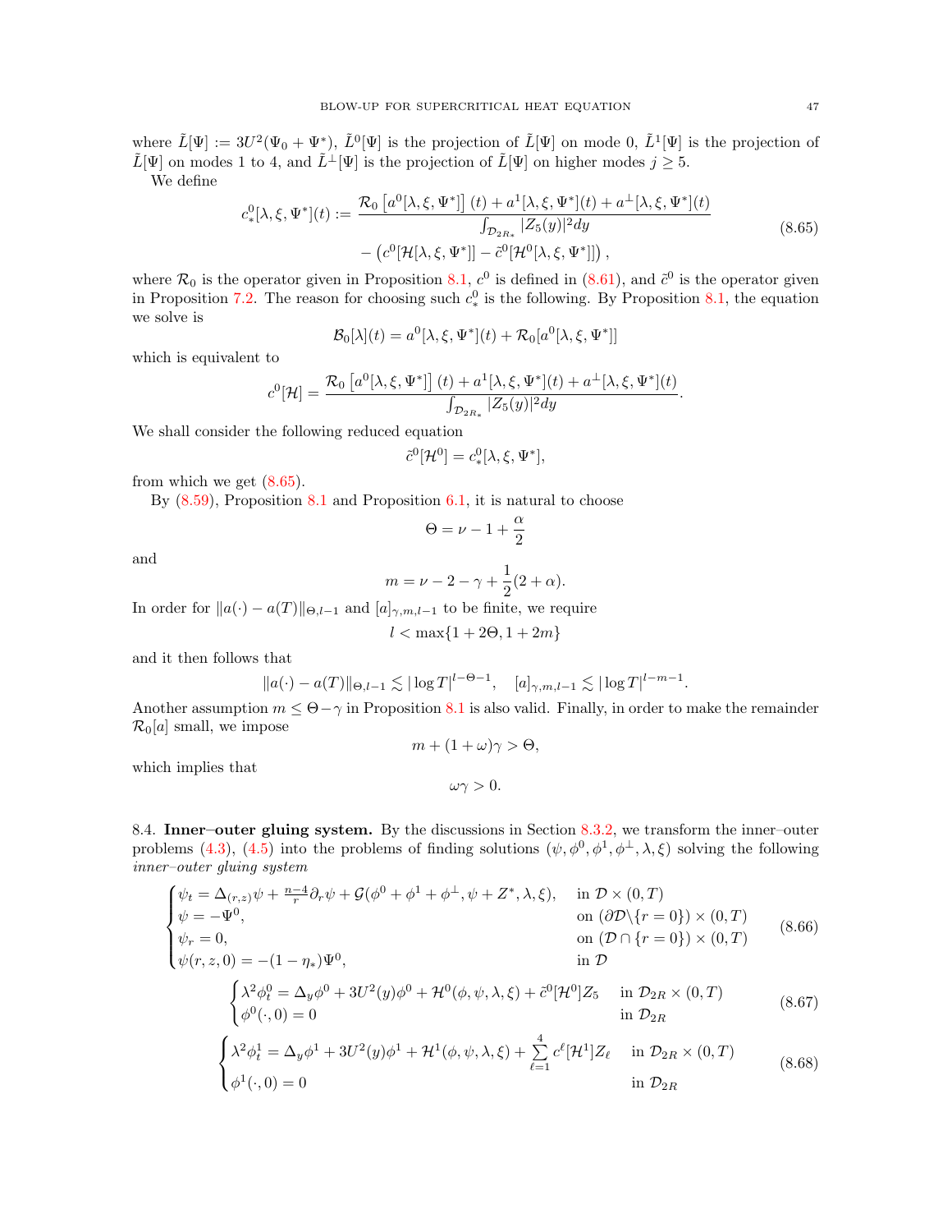where $\tilde{L}[\Psi] := 3U^2(\Psi_0 + \Psi^*)$, $\tilde{L}^0[\Psi]$ is the projection of $\tilde{L}[\Psi]$ on mode 0, $\tilde{L}^1[\Psi]$ is the projection of $\tilde{L}[\Psi]$ on modes 1 to 4, and $\tilde{L}^\perp[\Psi]$ is the projection of $\tilde{L}[\Psi]$ on higher modes $j \geq 5$.

We define

$$
\begin{aligned}
c_*^0[\lambda, \xi, \Psi^*](t) := & \frac{\mathcal{R}_0\left[a^0[\lambda, \xi, \Psi^*]\right](t) + a^1[\lambda, \xi, \Psi^*](t) + a^\perp[\lambda, \xi, \Psi^*](t)}{\int_{\mathcal{D}_{2R_*}} |Z_5(y)|^2 dy} \\
& - \left(c^0[\mathcal{H}[\lambda, \xi, \Psi^*]] - \tilde{c}^0[\mathcal{H}^0[\lambda, \xi, \Psi^*]]\right),
\end{aligned} \tag{8.65}
$$

where $\mathcal{R}_0$ is the operator given in Proposition 8.1, $c^0$ is defined in (8.61), and $\tilde{c}^0$ is the operator given in Proposition 7.2. The reason for choosing such $c_*^0$ is the following. By Proposition 8.1, the equation we solve is

$$
\mathcal{B}_0[\lambda](t) = a^0[\lambda, \xi, \Psi^*](t) + \mathcal{R}_0[a^0[\lambda, \xi, \Psi^*]]
$$

which is equivalent to

$$
c^0[\mathcal{H}] = \frac{\mathcal{R}_0\left[a^0[\lambda, \xi, \Psi^*]\right](t) + a^1[\lambda, \xi, \Psi^*](t) + a^\perp[\lambda, \xi, \Psi^*](t)}{\int_{\mathcal{D}_{2R_*}} |Z_5(y)|^2 dy}.
$$

We shall consider the following reduced equation

$$
\tilde{c}^0[\mathcal{H}^0] = c_*^0[\lambda, \xi, \Psi^*],
$$

from which we get (8.65).

By (8.59), Proposition 8.1 and Proposition 6.1, it is natural to choose

$$
\Theta = \nu - 1 + \frac{\alpha}{2}
$$

and

$$
m = \nu - 2 - \gamma + \frac{1}{2}(2 + \alpha).
$$

In order for $\|a(\cdot) - a(T)\|_{\Theta, l-1}$ and $[a]_{\gamma, m, l-1}$ to be finite, we require

$$
l < \max\{1 + 2\Theta, 1 + 2m\}
$$

and it then follows that

$$
\|a(\cdot) - a(T)\|_{\Theta, l-1} \lesssim |\log T|^{l - \Theta - 1}, \quad [a]_{\gamma, m, l-1} \lesssim |\log T|^{l - m - 1}.
$$

Another assumption $m \leq \Theta - \gamma$ in Proposition 8.1 is also valid. Finally, in order to make the remainder $\mathcal{R}_0[a]$ small, we impose

$$
m + (1 + \omega)\gamma > \Theta,
$$

which implies that

$$
\omega\gamma > 0.
$$

## 8.4. Inner–outer gluing system.

By the discussions in Section 8.3.2, we transform the inner–outer problems (4.3), (4.5) into the problems of finding solutions $(\psi, \phi^0, \phi^1, \phi^\perp, \lambda, \xi)$ solving the following *inner–outer gluing system*

$$
\begin{cases}
\psi_t = \Delta_{(r,z)}\psi + \frac{n-4}{r}\partial_r \psi + \mathcal{G}(\phi^0 + \phi^1 + \phi^\perp, \psi + Z^*, \lambda, \xi), & \text{in } \mathcal{D} \times (0, T) \\
\psi = -\Psi^0, & \text{on } (\partial\mathcal{D} \backslash \{r = 0\}) \times (0, T) \\
\psi_r = 0, & \text{on } (\mathcal{D} \cap \{r = 0\}) \times (0, T) \\
\psi(r, z, 0) = -(1 - \eta_*)\Psi^0, & \text{in } \mathcal{D}
\end{cases} \tag{8.66}
$$

$$
\begin{cases}
\lambda^2 \phi_t^0 = \Delta_y \phi^0 + 3U^2(y)\phi^0 + \mathcal{H}^0(\phi, \psi, \lambda, \xi) + \tilde{c}^0[\mathcal{H}^0] Z_5 & \text{in } \mathcal{D}_{2R} \times (0, T) \\
\phi^0(\cdot, 0) = 0 & \text{in } \mathcal{D}_{2R}
\end{cases} \tag{8.67}
$$

$$
\begin{cases}
\lambda^2 \phi_t^1 = \Delta_y \phi^1 + 3U^2(y)\phi^1 + \mathcal{H}^1(\phi, \psi, \lambda, \xi) + \sum_{\ell=1}^{4} c^\ell[\mathcal{H}^1] Z_\ell & \text{in } \mathcal{D}_{2R} \times (0, T) \\
\phi^1(\cdot, 0) = 0 & \text{in } \mathcal{D}_{2R}
\end{cases} \tag{8.68}
$$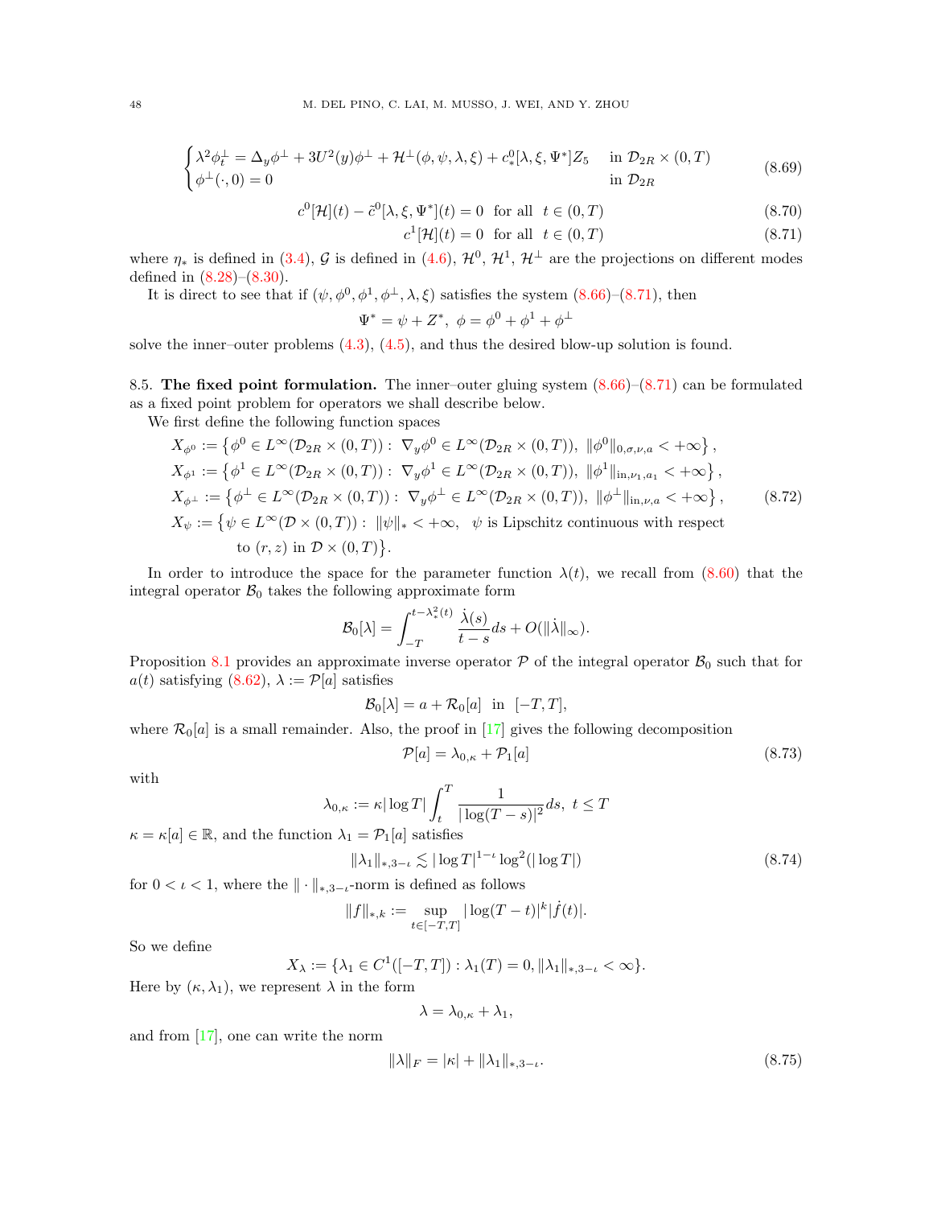$$
\begin{cases}
\lambda^2 \phi_t^\perp = \Delta_y \phi^\perp + 3U^2(y)\phi^\perp + \mathcal{H}^\perp(\phi, \psi, \lambda, \xi) + c_*^0[\lambda, \xi, \Psi^*] Z_5 & \text{in } \mathcal{D}_{2R} \times (0, T) \\
\phi^\perp(\cdot, 0) = 0 & \text{in } \mathcal{D}_{2R}
\end{cases}
\tag{8.69}
$$

$$
c^0[\mathcal{H}](t) - \tilde{c}^0[\lambda, \xi, \Psi^*](t) = 0 \quad \text{for all } \ t \in (0, T) \tag{8.70}
$$

$$
c^1[\mathcal{H}](t) = 0 \quad \text{for all } \ t \in (0, T) \tag{8.71}
$$

where $\eta_*$ is defined in (3.4), $\mathcal{G}$ is defined in (4.6), $\mathcal{H}^0$, $\mathcal{H}^1$, $\mathcal{H}^\perp$ are the projections on different modes defined in (8.28)–(8.30).

It is direct to see that if $(\psi, \phi^0, \phi^1, \phi^\perp, \lambda, \xi)$ satisfies the system (8.66)–(8.71), then

$$
\Psi^* = \psi + Z^*, \ \phi = \phi^0 + \phi^1 + \phi^\perp
$$

solve the inner–outer problems (4.3), (4.5), and thus the desired blow-up solution is found.

## 8.5. The fixed point formulation.

The inner–outer gluing system (8.66)–(8.71) can be formulated as a fixed point problem for operators we shall describe below.

We first define the following function spaces

$$
\begin{aligned}
X_{\phi^0} &:= \left\{ \phi^0 \in L^\infty(\mathcal{D}_{2R} \times (0, T)) : \ \nabla_y \phi^0 \in L^\infty(\mathcal{D}_{2R} \times (0, T)), \ \|\phi^0\|_{0,\sigma,\nu,a} < +\infty \right\}, \\
X_{\phi^1} &:= \left\{ \phi^1 \in L^\infty(\mathcal{D}_{2R} \times (0, T)) : \ \nabla_y \phi^1 \in L^\infty(\mathcal{D}_{2R} \times (0, T)), \ \|\phi^1\|_{\text{in},\nu_1,a_1} < +\infty \right\}, \\
X_{\phi^\perp} &:= \left\{ \phi^\perp \in L^\infty(\mathcal{D}_{2R} \times (0, T)) : \ \nabla_y \phi^\perp \in L^\infty(\mathcal{D}_{2R} \times (0, T)), \ \|\phi^\perp\|_{\text{in},\nu,a} < +\infty \right\}, \\
X_\psi &:= \big\{ \psi \in L^\infty(\mathcal{D} \times (0, T)) : \ \|\psi\|_* < +\infty, \ \ \psi \text{ is Lipschitz continuous with respect} \\
&\qquad \text{to } (r, z) \text{ in } \mathcal{D} \times (0, T) \big\}.
\end{aligned}
\tag{8.72}
$$

In order to introduce the space for the parameter function $\lambda(t)$, we recall from (8.60) that the integral operator $\mathcal{B}_0$ takes the following approximate form

$$
\mathcal{B}_0[\lambda] = \int_{-T}^{t-\lambda_*^2(t)} \frac{\dot{\lambda}(s)}{t-s} ds + O(\|\dot{\lambda}\|_\infty).
$$

Proposition 8.1 provides an approximate inverse operator $\mathcal{P}$ of the integral operator $\mathcal{B}_0$ such that for $a(t)$ satisfying (8.62), $\lambda := \mathcal{P}[a]$ satisfies

$$
\mathcal{B}_0[\lambda] = a + \mathcal{R}_0[a] \ \text{ in } \ [-T, T],
$$

where $\mathcal{R}_0[a]$ is a small remainder. Also, the proof in [17] gives the following decomposition

$$
\mathcal{P}[a] = \lambda_{0,\kappa} + \mathcal{P}_1[a] \tag{8.73}
$$

with

$$
\lambda_{0,\kappa} := \kappa |\log T| \int_t^T \frac{1}{|\log(T-s)|^2} ds, \ t \leq T
$$

$\kappa = \kappa[a] \in \mathbb{R}$, and the function $\lambda_1 = \mathcal{P}_1[a]$ satisfies

$$
\|\lambda_1\|_{*,3-\iota} \lesssim |\log T|^{1-\iota} \log^2(|\log T|) \tag{8.74}
$$

for $0 < \iota < 1$, where the $\|\cdot\|_{*,3-\iota}$-norm is defined as follows

$$
\|f\|_{*,k} := \sup_{t \in [-T,T]} |\log(T-t)|^k |\dot{f}(t)|.
$$

So we define

$$
X_\lambda := \{\lambda_1 \in C^1([-T, T]) : \lambda_1(T) = 0, \|\lambda_1\|_{*,3-\iota} < \infty\}.
$$

Here by $(\kappa, \lambda_1)$, we represent $\lambda$ in the form

$$
\lambda = \lambda_{0,\kappa} + \lambda_1,
$$

and from [17], one can write the norm

$$
\|\lambda\|_F = |\kappa| + \|\lambda_1\|_{*,3-\iota}. \tag{8.75}
$$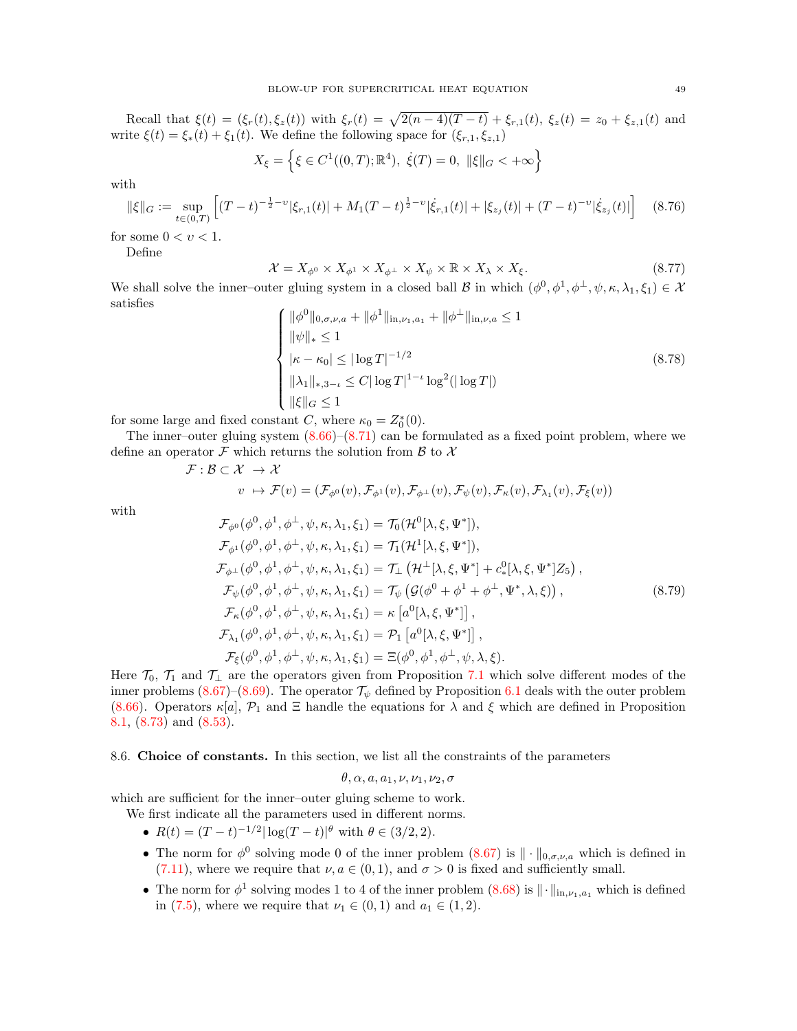Recall that $\xi(t) = (\xi_r(t), \xi_z(t))$ with $\xi_r(t) = \sqrt{2(n-4)(T-t)} + \xi_{r,1}(t)$, $\xi_z(t) = z_0 + \xi_{z,1}(t)$ and write $\xi(t) = \xi_*(t) + \xi_1(t)$. We define the following space for $(\xi_{r,1}, \xi_{z,1})$

$$X_\xi = \left\{ \xi \in C^1((0,T); \mathbb{R}^4),\ \dot{\xi}(T) = 0,\ \|\xi\|_G < +\infty \right\}$$

with

$$\|\xi\|_G := \sup_{t\in(0,T)} \left[ (T-t)^{-\frac{1}{2}-\upsilon} |\xi_{r,1}(t)| + M_1 (T-t)^{\frac{1}{2}-\upsilon} |\dot{\xi}_{r,1}(t)| + |\xi_{z_j}(t)| + (T-t)^{-\upsilon} |\dot{\xi}_{z_j}(t)| \right] \tag{8.76}$$

for some $0 < \upsilon < 1$.

Define

$$\mathcal{X} = X_{\phi^0} \times X_{\phi^1} \times X_{\phi^\perp} \times X_\psi \times \mathbb{R} \times X_\lambda \times X_\xi. \tag{8.77}$$

We shall solve the inner–outer gluing system in a closed ball $\mathcal{B}$ in which $(\phi^0, \phi^1, \phi^\perp, \psi, \kappa, \lambda_1, \xi_1) \in \mathcal{X}$ satisfies

$$\begin{cases} \|\phi^0\|_{0,\sigma,\nu,a} + \|\phi^1\|_{\text{in},\nu_1,a_1} + \|\phi^\perp\|_{\text{in},\nu,a} \le 1 \\ \|\psi\|_* \le 1 \\ |\kappa - \kappa_0| \le |\log T|^{-1/2} \\ \|\lambda_1\|_{*,3-\iota} \le C |\log T|^{1-\iota} \log^2(|\log T|) \\ \|\xi\|_G \le 1 \end{cases} \tag{8.78}$$

for some large and fixed constant $C$, where $\kappa_0 = Z_0^*(0)$.

The inner–outer gluing system (8.66)–(8.71) can be formulated as a fixed point problem, where we define an operator $\mathcal{F}$ which returns the solution from $\mathcal{B}$ to $\mathcal{X}$

$$\begin{aligned} \mathcal{F} : \mathcal{B} \subset \mathcal{X} &\to \mathcal{X} \\ v &\mapsto \mathcal{F}(v) = (\mathcal{F}_{\phi^0}(v), \mathcal{F}_{\phi^1}(v), \mathcal{F}_{\phi^\perp}(v), \mathcal{F}_\psi(v), \mathcal{F}_\kappa(v), \mathcal{F}_{\lambda_1}(v), \mathcal{F}_\xi(v)) \end{aligned}$$

with

$$\begin{aligned} \mathcal{F}_{\phi^0}(\phi^0, \phi^1, \phi^\perp, \psi, \kappa, \lambda_1, \xi_1) &= \mathcal{T}_0(\mathcal{H}^0[\lambda, \xi, \Psi^*]), \\ \mathcal{F}_{\phi^1}(\phi^0, \phi^1, \phi^\perp, \psi, \kappa, \lambda_1, \xi_1) &= \mathcal{T}_1(\mathcal{H}^1[\lambda, \xi, \Psi^*]), \\ \mathcal{F}_{\phi^\perp}(\phi^0, \phi^1, \phi^\perp, \psi, \kappa, \lambda_1, \xi_1) &= \mathcal{T}_\perp\left(\mathcal{H}^\perp[\lambda, \xi, \Psi^*] + c_*^0[\lambda, \xi, \Psi^*] Z_5\right), \\ \mathcal{F}_\psi(\phi^0, \phi^1, \phi^\perp, \psi, \kappa, \lambda_1, \xi_1) &= \mathcal{T}_\psi\left(\mathcal{G}(\phi^0 + \phi^1 + \phi^\perp, \Psi^*, \lambda, \xi)\right), \\ \mathcal{F}_\kappa(\phi^0, \phi^1, \phi^\perp, \psi, \kappa, \lambda_1, \xi_1) &= \kappa\left[a^0[\lambda, \xi, \Psi^*]\right], \\ \mathcal{F}_{\lambda_1}(\phi^0, \phi^1, \phi^\perp, \psi, \kappa, \lambda_1, \xi_1) &= \mathcal{P}_1\left[a^0[\lambda, \xi, \Psi^*]\right], \\ \mathcal{F}_\xi(\phi^0, \phi^1, \phi^\perp, \psi, \kappa, \lambda_1, \xi_1) &= \Xi(\phi^0, \phi^1, \phi^\perp, \psi, \lambda, \xi). \end{aligned} \tag{8.79}$$

Here $\mathcal{T}_0$, $\mathcal{T}_1$ and $\mathcal{T}_\perp$ are the operators given from Proposition 7.1 which solve different modes of the inner problems (8.67)–(8.69). The operator $\mathcal{T}_\psi$ defined by Proposition 6.1 deals with the outer problem (8.66). Operators $\kappa[a]$, $\mathcal{P}_1$ and $\Xi$ handle the equations for $\lambda$ and $\xi$ which are defined in Proposition 8.1, (8.73) and (8.53).

8.6. **Choice of constants.** In this section, we list all the constraints of the parameters

$$\theta, \alpha, a, a_1, \nu, \nu_1, \nu_2, \sigma$$

which are sufficient for the inner–outer gluing scheme to work.

We first indicate all the parameters used in different norms.

- $R(t) = (T-t)^{-1/2} |\log(T-t)|^\theta$ with $\theta \in (3/2, 2)$.
- The norm for $\phi^0$ solving mode 0 of the inner problem (8.67) is $\|\cdot\|_{0,\sigma,\nu,a}$ which is defined in (7.11), where we require that $\nu, a \in (0,1)$, and $\sigma > 0$ is fixed and sufficiently small.
- The norm for $\phi^1$ solving modes 1 to 4 of the inner problem (8.68) is $\|\cdot\|_{\text{in},\nu_1,a_1}$ which is defined in (7.5), where we require that $\nu_1 \in (0,1)$ and $a_1 \in (1,2)$.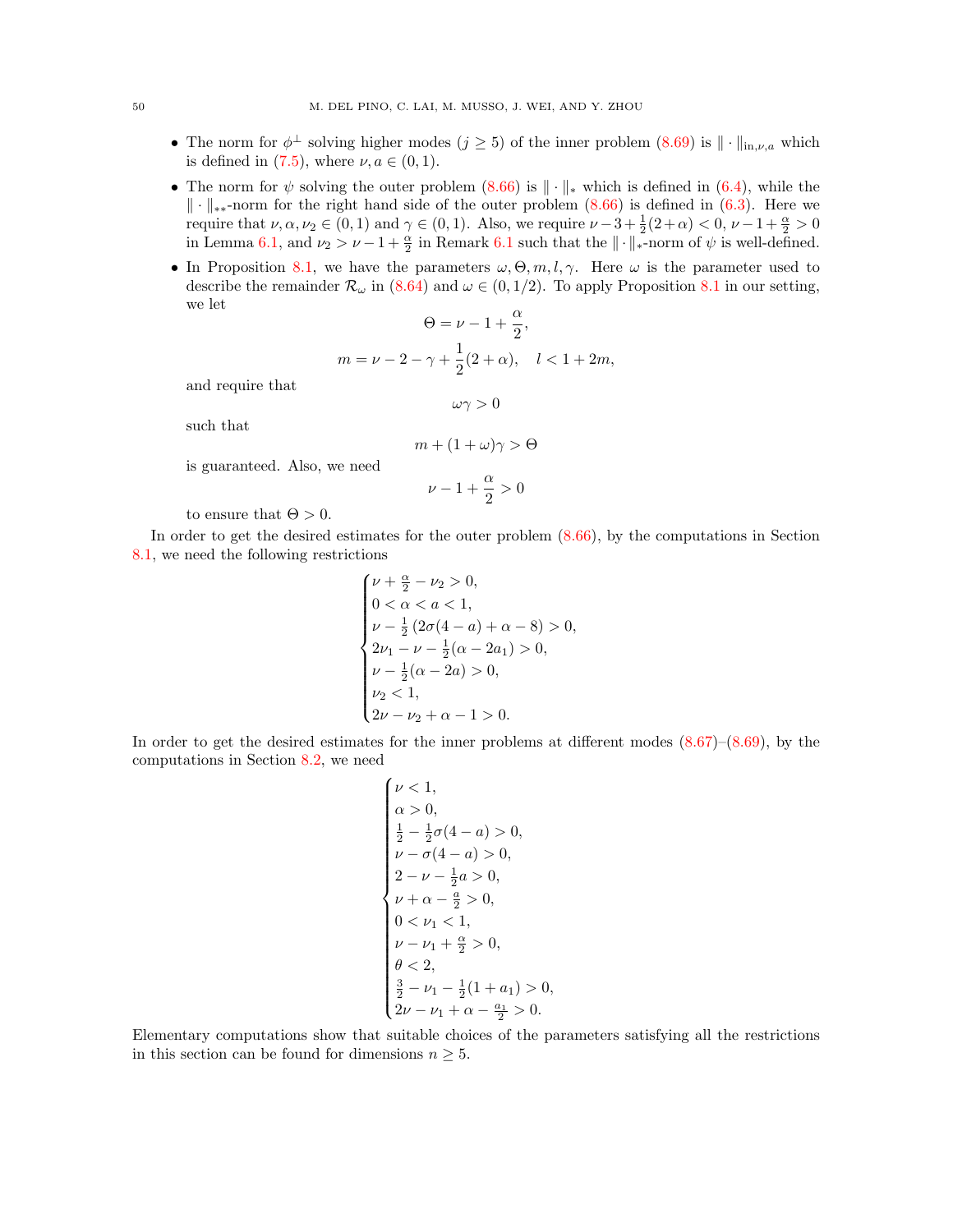- The norm for $\phi^\perp$ solving higher modes ($j \geq 5$) of the inner problem (8.69) is $\|\cdot\|_{\text{in},\nu,a}$ which is defined in (7.5), where $\nu, a \in (0,1)$.
- The norm for $\psi$ solving the outer problem (8.66) is $\|\cdot\|_*$ which is defined in (6.4), while the $\|\cdot\|_{**}$-norm for the right hand side of the outer problem (8.66) is defined in (6.3). Here we require that $\nu, \alpha, \nu_2 \in (0,1)$ and $\gamma \in (0,1)$. Also, we require $\nu - 3 + \frac{1}{2}(2+\alpha) < 0$, $\nu - 1 + \frac{\alpha}{2} > 0$ in Lemma 6.1, and $\nu_2 > \nu - 1 + \frac{\alpha}{2}$ in Remark 6.1 such that the $\|\cdot\|_*$-norm of $\psi$ is well-defined.
- In Proposition 8.1, we have the parameters $\omega, \Theta, m, l, \gamma$. Here $\omega$ is the parameter used to describe the remainder $\mathcal{R}_\omega$ in (8.64) and $\omega \in (0, 1/2)$. To apply Proposition 8.1 in our setting, we let
$$\Theta = \nu - 1 + \frac{\alpha}{2},$$
$$m = \nu - 2 - \gamma + \frac{1}{2}(2+\alpha), \quad l < 1 + 2m,$$
and require that
$$\omega\gamma > 0$$
such that
$$m + (1+\omega)\gamma > \Theta$$
is guaranteed. Also, we need
$$\nu - 1 + \frac{\alpha}{2} > 0$$
to ensure that $\Theta > 0$.

In order to get the desired estimates for the outer problem (8.66), by the computations in Section 8.1, we need the following restrictions
$$\begin{cases} \nu + \frac{\alpha}{2} - \nu_2 > 0, \\ 0 < \alpha < a < 1, \\ \nu - \frac{1}{2}\left(2\sigma(4-a) + \alpha - 8\right) > 0, \\ 2\nu_1 - \nu - \frac{1}{2}(\alpha - 2a_1) > 0, \\ \nu - \frac{1}{2}(\alpha - 2a) > 0, \\ \nu_2 < 1, \\ 2\nu - \nu_2 + \alpha - 1 > 0. \end{cases}$$
In order to get the desired estimates for the inner problems at different modes (8.67)–(8.69), by the computations in Section 8.2, we need
$$\begin{cases} \nu < 1, \\ \alpha > 0, \\ \frac{1}{2} - \frac{1}{2}\sigma(4-a) > 0, \\ \nu - \sigma(4-a) > 0, \\ 2 - \nu - \frac{1}{2}a > 0, \\ \nu + \alpha - \frac{a}{2} > 0, \\ 0 < \nu_1 < 1, \\ \nu - \nu_1 + \frac{\alpha}{2} > 0, \\ \theta < 2, \\ \frac{3}{2} - \nu_1 - \frac{1}{2}(1 + a_1) > 0, \\ 2\nu - \nu_1 + \alpha - \frac{a_1}{2} > 0. \end{cases}$$
Elementary computations show that suitable choices of the parameters satisfying all the restrictions in this section can be found for dimensions $n \geq 5$.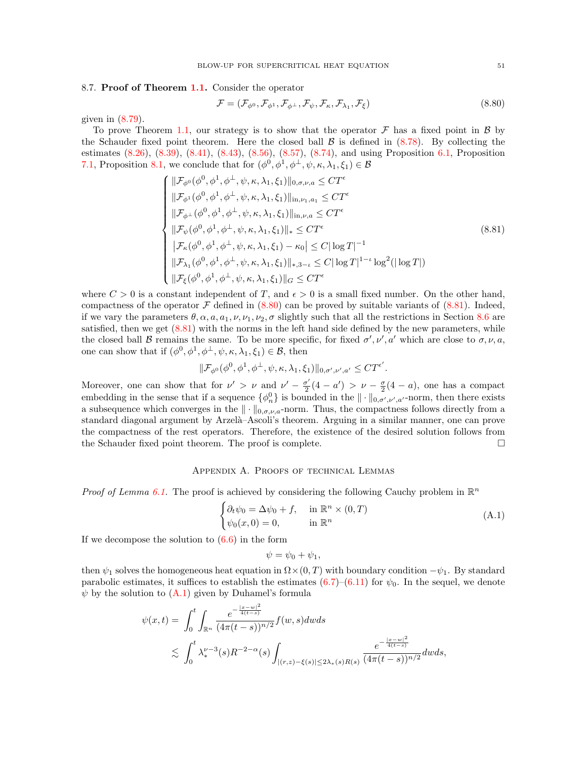## 8.7. Proof of Theorem 1.1.

Consider the operator

$$
\mathcal{F} = (\mathcal{F}_{\phi^0}, \mathcal{F}_{\phi^1}, \mathcal{F}_{\phi^\perp}, \mathcal{F}_{\psi}, \mathcal{F}_{\kappa}, \mathcal{F}_{\lambda_1}, \mathcal{F}_{\xi}) \tag{8.80}
$$

given in (8.79).

To prove Theorem 1.1, our strategy is to show that the operator $\mathcal{F}$ has a fixed point in $\mathcal{B}$ by the Schauder fixed point theorem. Here the closed ball $\mathcal{B}$ is defined in (8.78). By collecting the estimates (8.26), (8.39), (8.41), (8.43), (8.56), (8.57), (8.74), and using Proposition 6.1, Proposition 7.1, Proposition 8.1, we conclude that for $(\phi^0, \phi^1, \phi^\perp, \psi, \kappa, \lambda_1, \xi_1) \in \mathcal{B}$

$$
\begin{cases}
\|\mathcal{F}_{\phi^0}(\phi^0, \phi^1, \phi^\perp, \psi, \kappa, \lambda_1, \xi_1)\|_{0,\sigma,\nu,a} \le CT^\epsilon \\
\|\mathcal{F}_{\phi^1}(\phi^0, \phi^1, \phi^\perp, \psi, \kappa, \lambda_1, \xi_1)\|_{\text{in},\nu_1,a_1} \le CT^\epsilon \\
\|\mathcal{F}_{\phi^\perp}(\phi^0, \phi^1, \phi^\perp, \psi, \kappa, \lambda_1, \xi_1)\|_{\text{in},\nu,a} \le CT^\epsilon \\
\|\mathcal{F}_{\psi}(\phi^0, \phi^1, \phi^\perp, \psi, \kappa, \lambda_1, \xi_1)\|_{*} \le CT^\epsilon \\
\left|\mathcal{F}_{\kappa}(\phi^0, \phi^1, \phi^\perp, \psi, \kappa, \lambda_1, \xi_1) - \kappa_0\right| \le C|\log T|^{-1} \\
\|\mathcal{F}_{\lambda_1}(\phi^0, \phi^1, \phi^\perp, \psi, \kappa, \lambda_1, \xi_1)\|_{*,3-\iota} \le C|\log T|^{1-\iota}\log^2(|\log T|) \\
\|\mathcal{F}_{\xi}(\phi^0, \phi^1, \phi^\perp, \psi, \kappa, \lambda_1, \xi_1)\|_{G} \le CT^\epsilon
\end{cases} \tag{8.81}
$$

where $C > 0$ is a constant independent of $T$, and $\epsilon > 0$ is a small fixed number. On the other hand, compactness of the operator $\mathcal{F}$ defined in (8.80) can be proved by suitable variants of (8.81). Indeed, if we vary the parameters $\theta, \alpha, a, a_1, \nu, \nu_1, \nu_2, \sigma$ slightly such that all the restrictions in Section 8.6 are satisfied, then we get (8.81) with the norms in the left hand side defined by the new parameters, while the closed ball $\mathcal{B}$ remains the same. To be more specific, for fixed $\sigma', \nu', a'$ which are close to $\sigma, \nu, a$, one can show that if $(\phi^0, \phi^1, \phi^\perp, \psi, \kappa, \lambda_1, \xi_1) \in \mathcal{B}$, then

$$
\|\mathcal{F}_{\phi^0}(\phi^0, \phi^1, \phi^\perp, \psi, \kappa, \lambda_1, \xi_1)\|_{0,\sigma',\nu',a'} \le CT^{\epsilon'}.
$$

Moreover, one can show that for $\nu' > \nu$ and $\nu' - \frac{\sigma'}{2}(4-a') > \nu - \frac{\sigma}{2}(4-a)$, one has a compact embedding in the sense that if a sequence $\{\phi_n^0\}$ is bounded in the $\|\cdot\|_{0,\sigma',\nu',a'}$-norm, then there exists a subsequence which converges in the $\|\cdot\|_{0,\sigma,\nu,a}$-norm. Thus, the compactness follows directly from a standard diagonal argument by Arzelà–Ascoli's theorem. Arguing in a similar manner, one can prove the compactness of the rest operators. Therefore, the existence of the desired solution follows from the Schauder fixed point theorem. The proof is complete. □

# Appendix A. Proofs of technical Lemmas

*Proof of Lemma 6.1.* The proof is achieved by considering the following Cauchy problem in $\mathbb{R}^n$

$$
\begin{cases}
\partial_t \psi_0 = \Delta \psi_0 + f, & \text{in } \mathbb{R}^n \times (0,T) \\
\psi_0(x,0) = 0, & \text{in } \mathbb{R}^n
\end{cases} \tag{A.1}
$$

If we decompose the solution to (6.6) in the form

$$
\psi = \psi_0 + \psi_1,
$$

then $\psi_1$ solves the homogeneous heat equation in $\Omega \times (0,T)$ with boundary condition $-\psi_1$. By standard parabolic estimates, it suffices to establish the estimates (6.7)–(6.11) for $\psi_0$. In the sequel, we denote $\psi$ by the solution to (A.1) given by Duhamel's formula

$$
\begin{aligned}
\psi(x,t) = & \int_0^t \int_{\mathbb{R}^n} \frac{e^{-\frac{|x-w|^2}{4(t-s)}}}{(4\pi(t-s))^{n/2}} f(w,s)\,dw\,ds \\
\lesssim & \int_0^t \lambda_*^{\nu-3}(s) R^{-2-\alpha}(s) \int_{|(r,z)-\xi(s)|\le 2\lambda_*(s)R(s)} \frac{e^{-\frac{|x-w|^2}{4(t-s)}}}{(4\pi(t-s))^{n/2}}\,dw\,ds,
\end{aligned}
$$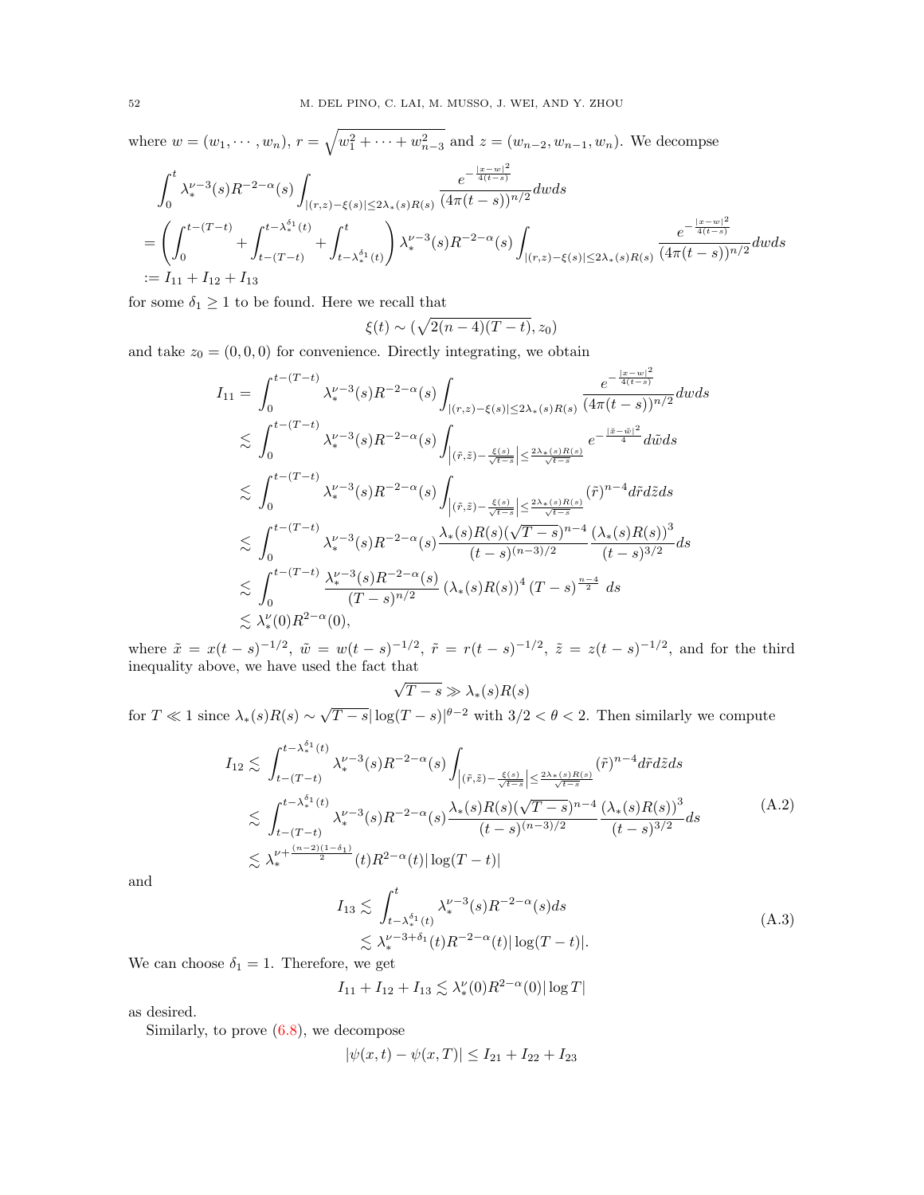where $w = (w_1, \cdots, w_n)$, $r = \sqrt{w_1^2 + \cdots + w_{n-3}^2}$ and $z = (w_{n-2}, w_{n-1}, w_n)$. We decompse

$$
\begin{aligned}
&\int_0^t \lambda_*^{\nu-3}(s) R^{-2-\alpha}(s) \int_{|(r,z)-\xi(s)|\le 2\lambda_*(s)R(s)} \frac{e^{-\frac{|x-w|^2}{4(t-s)}}}{(4\pi(t-s))^{n/2}} dw ds \\
&= \left( \int_0^{t-(T-t)} + \int_{t-(T-t)}^{t-\lambda_*^{\delta_1}(t)} + \int_{t-\lambda_*^{\delta_1}(t)}^t \right) \lambda_*^{\nu-3}(s) R^{-2-\alpha}(s) \int_{|(r,z)-\xi(s)|\le 2\lambda_*(s)R(s)} \frac{e^{-\frac{|x-w|^2}{4(t-s)}}}{(4\pi(t-s))^{n/2}} dw ds \\
&:= I_{11} + I_{12} + I_{13}
\end{aligned}
$$

for some $\delta_1 \ge 1$ to be found. Here we recall that

$$
\xi(t) \sim (\sqrt{2(n-4)(T-t)}, z_0)
$$

and take $z_0 = (0, 0, 0)$ for convenience. Directly integrating, we obtain

$$
\begin{aligned}
I_{11} &= \int_0^{t-(T-t)} \lambda_*^{\nu-3}(s) R^{-2-\alpha}(s) \int_{|(r,z)-\xi(s)|\le 2\lambda_*(s)R(s)} \frac{e^{-\frac{|x-w|^2}{4(t-s)}}}{(4\pi(t-s))^{n/2}} dw ds \\
&\lesssim \int_0^{t-(T-t)} \lambda_*^{\nu-3}(s) R^{-2-\alpha}(s) \int_{\left|(\tilde r, \tilde z) - \frac{\xi(s)}{\sqrt{t-s}}\right| \le \frac{2\lambda_*(s)R(s)}{\sqrt{t-s}}} e^{-\frac{|\tilde x - \tilde w|^2}{4}} d\tilde w ds \\
&\lesssim \int_0^{t-(T-t)} \lambda_*^{\nu-3}(s) R^{-2-\alpha}(s) \int_{\left|(\tilde r, \tilde z) - \frac{\xi(s)}{\sqrt{t-s}}\right| \le \frac{2\lambda_*(s)R(s)}{\sqrt{t-s}}} (\tilde r)^{n-4} d\tilde r d\tilde z ds \\
&\lesssim \int_0^{t-(T-t)} \lambda_*^{\nu-3}(s) R^{-2-\alpha}(s) \frac{\lambda_*(s)R(s)(\sqrt{T-s})^{n-4}}{(t-s)^{(n-3)/2}} \frac{(\lambda_*(s)R(s))^3}{(t-s)^{3/2}} ds \\
&\lesssim \int_0^{t-(T-t)} \frac{\lambda_*^{\nu-3}(s) R^{-2-\alpha}(s)}{(T-s)^{n/2}} (\lambda_*(s)R(s))^4 (T-s)^{\frac{n-4}{2}} \, ds \\
&\lesssim \lambda_*^{\nu}(0) R^{2-\alpha}(0),
\end{aligned}
$$

where $\tilde x = x(t-s)^{-1/2}$, $\tilde w = w(t-s)^{-1/2}$, $\tilde r = r(t-s)^{-1/2}$, $\tilde z = z(t-s)^{-1/2}$, and for the third inequality above, we have used the fact that

$$
\sqrt{T-s} \gg \lambda_*(s)R(s)
$$

for $T \ll 1$ since $\lambda_*(s)R(s) \sim \sqrt{T-s}|\log(T-s)|^{\theta-2}$ with $3/2 < \theta < 2$. Then similarly we compute

$$
\begin{aligned}
I_{12} &\lesssim \int_{t-(T-t)}^{t-\lambda_*^{\delta_1}(t)} \lambda_*^{\nu-3}(s) R^{-2-\alpha}(s) \int_{\left|(\tilde r, \tilde z) - \frac{\xi(s)}{\sqrt{t-s}}\right| \le \frac{2\lambda_*(s)R(s)}{\sqrt{t-s}}} (\tilde r)^{n-4} d\tilde r d\tilde z ds \\
&\lesssim \int_{t-(T-t)}^{t-\lambda_*^{\delta_1}(t)} \lambda_*^{\nu-3}(s) R^{-2-\alpha}(s) \frac{\lambda_*(s)R(s)(\sqrt{T-s})^{n-4}}{(t-s)^{(n-3)/2}} \frac{(\lambda_*(s)R(s))^3}{(t-s)^{3/2}} ds \\
&\lesssim \lambda_*^{\nu + \frac{(n-2)(1-\delta_1)}{2}}(t) R^{2-\alpha}(t) |\log(T-t)|
\end{aligned} \tag{A.2}
$$

and

$$
\begin{aligned}
I_{13} &\lesssim \int_{t-\lambda_*^{\delta_1}(t)}^t \lambda_*^{\nu-3}(s) R^{-2-\alpha}(s) ds \\
&\lesssim \lambda_*^{\nu-3+\delta_1}(t) R^{-2-\alpha}(t) |\log(T-t)|.
\end{aligned} \tag{A.3}
$$

We can choose $\delta_1 = 1$. Therefore, we get

$$
I_{11} + I_{12} + I_{13} \lesssim \lambda_*^{\nu}(0) R^{2-\alpha}(0) |\log T|
$$

as desired.

Similarly, to prove (6.8), we decompose

$$
|\psi(x,t) - \psi(x,T)| \le I_{21} + I_{22} + I_{23}
$$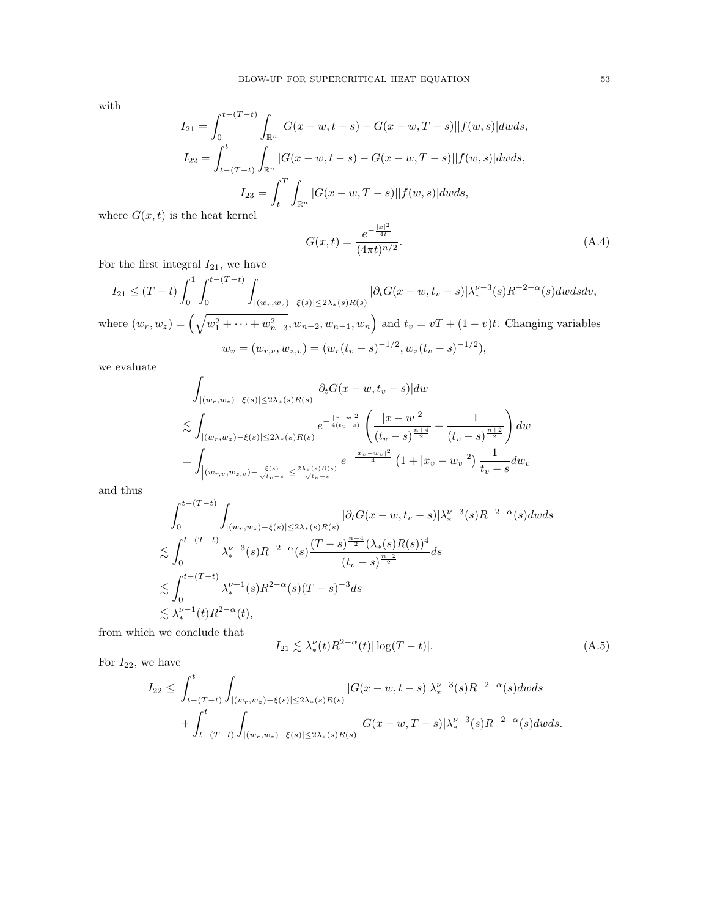with

$$I_{21} = \int_0^{t-(T-t)} \int_{\mathbb{R}^n} |G(x-w,t-s) - G(x-w,T-s)||f(w,s)|dwds,$$

$$I_{22} = \int_{t-(T-t)}^{t} \int_{\mathbb{R}^n} |G(x-w,t-s) - G(x-w,T-s)||f(w,s)|dwds,$$

$$I_{23} = \int_t^T \int_{\mathbb{R}^n} |G(x-w,T-s)||f(w,s)|dwds,$$

where $G(x,t)$ is the heat kernel

$$G(x,t) = \frac{e^{-\frac{|x|^2}{4t}}}{(4\pi t)^{n/2}}. \tag{A.4}$$

For the first integral $I_{21}$, we have

$$I_{21} \le (T-t) \int_0^1 \int_0^{t-(T-t)} \int_{|(w_r,w_z)-\xi(s)| \le 2\lambda_*(s)R(s)} |\partial_t G(x-w,t_v-s)| \lambda_*^{\nu-3}(s) R^{-2-\alpha}(s) dwdsdv,$$

where $(w_r,w_z) = \left(\sqrt{w_1^2+\cdots+w_{n-3}^2}, w_{n-2}, w_{n-1}, w_n\right)$ and $t_v = vT + (1-v)t$. Changing variables

$$w_v = (w_{r,v}, w_{z,v}) = (w_r(t_v-s)^{-1/2}, w_z(t_v-s)^{-1/2}),$$

we evaluate

$$\begin{aligned}
&\int_{|(w_r,w_z)-\xi(s)| \le 2\lambda_*(s)R(s)} |\partial_t G(x-w,t_v-s)| dw \\
&\lesssim \int_{|(w_r,w_z)-\xi(s)| \le 2\lambda_*(s)R(s)} e^{-\frac{|x-w|^2}{4(t_v-s)}} \left( \frac{|x-w|^2}{(t_v-s)^{\frac{n+4}{2}}} + \frac{1}{(t_v-s)^{\frac{n+2}{2}}} \right) dw \\
&= \int_{\left|(w_{r,v},w_{z,v}) - \frac{\xi(s)}{\sqrt{t_v-s}}\right| \le \frac{2\lambda_*(s)R(s)}{\sqrt{t_v-s}}} e^{-\frac{|x_v-w_v|^2}{4}} \left(1+|x_v-w_v|^2\right) \frac{1}{t_v-s} dw_v
\end{aligned}$$

and thus

$$\begin{aligned}
&\int_0^{t-(T-t)} \int_{|(w_r,w_z)-\xi(s)| \le 2\lambda_*(s)R(s)} |\partial_t G(x-w,t_v-s)| \lambda_*^{\nu-3}(s) R^{-2-\alpha}(s) dwds \\
&\lesssim \int_0^{t-(T-t)} \lambda_*^{\nu-3}(s) R^{-2-\alpha}(s) \frac{(T-s)^{\frac{n-4}{2}} (\lambda_*(s)R(s))^4}{(t_v-s)^{\frac{n+2}{2}}} ds \\
&\lesssim \int_0^{t-(T-t)} \lambda_*^{\nu+1}(s) R^{2-\alpha}(s) (T-s)^{-3} ds \\
&\lesssim \lambda_*^{\nu-1}(t) R^{2-\alpha}(t),
\end{aligned}$$

from which we conclude that

$$I_{21} \lesssim \lambda_*^{\nu}(t) R^{2-\alpha}(t) |\log(T-t)|. \tag{A.5}$$

For $I_{22}$, we have

$$\begin{aligned}
I_{22} \le &\int_{t-(T-t)}^{t} \int_{|(w_r,w_z)-\xi(s)| \le 2\lambda_*(s)R(s)} |G(x-w,t-s)| \lambda_*^{\nu-3}(s) R^{-2-\alpha}(s) dwds \\
&+ \int_{t-(T-t)}^{t} \int_{|(w_r,w_z)-\xi(s)| \le 2\lambda_*(s)R(s)} |G(x-w,T-s)| \lambda_*^{\nu-3}(s) R^{-2-\alpha}(s) dwds.
\end{aligned}$$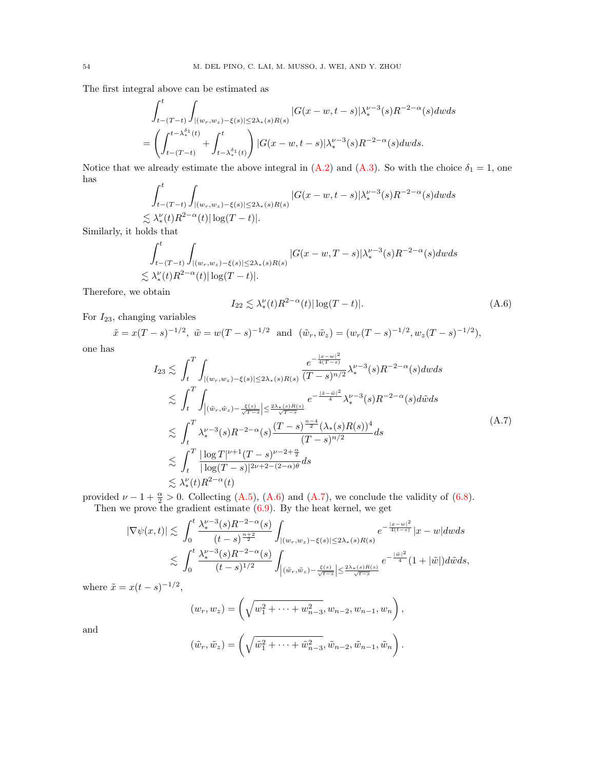The first integral above can be estimated as

$$
\begin{aligned}
&\int_{t-(T-t)}^{t}\int_{|(w_r,w_z)-\xi(s)|\le 2\lambda_*(s)R(s)}|G(x-w,t-s)|\lambda_*^{\nu-3}(s)R^{-2-\alpha}(s)dwds\\
=&\left(\int_{t-(T-t)}^{t-\lambda_*^{\delta_1}(t)}+\int_{t-\lambda_*^{\delta_1}(t)}^{t}\right)|G(x-w,t-s)|\lambda_*^{\nu-3}(s)R^{-2-\alpha}(s)dwds.
\end{aligned}
$$

Notice that we already estimate the above integral in (A.2) and (A.3). So with the choice $\delta_1=1$, one has

$$
\begin{aligned}
&\int_{t-(T-t)}^{t}\int_{|(w_r,w_z)-\xi(s)|\le 2\lambda_*(s)R(s)}|G(x-w,t-s)|\lambda_*^{\nu-3}(s)R^{-2-\alpha}(s)dwds\\
\lesssim\ &\lambda_*^{\nu}(t)R^{2-\alpha}(t)|\log(T-t)|.
\end{aligned}
$$

Similarly, it holds that

$$
\begin{aligned}
&\int_{t-(T-t)}^{t}\int_{|(w_r,w_z)-\xi(s)|\le 2\lambda_*(s)R(s)}|G(x-w,T-s)|\lambda_*^{\nu-3}(s)R^{-2-\alpha}(s)dwds\\
\lesssim\ &\lambda_*^{\nu}(t)R^{2-\alpha}(t)|\log(T-t)|.
\end{aligned}
$$

Therefore, we obtain

$$
I_{22}\lesssim \lambda_*^{\nu}(t)R^{2-\alpha}(t)|\log(T-t)|. \tag{A.6}
$$

For $I_{23}$, changing variables

$$
\tilde{x}=x(T-s)^{-1/2},\ \ \tilde{w}=w(T-s)^{-1/2}\ \ \text{and}\ \ (\tilde{w}_r,\tilde{w}_z)=(w_r(T-s)^{-1/2},w_z(T-s)^{-1/2}),
$$

one has

$$
\begin{aligned}
I_{23}&\lesssim \int_t^T\int_{|(w_r,w_z)-\xi(s)|\le 2\lambda_*(s)R(s)}\frac{e^{-\frac{|x-w|^2}{4(T-s)}}}{(T-s)^{n/2}}\lambda_*^{\nu-3}(s)R^{-2-\alpha}(s)dwds\\
&\lesssim \int_t^T\int_{\left|(\tilde{w}_r,\tilde{w}_z)-\frac{\xi(s)}{\sqrt{T-s}}\right|\le\frac{2\lambda_*(s)R(s)}{\sqrt{T-s}}}e^{-\frac{|\tilde{x}-\tilde{w}|^2}{4}}\lambda_*^{\nu-3}(s)R^{-2-\alpha}(s)d\tilde{w}ds\\
&\lesssim \int_t^T\lambda_*^{\nu-3}(s)R^{-2-\alpha}(s)\frac{(T-s)^{\frac{n-4}{2}}(\lambda_*(s)R(s))^4}{(T-s)^{n/2}}ds\\
&\lesssim \int_t^T\frac{|\log T|^{\nu+1}(T-s)^{\nu-2+\frac{\alpha}{2}}}{|\log(T-s)|^{2\nu+2-(2-\alpha)\theta}}ds\\
&\lesssim \lambda_*^{\nu}(t)R^{2-\alpha}(t)
\end{aligned}
\tag{A.7}
$$

provided $\nu-1+\frac{\alpha}{2}>0$. Collecting (A.5), (A.6) and (A.7), we conclude the validity of (6.8).

Then we prove the gradient estimate (6.9). By the heat kernel, we get

$$
\begin{aligned}
|\nabla\psi(x,t)|&\lesssim \int_0^t\frac{\lambda_*^{\nu-3}(s)R^{-2-\alpha}(s)}{(t-s)^{\frac{n+2}{2}}}\int_{|(w_r,w_z)-\xi(s)|\le 2\lambda_*(s)R(s)}e^{-\frac{|x-w|^2}{4(t-s)}}|x-w|dwds\\
&\lesssim \int_0^t\frac{\lambda_*^{\nu-3}(s)R^{-2-\alpha}(s)}{(t-s)^{1/2}}\int_{\left|(\tilde{w}_r,\tilde{w}_z)-\frac{\xi(s)}{\sqrt{t-s}}\right|\le\frac{2\lambda_*(s)R(s)}{\sqrt{t-s}}}e^{-\frac{|\tilde{w}|^2}{4}}(1+|\tilde{w}|)d\tilde{w}ds,
\end{aligned}
$$

where $\tilde{x}=x(t-s)^{-1/2}$,

$$
(w_r,w_z)=\left(\sqrt{w_1^2+\cdots+w_{n-3}^2},w_{n-2},w_{n-1},w_n\right),
$$

and

$$
(\tilde{w}_r,\tilde{w}_z)=\left(\sqrt{\tilde{w}_1^2+\cdots+\tilde{w}_{n-3}^2},\tilde{w}_{n-2},\tilde{w}_{n-1},\tilde{w}_n\right).
$$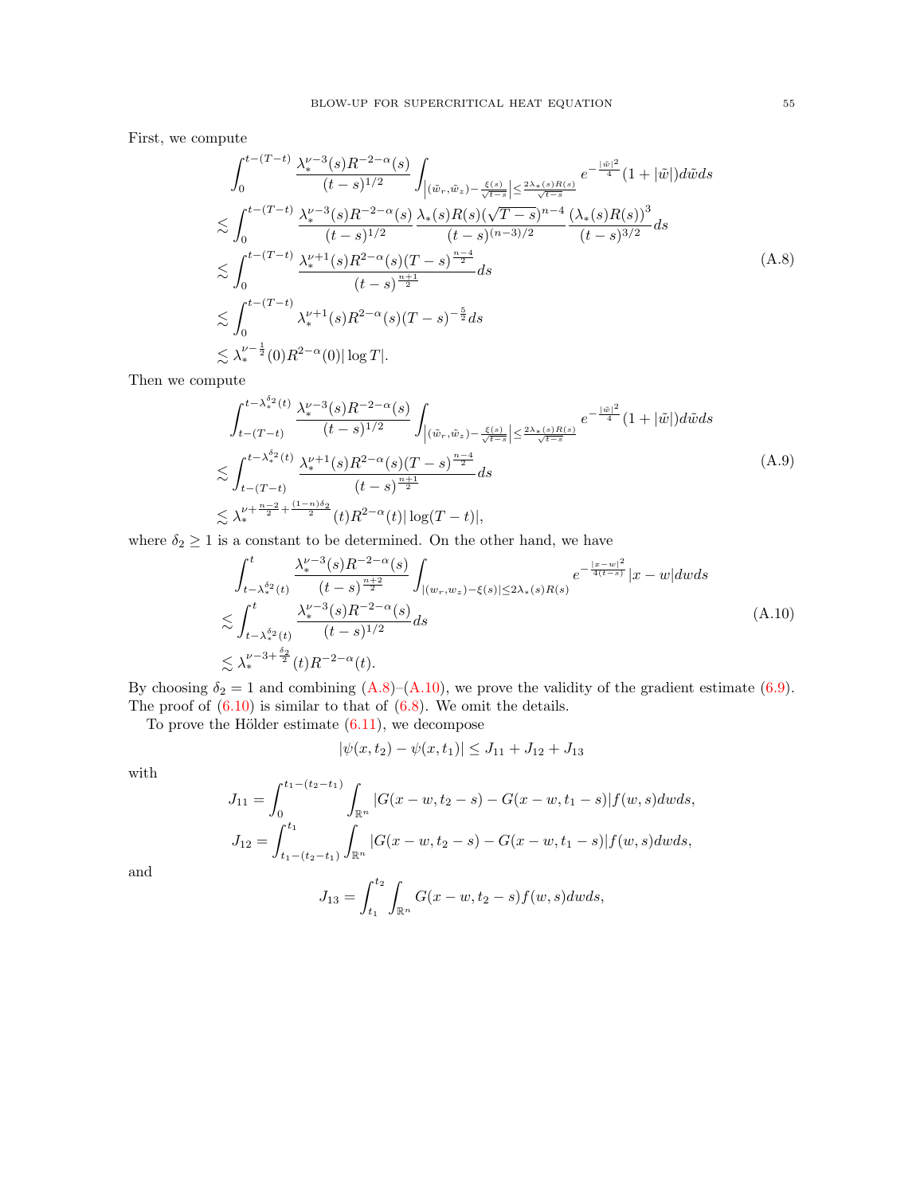First, we compute

$$
\begin{aligned}
&\int_0^{t-(T-t)} \frac{\lambda_*^{\nu-3}(s)R^{-2-\alpha}(s)}{(t-s)^{1/2}} \int_{\left|(\tilde{w}_r,\tilde{w}_z)-\frac{\xi(s)}{\sqrt{t-s}}\right|\le\frac{2\lambda_*(s)R(s)}{\sqrt{t-s}}} e^{-\frac{|\tilde{w}|^2}{4}}(1+|\tilde{w}|)d\tilde{w}ds \\
&\lesssim \int_0^{t-(T-t)} \frac{\lambda_*^{\nu-3}(s)R^{-2-\alpha}(s)}{(t-s)^{1/2}} \frac{\lambda_*(s)R(s)(\sqrt{T-s})^{n-4}}{(t-s)^{(n-3)/2}} \frac{(\lambda_*(s)R(s))^3}{(t-s)^{3/2}}ds \\
&\lesssim \int_0^{t-(T-t)} \frac{\lambda_*^{\nu+1}(s)R^{2-\alpha}(s)(T-s)^{\frac{n-4}{2}}}{(t-s)^{\frac{n+1}{2}}}ds \\
&\lesssim \int_0^{t-(T-t)} \lambda_*^{\nu+1}(s)R^{2-\alpha}(s)(T-s)^{-\frac{5}{2}}ds \\
&\lesssim \lambda_*^{\nu-\frac{1}{2}}(0)R^{2-\alpha}(0)|\log T|.
\end{aligned}
\tag{A.8}
$$

Then we compute

$$
\begin{aligned}
&\int_{t-(T-t)}^{t-\lambda_*^{\delta_2}(t)} \frac{\lambda_*^{\nu-3}(s)R^{-2-\alpha}(s)}{(t-s)^{1/2}} \int_{\left|(\tilde{w}_r,\tilde{w}_z)-\frac{\xi(s)}{\sqrt{t-s}}\right|\le\frac{2\lambda_*(s)R(s)}{\sqrt{t-s}}} e^{-\frac{|\tilde{w}|^2}{4}}(1+|\tilde{w}|)d\tilde{w}ds \\
&\lesssim \int_{t-(T-t)}^{t-\lambda_*^{\delta_2}(t)} \frac{\lambda_*^{\nu+1}(s)R^{2-\alpha}(s)(T-s)^{\frac{n-4}{2}}}{(t-s)^{\frac{n+1}{2}}}ds \\
&\lesssim \lambda_*^{\nu+\frac{n-2}{2}+\frac{(1-n)\delta_2}{2}}(t)R^{2-\alpha}(t)|\log(T-t)|,
\end{aligned}
\tag{A.9}
$$

where $\delta_2 \ge 1$ is a constant to be determined. On the other hand, we have

$$
\begin{aligned}
&\int_{t-\lambda_*^{\delta_2}(t)}^{t} \frac{\lambda_*^{\nu-3}(s)R^{-2-\alpha}(s)}{(t-s)^{\frac{n+2}{2}}} \int_{|(w_r,w_z)-\xi(s)|\le 2\lambda_*(s)R(s)} e^{-\frac{|x-w|^2}{4(t-s)}}|x-w|dwds \\
&\lesssim \int_{t-\lambda_*^{\delta_2}(t)}^{t} \frac{\lambda_*^{\nu-3}(s)R^{-2-\alpha}(s)}{(t-s)^{1/2}}ds \\
&\lesssim \lambda_*^{\nu-3+\frac{\delta_2}{2}}(t)R^{-2-\alpha}(t).
\end{aligned}
\tag{A.10}
$$

By choosing $\delta_2 = 1$ and combining (A.8)–(A.10), we prove the validity of the gradient estimate (6.9). The proof of (6.10) is similar to that of (6.8). We omit the details.

To prove the Hölder estimate (6.11), we decompose

$$
|\psi(x,t_2)-\psi(x,t_1)| \le J_{11}+J_{12}+J_{13}
$$

with

$$
J_{11} = \int_0^{t_1-(t_2-t_1)} \int_{\mathbb{R}^n} |G(x-w,t_2-s)-G(x-w,t_1-s)||f(w,s)dwds,
$$

$$
J_{12} = \int_{t_1-(t_2-t_1)}^{t_1} \int_{\mathbb{R}^n} |G(x-w,t_2-s)-G(x-w,t_1-s)||f(w,s)dwds,
$$

and

$$
J_{13} = \int_{t_1}^{t_2} \int_{\mathbb{R}^n} G(x-w,t_2-s)f(w,s)dwds,
$$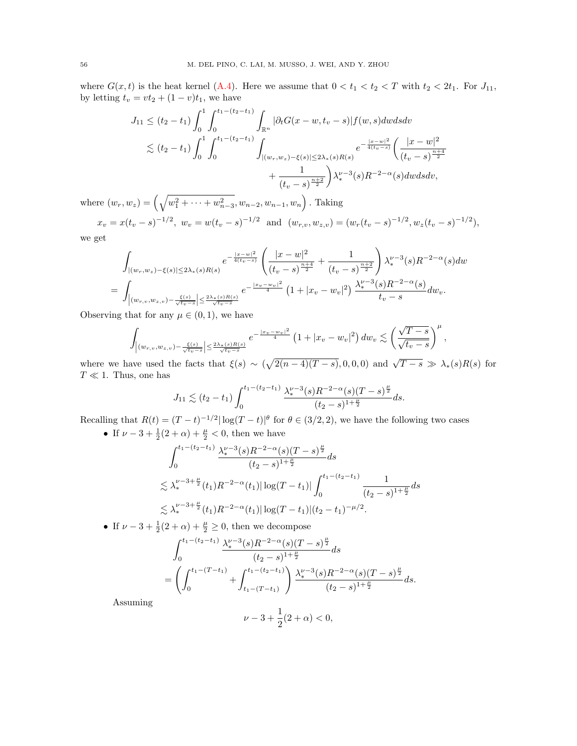where $G(x,t)$ is the heat kernel (A.4). Here we assume that $0 < t_1 < t_2 < T$ with $t_2 < 2t_1$. For $J_{11}$, by letting $t_v = vt_2 + (1-v)t_1$, we have

$$
\begin{aligned}
J_{11} &\le (t_2 - t_1) \int_0^1 \int_0^{t_1-(t_2-t_1)} \int_{\mathbb{R}^n} |\partial_t G(x-w, t_v - s)| f(w,s) dw ds dv \\
&\lesssim (t_2 - t_1) \int_0^1 \int_0^{t_1-(t_2-t_1)} \int_{|(w_r,w_z)-\xi(s)|\le 2\lambda_*(s)R(s)} e^{-\frac{|x-w|^2}{4(t_v-s)}} \bigg( \frac{|x-w|^2}{(t_v-s)^{\frac{n+4}{2}}} \\
&\qquad + \frac{1}{(t_v-s)^{\frac{n+2}{2}}} \bigg) \lambda_*^{\nu-3}(s) R^{-2-\alpha}(s) dw ds dv,
\end{aligned}
$$

where $(w_r, w_z) = \left( \sqrt{w_1^2 + \cdots + w_{n-3}^2}, w_{n-2}, w_{n-1}, w_n \right)$. Taking

$$
x_v = x(t_v - s)^{-1/2}, \ w_v = w(t_v - s)^{-1/2} \ \text{ and } \ (w_{r,v}, w_{z,v}) = (w_r(t_v-s)^{-1/2}, w_z(t_v-s)^{-1/2}),
$$

we get

$$
\begin{aligned}
&\int_{|(w_r,w_z)-\xi(s)|\le 2\lambda_*(s)R(s)} e^{-\frac{|x-w|^2}{4(t_v-s)}} \left( \frac{|x-w|^2}{(t_v-s)^{\frac{n+4}{2}}} + \frac{1}{(t_v-s)^{\frac{n+2}{2}}} \right) \lambda_*^{\nu-3}(s) R^{-2-\alpha}(s) dw \\
=& \int_{\left|(w_{r,v},w_{z,v})-\frac{\xi(s)}{\sqrt{t_v-s}}\right| \le \frac{2\lambda_*(s)R(s)}{\sqrt{t_v-s}}} e^{-\frac{|x_v-w_v|^2}{4}} \left(1 + |x_v - w_v|^2\right) \frac{\lambda_*^{\nu-3}(s) R^{-2-\alpha}(s)}{t_v - s} dw_v.
\end{aligned}
$$

Observing that for any $\mu \in (0,1)$, we have

$$
\int_{\left|(w_{r,v},w_{z,v})-\frac{\xi(s)}{\sqrt{t_v-s}}\right| \le \frac{2\lambda_*(s)R(s)}{\sqrt{t_v-s}}} e^{-\frac{|x_v-w_v|^2}{4}} \left(1 + |x_v - w_v|^2\right) dw_v \lesssim \left( \frac{\sqrt{T-s}}{\sqrt{t_v-s}} \right)^{\mu},
$$

where we have used the facts that $\xi(s) \sim (\sqrt{2(n-4)(T-s)}, 0, 0, 0)$ and $\sqrt{T-s} \gg \lambda_*(s)R(s)$ for $T \ll 1$. Thus, one has

$$
J_{11} \lesssim (t_2 - t_1) \int_0^{t_1-(t_2-t_1)} \frac{\lambda_*^{\nu-3}(s) R^{-2-\alpha}(s) (T-s)^{\frac{\mu}{2}}}{(t_2-s)^{1+\frac{\mu}{2}}} ds.
$$

Recalling that $R(t) = (T-t)^{-1/2} |\log(T-t)|^{\theta}$ for $\theta \in (3/2, 2)$, we have the following two cases

- If $\nu - 3 + \frac{1}{2}(2+\alpha) + \frac{\mu}{2} < 0$, then we have

$$
\begin{aligned}
&\int_0^{t_1-(t_2-t_1)} \frac{\lambda_*^{\nu-3}(s) R^{-2-\alpha}(s) (T-s)^{\frac{\mu}{2}}}{(t_2-s)^{1+\frac{\mu}{2}}} ds \\
\lesssim& \lambda_*^{\nu-3+\frac{\mu}{2}}(t_1) R^{-2-\alpha}(t_1) |\log(T-t_1)| \int_0^{t_1-(t_2-t_1)} \frac{1}{(t_2-s)^{1+\frac{\mu}{2}}} ds \\
\lesssim& \lambda_*^{\nu-3+\frac{\mu}{2}}(t_1) R^{-2-\alpha}(t_1) |\log(T-t_1)| (t_2 - t_1)^{-\mu/2}.
\end{aligned}
$$

- If $\nu - 3 + \frac{1}{2}(2+\alpha) + \frac{\mu}{2} \ge 0$, then we decompose

$$
\begin{aligned}
&\int_0^{t_1-(t_2-t_1)} \frac{\lambda_*^{\nu-3}(s) R^{-2-\alpha}(s) (T-s)^{\frac{\mu}{2}}}{(t_2-s)^{1+\frac{\mu}{2}}} ds \\
=& \left( \int_0^{t_1-(T-t_1)} + \int_{t_1-(T-t_1)}^{t_1-(t_2-t_1)} \right) \frac{\lambda_*^{\nu-3}(s) R^{-2-\alpha}(s) (T-s)^{\frac{\mu}{2}}}{(t_2-s)^{1+\frac{\mu}{2}}} ds.
\end{aligned}
$$

  Assuming

$$
\nu - 3 + \frac{1}{2}(2+\alpha) < 0,
$$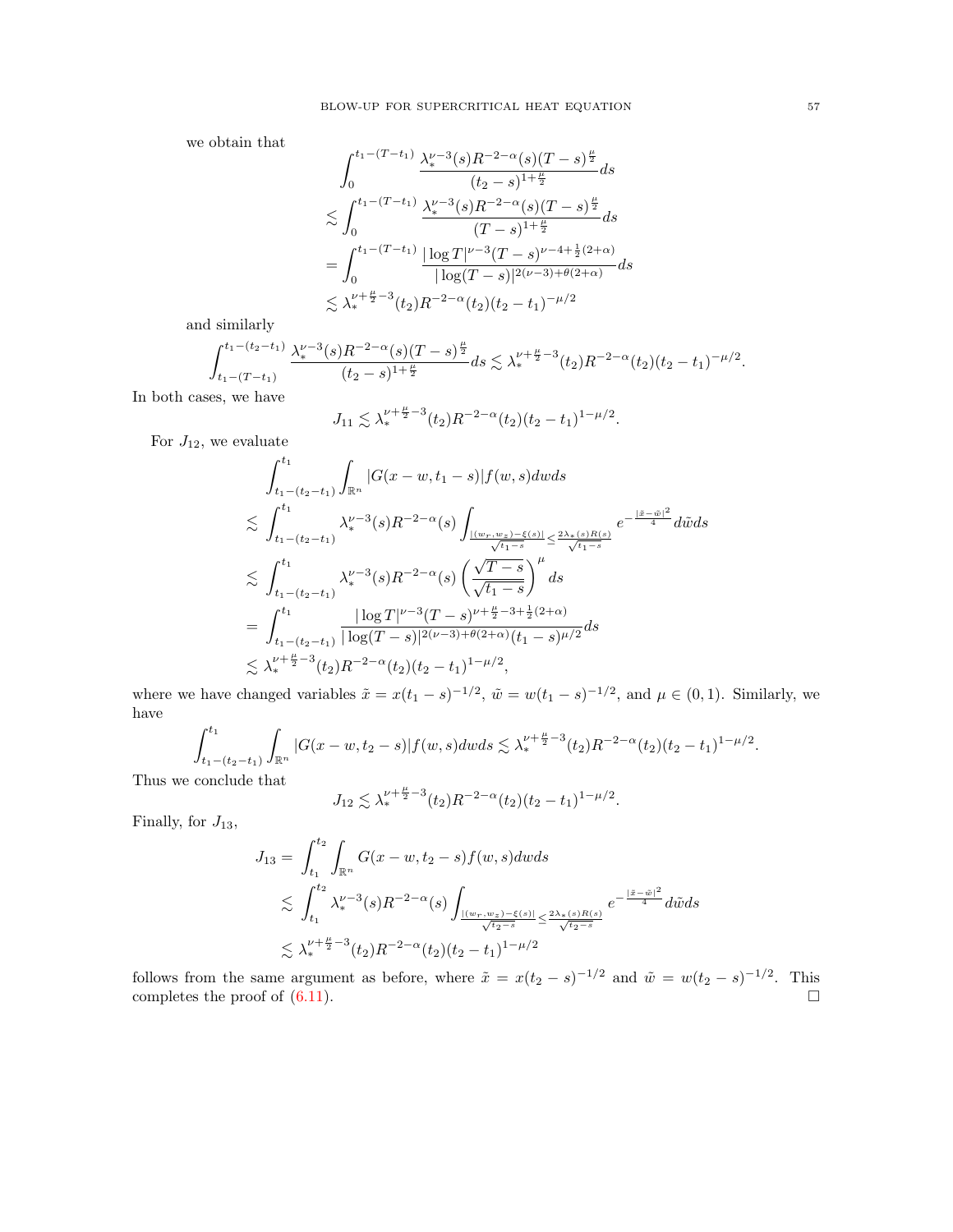we obtain that

$$
\begin{aligned}
&\int_0^{t_1-(T-t_1)} \frac{\lambda_*^{\nu-3}(s) R^{-2-\alpha}(s)(T-s)^{\frac{\mu}{2}}}{(t_2-s)^{1+\frac{\mu}{2}}} ds \\
&\lesssim \int_0^{t_1-(T-t_1)} \frac{\lambda_*^{\nu-3}(s) R^{-2-\alpha}(s)(T-s)^{\frac{\mu}{2}}}{(T-s)^{1+\frac{\mu}{2}}} ds \\
&= \int_0^{t_1-(T-t_1)} \frac{|\log T|^{\nu-3}(T-s)^{\nu-4+\frac{1}{2}(2+\alpha)}}{|\log(T-s)|^{2(\nu-3)+\theta(2+\alpha)}} ds \\
&\lesssim \lambda_*^{\nu+\frac{\mu}{2}-3}(t_2) R^{-2-\alpha}(t_2)(t_2-t_1)^{-\mu/2}
\end{aligned}
$$

and similarly

$$
\int_{t_1-(T-t_1)}^{t_1-(t_2-t_1)} \frac{\lambda_*^{\nu-3}(s) R^{-2-\alpha}(s)(T-s)^{\frac{\mu}{2}}}{(t_2-s)^{1+\frac{\mu}{2}}} ds \lesssim \lambda_*^{\nu+\frac{\mu}{2}-3}(t_2) R^{-2-\alpha}(t_2)(t_2-t_1)^{-\mu/2}.
$$

In both cases, we have

$$
J_{11} \lesssim \lambda_*^{\nu+\frac{\mu}{2}-3}(t_2) R^{-2-\alpha}(t_2)(t_2-t_1)^{1-\mu/2}.
$$

For $J_{12}$, we evaluate

$$
\begin{aligned}
&\int_{t_1-(t_2-t_1)}^{t_1} \int_{\mathbb{R}^n} |G(x-w,t_1-s)| f(w,s) dw ds \\
&\lesssim \int_{t_1-(t_2-t_1)}^{t_1} \lambda_*^{\nu-3}(s) R^{-2-\alpha}(s) \int_{\frac{|(w_r,w_z)-\xi(s)|}{\sqrt{t_1-s}} \le \frac{2\lambda_*(s)R(s)}{\sqrt{t_1-s}}} e^{-\frac{|\tilde{x}-\tilde{w}|^2}{4}} d\tilde{w} ds \\
&\lesssim \int_{t_1-(t_2-t_1)}^{t_1} \lambda_*^{\nu-3}(s) R^{-2-\alpha}(s) \left( \frac{\sqrt{T-s}}{\sqrt{t_1-s}} \right)^{\mu} ds \\
&= \int_{t_1-(t_2-t_1)}^{t_1} \frac{|\log T|^{\nu-3}(T-s)^{\nu+\frac{\mu}{2}-3+\frac{1}{2}(2+\alpha)}}{|\log(T-s)|^{2(\nu-3)+\theta(2+\alpha)}(t_1-s)^{\mu/2}} ds \\
&\lesssim \lambda_*^{\nu+\frac{\mu}{2}-3}(t_2) R^{-2-\alpha}(t_2)(t_2-t_1)^{1-\mu/2},
\end{aligned}
$$

where we have changed variables $\tilde{x} = x(t_1-s)^{-1/2}$, $\tilde{w} = w(t_1-s)^{-1/2}$, and $\mu \in (0,1)$. Similarly, we have

$$
\int_{t_1-(t_2-t_1)}^{t_1} \int_{\mathbb{R}^n} |G(x-w,t_2-s)| f(w,s) dw ds \lesssim \lambda_*^{\nu+\frac{\mu}{2}-3}(t_2) R^{-2-\alpha}(t_2)(t_2-t_1)^{1-\mu/2}.
$$

Thus we conclude that

$$
J_{12} \lesssim \lambda_*^{\nu+\frac{\mu}{2}-3}(t_2) R^{-2-\alpha}(t_2)(t_2-t_1)^{1-\mu/2}.
$$

Finally, for $J_{13}$,

$$
\begin{aligned}
J_{13} &= \int_{t_1}^{t_2} \int_{\mathbb{R}^n} G(x-w,t_2-s) f(w,s) dw ds \\
&\lesssim \int_{t_1}^{t_2} \lambda_*^{\nu-3}(s) R^{-2-\alpha}(s) \int_{\frac{|(w_r,w_z)-\xi(s)|}{\sqrt{t_2-s}} \le \frac{2\lambda_*(s)R(s)}{\sqrt{t_2-s}}} e^{-\frac{|\tilde{x}-\tilde{w}|^2}{4}} d\tilde{w} ds \\
&\lesssim \lambda_*^{\nu+\frac{\mu}{2}-3}(t_2) R^{-2-\alpha}(t_2)(t_2-t_1)^{1-\mu/2}
\end{aligned}
$$

follows from the same argument as before, where $\tilde{x} = x(t_2-s)^{-1/2}$ and $\tilde{w} = w(t_2-s)^{-1/2}$. This completes the proof of (6.11). $\square$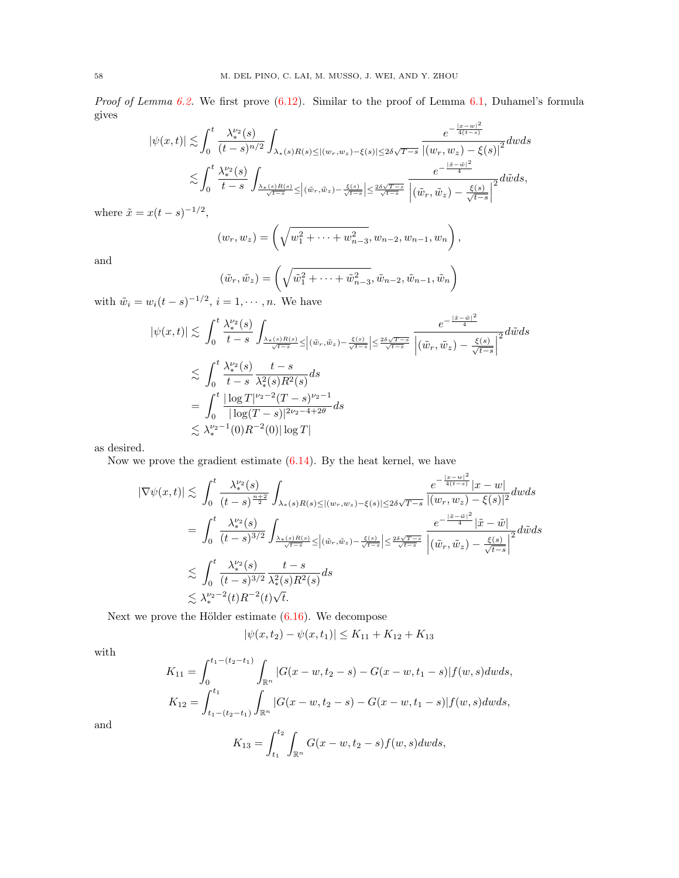*Proof of Lemma 6.2.* We first prove (6.12). Similar to the proof of Lemma 6.1, Duhamel's formula gives

$$
\begin{aligned}
|\psi(x,t)| &\lesssim \int_0^t \frac{\lambda_*^{\nu_2}(s)}{(t-s)^{n/2}} \int_{\lambda_*(s)R(s)\le |(w_r,w_z)-\xi(s)|\le 2\delta\sqrt{T-s}} \frac{e^{-\frac{|x-w|^2}{4(t-s)}}}{|(w_r,w_z)-\xi(s)|^2} dw ds \\
&\lesssim \int_0^t \frac{\lambda_*^{\nu_2}(s)}{t-s} \int_{\frac{\lambda_*(s)R(s)}{\sqrt{t-s}} \le \left|(\tilde w_r,\tilde w_z)-\frac{\xi(s)}{\sqrt{t-s}}\right| \le \frac{2\delta\sqrt{T-s}}{\sqrt{t-s}}} \frac{e^{-\frac{|\tilde x-\tilde w|^2}{4}}}{\left|(\tilde w_r,\tilde w_z)-\frac{\xi(s)}{\sqrt{t-s}}\right|^2} d\tilde w ds,
\end{aligned}
$$

where $\tilde x = x(t-s)^{-1/2}$,

$$
(w_r,w_z) = \left(\sqrt{w_1^2+\cdots+w_{n-3}^2}, w_{n-2}, w_{n-1}, w_n\right),
$$

and

$$
(\tilde w_r,\tilde w_z) = \left(\sqrt{\tilde w_1^2+\cdots+\tilde w_{n-3}^2}, \tilde w_{n-2}, \tilde w_{n-1}, \tilde w_n\right)
$$

with $\tilde w_i = w_i (t-s)^{-1/2}$, $i=1,\cdots,n$. We have

$$
\begin{aligned}
|\psi(x,t)| &\lesssim \int_0^t \frac{\lambda_*^{\nu_2}(s)}{t-s} \int_{\frac{\lambda_*(s)R(s)}{\sqrt{t-s}} \le \left|(\tilde w_r,\tilde w_z)-\frac{\xi(s)}{\sqrt{t-s}}\right| \le \frac{2\delta\sqrt{T-s}}{\sqrt{t-s}}} \frac{e^{-\frac{|\tilde x-\tilde w|^2}{4}}}{\left|(\tilde w_r,\tilde w_z)-\frac{\xi(s)}{\sqrt{t-s}}\right|^2} d\tilde w ds \\
&\lesssim \int_0^t \frac{\lambda_*^{\nu_2}(s)}{t-s} \frac{t-s}{\lambda_*^2(s)R^2(s)} ds \\
&= \int_0^t \frac{|\log T|^{\nu_2-2}(T-s)^{\nu_2-1}}{|\log(T-s)|^{2\nu_2-4+2\theta}} ds \\
&\lesssim \lambda_*^{\nu_2-1}(0)R^{-2}(0)|\log T|
\end{aligned}
$$

as desired.

Now we prove the gradient estimate (6.14). By the heat kernel, we have

$$
\begin{aligned}
|\nabla\psi(x,t)| &\lesssim \int_0^t \frac{\lambda_*^{\nu_2}(s)}{(t-s)^{\frac{n+2}{2}}} \int_{\lambda_*(s)R(s)\le |(w_r,w_z)-\xi(s)|\le 2\delta\sqrt{T-s}} \frac{e^{-\frac{|x-w|^2}{4(t-s)}}|x-w|}{|(w_r,w_z)-\xi(s)|^2} dw ds \\
&= \int_0^t \frac{\lambda_*^{\nu_2}(s)}{(t-s)^{3/2}} \int_{\frac{\lambda_*(s)R(s)}{\sqrt{t-s}} \le \left|(\tilde w_r,\tilde w_z)-\frac{\xi(s)}{\sqrt{t-s}}\right| \le \frac{2\delta\sqrt{T-s}}{\sqrt{t-s}}} \frac{e^{-\frac{|\tilde x-\tilde w|^2}{4}}|\tilde x-\tilde w|}{\left|(\tilde w_r,\tilde w_z)-\frac{\xi(s)}{\sqrt{t-s}}\right|^2} d\tilde w ds \\
&\lesssim \int_0^t \frac{\lambda_*^{\nu_2}(s)}{(t-s)^{3/2}} \frac{t-s}{\lambda_*^2(s)R^2(s)} ds \\
&\lesssim \lambda_*^{\nu_2-2}(t)R^{-2}(t)\sqrt{t}.
\end{aligned}
$$

Next we prove the Hölder estimate (6.16). We decompose

$$
|\psi(x,t_2)-\psi(x,t_1)| \le K_{11}+K_{12}+K_{13}
$$

with

$$
K_{11} = \int_0^{t_1-(t_2-t_1)} \int_{\mathbb{R}^n} |G(x-w,t_2-s)-G(x-w,t_1-s)| f(w,s) dw ds,
$$

$$
K_{12} = \int_{t_1-(t_2-t_1)}^{t_1} \int_{\mathbb{R}^n} |G(x-w,t_2-s)-G(x-w,t_1-s)| f(w,s) dw ds,
$$

and

$$
K_{13} = \int_{t_1}^{t_2} \int_{\mathbb{R}^n} G(x-w,t_2-s) f(w,s) dw ds,
$$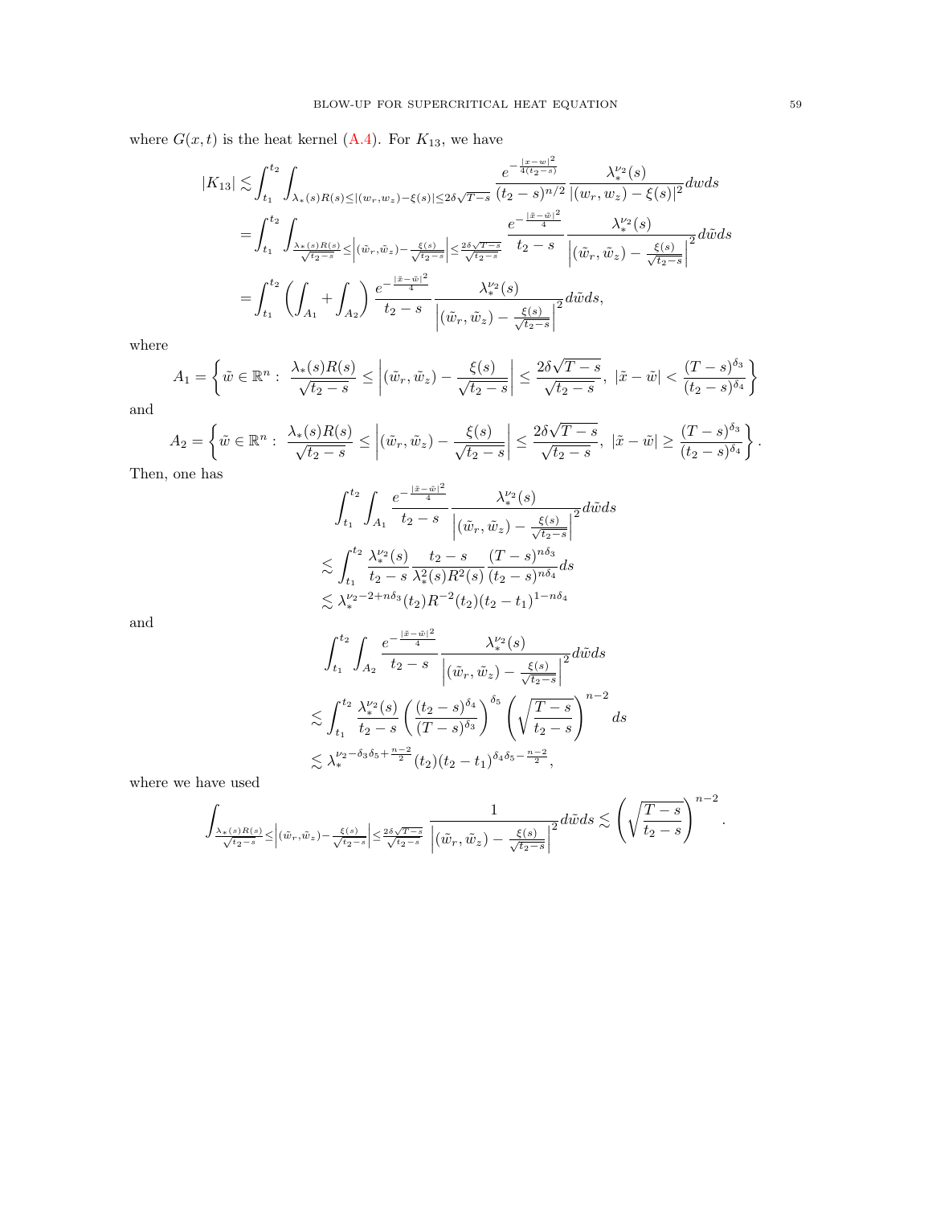where $G(x,t)$ is the heat kernel (A.4). For $K_{13}$, we have

$$
\begin{aligned}
|K_{13}| &\lesssim \int_{t_1}^{t_2} \int_{\lambda_*(s)R(s)\le |(w_r,w_z)-\xi(s)|\le 2\delta\sqrt{T-s}} \frac{e^{-\frac{|x-w|^2}{4(t_2-s)}}}{(t_2-s)^{n/2}} \frac{\lambda_*^{\nu_2}(s)}{|(w_r,w_z)-\xi(s)|^2} dw ds \\
&= \int_{t_1}^{t_2} \int_{\frac{\lambda_*(s)R(s)}{\sqrt{t_2-s}}\le \left|(\tilde{w}_r,\tilde{w}_z)-\frac{\xi(s)}{\sqrt{t_2-s}}\right|\le \frac{2\delta\sqrt{T-s}}{\sqrt{t_2-s}}} \frac{e^{-\frac{|\tilde{x}-\tilde{w}|^2}{4}}}{t_2-s} \frac{\lambda_*^{\nu_2}(s)}{\left|(\tilde{w}_r,\tilde{w}_z)-\frac{\xi(s)}{\sqrt{t_2-s}}\right|^2} d\tilde{w} ds \\
&= \int_{t_1}^{t_2} \left( \int_{A_1} + \int_{A_2} \right) \frac{e^{-\frac{|\tilde{x}-\tilde{w}|^2}{4}}}{t_2-s} \frac{\lambda_*^{\nu_2}(s)}{\left|(\tilde{w}_r,\tilde{w}_z)-\frac{\xi(s)}{\sqrt{t_2-s}}\right|^2} d\tilde{w} ds,
\end{aligned}
$$

where

$$
A_1 = \left\{ \tilde{w}\in\mathbb{R}^n:\ \frac{\lambda_*(s)R(s)}{\sqrt{t_2-s}} \le \left|(\tilde{w}_r,\tilde{w}_z)-\frac{\xi(s)}{\sqrt{t_2-s}}\right| \le \frac{2\delta\sqrt{T-s}}{\sqrt{t_2-s}},\ |\tilde{x}-\tilde{w}| < \frac{(T-s)^{\delta_3}}{(t_2-s)^{\delta_4}} \right\}
$$

and

$$
A_2 = \left\{ \tilde{w}\in\mathbb{R}^n:\ \frac{\lambda_*(s)R(s)}{\sqrt{t_2-s}} \le \left|(\tilde{w}_r,\tilde{w}_z)-\frac{\xi(s)}{\sqrt{t_2-s}}\right| \le \frac{2\delta\sqrt{T-s}}{\sqrt{t_2-s}},\ |\tilde{x}-\tilde{w}| \ge \frac{(T-s)^{\delta_3}}{(t_2-s)^{\delta_4}} \right\}.
$$

Then, one has

$$
\begin{aligned}
&\int_{t_1}^{t_2} \int_{A_1} \frac{e^{-\frac{|\tilde{x}-\tilde{w}|^2}{4}}}{t_2-s} \frac{\lambda_*^{\nu_2}(s)}{\left|(\tilde{w}_r,\tilde{w}_z)-\frac{\xi(s)}{\sqrt{t_2-s}}\right|^2} d\tilde{w} ds \\
&\lesssim \int_{t_1}^{t_2} \frac{\lambda_*^{\nu_2}(s)}{t_2-s} \frac{t_2-s}{\lambda_*^2(s)R^2(s)} \frac{(T-s)^{n\delta_3}}{(t_2-s)^{n\delta_4}} ds \\
&\lesssim \lambda_*^{\nu_2-2+n\delta_3}(t_2) R^{-2}(t_2)(t_2-t_1)^{1-n\delta_4}
\end{aligned}
$$

and

$$
\begin{aligned}
&\int_{t_1}^{t_2} \int_{A_2} \frac{e^{-\frac{|\tilde{x}-\tilde{w}|^2}{4}}}{t_2-s} \frac{\lambda_*^{\nu_2}(s)}{\left|(\tilde{w}_r,\tilde{w}_z)-\frac{\xi(s)}{\sqrt{t_2-s}}\right|^2} d\tilde{w} ds \\
&\lesssim \int_{t_1}^{t_2} \frac{\lambda_*^{\nu_2}(s)}{t_2-s} \left( \frac{(t_2-s)^{\delta_4}}{(T-s)^{\delta_3}} \right)^{\delta_5} \left( \sqrt{\frac{T-s}{t_2-s}} \right)^{n-2} ds \\
&\lesssim \lambda_*^{\nu_2-\delta_3\delta_5+\frac{n-2}{2}}(t_2)(t_2-t_1)^{\delta_4\delta_5-\frac{n-2}{2}},
\end{aligned}
$$

where we have used

$$
\int_{\frac{\lambda_*(s)R(s)}{\sqrt{t_2-s}}\le \left|(\tilde{w}_r,\tilde{w}_z)-\frac{\xi(s)}{\sqrt{t_2-s}}\right|\le \frac{2\delta\sqrt{T-s}}{\sqrt{t_2-s}}} \frac{1}{\left|(\tilde{w}_r,\tilde{w}_z)-\frac{\xi(s)}{\sqrt{t_2-s}}\right|^2} d\tilde{w} ds \lesssim \left( \sqrt{\frac{T-s}{t_2-s}} \right)^{n-2}.
$$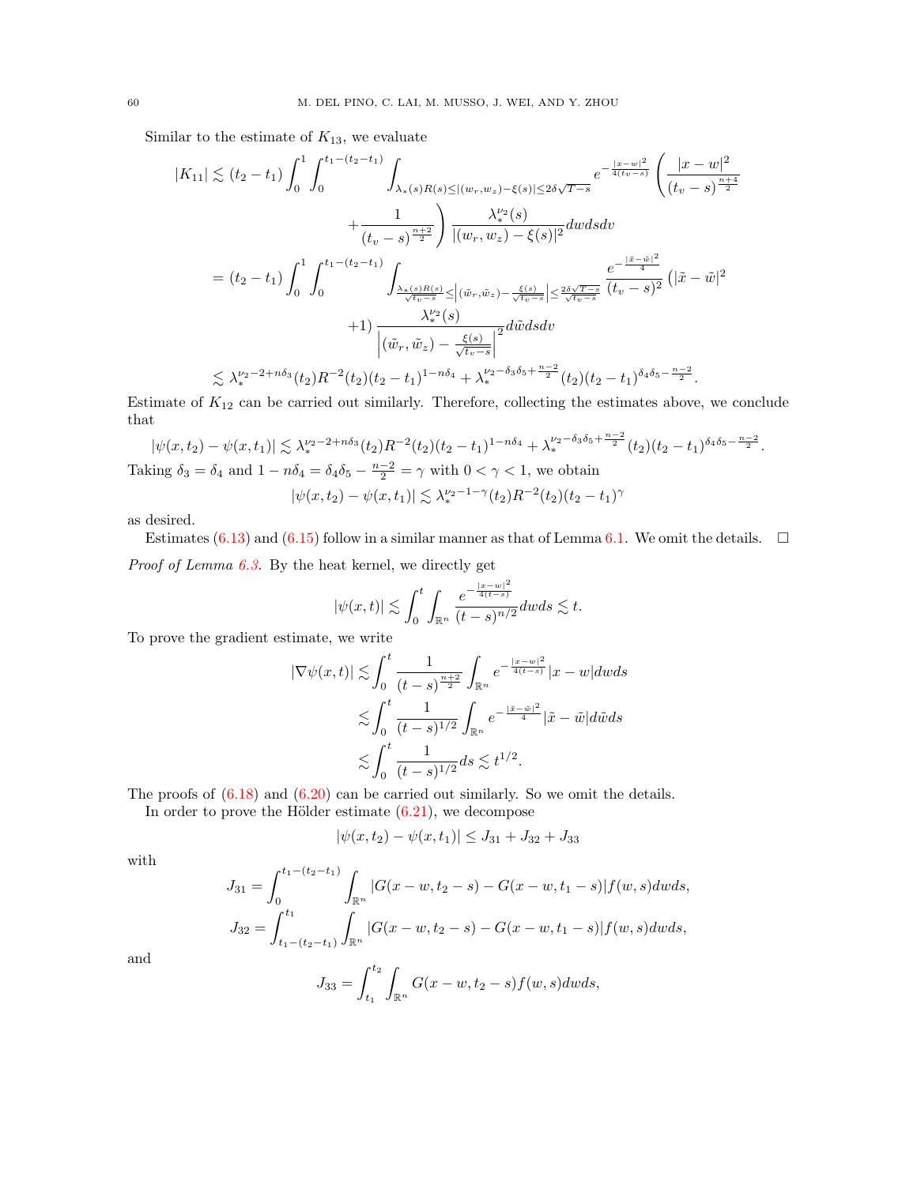Similar to the estimate of $K_{13}$, we evaluate

$$
\begin{aligned}
|K_{11}| &\lesssim (t_2-t_1)\int_0^1\int_0^{t_1-(t_2-t_1)}\int_{\lambda_*(s)R(s)\le|(w_r,w_z)-\xi(s)|\le 2\delta\sqrt{T-s}} e^{-\frac{|x-w|^2}{4(t_v-s)}}\left(\frac{|x-w|^2}{(t_v-s)^{\frac{n+4}{2}}}\right.\\
&\qquad\left.+\frac{1}{(t_v-s)^{\frac{n+2}{2}}}\right)\frac{\lambda_*^{\nu_2}(s)}{|(w_r,w_z)-\xi(s)|^2}dwdsdv\\
&=(t_2-t_1)\int_0^1\int_0^{t_1-(t_2-t_1)}\int_{\frac{\lambda_*(s)R(s)}{\sqrt{t_v-s}}\le\left|(\tilde w_r,\tilde w_z)-\frac{\xi(s)}{\sqrt{t_v-s}}\right|\le\frac{2\delta\sqrt{T-s}}{\sqrt{t_v-s}}}\frac{e^{-\frac{|\tilde x-\tilde w|^2}{4}}}{(t_v-s)^2}\left(|\tilde x-\tilde w|^2\right.\\
&\qquad\left.+1\right)\frac{\lambda_*^{\nu_2}(s)}{\left|(\tilde w_r,\tilde w_z)-\frac{\xi(s)}{\sqrt{t_v-s}}\right|^2}d\tilde wdsdv\\
&\lesssim \lambda_*^{\nu_2-2+n\delta_3}(t_2)R^{-2}(t_2)(t_2-t_1)^{1-n\delta_4}+\lambda_*^{\nu_2-\delta_3\delta_5+\frac{n-2}{2}}(t_2)(t_2-t_1)^{\delta_4\delta_5-\frac{n-2}{2}}.
\end{aligned}
$$

Estimate of $K_{12}$ can be carried out similarly. Therefore, collecting the estimates above, we conclude that

$$
|\psi(x,t_2)-\psi(x,t_1)|\lesssim \lambda_*^{\nu_2-2+n\delta_3}(t_2)R^{-2}(t_2)(t_2-t_1)^{1-n\delta_4}+\lambda_*^{\nu_2-\delta_3\delta_5+\frac{n-2}{2}}(t_2)(t_2-t_1)^{\delta_4\delta_5-\frac{n-2}{2}}.
$$

Taking $\delta_3=\delta_4$ and $1-n\delta_4=\delta_4\delta_5-\frac{n-2}{2}=\gamma$ with $0<\gamma<1$, we obtain

$$
|\psi(x,t_2)-\psi(x,t_1)|\lesssim \lambda_*^{\nu_2-1-\gamma}(t_2)R^{-2}(t_2)(t_2-t_1)^{\gamma}
$$

as desired.

Estimates (6.13) and (6.15) follow in a similar manner as that of Lemma 6.1. We omit the details. $\square$

*Proof of Lemma 6.3.* By the heat kernel, we directly get

$$
|\psi(x,t)|\lesssim\int_0^t\int_{\mathbb{R}^n}\frac{e^{-\frac{|x-w|^2}{4(t-s)}}}{(t-s)^{n/2}}dwds\lesssim t.
$$

To prove the gradient estimate, we write

$$
\begin{aligned}
|\nabla\psi(x,t)|&\lesssim\int_0^t\frac{1}{(t-s)^{\frac{n+2}{2}}}\int_{\mathbb{R}^n}e^{-\frac{|x-w|^2}{4(t-s)}}|x-w|dwds\\
&\lesssim\int_0^t\frac{1}{(t-s)^{1/2}}\int_{\mathbb{R}^n}e^{-\frac{|\tilde x-\tilde w|^2}{4}}|\tilde x-\tilde w|d\tilde wds\\
&\lesssim\int_0^t\frac{1}{(t-s)^{1/2}}ds\lesssim t^{1/2}.
\end{aligned}
$$

The proofs of (6.18) and (6.20) can be carried out similarly. So we omit the details.

In order to prove the Hölder estimate (6.21), we decompose

$$
|\psi(x,t_2)-\psi(x,t_1)|\le J_{31}+J_{32}+J_{33}
$$

with

$$
J_{31}=\int_0^{t_1-(t_2-t_1)}\int_{\mathbb{R}^n}|G(x-w,t_2-s)-G(x-w,t_1-s)|f(w,s)dwds,
$$

$$
J_{32}=\int_{t_1-(t_2-t_1)}^{t_1}\int_{\mathbb{R}^n}|G(x-w,t_2-s)-G(x-w,t_1-s)|f(w,s)dwds,
$$

and

$$
J_{33}=\int_{t_1}^{t_2}\int_{\mathbb{R}^n}G(x-w,t_2-s)f(w,s)dwds,
$$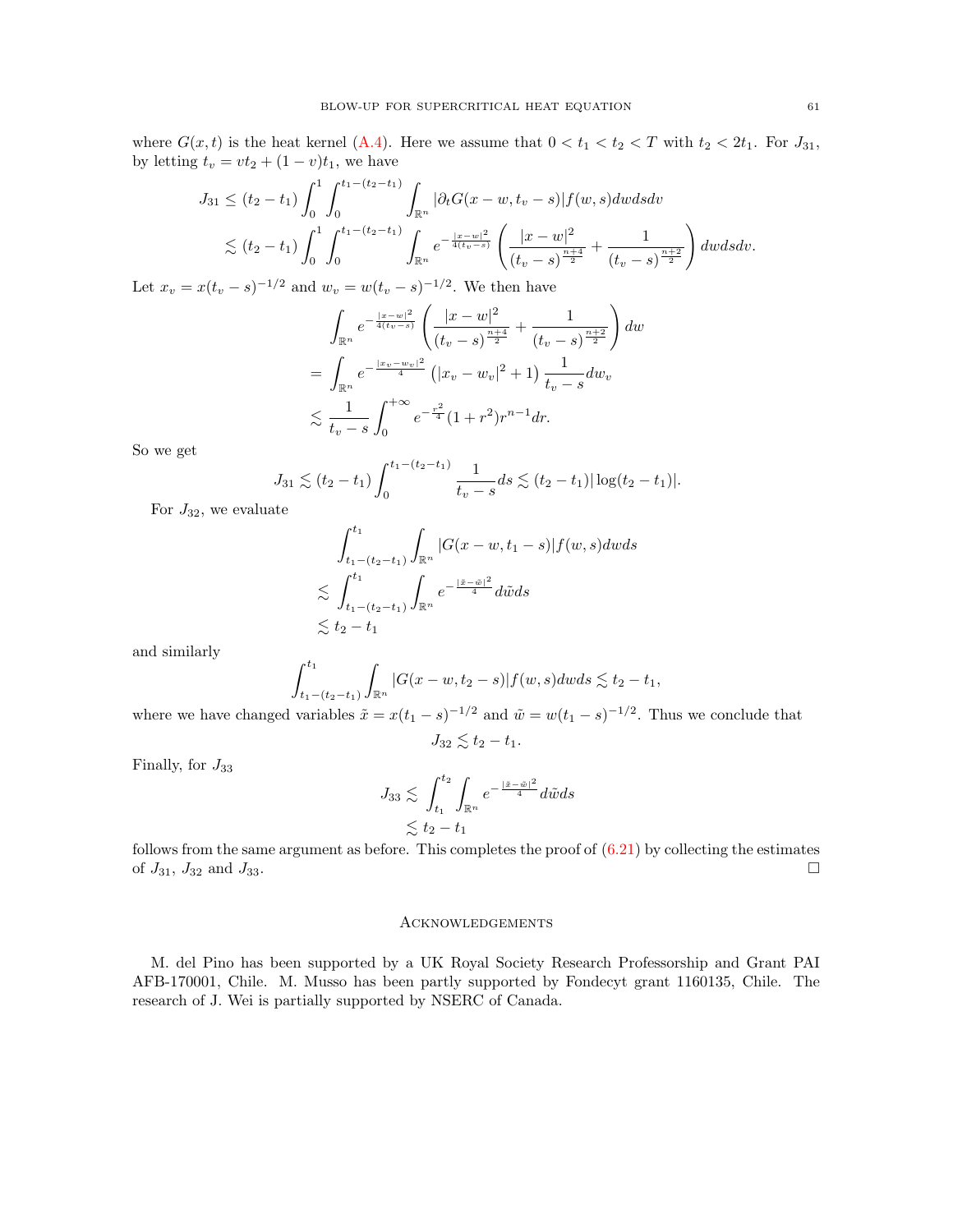where $G(x,t)$ is the heat kernel (A.4). Here we assume that $0 < t_1 < t_2 < T$ with $t_2 < 2t_1$. For $J_{31}$, by letting $t_v = vt_2 + (1-v)t_1$, we have

$$
\begin{aligned}
J_{31} &\le (t_2 - t_1) \int_0^1 \int_0^{t_1 - (t_2 - t_1)} \int_{\mathbb{R}^n} |\partial_t G(x - w, t_v - s)| f(w,s) dw ds dv \\
&\lesssim (t_2 - t_1) \int_0^1 \int_0^{t_1 - (t_2 - t_1)} \int_{\mathbb{R}^n} e^{-\frac{|x-w|^2}{4(t_v - s)}} \left( \frac{|x-w|^2}{(t_v - s)^{\frac{n+4}{2}}} + \frac{1}{(t_v - s)^{\frac{n+2}{2}}} \right) dw ds dv.
\end{aligned}
$$

Let $x_v = x(t_v - s)^{-1/2}$ and $w_v = w(t_v - s)^{-1/2}$. We then have

$$
\begin{aligned}
&\int_{\mathbb{R}^n} e^{-\frac{|x-w|^2}{4(t_v - s)}} \left( \frac{|x-w|^2}{(t_v - s)^{\frac{n+4}{2}}} + \frac{1}{(t_v - s)^{\frac{n+2}{2}}} \right) dw \\
= &\int_{\mathbb{R}^n} e^{-\frac{|x_v - w_v|^2}{4}} \left( |x_v - w_v|^2 + 1 \right) \frac{1}{t_v - s} dw_v \\
\lesssim &\frac{1}{t_v - s} \int_0^{+\infty} e^{-\frac{r^2}{4}} (1 + r^2) r^{n-1} dr.
\end{aligned}
$$

So we get

$$
J_{31} \lesssim (t_2 - t_1) \int_0^{t_1 - (t_2 - t_1)} \frac{1}{t_v - s} ds \lesssim (t_2 - t_1) |\log(t_2 - t_1)|.
$$

For $J_{32}$, we evaluate

$$
\begin{aligned}
&\int_{t_1 - (t_2 - t_1)}^{t_1} \int_{\mathbb{R}^n} |G(x - w, t_1 - s)| f(w,s) dw ds \\
\lesssim &\int_{t_1 - (t_2 - t_1)}^{t_1} \int_{\mathbb{R}^n} e^{-\frac{|\tilde{x} - \tilde{w}|^2}{4}} d\tilde{w} ds \\
\lesssim &\, t_2 - t_1
\end{aligned}
$$

and similarly

$$
\int_{t_1 - (t_2 - t_1)}^{t_1} \int_{\mathbb{R}^n} |G(x - w, t_2 - s)| f(w,s) dw ds \lesssim t_2 - t_1,
$$

where we have changed variables $\tilde{x} = x(t_1 - s)^{-1/2}$ and $\tilde{w} = w(t_1 - s)^{-1/2}$. Thus we conclude that

$$
J_{32} \lesssim t_2 - t_1.
$$

Finally, for $J_{33}$

$$
\begin{aligned}
J_{33} &\lesssim \int_{t_1}^{t_2} \int_{\mathbb{R}^n} e^{-\frac{|\tilde{x} - \tilde{w}|^2}{4}} d\tilde{w} ds \\
&\lesssim t_2 - t_1
\end{aligned}
$$

follows from the same argument as before. This completes the proof of (6.21) by collecting the estimates of $J_{31}$, $J_{32}$ and $J_{33}$. □

## Acknowledgements

M. del Pino has been supported by a UK Royal Society Research Professorship and Grant PAI AFB-170001, Chile. M. Musso has been partly supported by Fondecyt grant 1160135, Chile. The research of J. Wei is partially supported by NSERC of Canada.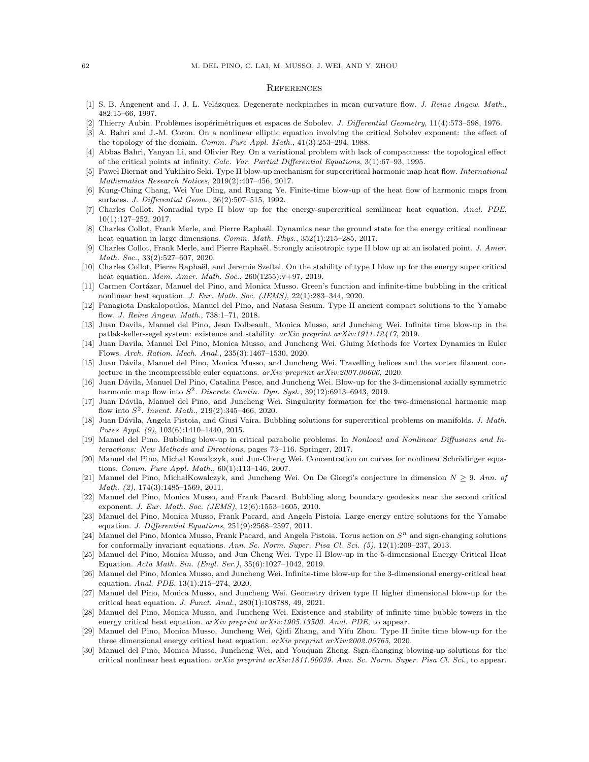## References

[1] S. B. Angenent and J. J. L. Velázquez. Degenerate neckpinches in mean curvature flow. *J. Reine Angew. Math.*, 482:15–66, 1997.

[2] Thierry Aubin. Problèmes isopérimétriques et espaces de Sobolev. *J. Differential Geometry*, 11(4):573–598, 1976.

[3] A. Bahri and J.-M. Coron. On a nonlinear elliptic equation involving the critical Sobolev exponent: the effect of the topology of the domain. *Comm. Pure Appl. Math.*, 41(3):253–294, 1988.

[4] Abbas Bahri, Yanyan Li, and Olivier Rey. On a variational problem with lack of compactness: the topological effect of the critical points at infinity. *Calc. Var. Partial Differential Equations*, 3(1):67–93, 1995.

[5] Paweł Biernat and Yukihiro Seki. Type II blow-up mechanism for supercritical harmonic map heat flow. *International Mathematics Research Notices*, 2019(2):407–456, 2017.

[6] Kung-Ching Chang, Wei Yue Ding, and Rugang Ye. Finite-time blow-up of the heat flow of harmonic maps from surfaces. *J. Differential Geom.*, 36(2):507–515, 1992.

[7] Charles Collot. Nonradial type II blow up for the energy-supercritical semilinear heat equation. *Anal. PDE*, 10(1):127–252, 2017.

[8] Charles Collot, Frank Merle, and Pierre Raphaël. Dynamics near the ground state for the energy critical nonlinear heat equation in large dimensions. *Comm. Math. Phys.*, 352(1):215–285, 2017.

[9] Charles Collot, Frank Merle, and Pierre Raphaël. Strongly anisotropic type II blow up at an isolated point. *J. Amer. Math. Soc.*, 33(2):527–607, 2020.

[10] Charles Collot, Pierre Raphaël, and Jeremie Szeftel. On the stability of type I blow up for the energy super critical heat equation. *Mem. Amer. Math. Soc.*, 260(1255):v+97, 2019.

[11] Carmen Cortázar, Manuel del Pino, and Monica Musso. Green's function and infinite-time bubbling in the critical nonlinear heat equation. *J. Eur. Math. Soc. (JEMS)*, 22(1):283–344, 2020.

[12] Panagiota Daskalopoulos, Manuel del Pino, and Natasa Sesum. Type II ancient compact solutions to the Yamabe flow. *J. Reine Angew. Math.*, 738:1–71, 2018.

[13] Juan Davila, Manuel del Pino, Jean Dolbeault, Monica Musso, and Juncheng Wei. Infinite time blow-up in the patlak-keller-segel system: existence and stability. *arXiv preprint arXiv:1911.12417*, 2019.

[14] Juan Davila, Manuel Del Pino, Monica Musso, and Juncheng Wei. Gluing Methods for Vortex Dynamics in Euler Flows. *Arch. Ration. Mech. Anal.*, 235(3):1467–1530, 2020.

[15] Juan Dávila, Manuel del Pino, Monica Musso, and Juncheng Wei. Travelling helices and the vortex filament conjecture in the incompressible euler equations. *arXiv preprint arXiv:2007.00606*, 2020.

[16] Juan Dávila, Manuel Del Pino, Catalina Pesce, and Juncheng Wei. Blow-up for the 3-dimensional axially symmetric harmonic map flow into $S^2$. *Discrete Contin. Dyn. Syst.*, 39(12):6913–6943, 2019.

[17] Juan Dávila, Manuel del Pino, and Juncheng Wei. Singularity formation for the two-dimensional harmonic map flow into $S^2$. *Invent. Math.*, 219(2):345–466, 2020.

[18] Juan Dávila, Angela Pistoia, and Giusi Vaira. Bubbling solutions for supercritical problems on manifolds. *J. Math. Pures Appl. (9)*, 103(6):1410–1440, 2015.

[19] Manuel del Pino. Bubbling blow-up in critical parabolic problems. In *Nonlocal and Nonlinear Diffusions and Interactions: New Methods and Directions*, pages 73–116. Springer, 2017.

[20] Manuel del Pino, Michal Kowalczyk, and Jun-Cheng Wei. Concentration on curves for nonlinear Schrödinger equations. *Comm. Pure Appl. Math.*, 60(1):113–146, 2007.

[21] Manuel del Pino, MichałKowalczyk, and Juncheng Wei. On De Giorgi's conjecture in dimension $N \geq 9$. *Ann. of Math. (2)*, 174(3):1485–1569, 2011.

[22] Manuel del Pino, Monica Musso, and Frank Pacard. Bubbling along boundary geodesics near the second critical exponent. *J. Eur. Math. Soc. (JEMS)*, 12(6):1553–1605, 2010.

[23] Manuel del Pino, Monica Musso, Frank Pacard, and Angela Pistoia. Large energy entire solutions for the Yamabe equation. *J. Differential Equations*, 251(9):2568–2597, 2011.

[24] Manuel del Pino, Monica Musso, Frank Pacard, and Angela Pistoia. Torus action on $S^n$ and sign-changing solutions for conformally invariant equations. *Ann. Sc. Norm. Super. Pisa Cl. Sci. (5)*, 12(1):209–237, 2013.

[25] Manuel del Pino, Monica Musso, and Jun Cheng Wei. Type II Blow-up in the 5-dimensional Energy Critical Heat Equation. *Acta Math. Sin. (Engl. Ser.)*, 35(6):1027–1042, 2019.

[26] Manuel del Pino, Monica Musso, and Juncheng Wei. Infinite-time blow-up for the 3-dimensional energy-critical heat equation. *Anal. PDE*, 13(1):215–274, 2020.

[27] Manuel del Pino, Monica Musso, and Juncheng Wei. Geometry driven type II higher dimensional blow-up for the critical heat equation. *J. Funct. Anal.*, 280(1):108788, 49, 2021.

[28] Manuel del Pino, Monica Musso, and Juncheng Wei. Existence and stability of infinite time bubble towers in the energy critical heat equation. *arXiv preprint arXiv:1905.13500. Anal. PDE*, to appear.

[29] Manuel del Pino, Monica Musso, Juncheng Wei, Qidi Zhang, and Yifu Zhou. Type II finite time blow-up for the three dimensional energy critical heat equation. *arXiv preprint arXiv:2002.05765*, 2020.

[30] Manuel del Pino, Monica Musso, Juncheng Wei, and Youquan Zheng. Sign-changing blowing-up solutions for the critical nonlinear heat equation. *arXiv preprint arXiv:1811.00039. Ann. Sc. Norm. Super. Pisa Cl. Sci.*, to appear.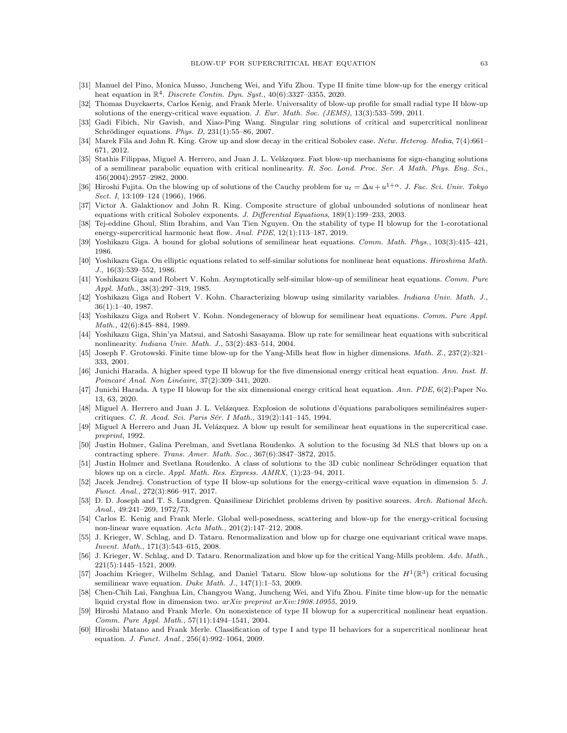[31] Manuel del Pino, Monica Musso, Juncheng Wei, and Yifu Zhou. Type II finite time blow-up for the energy critical heat equation in $\mathbb{R}^4$. *Discrete Contin. Dyn. Syst.*, 40(6):3327–3355, 2020.

[32] Thomas Duyckaerts, Carlos Kenig, and Frank Merle. Universality of blow-up profile for small radial type II blow-up solutions of the energy-critical wave equation. *J. Eur. Math. Soc. (JEMS)*, 13(3):533–599, 2011.

[33] Gadi Fibich, Nir Gavish, and Xiao-Ping Wang. Singular ring solutions of critical and supercritical nonlinear Schrödinger equations. *Phys. D*, 231(1):55–86, 2007.

[34] Marek Fila and John R. King. Grow up and slow decay in the critical Sobolev case. *Netw. Heterog. Media*, 7(4):661–671, 2012.

[35] Stathis Filippas, Miguel A. Herrero, and Juan J. L. Velázquez. Fast blow-up mechanisms for sign-changing solutions of a semilinear parabolic equation with critical nonlinearity. *R. Soc. Lond. Proc. Ser. A Math. Phys. Eng. Sci.*, 456(2004):2957–2982, 2000.

[36] Hiroshi Fujita. On the blowing up of solutions of the Cauchy problem for $u_t = \Delta u + u^{1+\alpha}$. *J. Fac. Sci. Univ. Tokyo Sect. I*, 13:109–124 (1966), 1966.

[37] Victor A. Galaktionov and John R. King. Composite structure of global unbounded solutions of nonlinear heat equations with critical Sobolev exponents. *J. Differential Equations*, 189(1):199–233, 2003.

[38] Tej-eddine Ghoul, Slim Ibrahim, and Van Tien Nguyen. On the stability of type II blowup for the 1-corotational energy-supercritical harmonic heat flow. *Anal. PDE*, 12(1):113–187, 2019.

[39] Yoshikazu Giga. A bound for global solutions of semilinear heat equations. *Comm. Math. Phys.*, 103(3):415–421, 1986.

[40] Yoshikazu Giga. On elliptic equations related to self-similar solutions for nonlinear heat equations. *Hiroshima Math. J.*, 16(3):539–552, 1986.

[41] Yoshikazu Giga and Robert V. Kohn. Asymptotically self-similar blow-up of semilinear heat equations. *Comm. Pure Appl. Math.*, 38(3):297–319, 1985.

[42] Yoshikazu Giga and Robert V. Kohn. Characterizing blowup using similarity variables. *Indiana Univ. Math. J.*, 36(1):1–40, 1987.

[43] Yoshikazu Giga and Robert V. Kohn. Nondegeneracy of blowup for semilinear heat equations. *Comm. Pure Appl. Math.*, 42(6):845–884, 1989.

[44] Yoshikazu Giga, Shin'ya Matsui, and Satoshi Sasayama. Blow up rate for semilinear heat equations with subcritical nonlinearity. *Indiana Univ. Math. J.*, 53(2):483–514, 2004.

[45] Joseph F. Grotowski. Finite time blow-up for the Yang-Mills heat flow in higher dimensions. *Math. Z.*, 237(2):321–333, 2001.

[46] Junichi Harada. A higher speed type II blowup for the five dimensional energy critical heat equation. *Ann. Inst. H. Poincaré Anal. Non Linéaire*, 37(2):309–341, 2020.

[47] Junichi Harada. A type II blowup for the six dimensional energy critical heat equation. *Ann. PDE*, 6(2):Paper No. 13, 63, 2020.

[48] Miguel A. Herrero and Juan J. L. Velázquez. Explosion de solutions d'équations paraboliques semilinéaires supercritiques. *C. R. Acad. Sci. Paris Sér. I Math.*, 319(2):141–145, 1994.

[49] Miguel A Herrero and Juan JL Velázquez. A blow up result for semilinear heat equations in the supercritical case. *preprint*, 1992.

[50] Justin Holmer, Galina Perelman, and Svetlana Roudenko. A solution to the focusing 3d NLS that blows up on a contracting sphere. *Trans. Amer. Math. Soc.*, 367(6):3847–3872, 2015.

[51] Justin Holmer and Svetlana Roudenko. A class of solutions to the 3D cubic nonlinear Schrödinger equation that blows up on a circle. *Appl. Math. Res. Express. AMRX*, (1):23–94, 2011.

[52] Jacek Jendrej. Construction of type II blow-up solutions for the energy-critical wave equation in dimension 5. *J. Funct. Anal.*, 272(3):866–917, 2017.

[53] D. D. Joseph and T. S. Lundgren. Quasilinear Dirichlet problems driven by positive sources. *Arch. Rational Mech. Anal.*, 49:241–269, 1972/73.

[54] Carlos E. Kenig and Frank Merle. Global well-posedness, scattering and blow-up for the energy-critical focusing non-linear wave equation. *Acta Math.*, 201(2):147–212, 2008.

[55] J. Krieger, W. Schlag, and D. Tataru. Renormalization and blow up for charge one equivariant critical wave maps. *Invent. Math.*, 171(3):543–615, 2008.

[56] J. Krieger, W. Schlag, and D. Tataru. Renormalization and blow up for the critical Yang-Mills problem. *Adv. Math.*, 221(5):1445–1521, 2009.

[57] Joachim Krieger, Wilhelm Schlag, and Daniel Tataru. Slow blow-up solutions for the $H^1(\mathbb{R}^3)$ critical focusing semilinear wave equation. *Duke Math. J.*, 147(1):1–53, 2009.

[58] Chen-Chih Lai, Fanghua Lin, Changyou Wang, Juncheng Wei, and Yifu Zhou. Finite time blow-up for the nematic liquid crystal flow in dimension two. *arXiv preprint arXiv:1908.10955*, 2019.

[59] Hiroshi Matano and Frank Merle. On nonexistence of type II blowup for a supercritical nonlinear heat equation. *Comm. Pure Appl. Math.*, 57(11):1494–1541, 2004.

[60] Hiroshi Matano and Frank Merle. Classification of type I and type II behaviors for a supercritical nonlinear heat equation. *J. Funct. Anal.*, 256(4):992–1064, 2009.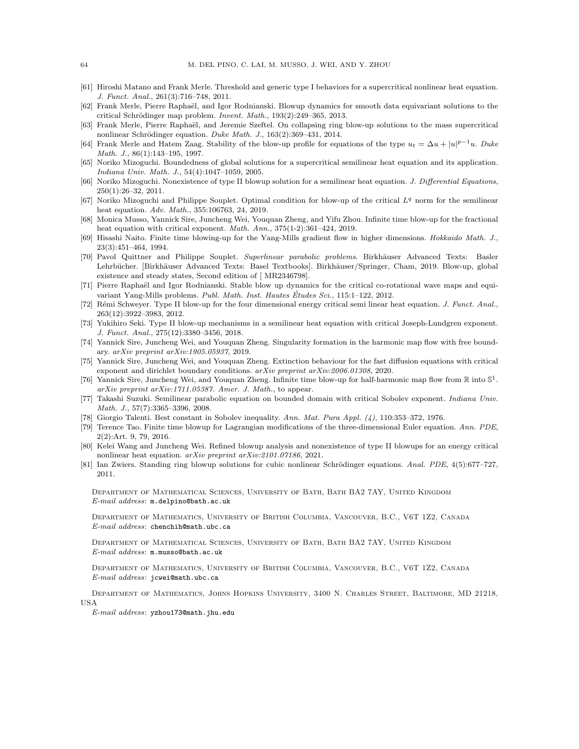[61] Hiroshi Matano and Frank Merle. Threshold and generic type I behaviors for a supercritical nonlinear heat equation. *J. Funct. Anal.*, 261(3):716–748, 2011.

[62] Frank Merle, Pierre Raphaël, and Igor Rodnianski. Blowup dynamics for smooth data equivariant solutions to the critical Schrödinger map problem. *Invent. Math.*, 193(2):249–365, 2013.

[63] Frank Merle, Pierre Raphaël, and Jeremie Szeftel. On collapsing ring blow-up solutions to the mass supercritical nonlinear Schrödinger equation. *Duke Math. J.*, 163(2):369–431, 2014.

[64] Frank Merle and Hatem Zaag. Stability of the blow-up profile for equations of the type $u_t = \Delta u + |u|^{p-1}u$. *Duke Math. J.*, 86(1):143–195, 1997.

[65] Noriko Mizoguchi. Boundedness of global solutions for a supercritical semilinear heat equation and its application. *Indiana Univ. Math. J.*, 54(4):1047–1059, 2005.

[66] Noriko Mizoguchi. Nonexistence of type II blowup solution for a semilinear heat equation. *J. Differential Equations*, 250(1):26–32, 2011.

[67] Noriko Mizoguchi and Philippe Souplet. Optimal condition for blow-up of the critical $L^q$ norm for the semilinear heat equation. *Adv. Math.*, 355:106763, 24, 2019.

[68] Monica Musso, Yannick Sire, Juncheng Wei, Youquan Zheng, and Yifu Zhou. Infinite time blow-up for the fractional heat equation with critical exponent. *Math. Ann.*, 375(1-2):361–424, 2019.

[69] Hisashi Naito. Finite time blowing-up for the Yang-Mills gradient flow in higher dimensions. *Hokkaido Math. J.*, 23(3):451–464, 1994.

[70] Pavol Quittner and Philippe Souplet. *Superlinear parabolic problems*. Birkhäuser Advanced Texts: Basler Lehrbücher. [Birkhäuser Advanced Texts: Basel Textbooks]. Birkhäuser/Springer, Cham, 2019. Blow-up, global existence and steady states, Second edition of [ MR2346798].

[71] Pierre Raphaël and Igor Rodnianski. Stable blow up dynamics for the critical co-rotational wave maps and equivariant Yang-Mills problems. *Publ. Math. Inst. Hautes Études Sci.*, 115:1–122, 2012.

[72] Rémi Schweyer. Type II blow-up for the four dimensional energy critical semi linear heat equation. *J. Funct. Anal.*, 263(12):3922–3983, 2012.

[73] Yukihiro Seki. Type II blow-up mechanisms in a semilinear heat equation with critical Joseph-Lundgren exponent. *J. Funct. Anal.*, 275(12):3380–3456, 2018.

[74] Yannick Sire, Juncheng Wei, and Youquan Zheng. Singularity formation in the harmonic map flow with free boundary. *arXiv preprint arXiv:1905.05937*, 2019.

[75] Yannick Sire, Juncheng Wei, and Youquan Zheng. Extinction behaviour for the fast diffusion equations with critical exponent and dirichlet boundary conditions. *arXiv preprint arXiv:2006.01308*, 2020.

[76] Yannick Sire, Juncheng Wei, and Youquan Zheng. Infinite time blow-up for half-harmonic map flow from $\mathbb{R}$ into $\mathbb{S}^1$. *arXiv preprint arXiv:1711.05387*. *Amer. J. Math.*, to appear.

[77] Takashi Suzuki. Semilinear parabolic equation on bounded domain with critical Sobolev exponent. *Indiana Univ. Math. J.*, 57(7):3365–3396, 2008.

[78] Giorgio Talenti. Best constant in Sobolev inequality. *Ann. Mat. Pura Appl. (4)*, 110:353–372, 1976.

[79] Terence Tao. Finite time blowup for Lagrangian modifications of the three-dimensional Euler equation. *Ann. PDE*, 2(2):Art. 9, 79, 2016.

[80] Kelei Wang and Juncheng Wei. Refined blowup analysis and nonexistence of type II blowups for an energy critical nonlinear heat equation. *arXiv preprint arXiv:2101.07186*, 2021.

[81] Ian Zwiers. Standing ring blowup solutions for cubic nonlinear Schrödinger equations. *Anal. PDE*, 4(5):677–727, 2011.

Department of Mathematical Sciences, University of Bath, Bath BA2 7AY, United Kingdom
*E-mail address*: m.delpino@bath.ac.uk

Department of Mathematics, University of British Columbia, Vancouver, B.C., V6T 1Z2, Canada
*E-mail address*: chenchih@math.ubc.ca

Department of Mathematical Sciences, University of Bath, Bath BA2 7AY, United Kingdom
*E-mail address*: m.musso@bath.ac.uk

Department of Mathematics, University of British Columbia, Vancouver, B.C., V6T 1Z2, Canada
*E-mail address*: jcwei@math.ubc.ca

Department of Mathematics, Johns Hopkins University, 3400 N. Charles Street, Baltimore, MD 21218, USA
*E-mail address*: yzhou173@math.jhu.edu